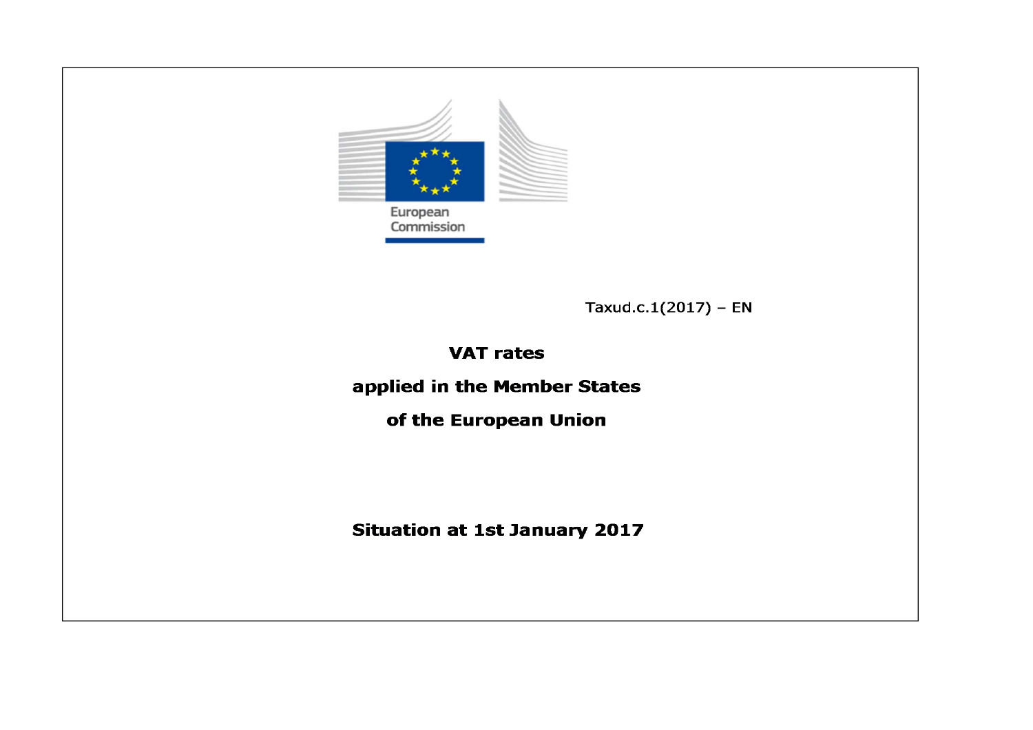European Commission

Taxud.c.1(2017) – EN

# VAT rates applied in the Member States of the European Union

**Situation at 1st January 2017**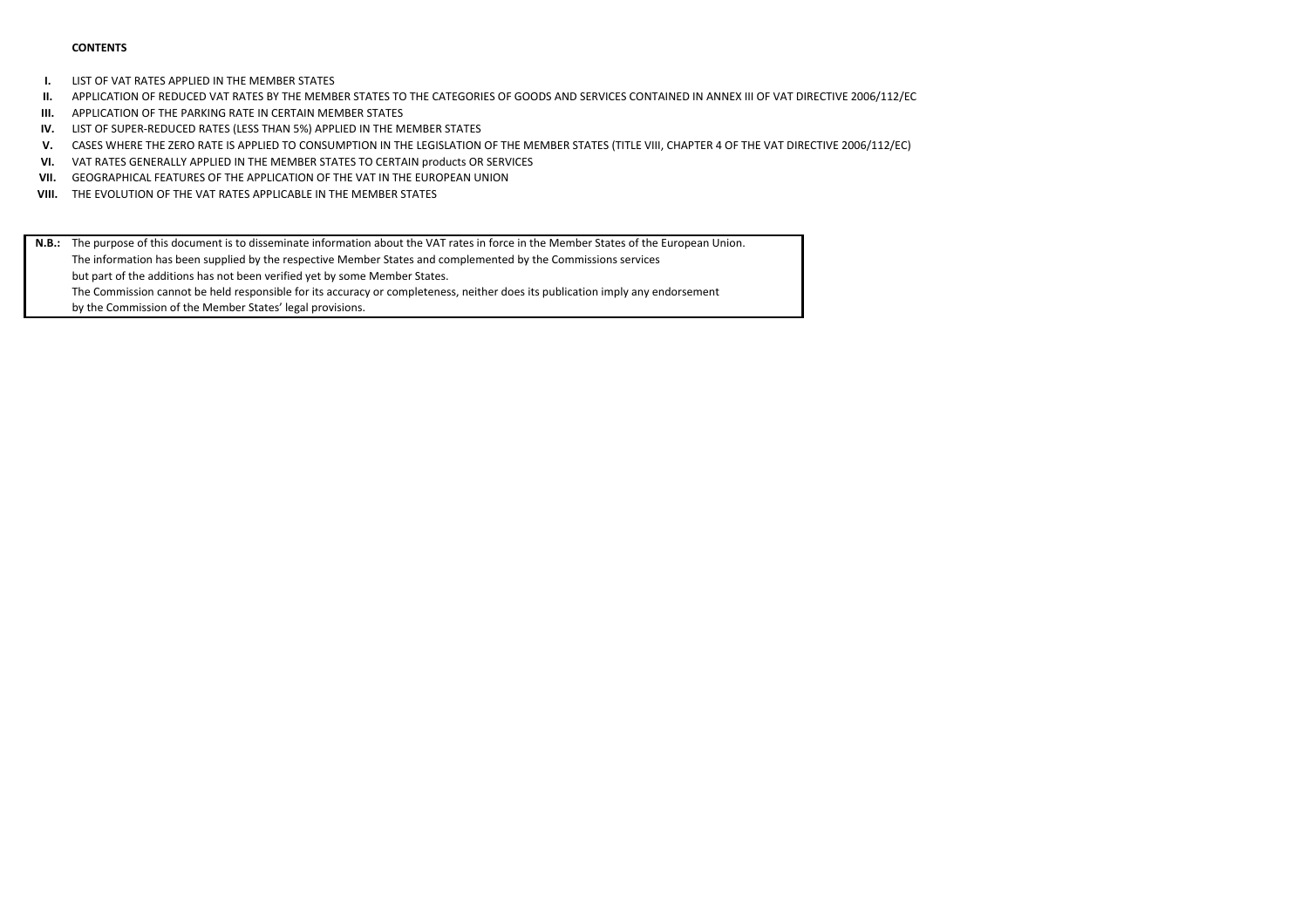**CONTENTS**

- **I.** LIST OF VAT RATES APPLIED IN THE MEMBER STATES
- **II.** APPLICATION OF REDUCED VAT RATES BY THE MEMBER STATES TO THE CATEGORIES OF GOODS AND SERVICES CONTAINED IN ANNEX III OF VAT DIRECTIVE 2006/112/EC
- **III.** APPLICATION OF THE PARKING RATE IN CERTAIN MEMBER STATES
- **IV.** LIST OF SUPER-REDUCED RATES (LESS THAN 5%) APPLIED IN THE MEMBER STATES
- **V.** CASES WHERE THE ZERO RATE IS APPLIED TO CONSUMPTION IN THE LEGISLATION OF THE MEMBER STATES (TITLE VIII, CHAPTER 4 OF THE VAT DIRECTIVE 2006/112/EC)
- **VI.** VAT RATES GENERALLY APPLIED IN THE MEMBER STATES TO CERTAIN products OR SERVICES
- **VII.** GEOGRAPHICAL FEATURES OF THE APPLICATION OF THE VAT IN THE EUROPEAN UNION
- **VIII.** THE EVOLUTION OF THE VAT RATES APPLICABLE IN THE MEMBER STATES

**N.B.:** The purpose of this document is to disseminate information about the VAT rates in force in the Member States of the European Union.
The information has been supplied by the respective Member States and complemented by the Commissions services
but part of the additions has not been verified yet by some Member States.
The Commission cannot be held responsible for its accuracy or completeness, neither does its publication imply any endorsement
by the Commission of the Member States' legal provisions.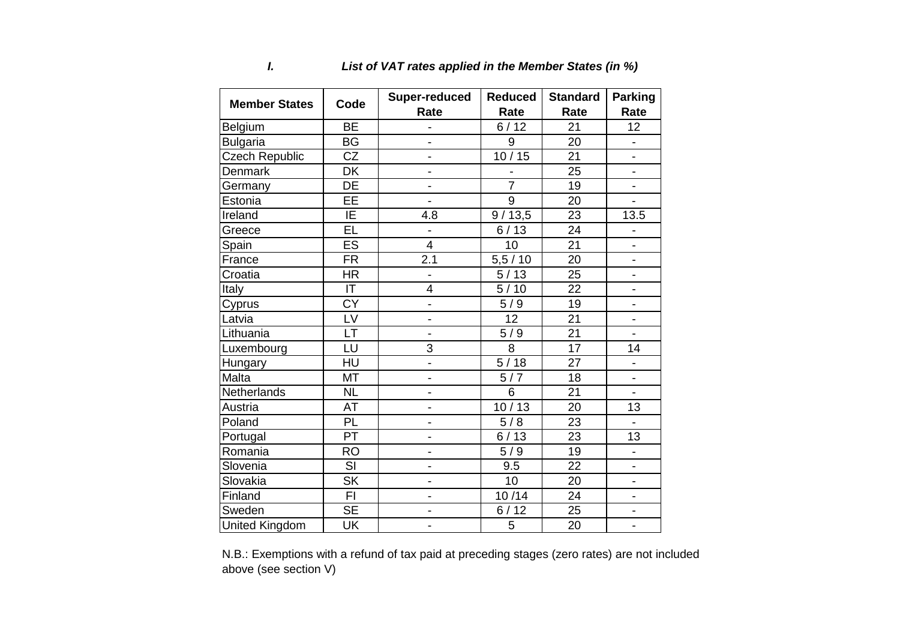### I. *List of VAT rates applied in the Member States (in %)*

| Member States | Code | Super-reduced Rate | Reduced Rate | Standard Rate | Parking Rate |
|---|---|---|---|---|---|
| Belgium | BE | - | 6 / 12 | 21 | 12 |
| Bulgaria | BG | - | 9 | 20 | - |
| Czech Republic | CZ | - | 10 / 15 | 21 | - |
| Denmark | DK | - | - | 25 | - |
| Germany | DE | - | 7 | 19 | - |
| Estonia | EE | - | 9 | 20 | - |
| Ireland | IE | 4.8 | 9 / 13,5 | 23 | 13.5 |
| Greece | EL | - | 6 / 13 | 24 | - |
| Spain | ES | 4 | 10 | 21 | - |
| France | FR | 2.1 | 5,5 / 10 | 20 | - |
| Croatia | HR | - | 5 / 13 | 25 | - |
| Italy | IT | 4 | 5 / 10 | 22 | - |
| Cyprus | CY | - | 5 / 9 | 19 | - |
| Latvia | LV | - | 12 | 21 | - |
| Lithuania | LT | - | 5 / 9 | 21 | - |
| Luxembourg | LU | 3 | 8 | 17 | 14 |
| Hungary | HU | - | 5 / 18 | 27 | - |
| Malta | MT | - | 5 / 7 | 18 | - |
| Netherlands | NL | - | 6 | 21 | - |
| Austria | AT | - | 10 / 13 | 20 | 13 |
| Poland | PL | - | 5 / 8 | 23 | - |
| Portugal | PT | - | 6 / 13 | 23 | 13 |
| Romania | RO | - | 5 / 9 | 19 | - |
| Slovenia | SI | - | 9.5 | 22 | - |
| Slovakia | SK | - | 10 | 20 | - |
| Finland | FI | - | 10 /14 | 24 | - |
| Sweden | SE | - | 6 / 12 | 25 | - |
| United Kingdom | UK | - | 5 | 20 | - |

N.B.: Exemptions with a refund of tax paid at preceding stages (zero rates) are not included above (see section V)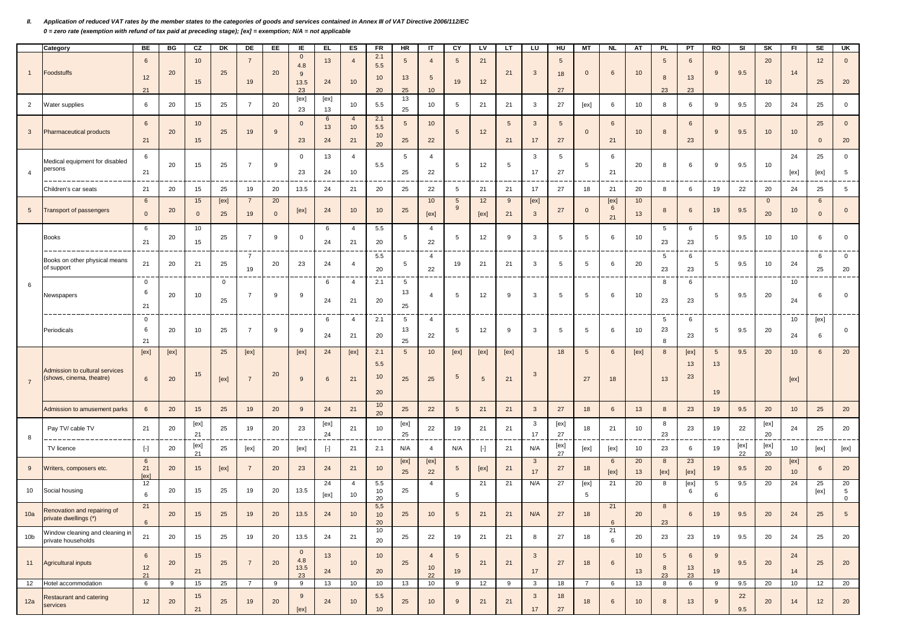***II. Application of reduced VAT rates by the member states to the categories of goods and services contained in Annex III of VAT Directive 2006/112/EC***

***0 = zero rate (exemption with refund of tax paid at preceding stage); [ex] = exemption; N/A = not applicable***

| | Category | BE | BG | CZ | DK | DE | EE | IE | EL | ES | FR | HR | IT | CY | LV | LT | LU | HU | MT | NL | AT | PL | PT | RO | SI | SK | FI | SE | UK |
|---|---|---|---|---|---|---|---|---|---|---|---|---|---|---|---|---|---|---|---|---|---|---|---|---|---|---|---|---|---|
| 1 | Foodstuffs | 6<br>12<br>21 | 20 | 10<br>15 | 25 | 7<br>19 | 20 | 0<br>4.8<br>9<br>13.5<br>23 | 13<br>24 | 4<br>10 | 2.1<br>5.5<br>10<br>20 | 5<br>13<br>25 | 4<br>5<br>10 | 5<br>19 | 21<br>12 | 21 | 3 | 5<br>18<br>27 | 0 | 6 | 10 | 5<br>8<br>23 | 6<br>13<br>23 | 9 | 9.5 | 20<br>10 | 14 | 12<br>25 | 0<br>20 |
| 2 | Water supplies | 6 | 20 | 15 | 25 | 7 | 20 | [ex]<br>23 | [ex]<br>13 | 10 | 5.5 | 13<br>25 | 10 | 5 | 21 | 21 | 3 | 27 | [ex] | 6 | 10 | 8 | 6 | 9 | 9.5 | 20 | 24 | 25 | 0 |
| 3 | Pharmaceutical products | 6<br>21 | 20 | 10<br>15 | 25 | 19 | 9 | 0<br>23 | 6<br>13<br>24 | 4<br>10<br>21 | 2.1<br>5.5<br>10<br>20 | 5<br>25 | 10<br>22 | 5 | 12 | 5<br>21 | 3<br>17 | 5<br>27 | 0 | 6<br>21 | 10 | 8 | 6<br>23 | 9 | 9.5 | 10 | 10 | 25<br>0 | 0<br>20 |
| 4 | Medical equipment for disabled persons | 6<br>21 | 20 | 15 | 25 | 7 | 9 | 0<br>23 | 13<br>24 | 4<br>10 | 5.5 | 5<br>25 | 4<br>22 | 5 | 12 | 5 | 3<br>17 | 5<br>27 | 5 | 6<br>21 | 20 | 8 | 6 | 9 | 9.5 | 10 | 24<br>[ex] | 25<br>[ex] | 0<br>5 |
| | Children's car seats | 21 | 20 | 15 | 25 | 19 | 20 | 13.5 | 24 | 21 | 20 | 25 | 22 | 5 | 21 | 21 | 17 | 27 | 18 | 21 | 20 | 8 | 6 | 19 | 22 | 20 | 24 | 25 | 5 |
| 5 | Transport of passengers | 6<br>0 | 20 | 15<br>0 | [ex]<br>25 | 7<br>19 | 20<br>0 | [ex] | 24 | 10 | 10 | 25 | 10<br>[ex] | 5<br>9 | 12<br>[ex] | 9<br>21 | [ex]<br>3 | 27 | 0 | [ex]<br>6<br>21 | 10<br>13 | 8 | 6 | 19 | 9.5 | 0<br>20 | 10 | 6<br>0 | 0 |
| 6 | Books | 6<br>21 | 20 | 10<br>15 | 25 | 7 | 9 | 0 | 6<br>24 | 4<br>21 | 5.5<br>20 | 5 | 4<br>22 | 5 | 12 | 9 | 3 | 5 | 5 | 6 | 10 | 5<br>23 | 6<br>23 | 5 | 9.5 | 10 | 10 | 6 | 0 |
| | Books on other physical means of support | 21 | 20 | 21 | 25 | 7<br>19 | 20 | 23 | 24 | 4 | 5.5<br>20 | 5 | 4<br>22 | 19 | 21 | 21 | 3 | 5 | 5 | 6 | 20 | 5<br>23 | 6<br>23 | 5 | 9.5 | 10 | 24 | 6<br>25 | 0<br>20 |
| | Newspapers | 0<br>6<br>21 | 20 | 10 | 0<br>25 | 7 | 9 | 9 | 6<br>24 | 4<br>21 | 2.1<br>20 | 5<br>13<br>25 | 4 | 5 | 12 | 9 | 3 | 5 | 5 | 6 | 10 | 8<br>23 | 6<br>23 | 5 | 9.5 | 20 | 10<br>24 | 6 | 0 |
| | Periodicals | 0<br>6<br>21 | 20 | 10 | 25 | 7 | 9 | 9 | 6<br>24 | 4<br>21 | 2.1<br>20 | 5<br>13<br>25 | 4<br>22 | 5 | 12 | 9 | 3 | 5 | 5 | 6 | 10 | 5<br>23<br>8 | 6<br>23 | 5 | 9.5 | 20 | 10<br>24 | [ex]<br>6 | 0 |
| 7 | Admission to cultural services (shows, cinema, theatre) | [ex]<br>6 | [ex]<br>20 | 15 | 25<br>[ex] | [ex]<br>7 | 20 | [ex]<br>9 | 24<br>6 | [ex]<br>21 | 2.1<br>5.5<br>10<br>20 | 5<br>25 | 10<br>25 | [ex]<br>5 | [ex]<br>5 | [ex]<br>21 | 3 | 18 | 5<br>27 | 6<br>18 | [ex] | 8<br>13 | [ex]<br>13<br>23 | 5<br>13<br>19 | 9.5 | 20 | 10<br>[ex] | 6 | 20 |
| | Admission to amusement parks | 6 | 20 | 15 | 25 | 19 | 20 | 9 | 24 | 21 | 10<br>20 | 25 | 22 | 5 | 21 | 21 | 3 | 27 | 18 | 6 | 13 | 8 | 23 | 19 | 9.5 | 20 | 10 | 25 | 20 |
| 8 | Pay TV/ cable TV | 21 | 20 | [ex]<br>21 | 25 | 19 | 20 | 23 | [ex]<br>24 | 21 | 10 | [ex]<br>25 | 22 | 19 | 21 | 21 | 3<br>17 | [ex]<br>27 | 18 | 21 | 10 | 8<br>23 | 23 | 19 | 22 | [ex]<br>20 | 24 | 25 | 20 |
| | TV licence | [-] | 20 | [ex]<br>21 | 25 | [ex] | 20 | [ex] | [-] | 21 | 2.1 | N/A | 4 | N/A | [-] | 21 | N/A | [ex]<br>27 | [ex] | [ex] | 10 | 23 | 6 | 19 | [ex]<br>22 | [ex]<br>20 | 10 | [ex] | [ex] |
| 9 | Writers, composers etc. | 6<br>21<br>[ex] | 20 | 15 | [ex] | 7 | 20 | 23 | 24 | 21 | 10 | [ex]<br>25 | [ex]<br>22 | 5 | [ex] | 21 | 3<br>17 | 27 | 18 | 6<br>[ex] | 20<br>13 | 8<br>[ex] | 23<br>[ex] | 19 | 9.5 | 20 | [ex]<br>10 | 6 | 20 |
| 10 | Social housing | 12<br>6 | 20 | 15 | 25 | 19 | 20 | 13.5 | 24<br>[ex] | 4<br>10 | 5.5<br>10<br>20 | 25 | 4 | 5 | 21 | 21 | N/A | 27 | [ex]<br>5 | 21 | 20 | 8 | [ex]<br>6 | 5<br>6 | 9.5 | 20 | 24 | 25<br>[ex] | 20<br>5<br>0 |
| 10a | Renovation and repairing of private dwellings (*) | 21<br>6 | 20 | 15 | 25 | 19 | 20 | 13.5 | 24 | 10 | 5,5<br>10<br>20 | 25 | 10 | 5 | 21 | 21 | N/A | 27 | 18 | 21<br>6 | 20 | 8<br>23 | 6 | 19 | 9.5 | 20 | 24 | 25 | 5 |
| 10b | Window cleaning and cleaning in private households | 21 | 20 | 15 | 25 | 19 | 20 | 13.5 | 24 | 21 | 10<br>20 | 25 | 22 | 19 | 21 | 21 | 8 | 27 | 18 | 21<br>6 | 20 | 23 | 23 | 19 | 9.5 | 20 | 24 | 25 | 20 |
| 11 | Agricultural inputs | 6<br>12<br>21 | 20 | 15<br>21 | 25 | 7 | 20 | 0<br>4.8<br>13.5<br>23 | 13<br>24 | 10 | 10<br>20 | 25 | 4<br>10<br>22 | 5<br>19 | 21 | 21 | 3<br>17 | 27 | 18 | 6 | 10<br>13 | 5<br>8<br>23 | 6<br>13<br>23 | 9<br>19 | 9.5 | 20 | 24<br>14 | 25 | 20 |
| 12 | Hotel accommodation | 6 | 9 | 15 | 25 | 7 | 9 | 9 | 13 | 10 | 10 | 13 | 10 | 9 | 12 | 9 | 3 | 18 | 7 | 6 | 13 | 8 | 6 | 9 | 9.5 | 20 | 10 | 12 | 20 |
| 12a | Restaurant and catering services | 12 | 20 | 15<br>21 | 25 | 19 | 20 | 9<br>[ex] | 24 | 10 | 5.5<br>10 | 25 | 10 | 9 | 21 | 21 | 3<br>17 | 18<br>27 | 18 | 6 | 10 | 8 | 13 | 9 | 22<br>9.5 | 20 | 14 | 12 | 20 |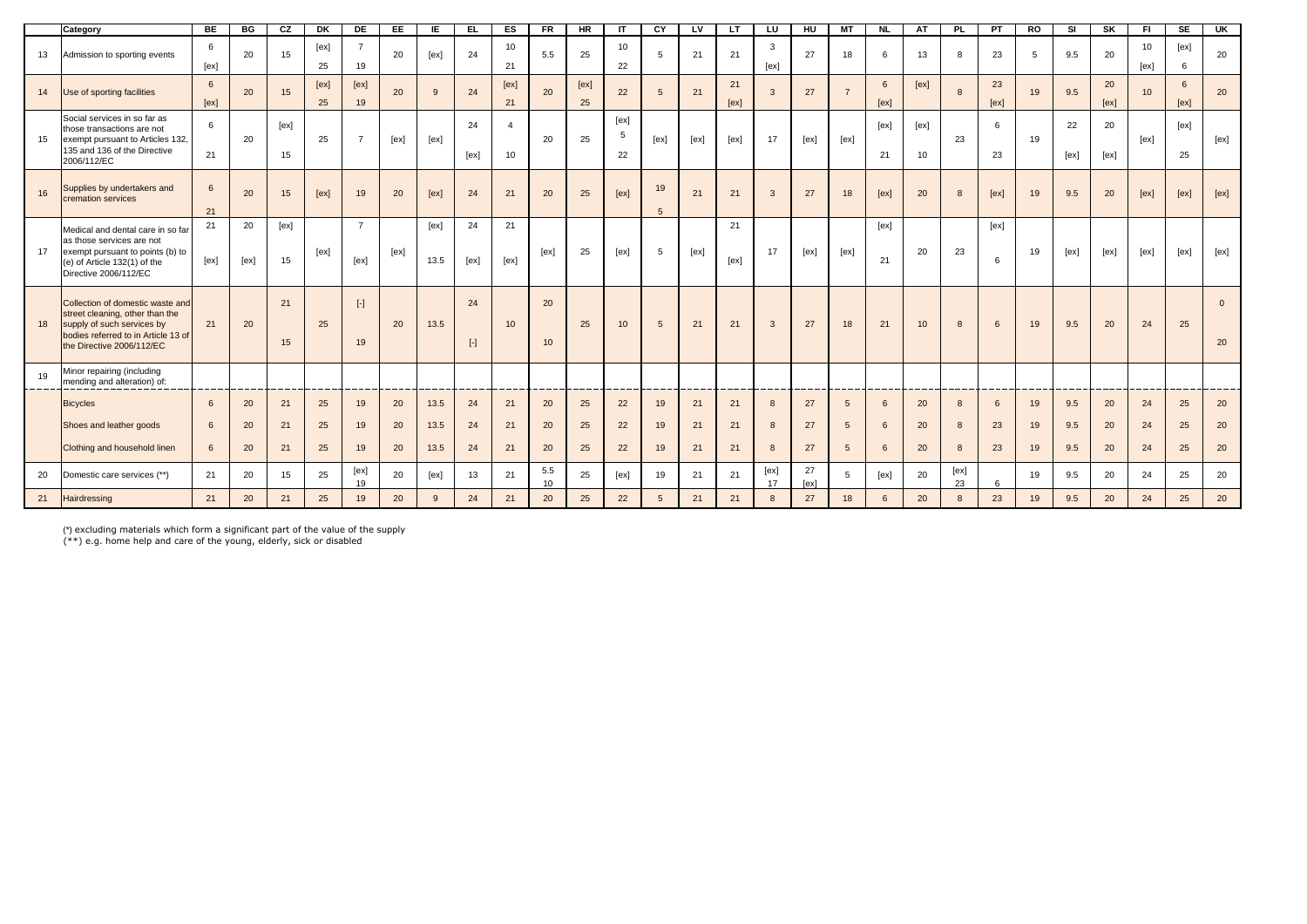| | Category | BE | BG | CZ | DK | DE | EE | IE | EL | ES | FR | HR | IT | CY | LV | LT | LU | HU | MT | NL | AT | PL | PT | RO | SI | SK | FI | SE | UK |
|---|---|---|---|---|---|---|---|---|---|---|---|---|---|---|---|---|---|---|---|---|---|---|---|---|---|---|---|---|---|
| 13 | Admission to sporting events | 6 [ex] | 20 | 15 | [ex] 25 | 7 19 | 20 | [ex] | 24 | 10 21 | 5.5 | 25 | 10 22 | 5 | 21 | 21 | 3 [ex] | 27 | 18 | 6 | 13 | 8 | 23 | 5 | 9.5 | 20 | 10 [ex] | [ex] 6 | 20 |
| 14 | Use of sporting facilities | 6 [ex] | 20 | 15 | [ex] 25 | [ex] 19 | 20 | 9 | 24 | [ex] 21 | 20 | [ex] 25 | 22 | 5 | 21 | 21 [ex] | 3 | 27 | 7 | 6 [ex] | [ex] | 8 | 23 [ex] | 19 | 9.5 | 20 [ex] | 10 | 6 [ex] | 20 |
| 15 | Social services in so far as those transactions are not exempt pursuant to Articles 132, 135 and 136 of the Directive 2006/112/EC | 6 21 | 20 | [ex] 15 | 25 | 7 | [ex] | [ex] | 24 [ex] | 4 10 | 20 | 25 | [ex] 5 22 | [ex] | [ex] | [ex] | 17 | [ex] | [ex] | [ex] 21 | [ex] 10 | 23 | 6 23 | 19 | 22 [ex] | 20 [ex] | [ex] | [ex] 25 | [ex] |
| 16 | Supplies by undertakers and cremation services | 6 21 | 20 | 15 | [ex] | 19 | 20 | [ex] | 24 | 21 | 20 | 25 | [ex] | 19 5 | 21 | 21 | 3 | 27 | 18 | [ex] | 20 | 8 | [ex] | 19 | 9.5 | 20 | [ex] | [ex] | [ex] |
| 17 | Medical and dental care in so far as those services are not exempt pursuant to points (b) to (e) of Article 132(1) of the Directive 2006/112/EC | 21 [ex] | 20 [ex] | [ex] 15 | [ex] | 7 [ex] | [ex] | [ex] 13.5 | 24 [ex] | 21 [ex] | [ex] | 25 | [ex] | 5 | [ex] | 21 [ex] | 17 | [ex] | [ex] | [ex] 21 | 20 | 23 | [ex] 6 | 19 | [ex] | [ex] | [ex] | [ex] | [ex] |
| 18 | Collection of domestic waste and street cleaning, other than the supply of such services by bodies referred to in Article 13 of the Directive 2006/112/EC | 21 | 20 | 21 15 | 25 | [-] 19 | 20 | 13.5 | 24 [-] | 10 | 20 10 | 25 | 10 | 5 | 21 | 21 | 3 | 27 | 18 | 21 | 10 | 8 | 6 | 19 | 9.5 | 20 | 24 | 25 | 0 20 |
| 19 | Minor repairing (including mending and alteration) of: | | | | | | | | | | | | | | | | | | | | | | | | | | | | |
| | Bicycles | 6 | 20 | 21 | 25 | 19 | 20 | 13.5 | 24 | 21 | 20 | 25 | 22 | 19 | 21 | 21 | 8 | 27 | 5 | 6 | 20 | 8 | 6 | 19 | 9.5 | 20 | 24 | 25 | 20 |
| | Shoes and leather goods | 6 | 20 | 21 | 25 | 19 | 20 | 13.5 | 24 | 21 | 20 | 25 | 22 | 19 | 21 | 21 | 8 | 27 | 5 | 6 | 20 | 8 | 23 | 19 | 9.5 | 20 | 24 | 25 | 20 |
| | Clothing and household linen | 6 | 20 | 21 | 25 | 19 | 20 | 13.5 | 24 | 21 | 20 | 25 | 22 | 19 | 21 | 21 | 8 | 27 | 5 | 6 | 20 | 8 | 23 | 19 | 9.5 | 20 | 24 | 25 | 20 |
| 20 | Domestic care services (**) | 21 | 20 | 15 | 25 | [ex] 19 | 20 | [ex] | 13 | 21 | 5.5 10 | 25 | [ex] | 19 | 21 | 21 | [ex] 17 | 27 [ex] | 5 | [ex] | 20 | [ex] 23 | 6 | 19 | 9.5 | 20 | 24 | 25 | 20 |
| 21 | Hairdressing | 21 | 20 | 21 | 25 | 19 | 20 | 9 | 24 | 21 | 20 | 25 | 22 | 5 | 21 | 21 | 8 | 27 | 18 | 6 | 20 | 8 | 23 | 19 | 9.5 | 20 | 24 | 25 | 20 |

(*) excluding materials which form a significant part of the value of the supply
(**) e.g. home help and care of the young, elderly, sick or disabled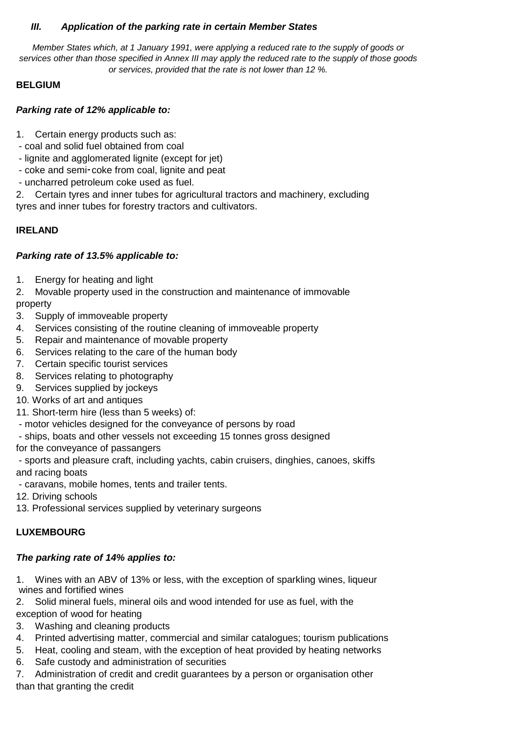### *III. Application of the parking rate in certain Member States*

*Member States which, at 1 January 1991, were applying a reduced rate to the supply of goods or services other than those specified in Annex III may apply the reduced rate to the supply of those goods or services, provided that the rate is not lower than 12 %.*

**BELGIUM**

***Parking rate of 12% applicable to:***

1. Certain energy products such as:
   - coal and solid fuel obtained from coal
   - lignite and agglomerated lignite (except for jet)
   - coke and semi-coke from coal, lignite and peat
   - uncharred petroleum coke used as fuel.
2. Certain tyres and inner tubes for agricultural tractors and machinery, excluding tyres and inner tubes for forestry tractors and cultivators.

**IRELAND**

***Parking rate of 13.5% applicable to:***

1. Energy for heating and light
2. Movable property used in the construction and maintenance of immovable property
3. Supply of immoveable property
4. Services consisting of the routine cleaning of immoveable property
5. Repair and maintenance of movable property
6. Services relating to the care of the human body
7. Certain specific tourist services
8. Services relating to photography
9. Services supplied by jockeys
10. Works of art and antiques
11. Short-term hire (less than 5 weeks) of:
    - motor vehicles designed for the conveyance of persons by road
    - ships, boats and other vessels not exceeding 15 tonnes gross designed for the conveyance of passangers
    - sports and pleasure craft, including yachts, cabin cruisers, dinghies, canoes, skiffs and racing boats
    - caravans, mobile homes, tents and trailer tents.
12. Driving schools
13. Professional services supplied by veterinary surgeons

**LUXEMBOURG**

***The parking rate of 14% applies to:***

1. Wines with an ABV of 13% or less, with the exception of sparkling wines, liqueur wines and fortified wines
2. Solid mineral fuels, mineral oils and wood intended for use as fuel, with the exception of wood for heating
3. Washing and cleaning products
4. Printed advertising matter, commercial and similar catalogues; tourism publications
5. Heat, cooling and steam, with the exception of heat provided by heating networks
6. Safe custody and administration of securities
7. Administration of credit and credit guarantees by a person or organisation other than that granting the credit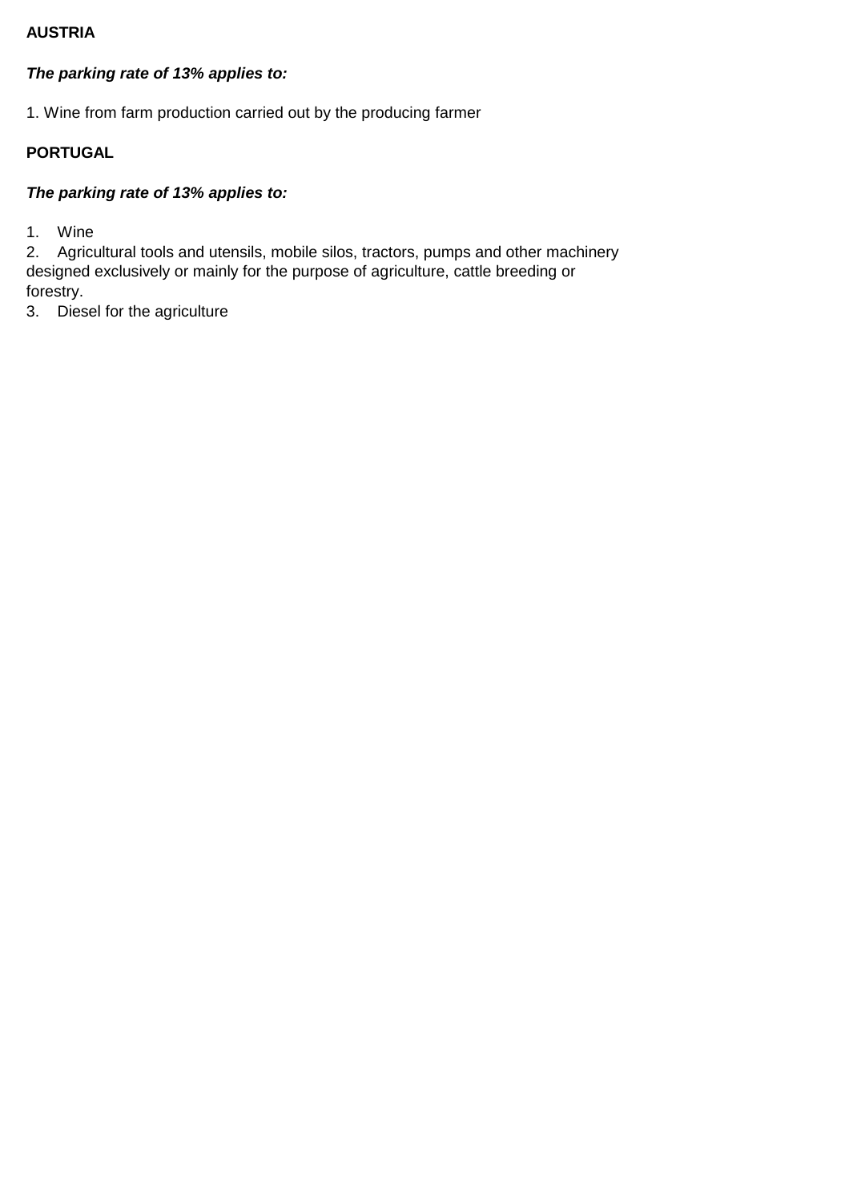**AUSTRIA**

***The parking rate of 13% applies to:***

1. Wine from farm production carried out by the producing farmer

**PORTUGAL**

***The parking rate of 13% applies to:***

1. Wine
2. Agricultural tools and utensils, mobile silos, tractors, pumps and other machinery designed exclusively or mainly for the purpose of agriculture, cattle breeding or forestry.
3. Diesel for the agriculture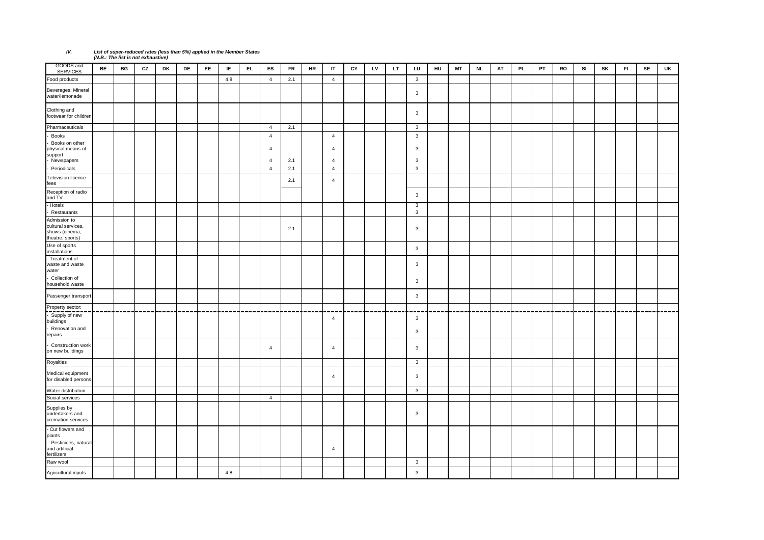**IV.** ***List of super-reduced rates (less than 5%) applied in the Member States***
***(N.B.: The list is not exhaustive)***

| GOODS and SERVICES | BE | BG | CZ | DK | DE | EE | IE | EL | ES | FR | HR | IT | CY | LV | LT | LU | HU | MT | NL | AT | PL | PT | RO | SI | SK | FI | SE | UK |
|---|---|---|---|---|---|---|---|---|---|---|---|---|---|---|---|---|---|---|---|---|---|---|---|---|---|---|---|---|
| Food products | | | | | | | 4.8 | | 4 | 2.1 | | 4 | | | | 3 | | | | | | | | | | | | |
| Beverages: Mineral water/lemonade | | | | | | | | | | | | | | | | 3 | | | | | | | | | | | | |
| Clothing and footwear for children | | | | | | | | | | | | | | | | 3 | | | | | | | | | | | | |
| Pharmaceuticals | | | | | | | | | 4 | 2.1 | | | | | | 3 | | | | | | | | | | | | |
| - Books | | | | | | | | | 4 | | | 4 | | | | 3 | | | | | | | | | | | | |
| - Books on other physical means of support | | | | | | | | | 4 | | | 4 | | | | 3 | | | | | | | | | | | | |
| - Newspapers | | | | | | | | | 4 | 2.1 | | 4 | | | | 3 | | | | | | | | | | | | |
| - Periodicals | | | | | | | | | 4 | 2.1 | | 4 | | | | 3 | | | | | | | | | | | | |
| Television licence fees | | | | | | | | | | 2.1 | | 4 | | | | | | | | | | | | | | | | |
| Reception of radio and TV | | | | | | | | | | | | | | | | 3 | | | | | | | | | | | | |
| - Hotels | | | | | | | | | | | | | | | | 3 | | | | | | | | | | | | |
| - Restaurants | | | | | | | | | | | | | | | | 3 | | | | | | | | | | | | |
| Admission to cultural services, shows (cinema, theatre, sports) | | | | | | | | | | 2.1 | | | | | | 3 | | | | | | | | | | | | |
| Use of sports installations | | | | | | | | | | | | | | | | 3 | | | | | | | | | | | | |
| - Treatment of waste and waste water | | | | | | | | | | | | | | | | 3 | | | | | | | | | | | | |
| - Collection of household waste | | | | | | | | | | | | | | | | 3 | | | | | | | | | | | | |
| Passenger transport | | | | | | | | | | | | | | | | 3 | | | | | | | | | | | | |
| Property sector: | | | | | | | | | | | | | | | | | | | | | | | | | | | | |
| - Supply of new buildings | | | | | | | | | | | | 4 | | | | 3 | | | | | | | | | | | | |
| - Renovation and repairs | | | | | | | | | | | | | | | | 3 | | | | | | | | | | | | |
| - Construction work on new buildings | | | | | | | | | 4 | | | 4 | | | | 3 | | | | | | | | | | | | |
| Royalties | | | | | | | | | | | | | | | | 3 | | | | | | | | | | | | |
| Medical equipment for disabled persons | | | | | | | | | | | | 4 | | | | 3 | | | | | | | | | | | | |
| Water distribution | | | | | | | | | | | | | | | | 3 | | | | | | | | | | | | |
| Social services | | | | | | | | | 4 | | | | | | | | | | | | | | | | | | | |
| Supplies by undertakers and cremation services | | | | | | | | | | | | | | | | 3 | | | | | | | | | | | | |
| - Cut flowers and plants | | | | | | | | | | | | | | | | | | | | | | | | | | | | |
| - Pesticides, natural and artificial fertilizers | | | | | | | | | | | | 4 | | | | | | | | | | | | | | | | |
| Raw wool | | | | | | | | | | | | | | | | 3 | | | | | | | | | | | | |
| Agricultural inputs | | | | | | | 4.8 | | | | | | | | | 3 | | | | | | | | | | | | |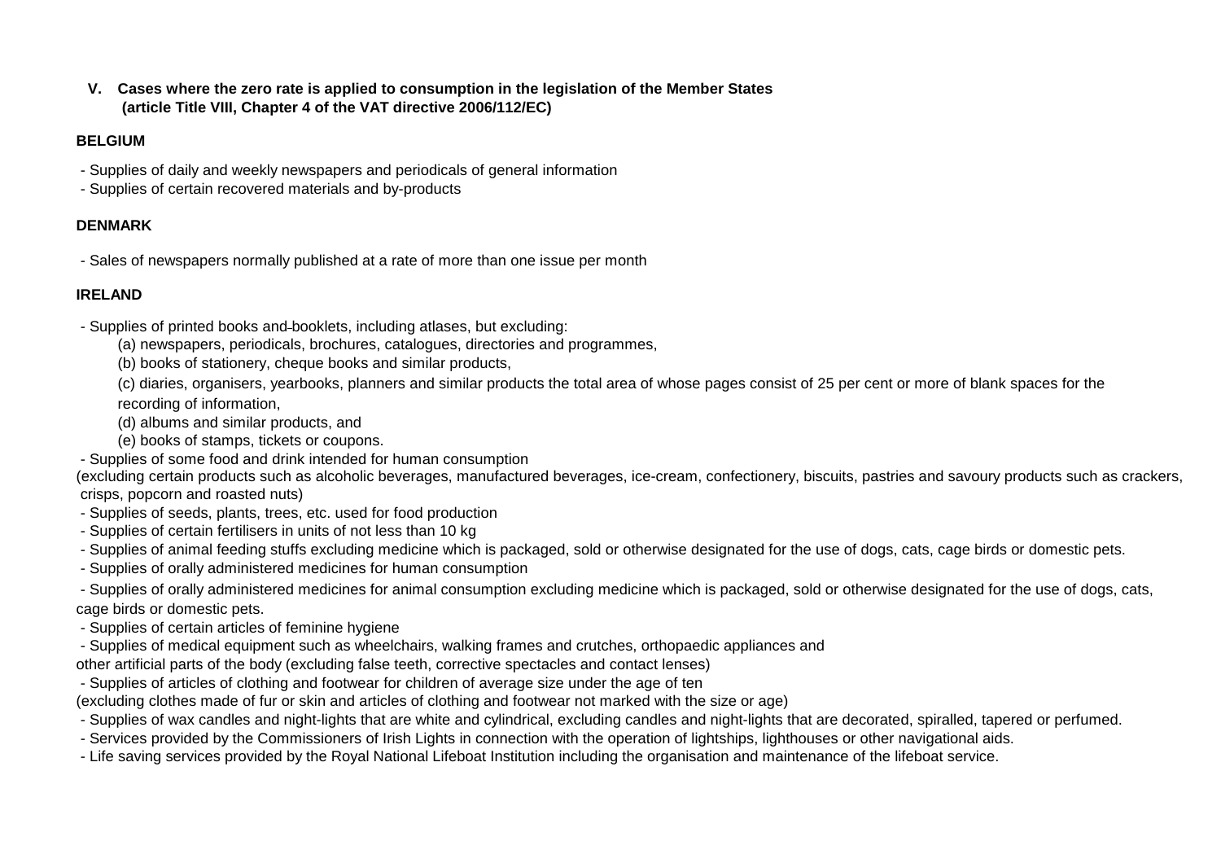## V. Cases where the zero rate is applied to consumption in the legislation of the Member States (article Title VIII, Chapter 4 of the VAT directive 2006/112/EC)

**BELGIUM**

- Supplies of daily and weekly newspapers and periodicals of general information
- Supplies of certain recovered materials and by-products

**DENMARK**

- Sales of newspapers normally published at a rate of more than one issue per month

**IRELAND**

- Supplies of printed books and booklets, including atlases, but excluding:
  - (a) newspapers, periodicals, brochures, catalogues, directories and programmes,
  - (b) books of stationery, cheque books and similar products,
  - (c) diaries, organisers, yearbooks, planners and similar products the total area of whose pages consist of 25 per cent or more of blank spaces for the recording of information,
  - (d) albums and similar products, and
  - (e) books of stamps, tickets or coupons.
- Supplies of some food and drink intended for human consumption (excluding certain products such as alcoholic beverages, manufactured beverages, ice-cream, confectionery, biscuits, pastries and savoury products such as crackers, crisps, popcorn and roasted nuts)
- Supplies of seeds, plants, trees, etc. used for food production
- Supplies of certain fertilisers in units of not less than 10 kg
- Supplies of animal feeding stuffs excluding medicine which is packaged, sold or otherwise designated for the use of dogs, cats, cage birds or domestic pets.
- Supplies of orally administered medicines for human consumption
- Supplies of orally administered medicines for animal consumption excluding medicine which is packaged, sold or otherwise designated for the use of dogs, cats, cage birds or domestic pets.
- Supplies of certain articles of feminine hygiene
- Supplies of medical equipment such as wheelchairs, walking frames and crutches, orthopaedic appliances and other artificial parts of the body (excluding false teeth, corrective spectacles and contact lenses)
- Supplies of articles of clothing and footwear for children of average size under the age of ten (excluding clothes made of fur or skin and articles of clothing and footwear not marked with the size or age)
- Supplies of wax candles and night-lights that are white and cylindrical, excluding candles and night-lights that are decorated, spiralled, tapered or perfumed.
- Services provided by the Commissioners of Irish Lights in connection with the operation of lightships, lighthouses or other navigational aids.
- Life saving services provided by the Royal National Lifeboat Institution including the organisation and maintenance of the lifeboat service.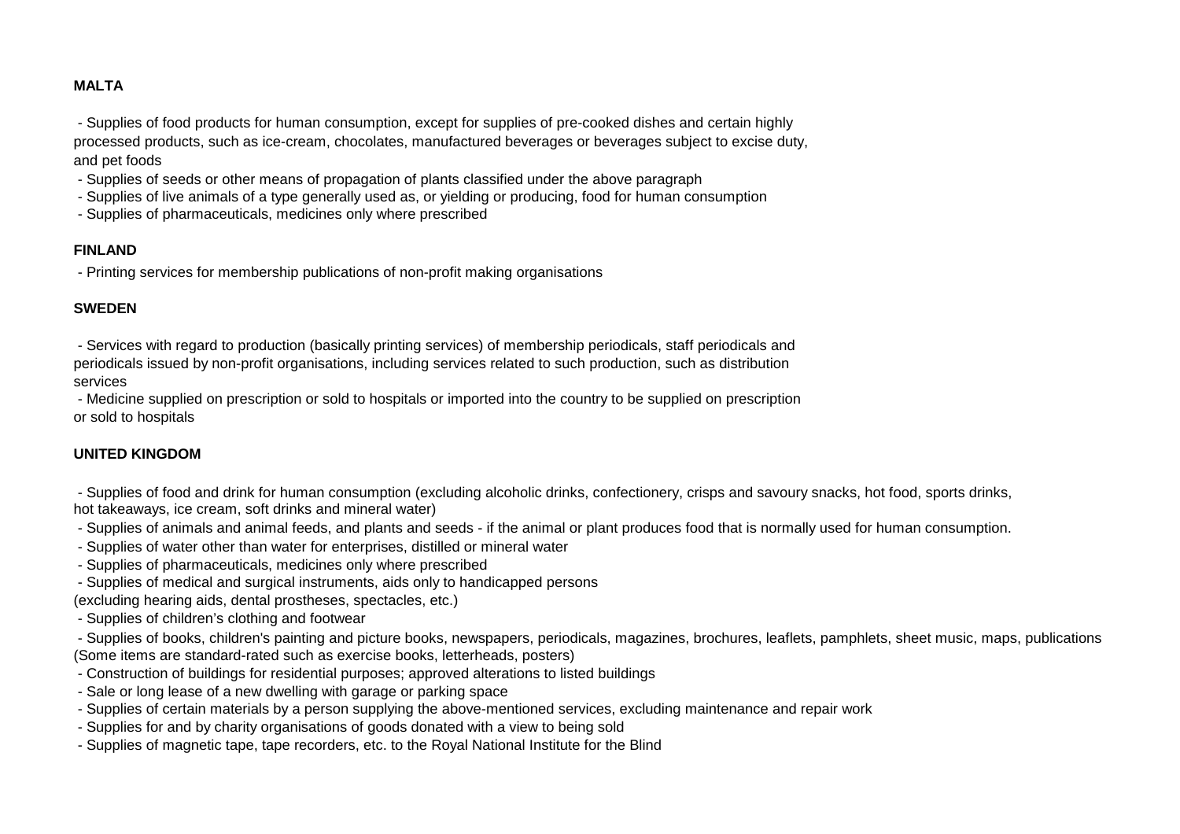**MALTA**

- Supplies of food products for human consumption, except for supplies of pre-cooked dishes and certain highly processed products, such as ice-cream, chocolates, manufactured beverages or beverages subject to excise duty, and pet foods
- Supplies of seeds or other means of propagation of plants classified under the above paragraph
- Supplies of live animals of a type generally used as, or yielding or producing, food for human consumption
- Supplies of pharmaceuticals, medicines only where prescribed

**FINLAND**

- Printing services for membership publications of non-profit making organisations

**SWEDEN**

- Services with regard to production (basically printing services) of membership periodicals, staff periodicals and periodicals issued by non-profit organisations, including services related to such production, such as distribution services
- Medicine supplied on prescription or sold to hospitals or imported into the country to be supplied on prescription or sold to hospitals

**UNITED KINGDOM**

- Supplies of food and drink for human consumption (excluding alcoholic drinks, confectionery, crisps and savoury snacks, hot food, sports drinks, hot takeaways, ice cream, soft drinks and mineral water)
- Supplies of animals and animal feeds, and plants and seeds - if the animal or plant produces food that is normally used for human consumption.
- Supplies of water other than water for enterprises, distilled or mineral water
- Supplies of pharmaceuticals, medicines only where prescribed
- Supplies of medical and surgical instruments, aids only to handicapped persons (excluding hearing aids, dental prostheses, spectacles, etc.)
- Supplies of children's clothing and footwear
- Supplies of books, children's painting and picture books, newspapers, periodicals, magazines, brochures, leaflets, pamphlets, sheet music, maps, publications (Some items are standard-rated such as exercise books, letterheads, posters)
- Construction of buildings for residential purposes; approved alterations to listed buildings
- Sale or long lease of a new dwelling with garage or parking space
- Supplies of certain materials by a person supplying the above-mentioned services, excluding maintenance and repair work
- Supplies for and by charity organisations of goods donated with a view to being sold
- Supplies of magnetic tape, tape recorders, etc. to the Royal National Institute for the Blind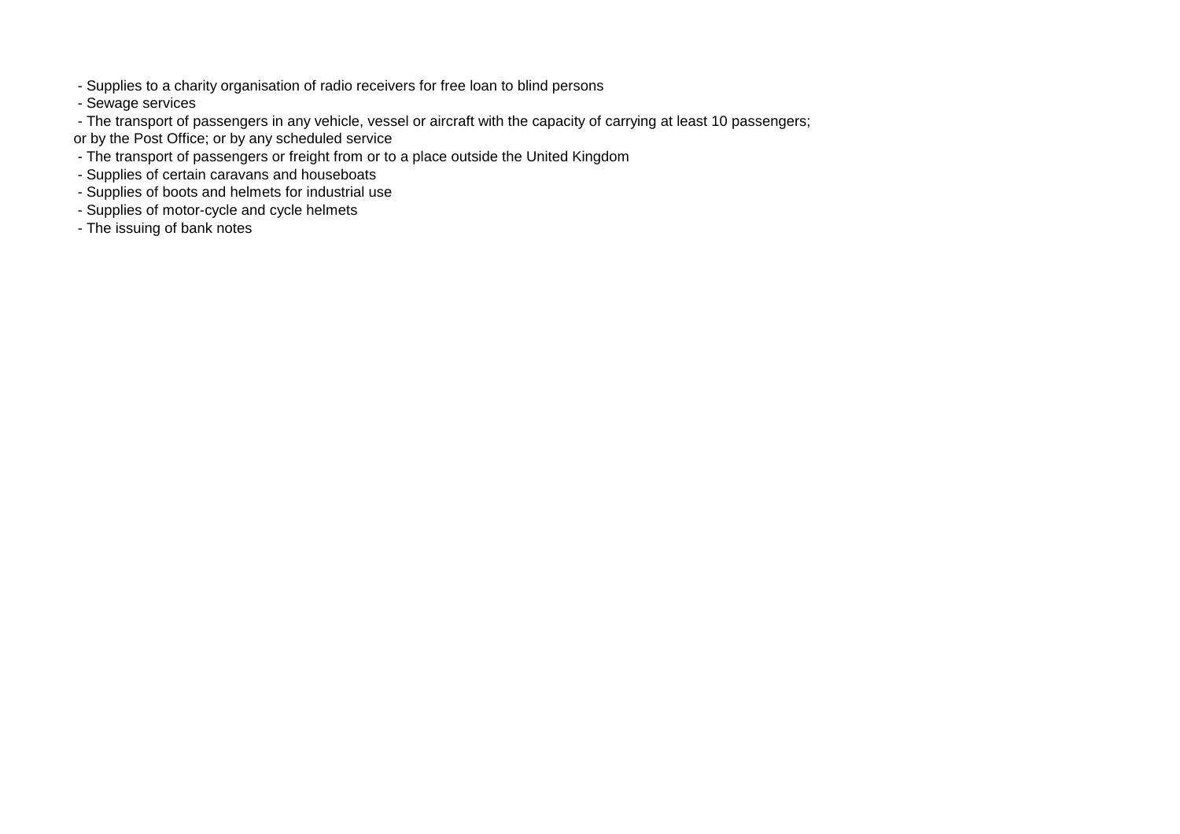- Supplies to a charity organisation of radio receivers for free loan to blind persons
- Sewage services
- The transport of passengers in any vehicle, vessel or aircraft with the capacity of carrying at least 10 passengers; or by the Post Office; or by any scheduled service
- The transport of passengers or freight from or to a place outside the United Kingdom
- Supplies of certain caravans and houseboats
- Supplies of boots and helmets for industrial use
- Supplies of motor-cycle and cycle helmets
- The issuing of bank notes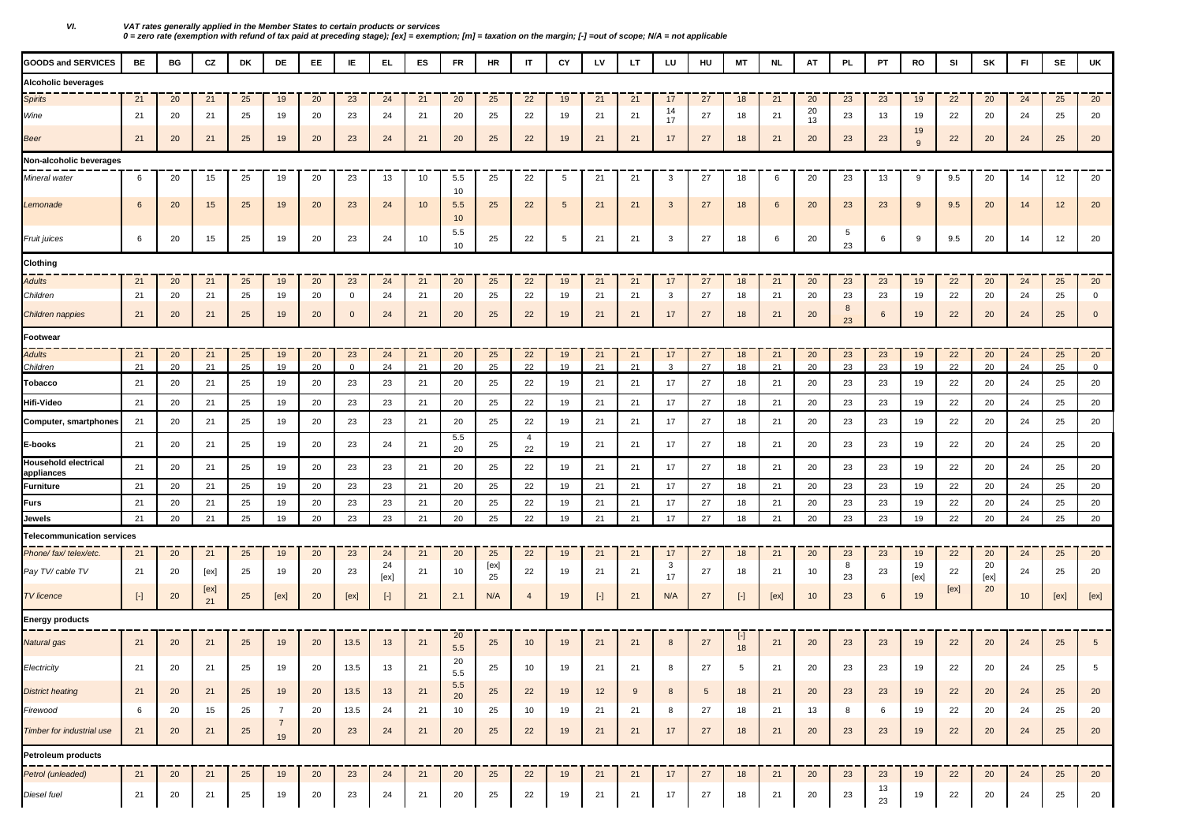**VI.** ***VAT rates generally applied in the Member States to certain products or services***
***0 = zero rate (exemption with refund of tax paid at preceding stage); [ex] = exemption; [m] = taxation on the margin; [-] =out of scope; N/A = not applicable***

| GOODS and SERVICES | BE | BG | CZ | DK | DE | EE | IE | EL | ES | FR | HR | IT | CY | LV | LT | LU | HU | MT | NL | AT | PL | PT | RO | SI | SK | FI | SE | UK |
|---|---|---|---|---|---|---|---|---|---|---|---|---|---|---|---|---|---|---|---|---|---|---|---|---|---|---|---|---|
| **Alcoholic beverages** | | | | | | | | | | | | | | | | | | | | | | | | | | | | |
| *Spirits* | 21 | 20 | 21 | 25 | 19 | 20 | 23 | 24 | 21 | 20 | 25 | 22 | 19 | 21 | 21 | 17 | 27 | 18 | 21 | 20 | 23 | 23 | 19 | 22 | 20 | 24 | 25 | 20 |
| *Wine* | 21 | 20 | 21 | 25 | 19 | 20 | 23 | 24 | 21 | 20 | 25 | 22 | 19 | 21 | 21 | 14 17 | 27 | 18 | 21 | 20 13 | 23 | 13 | 19 | 22 | 20 | 24 | 25 | 20 |
| *Beer* | 21 | 20 | 21 | 25 | 19 | 20 | 23 | 24 | 21 | 20 | 25 | 22 | 19 | 21 | 21 | 17 | 27 | 18 | 21 | 20 | 23 | 23 | 19 9 | 22 | 20 | 24 | 25 | 20 |
| **Non-alcoholic beverages** | | | | | | | | | | | | | | | | | | | | | | | | | | | | |
| *Mineral water* | 6 | 20 | 15 | 25 | 19 | 20 | 23 | 13 | 10 | 5.5 10 | 25 | 22 | 5 | 21 | 21 | 3 | 27 | 18 | 6 | 20 | 23 | 13 | 9 | 9.5 | 20 | 14 | 12 | 20 |
| *Lemonade* | 6 | 20 | 15 | 25 | 19 | 20 | 23 | 24 | 10 | 5.5 10 | 25 | 22 | 5 | 21 | 21 | 3 | 27 | 18 | 6 | 20 | 23 | 23 | 9 | 9.5 | 20 | 14 | 12 | 20 |
| *Fruit juices* | 6 | 20 | 15 | 25 | 19 | 20 | 23 | 24 | 10 | 5.5 10 | 25 | 22 | 5 | 21 | 21 | 3 | 27 | 18 | 6 | 20 | 5 23 | 6 | 9 | 9.5 | 20 | 14 | 12 | 20 |
| **Clothing** | | | | | | | | | | | | | | | | | | | | | | | | | | | | |
| *Adults* | 21 | 20 | 21 | 25 | 19 | 20 | 23 | 24 | 21 | 20 | 25 | 22 | 19 | 21 | 21 | 17 | 27 | 18 | 21 | 20 | 23 | 23 | 19 | 22 | 20 | 24 | 25 | 20 |
| *Children* | 21 | 20 | 21 | 25 | 19 | 20 | 0 | 24 | 21 | 20 | 25 | 22 | 19 | 21 | 21 | 3 | 27 | 18 | 21 | 20 | 23 | 23 | 19 | 22 | 20 | 24 | 25 | 0 |
| *Children nappies* | 21 | 20 | 21 | 25 | 19 | 20 | 0 | 24 | 21 | 20 | 25 | 22 | 19 | 21 | 21 | 17 | 27 | 18 | 21 | 20 | 8 23 | 6 | 19 | 22 | 20 | 24 | 25 | 0 |
| **Footwear** | | | | | | | | | | | | | | | | | | | | | | | | | | | | |
| *Adults* | 21 | 20 | 21 | 25 | 19 | 20 | 23 | 24 | 21 | 20 | 25 | 22 | 19 | 21 | 21 | 17 | 27 | 18 | 21 | 20 | 23 | 23 | 19 | 22 | 20 | 24 | 25 | 20 |
| *Children* | 21 | 20 | 21 | 25 | 19 | 20 | 0 | 24 | 21 | 20 | 25 | 22 | 19 | 21 | 21 | 3 | 27 | 18 | 21 | 20 | 23 | 23 | 19 | 22 | 20 | 24 | 25 | 0 |
| **Tobacco** | 21 | 20 | 21 | 25 | 19 | 20 | 23 | 23 | 21 | 20 | 25 | 22 | 19 | 21 | 21 | 17 | 27 | 18 | 21 | 20 | 23 | 23 | 19 | 22 | 20 | 24 | 25 | 20 |
| **Hifi-Video** | 21 | 20 | 21 | 25 | 19 | 20 | 23 | 23 | 21 | 20 | 25 | 22 | 19 | 21 | 21 | 17 | 27 | 18 | 21 | 20 | 23 | 23 | 19 | 22 | 20 | 24 | 25 | 20 |
| **Computer, smartphones** | 21 | 20 | 21 | 25 | 19 | 20 | 23 | 23 | 21 | 20 | 25 | 22 | 19 | 21 | 21 | 17 | 27 | 18 | 21 | 20 | 23 | 23 | 19 | 22 | 20 | 24 | 25 | 20 |
| **E-books** | 21 | 20 | 21 | 25 | 19 | 20 | 23 | 24 | 21 | 5.5 20 | 25 | 4 22 | 19 | 21 | 21 | 17 | 27 | 18 | 21 | 20 | 23 | 23 | 19 | 22 | 20 | 24 | 25 | 20 |
| **Household electrical appliances** | 21 | 20 | 21 | 25 | 19 | 20 | 23 | 23 | 21 | 20 | 25 | 22 | 19 | 21 | 21 | 17 | 27 | 18 | 21 | 20 | 23 | 23 | 19 | 22 | 20 | 24 | 25 | 20 |
| **Furniture** | 21 | 20 | 21 | 25 | 19 | 20 | 23 | 23 | 21 | 20 | 25 | 22 | 19 | 21 | 21 | 17 | 27 | 18 | 21 | 20 | 23 | 23 | 19 | 22 | 20 | 24 | 25 | 20 |
| **Furs** | 21 | 20 | 21 | 25 | 19 | 20 | 23 | 23 | 21 | 20 | 25 | 22 | 19 | 21 | 21 | 17 | 27 | 18 | 21 | 20 | 23 | 23 | 19 | 22 | 20 | 24 | 25 | 20 |
| **Jewels** | 21 | 20 | 21 | 25 | 19 | 20 | 23 | 23 | 21 | 20 | 25 | 22 | 19 | 21 | 21 | 17 | 27 | 18 | 21 | 20 | 23 | 23 | 19 | 22 | 20 | 24 | 25 | 20 |
| **Telecommunication services** | | | | | | | | | | | | | | | | | | | | | | | | | | | | |
| *Phone/ fax/ telex/etc.* | 21 | 20 | 21 | 25 | 19 | 20 | 23 | 24 | 21 | 20 | 25 | 22 | 19 | 21 | 21 | 17 | 27 | 18 | 21 | 20 | 23 | 23 | 19 | 22 | 20 | 24 | 25 | 20 |
| *Pay TV/ cable TV* | 21 | 20 | [ex] | 25 | 19 | 20 | 23 | 24 [ex] | 21 | 10 | [ex] 25 | 22 | 19 | 21 | 21 | 3 17 | 27 | 18 | 21 | 10 | 8 23 | 23 | 19 [ex] | 22 | 20 [ex] | 24 | 25 | 20 |
| *TV licence* | [-] | 20 | [ex] 21 | 25 | [ex] | 20 | [ex] | [-] | 21 | 2.1 | N/A | 4 | 19 | [-] | 21 | N/A | 27 | [-] | [ex] | 10 | 23 | 6 | 19 | [ex] | 20 | 10 | [ex] | [ex] |
| **Energy products** | | | | | | | | | | | | | | | | | | | | | | | | | | | | |
| *Natural gas* | 21 | 20 | 21 | 25 | 19 | 20 | 13.5 | 13 | 21 | 20 5.5 | 25 | 10 | 19 | 21 | 21 | 8 | 27 | [-] 18 | 21 | 20 | 23 | 23 | 19 | 22 | 20 | 24 | 25 | 5 |
| *Electricity* | 21 | 20 | 21 | 25 | 19 | 20 | 13.5 | 13 | 21 | 20 5.5 | 25 | 10 | 19 | 21 | 21 | 8 | 27 | 5 | 21 | 20 | 23 | 23 | 19 | 22 | 20 | 24 | 25 | 5 |
| *District heating* | 21 | 20 | 21 | 25 | 19 | 20 | 13.5 | 13 | 21 | 5.5 20 | 25 | 22 | 19 | 12 | 9 | 8 | 5 | 18 | 21 | 20 | 23 | 23 | 19 | 22 | 20 | 24 | 25 | 20 |
| *Firewood* | 6 | 20 | 15 | 25 | 7 | 20 | 13.5 | 24 | 21 | 10 | 25 | 10 | 19 | 21 | 21 | 8 | 27 | 18 | 21 | 13 | 8 | 6 | 19 | 22 | 20 | 24 | 25 | 20 |
| *Timber for industrial use* | 21 | 20 | 21 | 25 | 7 19 | 20 | 23 | 24 | 21 | 20 | 25 | 22 | 19 | 21 | 21 | 17 | 27 | 18 | 21 | 20 | 23 | 23 | 19 | 22 | 20 | 24 | 25 | 20 |
| **Petroleum products** | | | | | | | | | | | | | | | | | | | | | | | | | | | | |
| *Petrol (unleaded)* | 21 | 20 | 21 | 25 | 19 | 20 | 23 | 24 | 21 | 20 | 25 | 22 | 19 | 21 | 21 | 17 | 27 | 18 | 21 | 20 | 23 | 23 | 19 | 22 | 20 | 24 | 25 | 20 |
| *Diesel fuel* | 21 | 20 | 21 | 25 | 19 | 20 | 23 | 24 | 21 | 20 | 25 | 22 | 19 | 21 | 21 | 17 | 27 | 18 | 21 | 20 | 23 | 13 23 | 19 | 22 | 20 | 24 | 25 | 20 |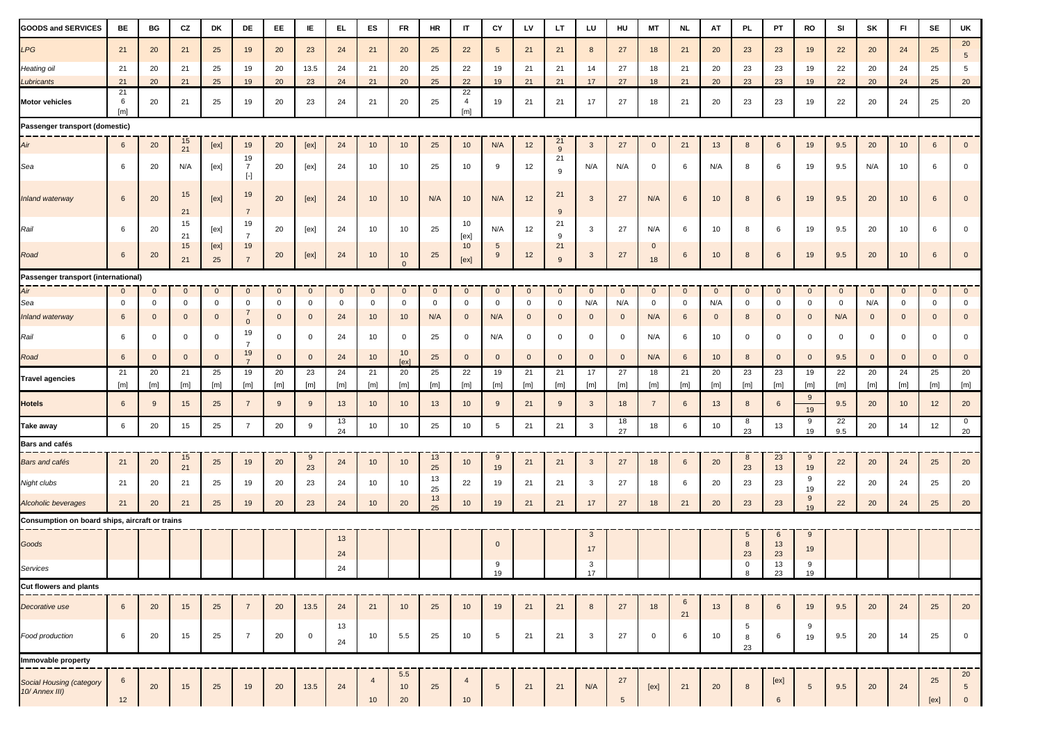| GOODS and SERVICES | BE | BG | CZ | DK | DE | EE | IE | EL | ES | FR | HR | IT | CY | LV | LT | LU | HU | MT | NL | AT | PL | PT | RO | SI | SK | FI | SE | UK |
|---|---|---|---|---|---|---|---|---|---|---|---|---|---|---|---|---|---|---|---|---|---|---|---|---|---|---|---|---|
| *LPG* | 21 | 20 | 21 | 25 | 19 | 20 | 23 | 24 | 21 | 20 | 25 | 22 | 5 | 21 | 21 | 8 | 27 | 18 | 21 | 20 | 23 | 23 | 19 | 22 | 20 | 24 | 25 | 20 5 |
| *Heating oil* | 21 | 20 | 21 | 25 | 19 | 20 | 13.5 | 24 | 21 | 20 | 25 | 22 | 19 | 21 | 21 | 14 | 27 | 18 | 21 | 20 | 23 | 23 | 19 | 22 | 20 | 24 | 25 | 5 |
| *Lubricants* | 21 | 20 | 21 | 25 | 19 | 20 | 23 | 24 | 21 | 20 | 25 | 22 | 19 | 21 | 21 | 17 | 27 | 18 | 21 | 20 | 23 | 23 | 19 | 22 | 20 | 24 | 25 | 20 |
| **Motor vehicles** | 21 6 [m] | 20 | 21 | 25 | 19 | 20 | 23 | 24 | 21 | 20 | 25 | 22 4 [m] | 19 | 21 | 21 | 17 | 27 | 18 | 21 | 20 | 23 | 23 | 19 | 22 | 20 | 24 | 25 | 20 |
| **Passenger transport (domestic)** | | | | | | | | | | | | | | | | | | | | | | | | | | | | |
| *Air* | 6 | 20 | 15 21 | [ex] | 19 | 20 | [ex] | 24 | 10 | 10 | 25 | 10 | N/A | 12 | 21 9 | 3 | 27 | 0 | 21 | 13 | 8 | 6 | 19 | 9.5 | 20 | 10 | 6 | 0 |
| *Sea* | 6 | 20 | N/A | [ex] | 19 7 [-] | 20 | [ex] | 24 | 10 | 10 | 25 | 10 | 9 | 12 | 21 9 | N/A | N/A | 0 | 6 | N/A | 8 | 6 | 19 | 9.5 | N/A | 10 | 6 | 0 |
| *Inland waterway* | 6 | 20 | 15 21 | [ex] | 19 7 | 20 | [ex] | 24 | 10 | 10 | N/A | 10 | N/A | 12 | 21 9 | 3 | 27 | N/A | 6 | 10 | 8 | 6 | 19 | 9.5 | 20 | 10 | 6 | 0 |
| *Rail* | 6 | 20 | 15 21 | [ex] | 19 7 | 20 | [ex] | 24 | 10 | 10 | 25 | 10 [ex] | N/A | 12 | 21 9 | 3 | 27 | N/A | 6 | 10 | 8 | 6 | 19 | 9.5 | 20 | 10 | 6 | 0 |
| *Road* | 6 | 20 | 15 21 | [ex] 25 | 19 7 | 20 | [ex] | 24 | 10 | 10 0 | 25 | 10 [ex] | 5 9 | 12 | 21 9 | 3 | 27 | 0 18 | 6 | 10 | 8 | 6 | 19 | 9.5 | 20 | 10 | 6 | 0 |
| **Passenger transport (international)** | | | | | | | | | | | | | | | | | | | | | | | | | | | | |
| *Air* | 0 | 0 | 0 | 0 | 0 | 0 | 0 | 0 | 0 | 0 | 0 | 0 | 0 | 0 | 0 | 0 | 0 | 0 | 0 | 0 | 0 | 0 | 0 | 0 | 0 | 0 | 0 | 0 |
| *Sea* | 0 | 0 | 0 | 0 | 0 | 0 | 0 | 0 | 0 | 0 | 0 | 0 | 0 | 0 | 0 | N/A | N/A | 0 | 0 | N/A | 0 | 0 | 0 | 0 | N/A | 0 | 0 | 0 |
| *Inland waterway* | 6 | 0 | 0 | 0 | 7 0 | 0 | 0 | 24 | 10 | 10 | N/A | 0 | N/A | 0 | 0 | 0 | 0 | N/A | 6 | 0 | 8 | 0 | 0 | N/A | 0 | 0 | 0 | 0 |
| *Rail* | 6 | 0 | 0 | 0 | 19 7 | 0 | 0 | 24 | 10 | 0 | 25 | 0 | N/A | 0 | 0 | 0 | 0 | N/A | 6 | 10 | 0 | 0 | 0 | 0 | 0 | 0 | 0 | 0 |
| *Road* | 6 | 0 | 0 | 0 | 19 7 | 0 | 0 | 24 | 10 | 10 [ex] | 25 | 0 | 0 | 0 | 0 | 0 | 0 | N/A | 6 | 10 | 8 | 0 | 0 | 9.5 | 0 | 0 | 0 | 0 |
| **Travel agencies** | 21 [m] | 20 [m] | 21 [m] | 25 [m] | 19 [m] | 20 [m] | 23 [m] | 24 [m] | 21 [m] | 20 [m] | 25 [m] | 22 [m] | 19 [m] | 21 [m] | 21 [m] | 17 [m] | 27 [m] | 18 [m] | 21 [m] | 20 [m] | 23 [m] | 23 [m] | 19 [m] | 22 [m] | 20 [m] | 24 [m] | 25 [m] | 20 [m] |
| **Hotels** | 6 | 9 | 15 | 25 | 7 | 9 | 9 | 13 | 10 | 10 | 13 | 10 | 9 | 21 | 9 | 3 | 18 | 7 | 6 | 13 | 8 | 6 | 9 19 | 9.5 | 20 | 10 | 12 | 20 |
| **Take away** | 6 | 20 | 15 | 25 | 7 | 20 | 9 | 13 24 | 10 | 10 | 25 | 10 | 5 | 21 | 21 | 3 | 18 27 | 18 | 6 | 10 | 8 23 | 13 | 9 19 | 22 9.5 | 20 | 14 | 12 | 0 20 |
| **Bars and cafés** | | | | | | | | | | | | | | | | | | | | | | | | | | | | |
| *Bars and cafés* | 21 | 20 | 15 21 | 25 | 19 | 20 | 9 23 | 24 | 10 | 10 | 13 25 | 10 | 9 19 | 21 | 21 | 3 | 27 | 18 | 6 | 20 | 8 23 | 23 13 | 9 19 | 22 | 20 | 24 | 25 | 20 |
| *Night clubs* | 21 | 20 | 21 | 25 | 19 | 20 | 23 | 24 | 10 | 10 | 13 25 | 22 | 19 | 21 | 21 | 3 | 27 | 18 | 6 | 20 | 23 | 23 | 9 19 | 22 | 20 | 24 | 25 | 20 |
| *Alcoholic beverages* | 21 | 20 | 21 | 25 | 19 | 20 | 23 | 24 | 10 | 20 | 13 25 | 10 | 19 | 21 | 21 | 17 | 27 | 18 | 21 | 20 | 23 | 23 | 9 19 | 22 | 20 | 24 | 25 | 20 |
| **Consumption on board ships, aircraft or trains** | | | | | | | | | | | | | | | | | | | | | | | | | | | | |
| *Goods* | | | | | | | | 13 24 | | | | | 0 | | | 3 17 | | | | | 5 8 23 | 6 13 23 | 9 19 | | | | | |
| *Services* | | | | | | | | 24 | | | | | 9 19 | | | 3 17 | | | | | 0 8 | 13 23 | 9 19 | | | | | |
| **Cut flowers and plants** | | | | | | | | | | | | | | | | | | | | | | | | | | | | |
| *Decorative use* | 6 | 20 | 15 | 25 | 7 | 20 | 13.5 | 24 | 21 | 10 | 25 | 10 | 19 | 21 | 21 | 8 | 27 | 18 | 6 21 | 13 | 8 | 6 | 19 | 9.5 | 20 | 24 | 25 | 20 |
| *Food production* | 6 | 20 | 15 | 25 | 7 | 20 | 0 | 13 24 | 10 | 5.5 | 25 | 10 | 5 | 21 | 21 | 3 | 27 | 0 | 6 | 10 | 5 8 23 | 6 | 9 19 | 9.5 | 20 | 14 | 25 | 0 |
| **Immovable property** | | | | | | | | | | | | | | | | | | | | | | | | | | | | |
| *Social Housing (category 10/ Annex III)* | 6 12 | 20 | 15 | 25 | 19 | 20 | 13.5 | 24 | 4 10 | 5.5 10 20 | 25 | 4 10 | 5 | 21 | 21 | N/A | 27 5 | [ex] | 21 | 20 | 8 | [ex] 6 | 5 | 9.5 | 20 | 24 | 25 [ex] | 20 5 0 |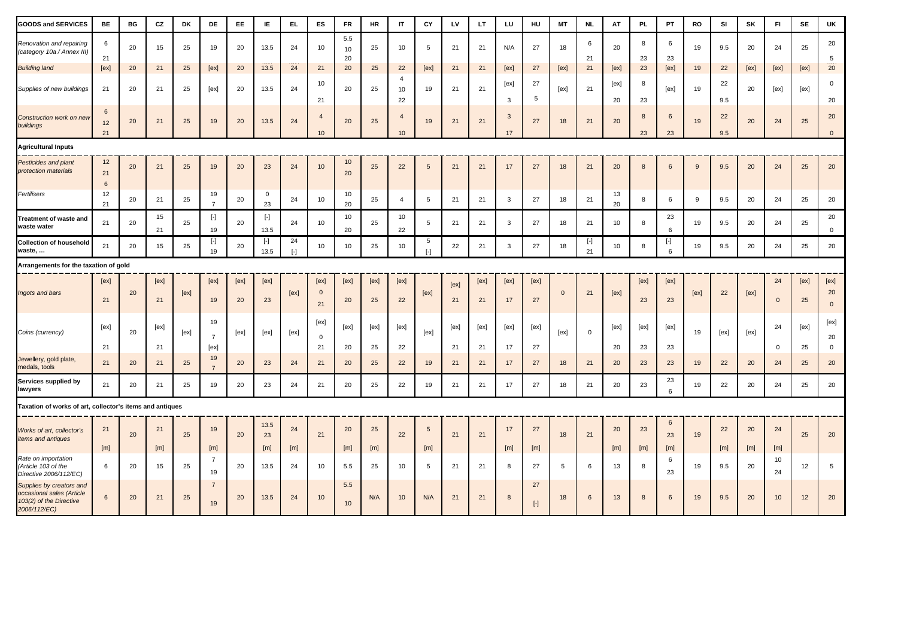| GOODS and SERVICES | BE | BG | CZ | DK | DE | EE | IE | EL | ES | FR | HR | IT | CY | LV | LT | LU | HU | MT | NL | AT | PL | PT | RO | SI | SK | FI | SE | UK |
|---|---|---|---|---|---|---|---|---|---|---|---|---|---|---|---|---|---|---|---|---|---|---|---|---|---|---|---|---|
| *Renovation and repairing (category 10a / Annex III)* | 6 21 | 20 | 15 | 25 | 19 | 20 | 13.5 | 24 | 10 | 5.5 10 20 | 25 | 10 | 5 | 21 | 21 | N/A | 27 | 18 | 6 21 | 20 | 8 23 | 6 23 | 19 | 9.5 | 20 | 24 | 25 | 20 5 |
| *Building land* | [ex] | 20 | 21 | 25 | [ex] | 20 | 13.5 | 24 | 21 | 20 | 25 | 22 | [ex] | 21 | 21 | [ex] | 27 | [ex] | 21 | [ex] | 23 | [ex] | 19 | 22 | [ex] | [ex] | [ex] | 20 |
| *Supplies of new buildings* | 21 | 20 | 21 | 25 | [ex] | 20 | 13.5 | 24 | 10 21 | 20 | 25 | 4 10 22 | 19 | 21 | 21 | [ex] 3 | 27 5 | [ex] | 21 | [ex] 20 | 8 23 | [ex] | 19 | 22 9.5 | 20 | [ex] | [ex] | 0 20 |
| *Construction work on new buildings* | 6 12 21 | 20 | 21 | 25 | 19 | 20 | 13.5 | 24 | 4 10 | 20 | 25 | 4 10 | 19 | 21 | 21 | 3 17 | 27 | 18 | 21 | 20 | 8 23 | 6 23 | 19 | 22 9.5 | 20 | 24 | 25 | 20 0 |
| **Agricultural Inputs** | | | | | | | | | | | | | | | | | | | | | | | | | | | | |
| *Pesticides and plant protection materials* | 12 21 6 | 20 | 21 | 25 | 19 | 20 | 23 | 24 | 10 | 10 20 | 25 | 22 | 5 | 21 | 21 | 17 | 27 | 18 | 21 | 20 | 8 | 6 | 9 | 9.5 | 20 | 24 | 25 | 20 |
| *Fertilisers* | 12 21 | 20 | 21 | 25 | 19 7 | 20 | 0 23 | 24 | 10 | 10 20 | 25 | 4 | 5 | 21 | 21 | 3 | 27 | 18 | 21 | 13 20 | 8 | 6 | 9 | 9.5 | 20 | 24 | 25 | 20 |
| **Treatment of waste and waste water** | 21 | 20 | 15 21 | 25 | [-] 19 | 20 | [-] 13.5 | 24 | 10 | 10 20 | 25 | 10 22 | 5 | 21 | 21 | 3 | 27 | 18 | 21 | 10 | 8 | 23 6 | 19 | 9.5 | 20 | 24 | 25 | 20 0 |
| **Collection of household waste, ...** | 21 | 20 | 15 | 25 | [-] 19 | 20 | [-] 13.5 | 24 [-] | 10 | 10 | 25 | 10 | 5 [-] | 22 | 21 | 3 | 27 | 18 | [-] 21 | 10 | 8 | [-] 6 | 19 | 9.5 | 20 | 24 | 25 | 20 |
| **Arrangements for the taxation of gold** | | | | | | | | | | | | | | | | | | | | | | | | | | | | |
| *Ingots and bars* | [ex] 21 | 20 | [ex] 21 | [ex] | [ex] 19 | [ex] 20 | [ex] 23 | [ex] | [ex] 0 21 | [ex] 20 | [ex] 25 | [ex] 22 | [ex] | [ex] 21 | [ex] 21 | [ex] 17 | [ex] 27 | 0 | 21 | [ex] | [ex] 23 | [ex] 23 | [ex] | 22 | [ex] | 24 0 | [ex] 25 | [ex] 20 0 |
| *Coins (currency)* | [ex] 21 | 20 | [ex] 21 | [ex] | 19 7 [ex] | [ex] | [ex] | [ex] | [ex] 0 21 | [ex] 20 | [ex] 25 | [ex] 22 | [ex] | [ex] 21 | [ex] 21 | [ex] 17 | [ex] 27 | [ex] | 0 | [ex] 20 | [ex] 23 | [ex] 23 | 19 | [ex] | [ex] | 24 0 | [ex] 25 | [ex] 20 0 |
| *Jewellery, gold plate, medals, tools* | 21 | 20 | 21 | 25 | 19 7 | 20 | 23 | 24 | 21 | 20 | 25 | 22 | 19 | 21 | 21 | 17 | 27 | 18 | 21 | 20 | 23 | 23 | 19 | 22 | 20 | 24 | 25 | 20 |
| **Services supplied by lawyers** | 21 | 20 | 21 | 25 | 19 | 20 | 23 | 24 | 21 | 20 | 25 | 22 | 19 | 21 | 21 | 17 | 27 | 18 | 21 | 20 | 23 | 23 6 | 19 | 22 | 20 | 24 | 25 | 20 |
| **Taxation of works of art, collector's items and antiques** | | | | | | | | | | | | | | | | | | | | | | | | | | | | |
| *Works of art, collector's items and antiques* | 21 [m] | 20 | 21 [m] | 25 | 19 [m] | 20 | 13.5 23 [m] | 24 [m] | 21 | 20 [m] | 25 [m] | 22 | 5 [m] | 21 | 21 | 17 [m] | 27 [m] | 18 | 21 | 20 [m] | 23 [m] | 6 23 [m] | 19 | 22 [m] | 20 [m] | 24 [m] | 25 | 20 |
| *Rate on importation (Article 103 of the Directive 2006/112/EC)* | 6 | 20 | 15 | 25 | 7 19 | 20 | 13.5 | 24 | 10 | 5.5 | 25 | 10 | 5 | 21 | 21 | 8 | 27 | 5 | 6 | 13 | 8 | 6 23 | 19 | 9.5 | 20 | 10 24 | 12 | 5 |
| *Supplies by creators and occasional sales (Article 103(2) of the Directive 2006/112/EC)* | 6 | 20 | 21 | 25 | 7 19 | 20 | 13.5 | 24 | 10 | 5.5 10 | N/A | 10 | N/A | 21 | 21 | 8 | 27 [-] | 18 | 6 | 13 | 8 | 6 | 19 | 9.5 | 20 | 10 | 12 | 20 |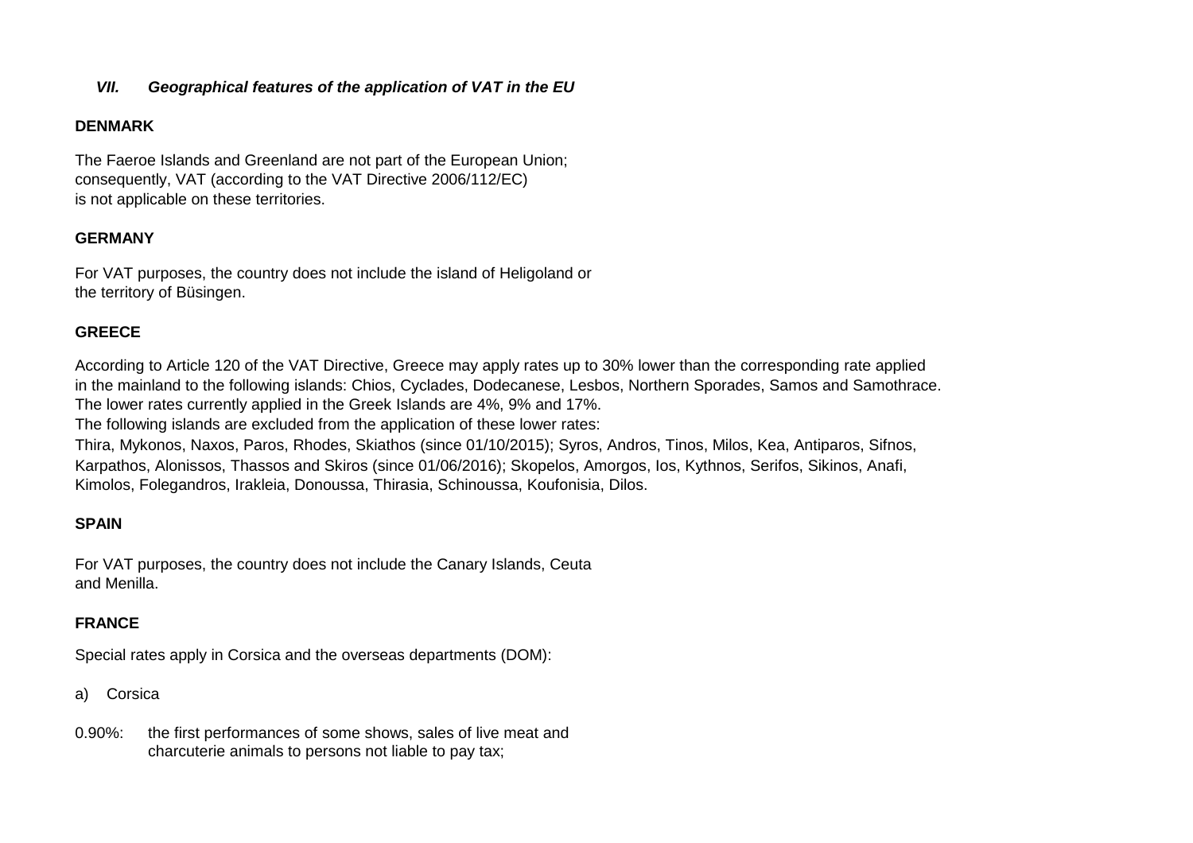### *VII. Geographical features of the application of VAT in the EU*

**DENMARK**

The Faeroe Islands and Greenland are not part of the European Union; consequently, VAT (according to the VAT Directive 2006/112/EC) is not applicable on these territories.

**GERMANY**

For VAT purposes, the country does not include the island of Heligoland or the territory of Büsingen.

**GREECE**

According to Article 120 of the VAT Directive, Greece may apply rates up to 30% lower than the corresponding rate applied in the mainland to the following islands: Chios, Cyclades, Dodecanese, Lesbos, Northern Sporades, Samos and Samothrace. The lower rates currently applied in the Greek Islands are 4%, 9% and 17%.
The following islands are excluded from the application of these lower rates:
Thira, Mykonos, Naxos, Paros, Rhodes, Skiathos (since 01/10/2015); Syros, Andros, Tinos, Milos, Kea, Antiparos, Sifnos, Karpathos, Alonissos, Thassos and Skiros (since 01/06/2016); Skopelos, Amorgos, Ios, Kythnos, Serifos, Sikinos, Anafi, Kimolos, Folegandros, Irakleia, Donoussa, Thirasia, Schinoussa, Koufonisia, Dilos.

**SPAIN**

For VAT purposes, the country does not include the Canary Islands, Ceuta and Menilla.

**FRANCE**

Special rates apply in Corsica and the overseas departments (DOM):

a) Corsica

0.90%: the first performances of some shows, sales of live meat and charcuterie animals to persons not liable to pay tax;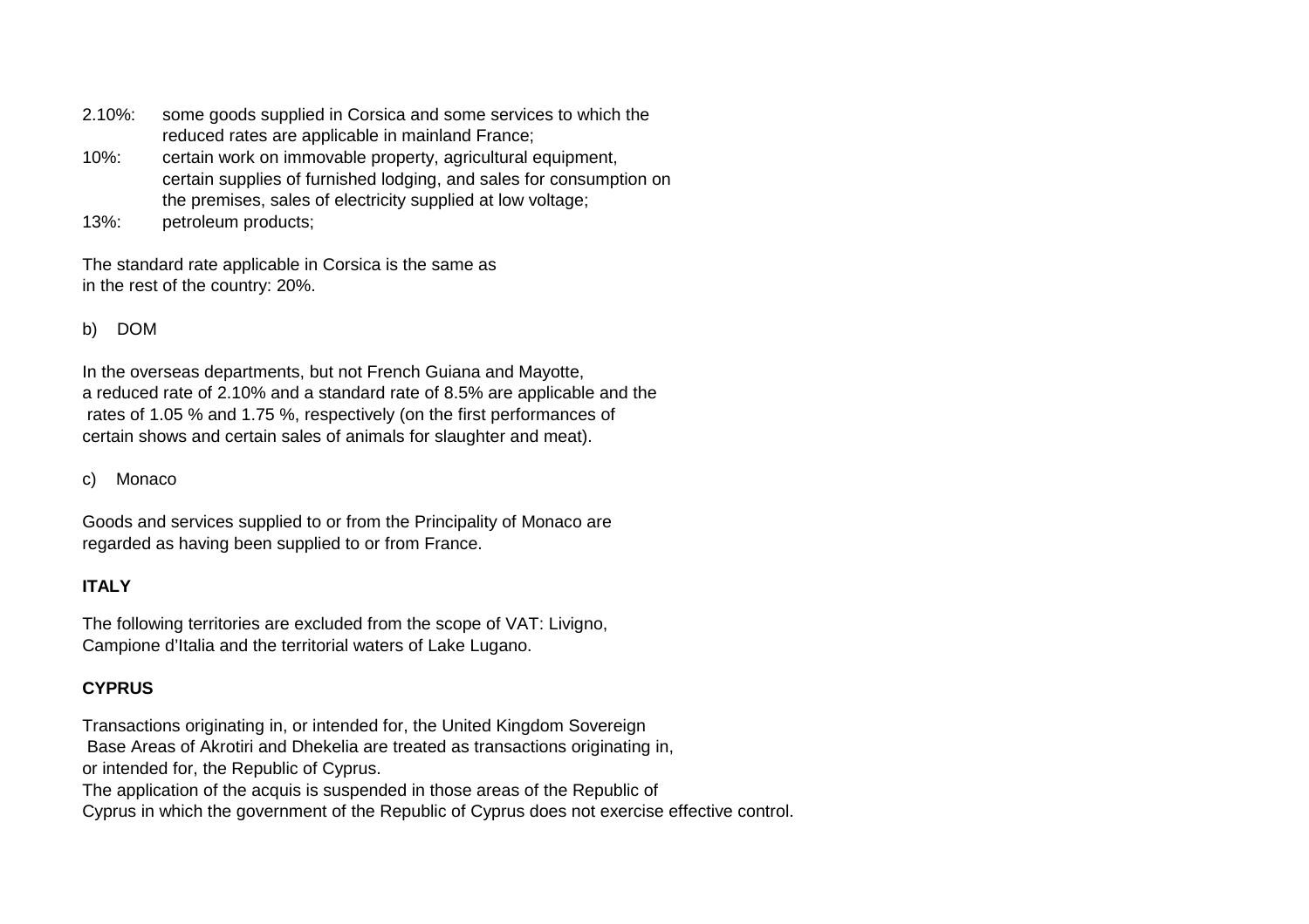2.10%: some goods supplied in Corsica and some services to which the reduced rates are applicable in mainland France;

10%: certain work on immovable property, agricultural equipment, certain supplies of furnished lodging, and sales for consumption on the premises, sales of electricity supplied at low voltage;

13%: petroleum products;

The standard rate applicable in Corsica is the same as in the rest of the country: 20%.

b) DOM

In the overseas departments, but not French Guiana and Mayotte, a reduced rate of 2.10% and a standard rate of 8.5% are applicable and the rates of 1.05 % and 1.75 %, respectively (on the first performances of certain shows and certain sales of animals for slaughter and meat).

c) Monaco

Goods and services supplied to or from the Principality of Monaco are regarded as having been supplied to or from France.

**ITALY**

The following territories are excluded from the scope of VAT: Livigno, Campione d'Italia and the territorial waters of Lake Lugano.

**CYPRUS**

Transactions originating in, or intended for, the United Kingdom Sovereign Base Areas of Akrotiri and Dhekelia are treated as transactions originating in, or intended for, the Republic of Cyprus.
The application of the acquis is suspended in those areas of the Republic of Cyprus in which the government of the Republic of Cyprus does not exercise effective control.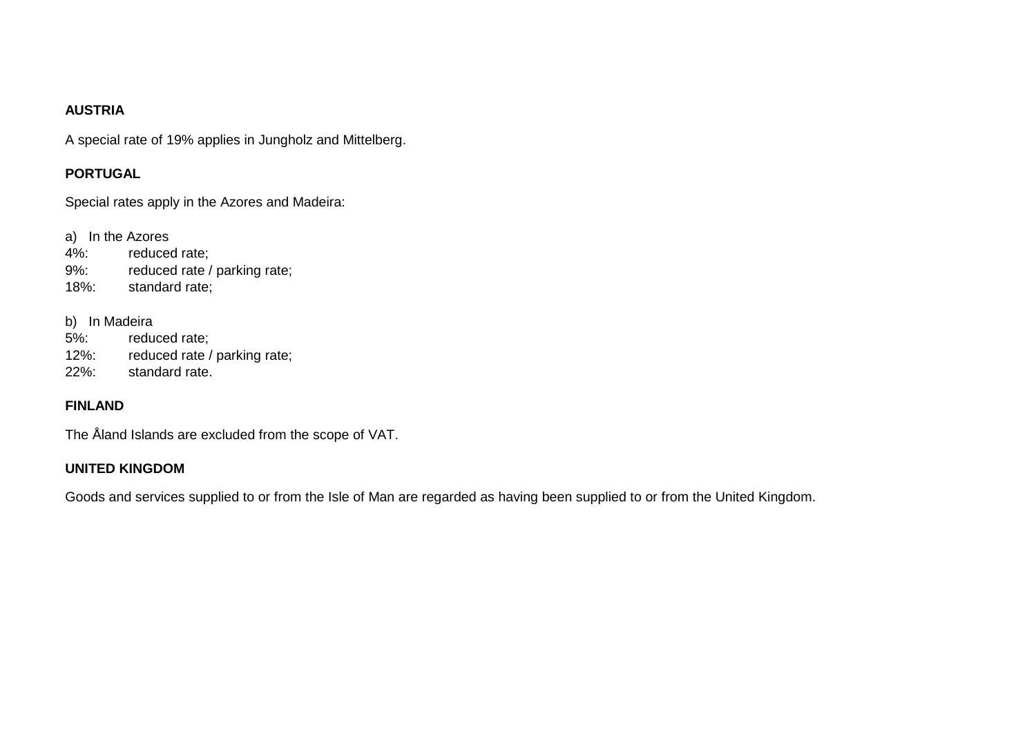**AUSTRIA**

A special rate of 19% applies in Jungholz and Mittelberg.

**PORTUGAL**

Special rates apply in the Azores and Madeira:

a) In the Azores
4%: reduced rate;
9%: reduced rate / parking rate;
18%: standard rate;

b) In Madeira
5%: reduced rate;
12%: reduced rate / parking rate;
22%: standard rate.

**FINLAND**

The Åland Islands are excluded from the scope of VAT.

**UNITED KINGDOM**

Goods and services supplied to or from the Isle of Man are regarded as having been supplied to or from the United Kingdom.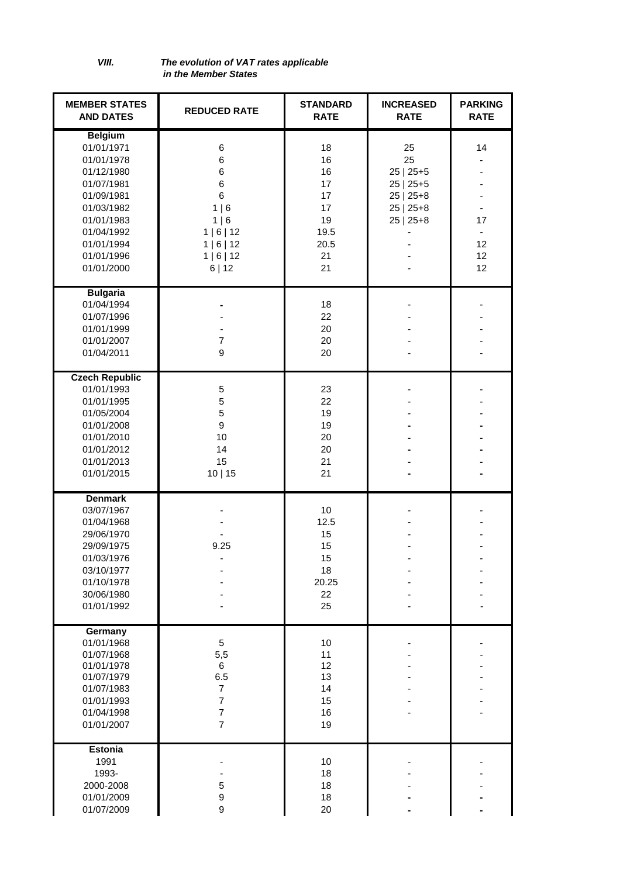*VIII. The evolution of VAT rates applicable in the Member States*

| MEMBER STATES AND DATES | REDUCED RATE | STANDARD RATE | INCREASED RATE | PARKING RATE |
|---|---|---|---|---|
| **Belgium** | | | | |
| 01/01/1971 | 6 | 18 | 25 | 14 |
| 01/01/1978 | 6 | 16 | 25 | - |
| 01/12/1980 | 6 | 16 | 25 \| 25+5 | - |
| 01/07/1981 | 6 | 17 | 25 \| 25+5 | - |
| 01/09/1981 | 6 | 17 | 25 \| 25+8 | - |
| 01/03/1982 | 1 \| 6 | 17 | 25 \| 25+8 | - |
| 01/01/1983 | 1 \| 6 | 19 | 25 \| 25+8 | 17 |
| 01/04/1992 | 1 \| 6 \| 12 | 19.5 | - | - |
| 01/01/1994 | 1 \| 6 \| 12 | 20.5 | - | 12 |
| 01/01/1996 | 1 \| 6 \| 12 | 21 | - | 12 |
| 01/01/2000 | 6 \| 12 | 21 | - | 12 |
| **Bulgaria** | | | | |
| 01/04/1994 | - | 18 | - | - |
| 01/07/1996 | - | 22 | - | - |
| 01/01/1999 | - | 20 | - | - |
| 01/01/2007 | 7 | 20 | - | - |
| 01/04/2011 | 9 | 20 | - | - |
| **Czech Republic** | | | | |
| 01/01/1993 | 5 | 23 | - | - |
| 01/01/1995 | 5 | 22 | - | - |
| 01/05/2004 | 5 | 19 | - | - |
| 01/01/2008 | 9 | 19 | - | - |
| 01/01/2010 | 10 | 20 | - | - |
| 01/01/2012 | 14 | 20 | - | - |
| 01/01/2013 | 15 | 21 | - | - |
| 01/01/2015 | 10 \| 15 | 21 | - | - |
| **Denmark** | | | | |
| 03/07/1967 | - | 10 | - | - |
| 01/04/1968 | - | 12.5 | - | - |
| 29/06/1970 | - | 15 | - | - |
| 29/09/1975 | 9.25 | 15 | - | - |
| 01/03/1976 | - | 15 | - | - |
| 03/10/1977 | - | 18 | - | - |
| 01/10/1978 | - | 20.25 | - | - |
| 30/06/1980 | - | 22 | - | - |
| 01/01/1992 | - | 25 | - | - |
| **Germany** | | | | |
| 01/01/1968 | 5 | 10 | - | - |
| 01/07/1968 | 5,5 | 11 | - | - |
| 01/01/1978 | 6 | 12 | - | - |
| 01/07/1979 | 6.5 | 13 | - | - |
| 01/07/1983 | 7 | 14 | - | - |
| 01/01/1993 | 7 | 15 | - | - |
| 01/04/1998 | 7 | 16 | - | - |
| 01/01/2007 | 7 | 19 | | |
| **Estonia** | | | | |
| 1991 | - | 10 | - | - |
| 1993- | - | 18 | - | - |
| 2000-2008 | 5 | 18 | - | - |
| 01/01/2009 | 9 | 18 | - | - |
| 01/07/2009 | 9 | 20 | - | - |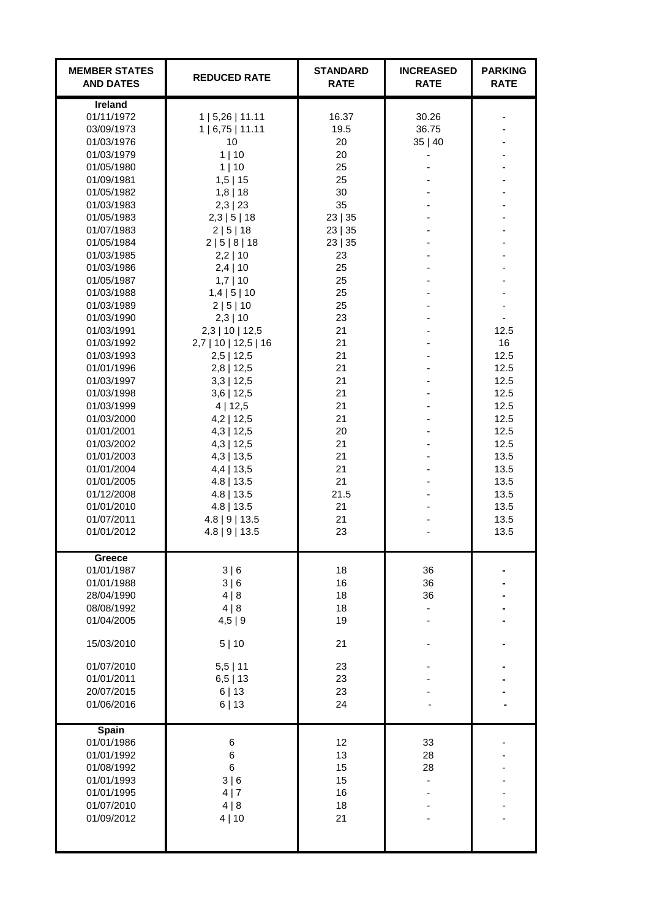| MEMBER STATES AND DATES | REDUCED RATE | STANDARD RATE | INCREASED RATE | PARKING RATE |
|---|---|---|---|---|
| **Ireland** | | | | |
| 01/11/1972 | 1 \| 5,26 \| 11.11 | 16.37 | 30.26 | - |
| 03/09/1973 | 1 \| 6,75 \| 11.11 | 19.5 | 36.75 | - |
| 01/03/1976 | 10 | 20 | 35 \| 40 | - |
| 01/03/1979 | 1 \| 10 | 20 | - | - |
| 01/05/1980 | 1 \| 10 | 25 | - | - |
| 01/09/1981 | 1,5 \| 15 | 25 | - | - |
| 01/05/1982 | 1,8 \| 18 | 30 | - | - |
| 01/03/1983 | 2,3 \| 23 | 35 | - | - |
| 01/05/1983 | 2,3 \| 5 \| 18 | 23 \| 35 | - | - |
| 01/07/1983 | 2 \| 5 \| 18 | 23 \| 35 | - | - |
| 01/05/1984 | 2 \| 5 \| 8 \| 18 | 23 \| 35 | - | - |
| 01/03/1985 | 2,2 \| 10 | 23 | - | - |
| 01/03/1986 | 2,4 \| 10 | 25 | - | - |
| 01/05/1987 | 1,7 \| 10 | 25 | - | - |
| 01/03/1988 | 1,4 \| 5 \| 10 | 25 | - | - |
| 01/03/1989 | 2 \| 5 \| 10 | 25 | - | - |
| 01/03/1990 | 2,3 \| 10 | 23 | - | - |
| 01/03/1991 | 2,3 \| 10 \| 12,5 | 21 | - | 12.5 |
| 01/03/1992 | 2,7 \| 10 \| 12,5 \| 16 | 21 | - | 16 |
| 01/03/1993 | 2,5 \| 12,5 | 21 | - | 12.5 |
| 01/01/1996 | 2,8 \| 12,5 | 21 | - | 12.5 |
| 01/03/1997 | 3,3 \| 12,5 | 21 | - | 12.5 |
| 01/03/1998 | 3,6 \| 12,5 | 21 | - | 12.5 |
| 01/03/1999 | 4 \| 12,5 | 21 | - | 12.5 |
| 01/03/2000 | 4,2 \| 12,5 | 21 | - | 12.5 |
| 01/01/2001 | 4,3 \| 12,5 | 20 | - | 12.5 |
| 01/03/2002 | 4,3 \| 12,5 | 21 | - | 12.5 |
| 01/01/2003 | 4,3 \| 13,5 | 21 | - | 13.5 |
| 01/01/2004 | 4,4 \| 13,5 | 21 | - | 13.5 |
| 01/01/2005 | 4.8 \| 13.5 | 21 | - | 13.5 |
| 01/12/2008 | 4.8 \| 13.5 | 21.5 | - | 13.5 |
| 01/01/2010 | 4.8 \| 13.5 | 21 | - | 13.5 |
| 01/07/2011 | 4.8 \| 9 \| 13.5 | 21 | - | 13.5 |
| 01/01/2012 | 4.8 \| 9 \| 13.5 | 23 | - | 13.5 |
| **Greece** | | | | |
| 01/01/1987 | 3 \| 6 | 18 | 36 | - |
| 01/01/1988 | 3 \| 6 | 16 | 36 | - |
| 28/04/1990 | 4 \| 8 | 18 | 36 | - |
| 08/08/1992 | 4 \| 8 | 18 | - | - |
| 01/04/2005 | 4,5 \| 9 | 19 | - | - |
| 15/03/2010 | 5 \| 10 | 21 | - | - |
| 01/07/2010 | 5,5 \| 11 | 23 | - | - |
| 01/01/2011 | 6,5 \| 13 | 23 | - | - |
| 20/07/2015 | 6 \| 13 | 23 | - | - |
| 01/06/2016 | 6 \| 13 | 24 | - | - |
| **Spain** | | | | |
| 01/01/1986 | 6 | 12 | 33 | - |
| 01/01/1992 | 6 | 13 | 28 | - |
| 01/08/1992 | 6 | 15 | 28 | - |
| 01/01/1993 | 3 \| 6 | 15 | - | - |
| 01/01/1995 | 4 \| 7 | 16 | - | - |
| 01/07/2010 | 4 \| 8 | 18 | - | - |
| 01/09/2012 | 4 \| 10 | 21 | - | - |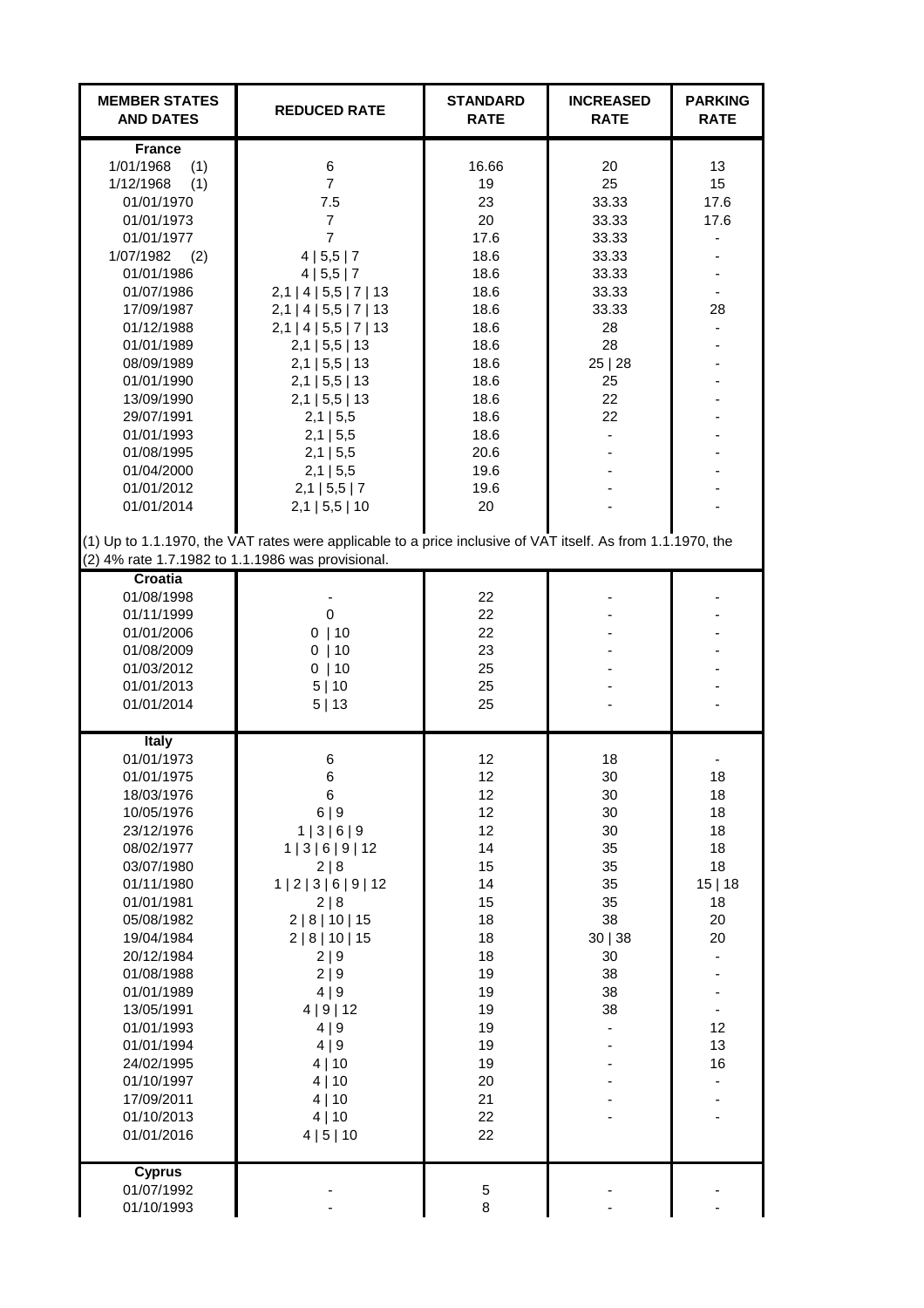| MEMBER STATES AND DATES | REDUCED RATE | STANDARD RATE | INCREASED RATE | PARKING RATE |
|---|---|---|---|---|
| **France** | | | | |
| 1/01/1968 (1) | 6 | 16.66 | 20 | 13 |
| 1/12/1968 (1) | 7 | 19 | 25 | 15 |
| 01/01/1970 | 7.5 | 23 | 33.33 | 17.6 |
| 01/01/1973 | 7 | 20 | 33.33 | 17.6 |
| 01/01/1977 | 7 | 17.6 | 33.33 | - |
| 1/07/1982 (2) | 4 \| 5,5 \| 7 | 18.6 | 33.33 | - |
| 01/01/1986 | 4 \| 5,5 \| 7 | 18.6 | 33.33 | - |
| 01/07/1986 | 2,1 \| 4 \| 5,5 \| 7 \| 13 | 18.6 | 33.33 | - |
| 17/09/1987 | 2,1 \| 4 \| 5,5 \| 7 \| 13 | 18.6 | 33.33 | 28 |
| 01/12/1988 | 2,1 \| 4 \| 5,5 \| 7 \| 13 | 18.6 | 28 | - |
| 01/01/1989 | 2,1 \| 5,5 \| 13 | 18.6 | 28 | - |
| 08/09/1989 | 2,1 \| 5,5 \| 13 | 18.6 | 25 \| 28 | - |
| 01/01/1990 | 2,1 \| 5,5 \| 13 | 18.6 | 25 | - |
| 13/09/1990 | 2,1 \| 5,5 \| 13 | 18.6 | 22 | - |
| 29/07/1991 | 2,1 \| 5,5 | 18.6 | 22 | - |
| 01/01/1993 | 2,1 \| 5,5 | 18.6 | - | - |
| 01/08/1995 | 2,1 \| 5,5 | 20.6 | - | - |
| 01/04/2000 | 2,1 \| 5,5 | 19.6 | - | - |
| 01/01/2012 | 2,1 \| 5,5 \| 7 | 19.6 | - | - |
| 01/01/2014 | 2,1 \| 5,5 \| 10 | 20 | - | - |

(1) Up to 1.1.1970, the VAT rates were applicable to a price inclusive of VAT itself. As from 1.1.1970, the
(2) 4% rate 1.7.1982 to 1.1.1986 was provisional.

| MEMBER STATES AND DATES | REDUCED RATE | STANDARD RATE | INCREASED RATE | PARKING RATE |
|---|---|---|---|---|
| **Croatia** | | | | |
| 01/08/1998 | - | 22 | - | - |
| 01/11/1999 | 0 | 22 | - | - |
| 01/01/2006 | 0 \| 10 | 22 | - | - |
| 01/08/2009 | 0 \| 10 | 23 | - | - |
| 01/03/2012 | 0 \| 10 | 25 | - | - |
| 01/01/2013 | 5 \| 10 | 25 | - | - |
| 01/01/2014 | 5 \| 13 | 25 | - | - |
| **Italy** | | | | |
| 01/01/1973 | 6 | 12 | 18 | - |
| 01/01/1975 | 6 | 12 | 30 | 18 |
| 18/03/1976 | 6 | 12 | 30 | 18 |
| 10/05/1976 | 6 \| 9 | 12 | 30 | 18 |
| 23/12/1976 | 1 \| 3 \| 6 \| 9 | 12 | 30 | 18 |
| 08/02/1977 | 1 \| 3 \| 6 \| 9 \| 12 | 14 | 35 | 18 |
| 03/07/1980 | 2 \| 8 | 15 | 35 | 18 |
| 01/11/1980 | 1 \| 2 \| 3 \| 6 \| 9 \| 12 | 14 | 35 | 15 \| 18 |
| 01/01/1981 | 2 \| 8 | 15 | 35 | 18 |
| 05/08/1982 | 2 \| 8 \| 10 \| 15 | 18 | 38 | 20 |
| 19/04/1984 | 2 \| 8 \| 10 \| 15 | 18 | 30 \| 38 | 20 |
| 20/12/1984 | 2 \| 9 | 18 | 30 | - |
| 01/08/1988 | 2 \| 9 | 19 | 38 | - |
| 01/01/1989 | 4 \| 9 | 19 | 38 | - |
| 13/05/1991 | 4 \| 9 \| 12 | 19 | 38 | - |
| 01/01/1993 | 4 \| 9 | 19 | - | 12 |
| 01/01/1994 | 4 \| 9 | 19 | - | 13 |
| 24/02/1995 | 4 \| 10 | 19 | - | 16 |
| 01/10/1997 | 4 \| 10 | 20 | - | - |
| 17/09/2011 | 4 \| 10 | 21 | - | - |
| 01/10/2013 | 4 \| 10 | 22 | - | - |
| 01/01/2016 | 4 \| 5 \| 10 | 22 | | |
| **Cyprus** | | | | |
| 01/07/1992 | - | 5 | - | - |
| 01/10/1993 | - | 8 | - | - |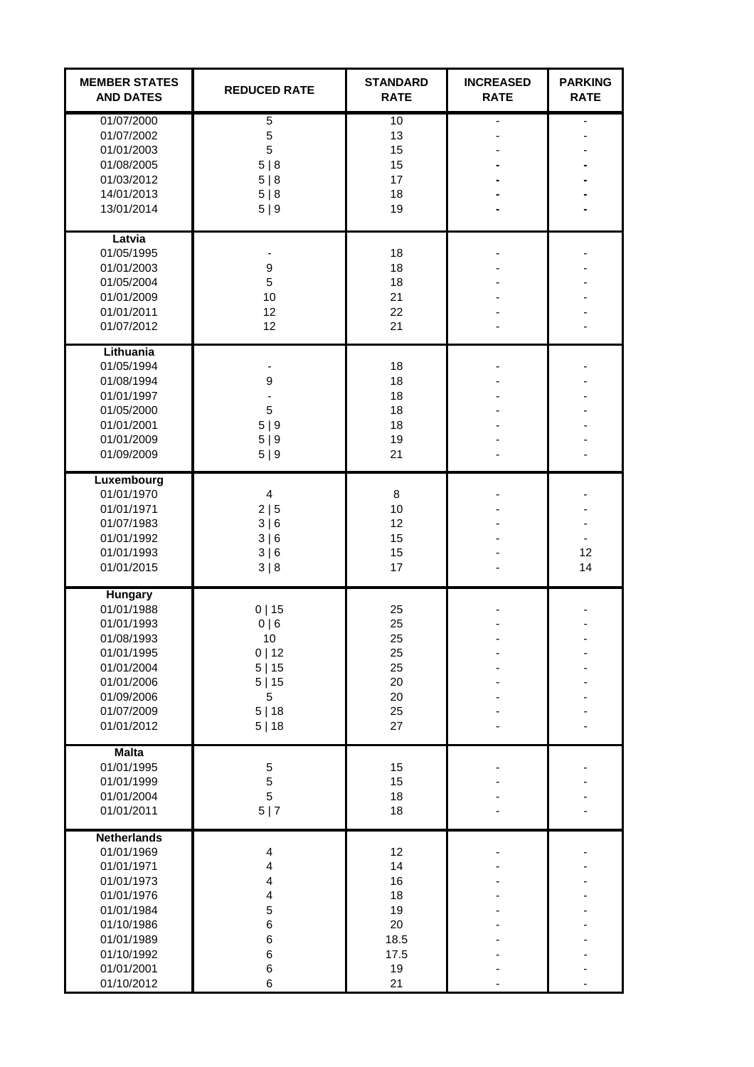| MEMBER STATES AND DATES | REDUCED RATE | STANDARD RATE | INCREASED RATE | PARKING RATE |
|---|---|---|---|---|
| 01/07/2000 | 5 | 10 | - | - |
| 01/07/2002 | 5 | 13 | - | - |
| 01/01/2003 | 5 | 15 | - | - |
| 01/08/2005 | 5 \| 8 | 15 | - | - |
| 01/03/2012 | 5 \| 8 | 17 | - | - |
| 14/01/2013 | 5 \| 8 | 18 | - | - |
| 13/01/2014 | 5 \| 9 | 19 | - | - |
| **Latvia** | | | | |
| 01/05/1995 | - | 18 | - | - |
| 01/01/2003 | 9 | 18 | - | - |
| 01/05/2004 | 5 | 18 | - | - |
| 01/01/2009 | 10 | 21 | - | - |
| 01/01/2011 | 12 | 22 | - | - |
| 01/07/2012 | 12 | 21 | - | - |
| **Lithuania** | | | | |
| 01/05/1994 | - | 18 | - | - |
| 01/08/1994 | 9 | 18 | - | - |
| 01/01/1997 | - | 18 | - | - |
| 01/05/2000 | 5 | 18 | - | - |
| 01/01/2001 | 5 \| 9 | 18 | - | - |
| 01/01/2009 | 5 \| 9 | 19 | - | - |
| 01/09/2009 | 5 \| 9 | 21 | - | - |
| **Luxembourg** | | | | |
| 01/01/1970 | 4 | 8 | - | - |
| 01/01/1971 | 2 \| 5 | 10 | - | - |
| 01/07/1983 | 3 \| 6 | 12 | - | - |
| 01/01/1992 | 3 \| 6 | 15 | - | - |
| 01/01/1993 | 3 \| 6 | 15 | - | 12 |
| 01/01/2015 | 3 \| 8 | 17 | - | 14 |
| **Hungary** | | | | |
| 01/01/1988 | 0 \| 15 | 25 | - | - |
| 01/01/1993 | 0 \| 6 | 25 | - | - |
| 01/08/1993 | 10 | 25 | - | - |
| 01/01/1995 | 0 \| 12 | 25 | - | - |
| 01/01/2004 | 5 \| 15 | 25 | - | - |
| 01/01/2006 | 5 \| 15 | 20 | - | - |
| 01/09/2006 | 5 | 20 | - | - |
| 01/07/2009 | 5 \| 18 | 25 | - | - |
| 01/01/2012 | 5 \| 18 | 27 | - | - |
| **Malta** | | | | |
| 01/01/1995 | 5 | 15 | - | - |
| 01/01/1999 | 5 | 15 | - | - |
| 01/01/2004 | 5 | 18 | - | - |
| 01/01/2011 | 5 \| 7 | 18 | - | - |
| **Netherlands** | | | | |
| 01/01/1969 | 4 | 12 | - | - |
| 01/01/1971 | 4 | 14 | - | - |
| 01/01/1973 | 4 | 16 | - | - |
| 01/01/1976 | 4 | 18 | - | - |
| 01/01/1984 | 5 | 19 | - | - |
| 01/10/1986 | 6 | 20 | - | - |
| 01/01/1989 | 6 | 18.5 | - | - |
| 01/10/1992 | 6 | 17.5 | - | - |
| 01/01/2001 | 6 | 19 | - | - |
| 01/10/2012 | 6 | 21 | - | - |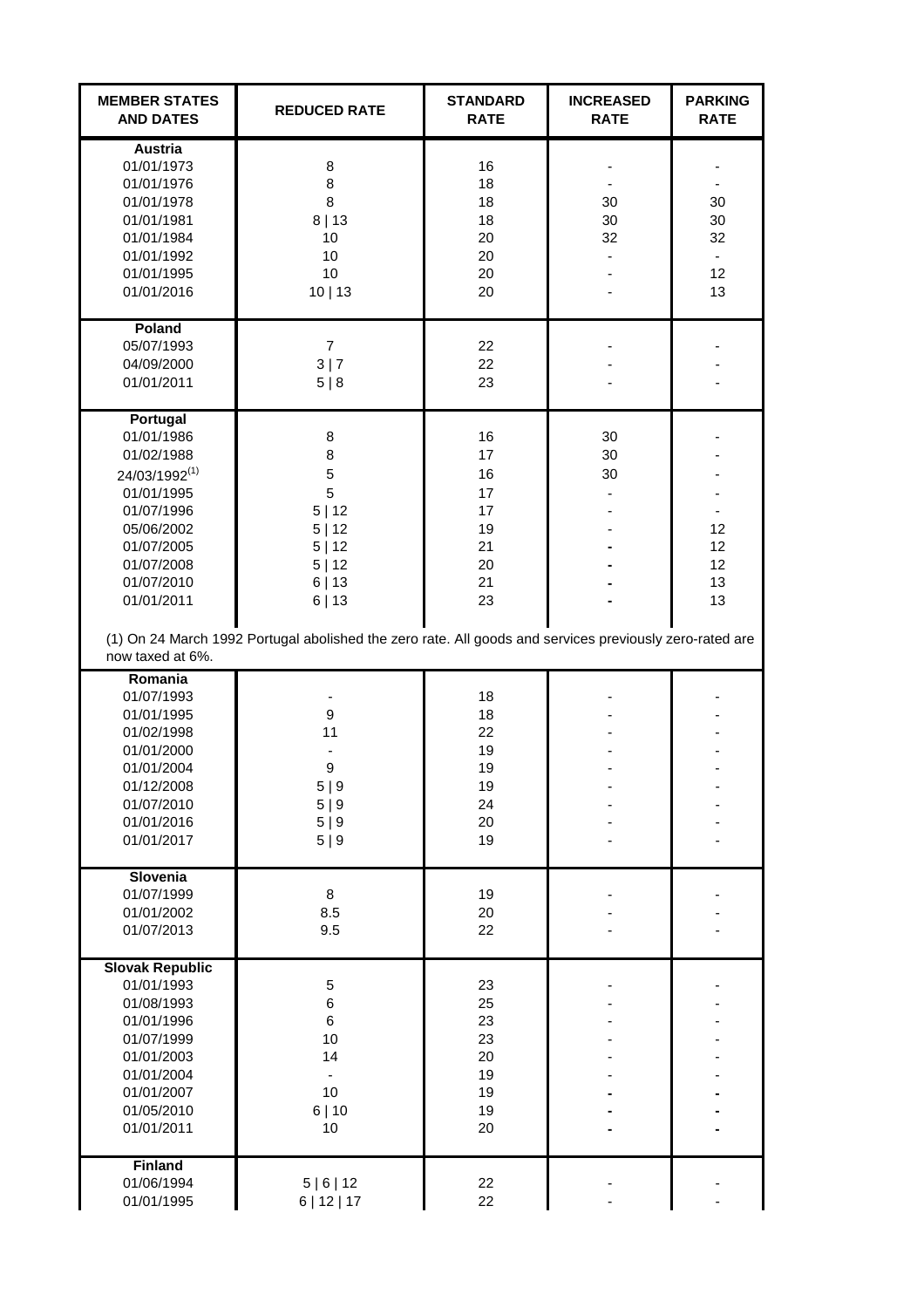| MEMBER STATES AND DATES | REDUCED RATE | STANDARD RATE | INCREASED RATE | PARKING RATE |
|---|---|---|---|---|
| **Austria** | | | | |
| 01/01/1973 | 8 | 16 | - | - |
| 01/01/1976 | 8 | 18 | - | - |
| 01/01/1978 | 8 | 18 | 30 | 30 |
| 01/01/1981 | 8 \| 13 | 18 | 30 | 30 |
| 01/01/1984 | 10 | 20 | 32 | 32 |
| 01/01/1992 | 10 | 20 | - | - |
| 01/01/1995 | 10 | 20 | - | 12 |
| 01/01/2016 | 10 \| 13 | 20 | - | 13 |
| **Poland** | | | | |
| 05/07/1993 | 7 | 22 | - | - |
| 04/09/2000 | 3 \| 7 | 22 | - | - |
| 01/01/2011 | 5 \| 8 | 23 | - | - |
| **Portugal** | | | | |
| 01/01/1986 | 8 | 16 | 30 | - |
| 01/02/1988 | 8 | 17 | 30 | - |
| 24/03/1992[(1)] | 5 | 16 | 30 | - |
| 01/01/1995 | 5 | 17 | - | - |
| 01/07/1996 | 5 \| 12 | 17 | - | - |
| 05/06/2002 | 5 \| 12 | 19 | - | 12 |
| 01/07/2005 | 5 \| 12 | 21 | - | 12 |
| 01/07/2008 | 5 \| 12 | 20 | - | 12 |
| 01/07/2010 | 6 \| 13 | 21 | - | 13 |
| 01/01/2011 | 6 \| 13 | 23 | - | 13 |

(1) On 24 March 1992 Portugal abolished the zero rate. All goods and services previously zero-rated are now taxed at 6%.

| MEMBER STATES AND DATES | REDUCED RATE | STANDARD RATE | INCREASED RATE | PARKING RATE |
|---|---|---|---|---|
| **Romania** | | | | |
| 01/07/1993 | - | 18 | - | - |
| 01/01/1995 | 9 | 18 | - | - |
| 01/02/1998 | 11 | 22 | - | - |
| 01/01/2000 | - | 19 | - | - |
| 01/01/2004 | 9 | 19 | - | - |
| 01/12/2008 | 5 \| 9 | 19 | - | - |
| 01/07/2010 | 5 \| 9 | 24 | - | - |
| 01/01/2016 | 5 \| 9 | 20 | - | - |
| 01/01/2017 | 5 \| 9 | 19 | - | - |
| **Slovenia** | | | | |
| 01/07/1999 | 8 | 19 | - | - |
| 01/01/2002 | 8.5 | 20 | - | - |
| 01/07/2013 | 9.5 | 22 | - | - |
| **Slovak Republic** | | | | |
| 01/01/1993 | 5 | 23 | - | - |
| 01/08/1993 | 6 | 25 | - | - |
| 01/01/1996 | 6 | 23 | - | - |
| 01/07/1999 | 10 | 23 | - | - |
| 01/01/2003 | 14 | 20 | - | - |
| 01/01/2004 | - | 19 | - | - |
| 01/01/2007 | 10 | 19 | - | - |
| 01/05/2010 | 6 \| 10 | 19 | - | - |
| 01/01/2011 | 10 | 20 | - | - |
| **Finland** | | | | |
| 01/06/1994 | 5 \| 6 \| 12 | 22 | - | - |
| 01/01/1995 | 6 \| 12 \| 17 | 22 | - | - |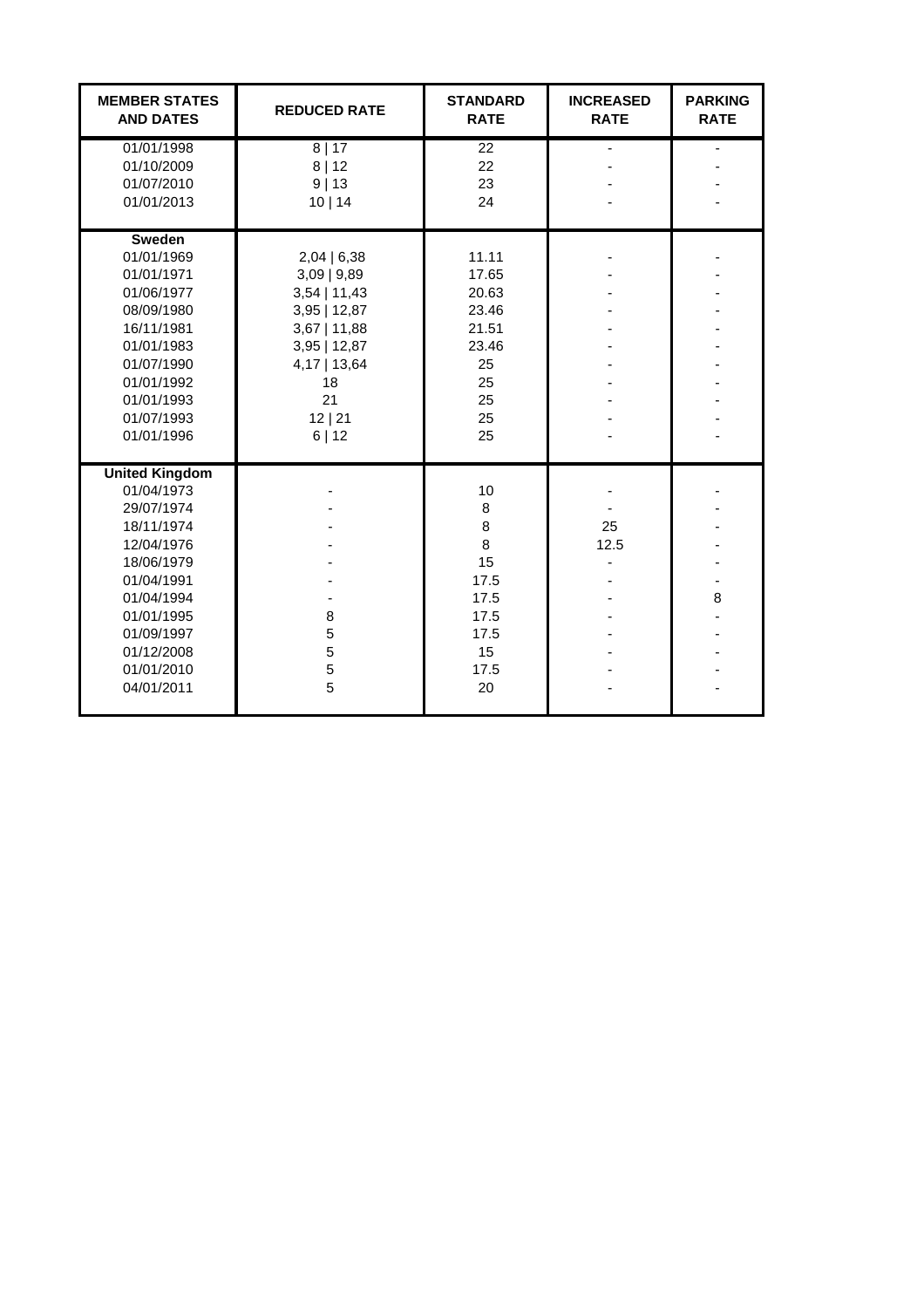| MEMBER STATES AND DATES | REDUCED RATE | STANDARD RATE | INCREASED RATE | PARKING RATE |
|---|---|---|---|---|
| 01/01/1998 | 8 \| 17 | 22 | - | - |
| 01/10/2009 | 8 \| 12 | 22 | - | - |
| 01/07/2010 | 9 \| 13 | 23 | - | - |
| 01/01/2013 | 10 \| 14 | 24 | - | - |
| **Sweden** | | | | |
| 01/01/1969 | 2,04 \| 6,38 | 11.11 | - | - |
| 01/01/1971 | 3,09 \| 9,89 | 17.65 | - | - |
| 01/06/1977 | 3,54 \| 11,43 | 20.63 | - | - |
| 08/09/1980 | 3,95 \| 12,87 | 23.46 | - | - |
| 16/11/1981 | 3,67 \| 11,88 | 21.51 | - | - |
| 01/01/1983 | 3,95 \| 12,87 | 23.46 | - | - |
| 01/07/1990 | 4,17 \| 13,64 | 25 | - | - |
| 01/01/1992 | 18 | 25 | - | - |
| 01/01/1993 | 21 | 25 | - | - |
| 01/07/1993 | 12 \| 21 | 25 | - | - |
| 01/01/1996 | 6 \| 12 | 25 | - | - |
| **United Kingdom** | | | | |
| 01/04/1973 | - | 10 | - | - |
| 29/07/1974 | - | 8 | - | - |
| 18/11/1974 | - | 8 | 25 | - |
| 12/04/1976 | - | 8 | 12.5 | - |
| 18/06/1979 | - | 15 | - | - |
| 01/04/1991 | - | 17.5 | - | - |
| 01/04/1994 | - | 17.5 | - | 8 |
| 01/01/1995 | 8 | 17.5 | - | - |
| 01/09/1997 | 5 | 17.5 | - | - |
| 01/12/2008 | 5 | 15 | - | - |
| 01/01/2010 | 5 | 17.5 | - | - |
| 04/01/2011 | 5 | 20 | - | - |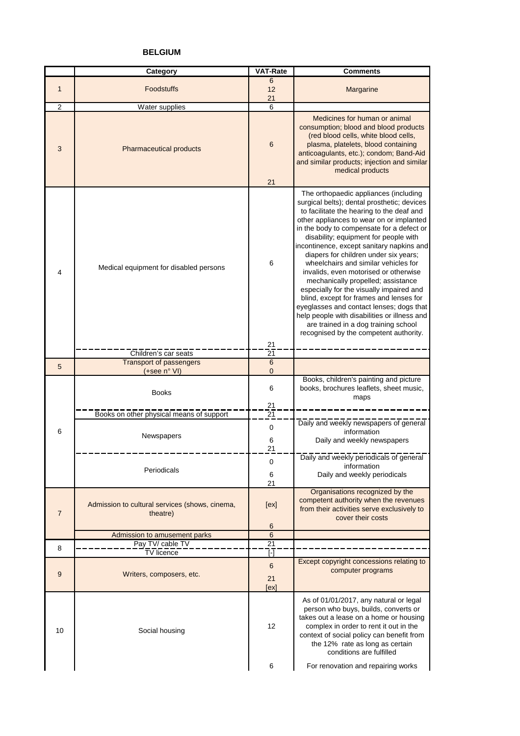# BELGIUM

| | Category | VAT-Rate | Comments |
|---|---|---|---|
| 1 | Foodstuffs | 6<br>12<br>21 | Margarine |
| 2 | Water supplies | 6 | |
| 3 | Pharmaceutical products | 6<br><br>21 | Medicines for human or animal consumption; blood and blood products (red blood cells, white blood cells, plasma, platelets, blood containing anticoagulants, etc.); condom; Band-Aid and similar products; injection and similar medical products |
| 4 | Medical equipment for disabled persons | 6<br><br>21 | The orthopaedic appliances (including surgical belts); dental prosthetic; devices to facilitate the hearing to the deaf and other appliances to wear on or implanted in the body to compensate for a defect or disability; equipment for people with incontinence, except sanitary napkins and diapers for children under six years; wheelchairs and similar vehicles for invalids, even motorised or otherwise mechanically propelled; assistance especially for the visually impaired and blind, except for frames and lenses for eyeglasses and contact lenses; dogs that help people with disabilities or illness and are trained in a dog training school recognised by the competent authority. |
| | Children's car seats | 21 | |
| 5 | Transport of passengers (+see n° VI) | 6<br>0 | |
| 6 | Books | 6<br><br>21 | Books, children's painting and picture books, brochures leaflets, sheet music, maps |
| | Books on other physical means of support | 21 | |
| | Newspapers | 0<br><br>6<br>21 | Daily and weekly newspapers of general information<br>Daily and weekly newspapers |
| | Periodicals | 0<br><br>6<br>21 | Daily and weekly periodicals of general information<br>Daily and weekly periodicals |
| 7 | Admission to cultural services (shows, cinema, theatre) | [ex]<br><br>6 | Organisations recognized by the competent authority when the revenues from their activities serve exclusively to cover their costs |
| | Admission to amusement parks | 6 | |
| 8 | Pay TV/ cable TV | 21 | |
| | TV licence | [-] | |
| 9 | Writers, composers, etc. | 6<br><br>21<br>[ex] | Except copyright concessions relating to computer programs |
| 10 | Social housing | 12<br><br>6 | As of 01/01/2017, any natural or legal person who buys, builds, converts or takes out a lease on a home or housing complex in order to rent it out in the context of social policy can benefit from the 12% rate as long as certain conditions are fulfilled<br>For renovation and repairing works |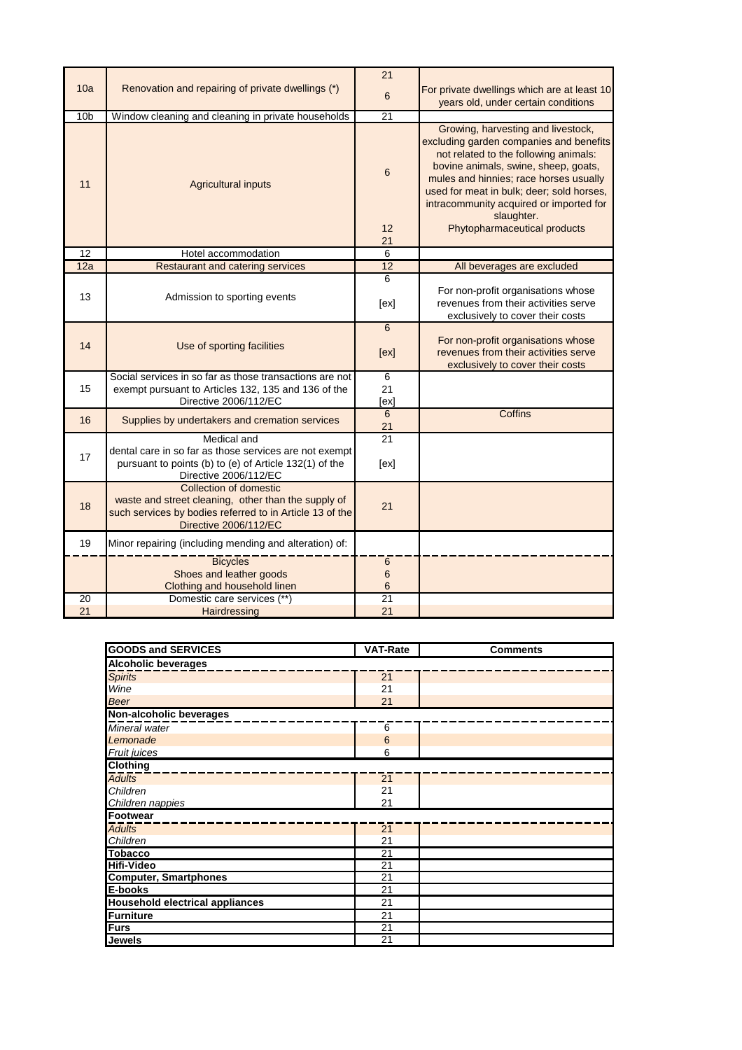| | | | |
|---|---|---|---|
| 10a | Renovation and repairing of private dwellings (*) | 21 | |
| | | 6 | For private dwellings which are at least 10 years old, under certain conditions |
| 10b | Window cleaning and cleaning in private households | 21 | |
| 11 | Agricultural inputs | 6 | Growing, harvesting and livestock, excluding garden companies and benefits not related to the following animals: bovine animals, swine, sheep, goats, mules and hinnies; race horses usually used for meat in bulk; deer; sold horses, intracommunity acquired or imported for slaughter. |
| | | 12 | Phytopharmaceutical products |
| | | 21 | |
| 12 | Hotel accommodation | 6 | |
| 12a | Restaurant and catering services | 12 | All beverages are excluded |
| 13 | Admission to sporting events | 6 | |
| | | [ex] | For non-profit organisations whose revenues from their activities serve exclusively to cover their costs |
| 14 | Use of sporting facilities | 6 | |
| | | [ex] | For non-profit organisations whose revenues from their activities serve exclusively to cover their costs |
| 15 | Social services in so far as those transactions are not exempt pursuant to Articles 132, 135 and 136 of the Directive 2006/112/EC | 6 | |
| | | 21 | |
| | | [ex] | |
| 16 | Supplies by undertakers and cremation services | 6 | Coffins |
| | | 21 | |
| 17 | Medical and dental care in so far as those services are not exempt pursuant to points (b) to (e) of Article 132(1) of the Directive 2006/112/EC | 21 | |
| | | [ex] | |
| 18 | Collection of domestic waste and street cleaning, other than the supply of such services by bodies referred to in Article 13 of the Directive 2006/112/EC | 21 | |
| 19 | Minor repairing (including mending and alteration) of: | | |
| | Bicycles | 6 | |
| | Shoes and leather goods | 6 | |
| | Clothing and household linen | 6 | |
| 20 | Domestic care services (**) | 21 | |
| 21 | Hairdressing | 21 | |

| GOODS and SERVICES | VAT-Rate | Comments |
|---|---|---|
| **Alcoholic beverages** | | |
| *Spirits* | 21 | |
| *Wine* | 21 | |
| *Beer* | 21 | |
| **Non-alcoholic beverages** | | |
| *Mineral water* | 6 | |
| *Lemonade* | 6 | |
| *Fruit juices* | 6 | |
| **Clothing** | | |
| *Adults* | 21 | |
| *Children* | 21 | |
| *Children nappies* | 21 | |
| **Footwear** | | |
| *Adults* | 21 | |
| *Children* | 21 | |
| **Tobacco** | 21 | |
| **Hifi-Video** | 21 | |
| **Computer, Smartphones** | 21 | |
| **E-books** | 21 | |
| **Household electrical appliances** | 21 | |
| **Furniture** | 21 | |
| **Furs** | 21 | |
| **Jewels** | 21 | |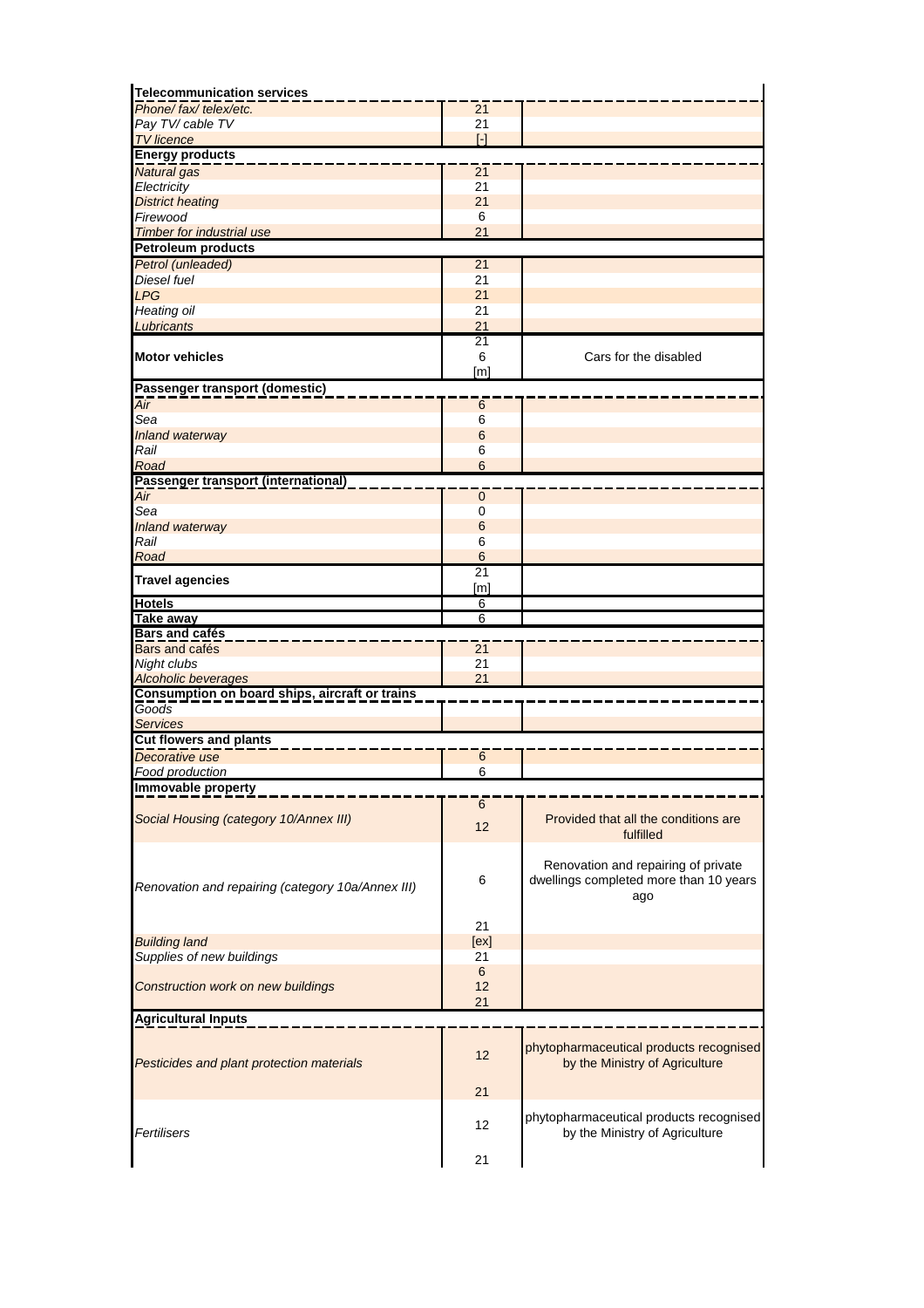| | | |
|---|---|---|
| **Telecommunication services** | | |
| *Phone/ fax/ telex/etc.* | 21 | |
| *Pay TV/ cable TV* | 21 | |
| *TV licence* | [-] | |
| **Energy products** | | |
| *Natural gas* | 21 | |
| *Electricity* | 21 | |
| *District heating* | 21 | |
| *Firewood* | 6 | |
| *Timber for industrial use* | 21 | |
| **Petroleum products** | | |
| *Petrol (unleaded)* | 21 | |
| *Diesel fuel* | 21 | |
| *LPG* | 21 | |
| *Heating oil* | 21 | |
| *Lubricants* | 21 | |
| **Motor vehicles** | 21<br>6<br>[m] | Cars for the disabled |
| **Passenger transport (domestic)** | | |
| *Air* | 6 | |
| *Sea* | 6 | |
| *Inland waterway* | 6 | |
| *Rail* | 6 | |
| *Road* | 6 | |
| **Passenger transport (international)** | | |
| *Air* | 0 | |
| *Sea* | 0 | |
| *Inland waterway* | 6 | |
| *Rail* | 6 | |
| *Road* | 6 | |
| **Travel agencies** | 21<br>[m] | |
| **Hotels** | 6 | |
| **Take away** | 6 | |
| **Bars and cafés** | | |
| Bars and cafés | 21 | |
| *Night clubs* | 21 | |
| *Alcoholic beverages* | 21 | |
| **Consumption on board ships, aircraft or trains** | | |
| *Goods* | | |
| *Services* | | |
| **Cut flowers and plants** | | |
| *Decorative use* | 6 | |
| *Food production* | 6 | |
| **Immovable property** | | |
| *Social Housing (category 10/Annex III)* | 6<br>12 | Provided that all the conditions are fulfilled |
| *Renovation and repairing (category 10a/Annex III)* | 6<br>21 | Renovation and repairing of private dwellings completed more than 10 years ago |
| *Building land* | [ex] | |
| *Supplies of new buildings* | 21 | |
| *Construction work on new buildings* | 6<br>12<br>21 | |
| **Agricultural Inputs** | | |
| *Pesticides and plant protection materials* | 12<br>21 | phytopharmaceutical products recognised by the Ministry of Agriculture |
| *Fertilisers* | 12<br>21 | phytopharmaceutical products recognised by the Ministry of Agriculture |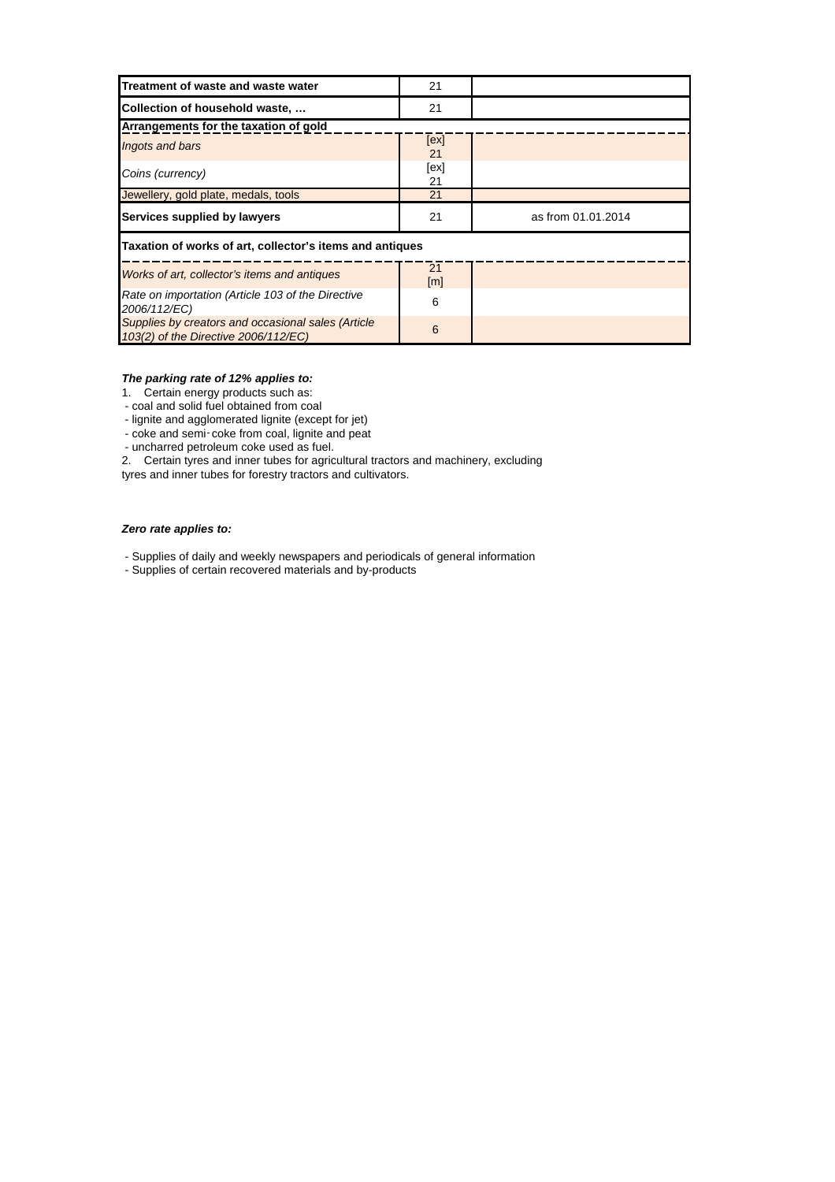| | | |
|---|---|---|
| **Treatment of waste and waste water** | 21 | |
| **Collection of household waste, …** | 21 | |
| **Arrangements for the taxation of gold** | | |
| *Ingots and bars* | [ex] 21 | |
| *Coins (currency)* | [ex] 21 | |
| Jewellery, gold plate, medals, tools | 21 | |
| **Services supplied by lawyers** | 21 | as from 01.01.2014 |
| **Taxation of works of art, collector's items and antiques** | | |
| *Works of art, collector's items and antiques* | 21 [m] | |
| *Rate on importation (Article 103 of the Directive 2006/112/EC)* | 6 | |
| *Supplies by creators and occasional sales (Article 103(2) of the Directive 2006/112/EC)* | 6 | |

***The parking rate of 12% applies to:***

1. Certain energy products such as:
 - coal and solid fuel obtained from coal
 - lignite and agglomerated lignite (except for jet)
 - coke and semi-coke from coal, lignite and peat
 - uncharred petroleum coke used as fuel.
2. Certain tyres and inner tubes for agricultural tractors and machinery, excluding tyres and inner tubes for forestry tractors and cultivators.

***Zero rate applies to:***

- Supplies of daily and weekly newspapers and periodicals of general information
- Supplies of certain recovered materials and by-products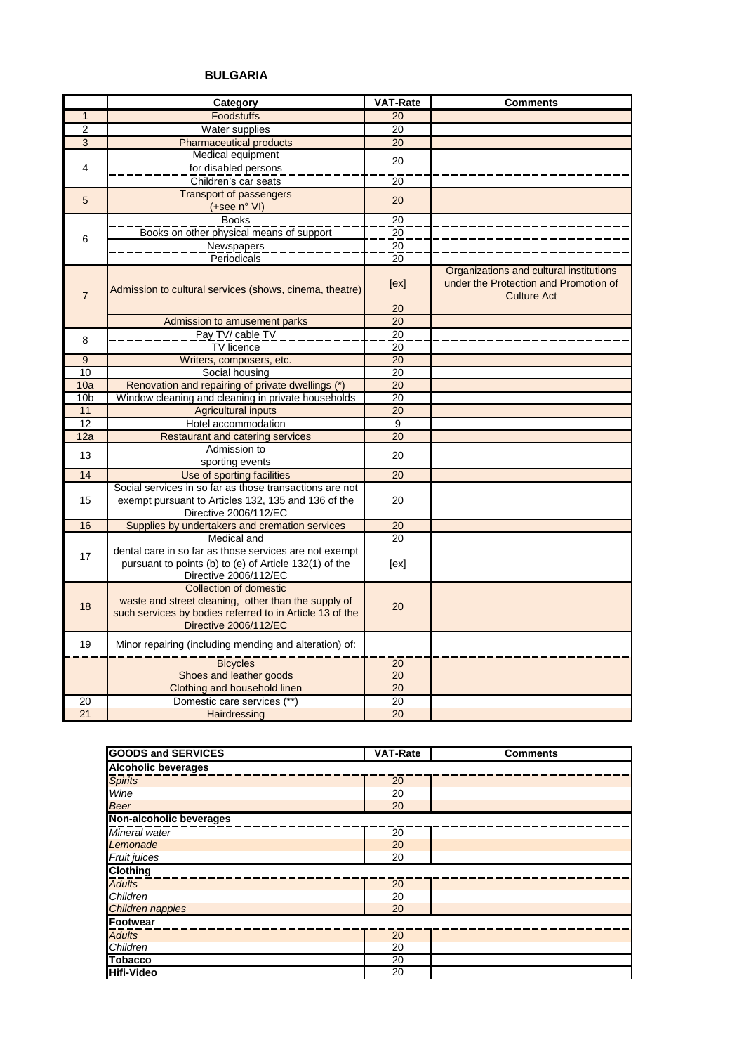## BULGARIA

| | Category | VAT-Rate | Comments |
|---|---|---|---|
| 1 | Foodstuffs | 20 | |
| 2 | Water supplies | 20 | |
| 3 | Pharmaceutical products | 20 | |
| 4 | Medical equipment for disabled persons | 20 | |
| | Children's car seats | 20 | |
| 5 | Transport of passengers (+see n° VI) | 20 | |
| 6 | Books | 20 | |
| | Books on other physical means of support | 20 | |
| | Newspapers | 20 | |
| | Periodicals | 20 | |
| 7 | Admission to cultural services (shows, cinema, theatre) | [ex] | Organizations and cultural institutions under the Protection and Promotion of Culture Act |
| | | 20 | |
| | Admission to amusement parks | 20 | |
| 8 | Pay TV/ cable TV | 20 | |
| | TV licence | 20 | |
| 9 | Writers, composers, etc. | 20 | |
| 10 | Social housing | 20 | |
| 10a | Renovation and repairing of private dwellings (*) | 20 | |
| 10b | Window cleaning and cleaning in private households | 20 | |
| 11 | Agricultural inputs | 20 | |
| 12 | Hotel accommodation | 9 | |
| 12a | Restaurant and catering services | 20 | |
| 13 | Admission to sporting events | 20 | |
| 14 | Use of sporting facilities | 20 | |
| 15 | Social services in so far as those transactions are not exempt pursuant to Articles 132, 135 and 136 of the Directive 2006/112/EC | 20 | |
| 16 | Supplies by undertakers and cremation services | 20 | |
| 17 | Medical and dental care in so far as those services are not exempt pursuant to points (b) to (e) of Article 132(1) of the Directive 2006/112/EC | 20 | |
| | | [ex] | |
| 18 | Collection of domestic waste and street cleaning, other than the supply of such services by bodies referred to in Article 13 of the Directive 2006/112/EC | 20 | |
| 19 | Minor repairing (including mending and alteration) of: | | |
| | Bicycles | 20 | |
| | Shoes and leather goods | 20 | |
| | Clothing and household linen | 20 | |
| 20 | Domestic care services (**) | 20 | |
| 21 | Hairdressing | 20 | |

| GOODS and SERVICES | VAT-Rate | Comments |
|---|---|---|
| **Alcoholic beverages** | | |
| *Spirits* | 20 | |
| *Wine* | 20 | |
| *Beer* | 20 | |
| **Non-alcoholic beverages** | | |
| *Mineral water* | 20 | |
| *Lemonade* | 20 | |
| *Fruit juices* | 20 | |
| **Clothing** | | |
| *Adults* | 20 | |
| *Children* | 20 | |
| *Children nappies* | 20 | |
| **Footwear** | | |
| *Adults* | 20 | |
| *Children* | 20 | |
| **Tobacco** | 20 | |
| **Hifi-Video** | 20 | |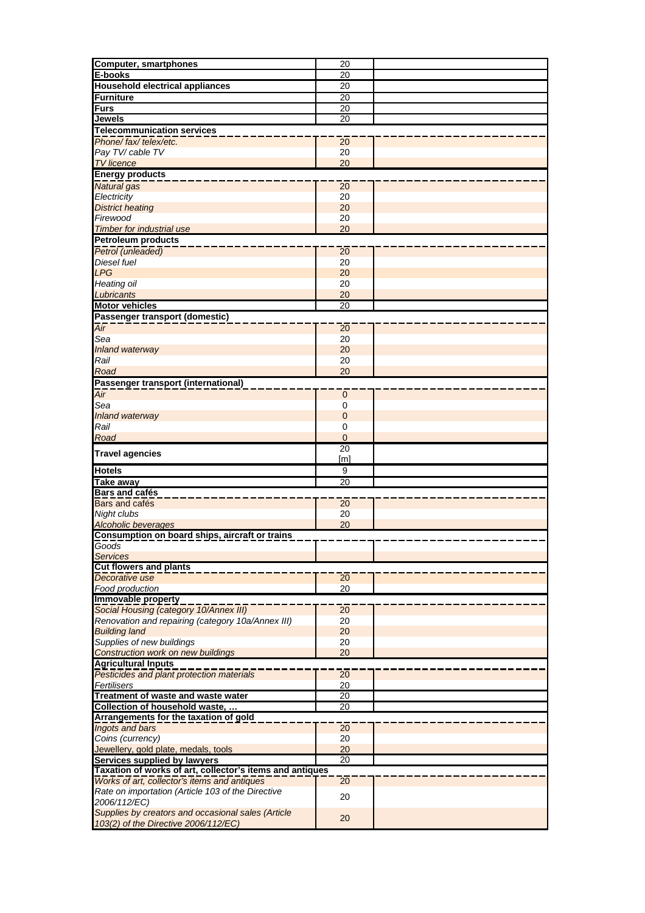| | | |
|---|---|---|
| **Computer, smartphones** | 20 | |
| **E-books** | 20 | |
| **Household electrical appliances** | 20 | |
| **Furniture** | 20 | |
| **Furs** | 20 | |
| **Jewels** | 20 | |
| **Telecommunication services** | | |
| *Phone/ fax/ telex/etc.* | 20 | |
| *Pay TV/ cable TV* | 20 | |
| *TV licence* | 20 | |
| **Energy products** | | |
| *Natural gas* | 20 | |
| *Electricity* | 20 | |
| *District heating* | 20 | |
| *Firewood* | 20 | |
| *Timber for industrial use* | 20 | |
| **Petroleum products** | | |
| *Petrol (unleaded)* | 20 | |
| *Diesel fuel* | 20 | |
| *LPG* | 20 | |
| *Heating oil* | 20 | |
| *Lubricants* | 20 | |
| **Motor vehicles** | 20 | |
| **Passenger transport (domestic)** | | |
| *Air* | 20 | |
| *Sea* | 20 | |
| *Inland waterway* | 20 | |
| *Rail* | 20 | |
| *Road* | 20 | |
| **Passenger transport (international)** | | |
| *Air* | 0 | |
| *Sea* | 0 | |
| *Inland waterway* | 0 | |
| *Rail* | 0 | |
| *Road* | 0 | |
| **Travel agencies** | 20 [m] | |
| **Hotels** | 9 | |
| **Take away** | 20 | |
| **Bars and cafés** | | |
| Bars and cafés | 20 | |
| *Night clubs* | 20 | |
| *Alcoholic beverages* | 20 | |
| **Consumption on board ships, aircraft or trains** | | |
| *Goods* | | |
| *Services* | | |
| **Cut flowers and plants** | | |
| *Decorative use* | 20 | |
| *Food production* | 20 | |
| **Immovable property** | | |
| *Social Housing (category 10/Annex III)* | 20 | |
| *Renovation and repairing (category 10a/Annex III)* | 20 | |
| *Building land* | 20 | |
| *Supplies of new buildings* | 20 | |
| *Construction work on new buildings* | 20 | |
| **Agricultural Inputs** | | |
| *Pesticides and plant protection materials* | 20 | |
| *Fertilisers* | 20 | |
| **Treatment of waste and waste water** | 20 | |
| **Collection of household waste, …** | 20 | |
| **Arrangements for the taxation of gold** | | |
| *Ingots and bars* | 20 | |
| *Coins (currency)* | 20 | |
| *Jewellery, gold plate, medals, tools* | 20 | |
| **Services supplied by lawyers** | 20 | |
| **Taxation of works of art, collector's items and antiques** | | |
| *Works of art, collector's items and antiques* | 20 | |
| *Rate on importation (Article 103 of the Directive 2006/112/EC)* | 20 | |
| *Supplies by creators and occasional sales (Article 103(2) of the Directive 2006/112/EC)* | 20 | |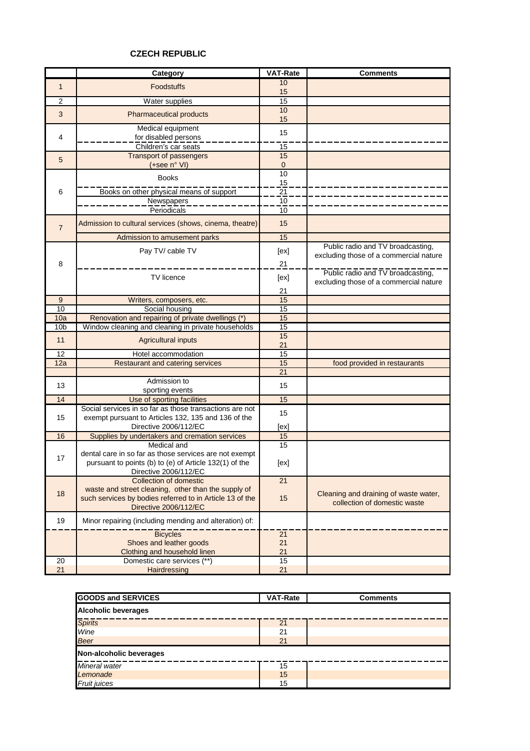# CZECH REPUBLIC

| | Category | VAT-Rate | Comments |
|---|---|---|---|
| 1 | Foodstuffs | 10<br>15 | |
| 2 | Water supplies | 15 | |
| 3 | Pharmaceutical products | 10<br>15 | |
| 4 | Medical equipment for disabled persons | 15 | |
| | Children's car seats | 15 | |
| 5 | Transport of passengers (+see n° VI) | 15<br>0 | |
| 6 | Books | 10<br>15 | |
| | Books on other physical means of support | 21 | |
| | Newspapers | 10 | |
| | Periodicals | 10 | |
| 7 | Admission to cultural services (shows, cinema, theatre) | 15 | |
| | Admission to amusement parks | 15 | |
| 8 | Pay TV/ cable TV | [ex]<br>21 | Public radio and TV broadcasting, excluding those of a commercial nature |
| | TV licence | [ex]<br>21 | Public radio and TV broadcasting, excluding those of a commercial nature |
| 9 | Writers, composers, etc. | 15 | |
| 10 | Social housing | 15 | |
| 10a | Renovation and repairing of private dwellings (*) | 15 | |
| 10b | Window cleaning and cleaning in private households | 15 | |
| 11 | Agricultural inputs | 15<br>21 | |
| 12 | Hotel accommodation | 15 | |
| 12a | Restaurant and catering services | 15 | food provided in restaurants |
| | | 21 | |
| 13 | Admission to sporting events | 15 | |
| 14 | Use of sporting facilities | 15 | |
| 15 | Social services in so far as those transactions are not exempt pursuant to Articles 132, 135 and 136 of the Directive 2006/112/EC | 15<br>[ex] | |
| 16 | Supplies by undertakers and cremation services | 15 | |
| 17 | Medical and dental care in so far as those services are not exempt pursuant to points (b) to (e) of Article 132(1) of the Directive 2006/112/EC | 15<br>[ex] | |
| 18 | Collection of domestic waste and street cleaning, other than the supply of such services by bodies referred to in Article 13 of the Directive 2006/112/EC | 21<br>15 | Cleaning and draining of waste water, collection of domestic waste |
| 19 | Minor repairing (including mending and alteration) of: | | |
| | Bicycles | 21 | |
| | Shoes and leather goods | 21 | |
| | Clothing and household linen | 21 | |
| 20 | Domestic care services (**) | 15 | |
| 21 | Hairdressing | 21 | |

| GOODS and SERVICES | VAT-Rate | Comments |
|---|---|---|
| **Alcoholic beverages** | | |
| *Spirits* | 21 | |
| *Wine* | 21 | |
| *Beer* | 21 | |
| **Non-alcoholic beverages** | | |
| *Mineral water* | 15 | |
| *Lemonade* | 15 | |
| *Fruit juices* | 15 | |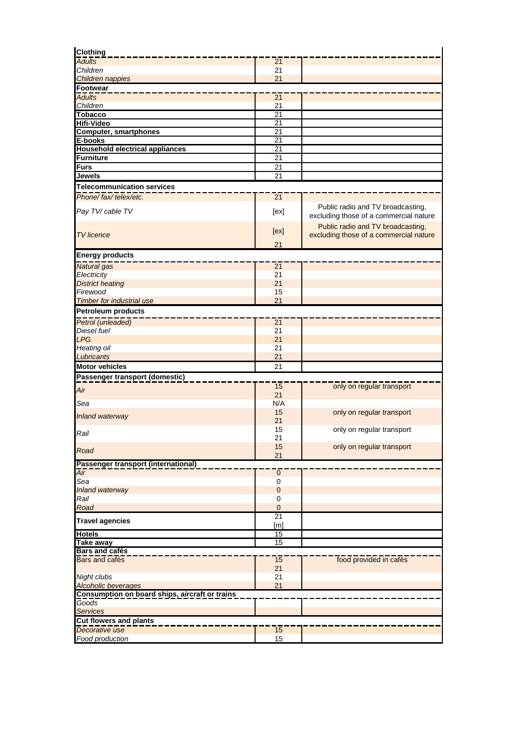| | | |
|---|---|---|
| **Clothing** | | |
| *Adults* | 21 | |
| *Children* | 21 | |
| *Children nappies* | 21 | |
| **Footwear** | | |
| *Adults* | 21 | |
| *Children* | 21 | |
| **Tobacco** | 21 | |
| **Hifi-Video** | 21 | |
| **Computer, smartphones** | 21 | |
| **E-books** | 21 | |
| **Household electrical appliances** | 21 | |
| **Furniture** | 21 | |
| **Furs** | 21 | |
| **Jewels** | 21 | |
| **Telecommunication services** | | |
| *Phone/ fax/ telex/etc.* | 21 | |
| *Pay TV/ cable TV* | [ex] | Public radio and TV broadcasting, excluding those of a commercial nature |
| *TV licence* | [ex]<br>21 | Public radio and TV broadcasting, excluding those of a commercial nature |
| **Energy products** | | |
| *Natural gas* | 21 | |
| *Electricity* | 21 | |
| *District heating* | 21 | |
| *Firewood* | 15 | |
| *Timber for industrial use* | 21 | |
| **Petroleum products** | | |
| *Petrol (unleaded)* | 21 | |
| *Diesel fuel* | 21 | |
| *LPG* | 21 | |
| *Heating oil* | 21 | |
| *Lubricants* | 21 | |
| **Motor vehicles** | 21 | |
| **Passenger transport (domestic)** | | |
| *Air* | 15<br>21 | only on regular transport |
| *Sea* | N/A | |
| *Inland waterway* | 15<br>21 | only on regular transport |
| *Rail* | 15<br>21 | only on regular transport |
| *Road* | 15<br>21 | only on regular transport |
| **Passenger transport (international)** | | |
| *Air* | 0 | |
| *Sea* | 0 | |
| *Inland waterway* | 0 | |
| *Rail* | 0 | |
| *Road* | 0 | |
| **Travel agencies** | 21<br>[m] | |
| **Hotels** | 15 | |
| **Take away** | 15 | |
| **Bars and cafés** | | |
| Bars and cafés | 15<br>21 | food provided in cafés |
| *Night clubs* | 21 | |
| *Alcoholic beverages* | 21 | |
| **Consumption on board ships, aircraft or trains** | | |
| *Goods* | | |
| *Services* | | |
| **Cut flowers and plants** | | |
| *Decorative use* | 15 | |
| *Food production* | 15 | |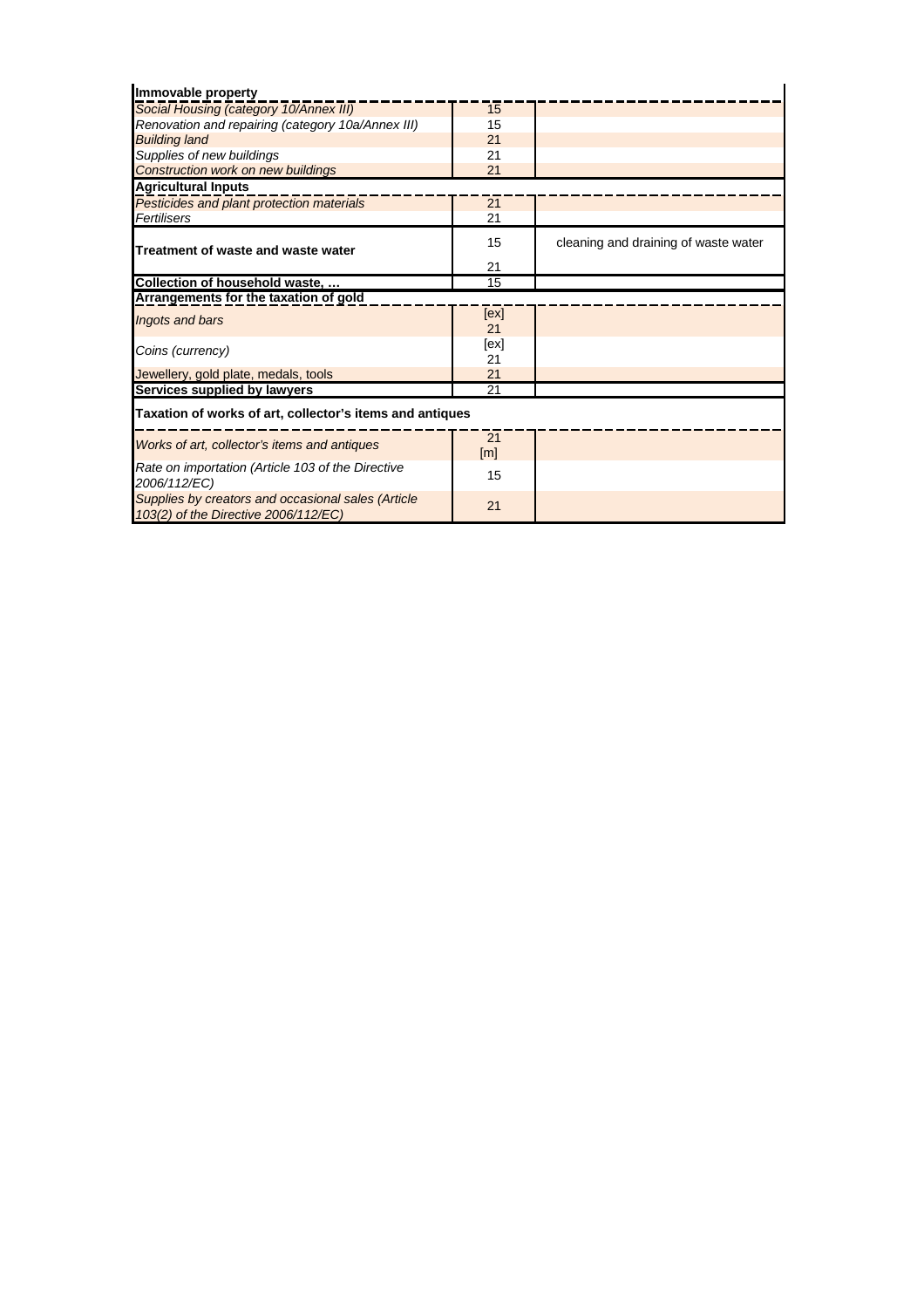| **Immovable property** | | |
|---|---|---|
| *Social Housing (category 10/Annex III)* | 15 | |
| *Renovation and repairing (category 10a/Annex III)* | 15 | |
| *Building land* | 21 | |
| *Supplies of new buildings* | 21 | |
| *Construction work on new buildings* | 21 | |
| **Agricultural Inputs** | | |
| *Pesticides and plant protection materials* | 21 | |
| *Fertilisers* | 21 | |
| **Treatment of waste and waste water** | 15<br>21 | cleaning and draining of waste water |
| **Collection of household waste, …** | 15 | |
| **Arrangements for the taxation of gold** | | |
| *Ingots and bars* | [ex]<br>21 | |
| *Coins (currency)* | [ex]<br>21 | |
| Jewellery, gold plate, medals, tools | 21 | |
| **Services supplied by lawyers** | 21 | |
| **Taxation of works of art, collector's items and antiques** | | |
| *Works of art, collector's items and antiques* | 21<br>[m] | |
| *Rate on importation (Article 103 of the Directive 2006/112/EC)* | 15 | |
| *Supplies by creators and occasional sales (Article 103(2) of the Directive 2006/112/EC)* | 21 | |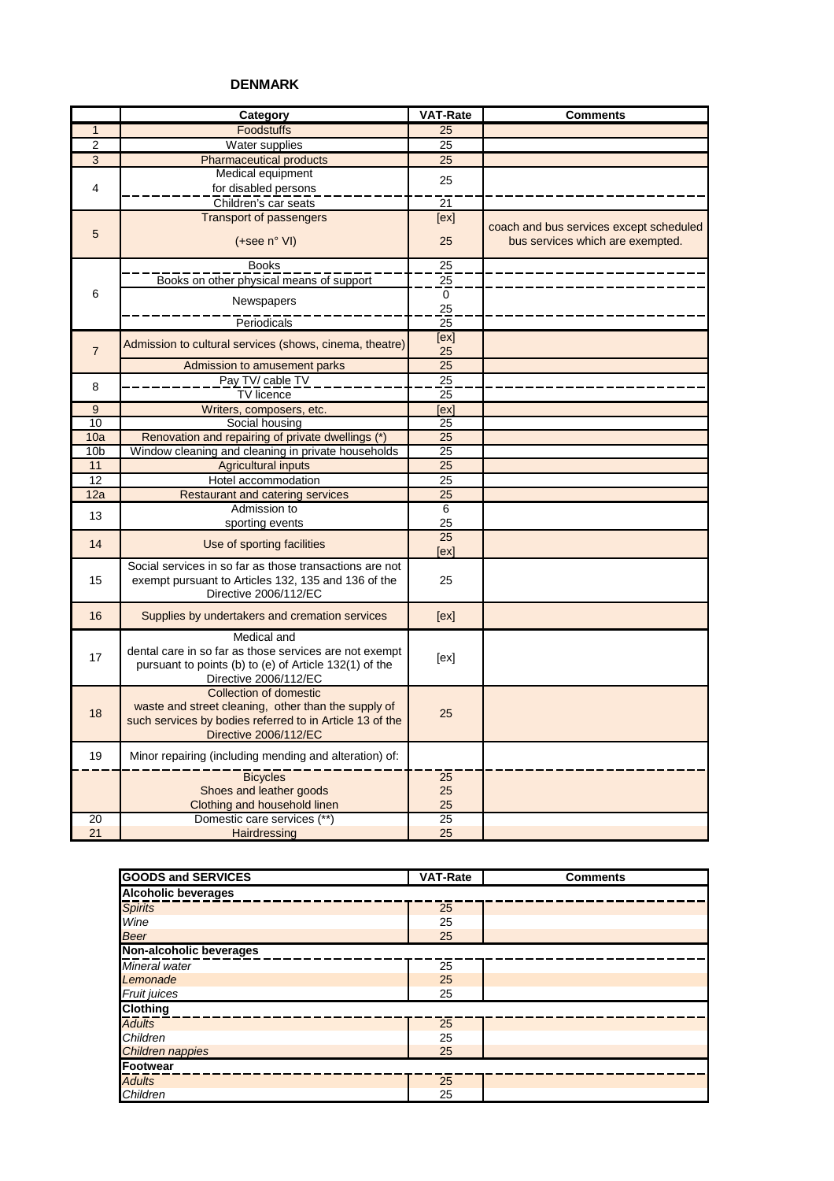# DENMARK

| | Category | VAT-Rate | Comments |
|---|---|---|---|
| 1 | Foodstuffs | 25 | |
| 2 | Water supplies | 25 | |
| 3 | Pharmaceutical products | 25 | |
| 4 | Medical equipment for disabled persons | 25 | |
| | Children's car seats | 21 | |
| 5 | Transport of passengers (+see n° VI) | [ex] 25 | coach and bus services except scheduled bus services which are exempted. |
| 6 | Books | 25 | |
| | Books on other physical means of support | 25 | |
| | Newspapers | 0 25 | |
| | Periodicals | 25 | |
| 7 | Admission to cultural services (shows, cinema, theatre) | [ex] 25 | |
| | Admission to amusement parks | 25 | |
| 8 | Pay TV/ cable TV | 25 | |
| | TV licence | 25 | |
| 9 | Writers, composers, etc. | [ex] | |
| 10 | Social housing | 25 | |
| 10a | Renovation and repairing of private dwellings (*) | 25 | |
| 10b | Window cleaning and cleaning in private households | 25 | |
| 11 | Agricultural inputs | 25 | |
| 12 | Hotel accommodation | 25 | |
| 12a | Restaurant and catering services | 25 | |
| 13 | Admission to sporting events | 6 25 | |
| 14 | Use of sporting facilities | 25 [ex] | |
| 15 | Social services in so far as those transactions are not exempt pursuant to Articles 132, 135 and 136 of the Directive 2006/112/EC | 25 | |
| 16 | Supplies by undertakers and cremation services | [ex] | |
| 17 | Medical and dental care in so far as those services are not exempt pursuant to points (b) to (e) of Article 132(1) of the Directive 2006/112/EC | [ex] | |
| 18 | Collection of domestic waste and street cleaning, other than the supply of such services by bodies referred to in Article 13 of the Directive 2006/112/EC | 25 | |
| 19 | Minor repairing (including mending and alteration) of: | | |
| | Bicycles | 25 | |
| | Shoes and leather goods | 25 | |
| | Clothing and household linen | 25 | |
| 20 | Domestic care services (**) | 25 | |
| 21 | Hairdressing | 25 | |

| GOODS and SERVICES | VAT-Rate | Comments |
|---|---|---|
| **Alcoholic beverages** | | |
| *Spirits* | 25 | |
| *Wine* | 25 | |
| *Beer* | 25 | |
| **Non-alcoholic beverages** | | |
| *Mineral water* | 25 | |
| *Lemonade* | 25 | |
| *Fruit juices* | 25 | |
| **Clothing** | | |
| *Adults* | 25 | |
| *Children* | 25 | |
| *Children nappies* | 25 | |
| **Footwear** | | |
| *Adults* | 25 | |
| *Children* | 25 | |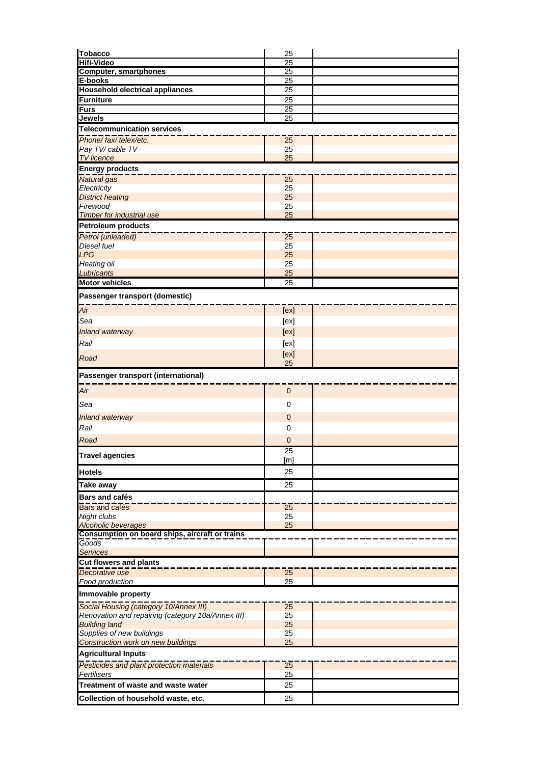| | | |
|---|---|---|
| **Tobacco** | 25 | |
| **Hifi-Video** | 25 | |
| **Computer, smartphones** | 25 | |
| **E-books** | 25 | |
| **Household electrical appliances** | 25 | |
| **Furniture** | 25 | |
| **Furs** | 25 | |
| **Jewels** | 25 | |
| **Telecommunication services** | | |
| *Phone/ fax/ telex/etc.* | 25 | |
| *Pay TV/ cable TV* | 25 | |
| *TV licence* | 25 | |
| **Energy products** | | |
| *Natural gas* | 25 | |
| *Electricity* | 25 | |
| *District heating* | 25 | |
| *Firewood* | 25 | |
| *Timber for industrial use* | 25 | |
| **Petroleum products** | | |
| *Petrol (unleaded)* | 25 | |
| *Diesel fuel* | 25 | |
| *LPG* | 25 | |
| *Heating oil* | 25 | |
| *Lubricants* | 25 | |
| **Motor vehicles** | 25 | |
| **Passenger transport (domestic)** | | |
| *Air* | [ex] | |
| *Sea* | [ex] | |
| *Inland waterway* | [ex] | |
| *Rail* | [ex] | |
| *Road* | [ex] 25 | |
| **Passenger transport (international)** | | |
| *Air* | 0 | |
| *Sea* | 0 | |
| *Inland waterway* | 0 | |
| *Rail* | 0 | |
| *Road* | 0 | |
| **Travel agencies** | 25 [m] | |
| **Hotels** | 25 | |
| **Take away** | 25 | |
| **Bars and cafés** | | |
| Bars and cafés | 25 | |
| *Night clubs* | 25 | |
| *Alcoholic beverages* | 25 | |
| **Consumption on board ships, aircraft or trains** | | |
| *Goods* | | |
| *Services* | | |
| **Cut flowers and plants** | | |
| *Decorative use* | 25 | |
| *Food production* | 25 | |
| **Immovable property** | | |
| *Social Housing (category 10/Annex III)* | 25 | |
| *Renovation and repairing (category 10a/Annex III)* | 25 | |
| *Building land* | 25 | |
| *Supplies of new buildings* | 25 | |
| *Construction work on new buildings* | 25 | |
| **Agricultural Inputs** | | |
| *Pesticides and plant protection materials* | 25 | |
| *Fertilisers* | 25 | |
| **Treatment of waste and waste water** | 25 | |
| **Collection of household waste, etc.** | 25 | |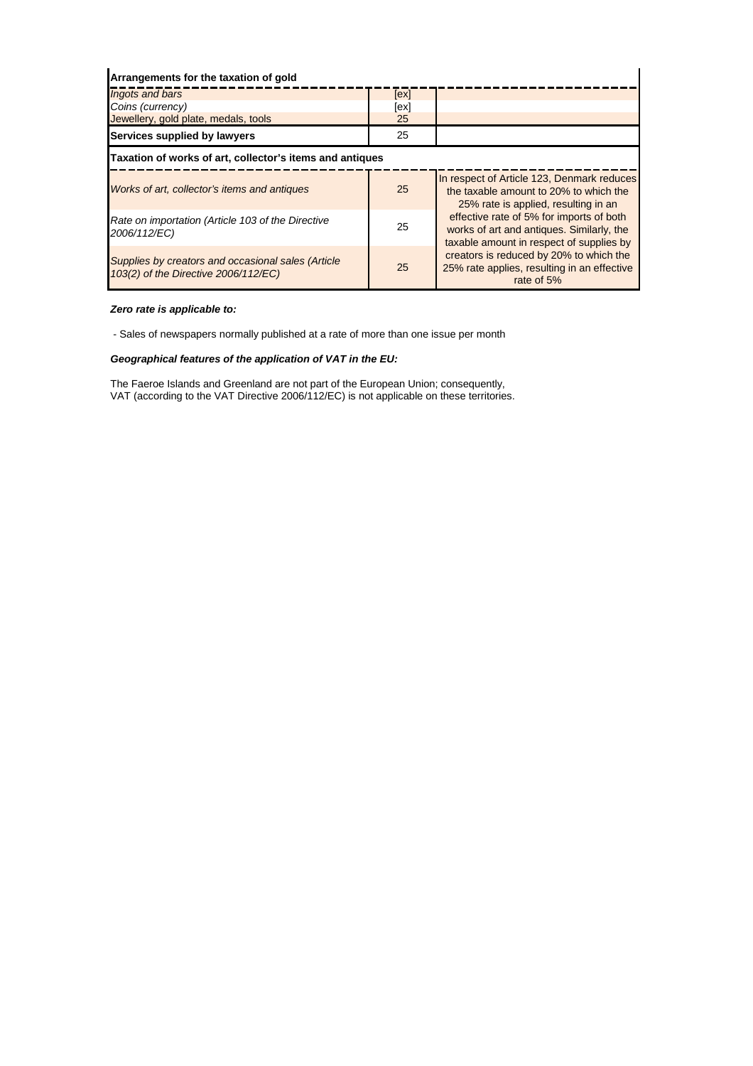| Arrangements for the taxation of gold | | |
|---|---|---|
| *Ingots and bars* | [ex] | |
| *Coins (currency)* | [ex] | |
| *Jewellery, gold plate, medals, tools* | 25 | |
| **Services supplied by lawyers** | 25 | |
| **Taxation of works of art, collector's items and antiques** | | |
| *Works of art, collector's items and antiques* | 25 | In respect of Article 123, Denmark reduces the taxable amount to 20% to which the 25% rate is applied, resulting in an effective rate of 5% for imports of both works of art and antiques. Similarly, the taxable amount in respect of supplies by creators is reduced by 20% to which the 25% rate applies, resulting in an effective rate of 5% |
| *Rate on importation (Article 103 of the Directive 2006/112/EC)* | 25 | |
| *Supplies by creators and occasional sales (Article 103(2) of the Directive 2006/112/EC)* | 25 | |

***Zero rate is applicable to:***

- Sales of newspapers normally published at a rate of more than one issue per month

***Geographical features of the application of VAT in the EU:***

The Faeroe Islands and Greenland are not part of the European Union; consequently, VAT (according to the VAT Directive 2006/112/EC) is not applicable on these territories.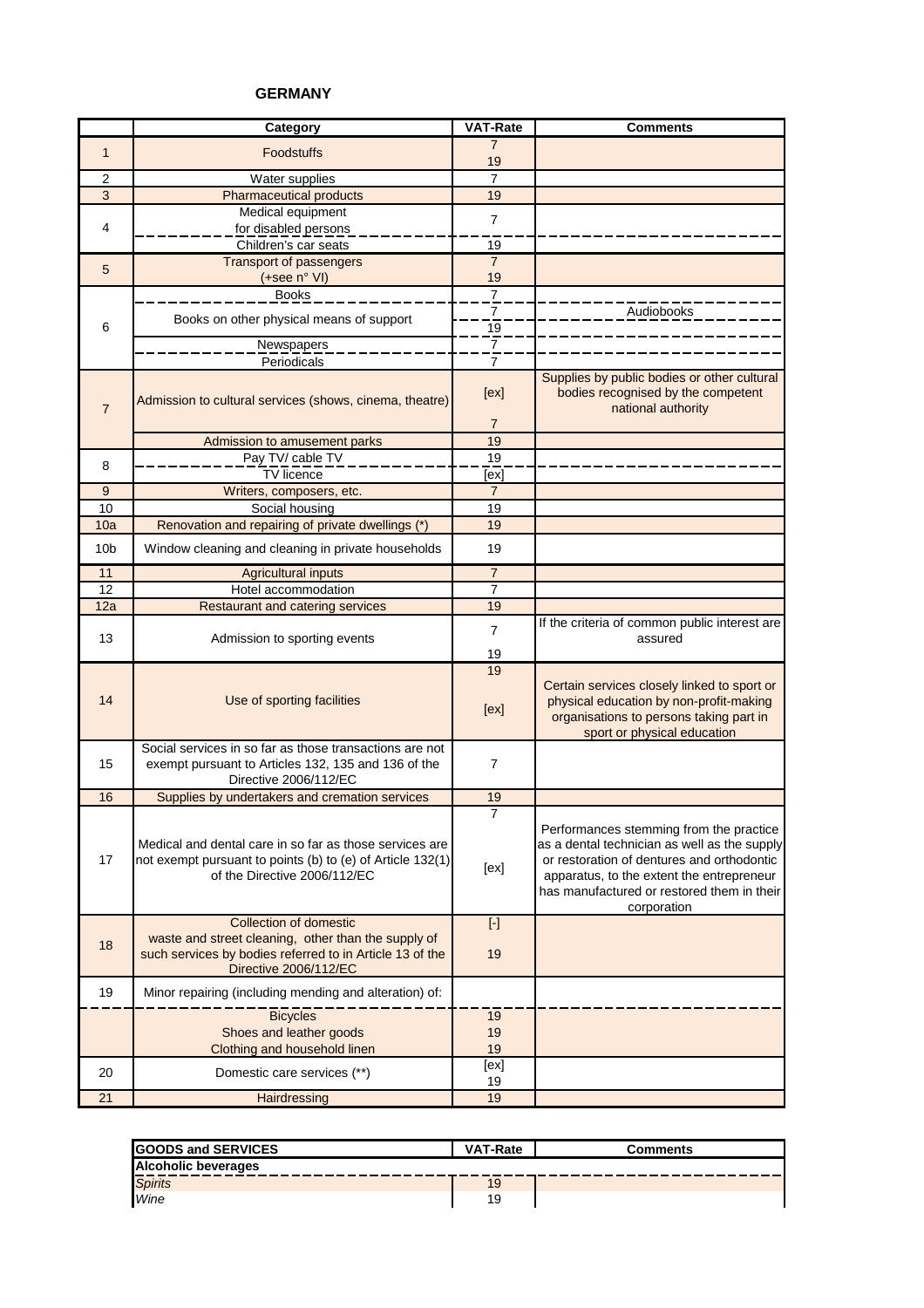## GERMANY

| | Category | VAT-Rate | Comments |
|---|---|---|---|
| 1 | Foodstuffs | 7<br>19 | |
| 2 | Water supplies | 7 | |
| 3 | Pharmaceutical products | 19 | |
| 4 | Medical equipment for disabled persons | 7 | |
| | Children's car seats | 19 | |
| 5 | Transport of passengers (+see n° VI) | 7<br>19 | |
| 6 | Books | 7 | |
| | Books on other physical means of support | 7<br>19 | Audiobooks |
| | Newspapers | 7 | |
| | Periodicals | 7 | |
| 7 | Admission to cultural services (shows, cinema, theatre) | [ex]<br>7 | Supplies by public bodies or other cultural bodies recognised by the competent national authority |
| | Admission to amusement parks | 19 | |
| 8 | Pay TV/ cable TV | 19 | |
| | TV licence | [ex] | |
| 9 | Writers, composers, etc. | 7 | |
| 10 | Social housing | 19 | |
| 10a | Renovation and repairing of private dwellings (*) | 19 | |
| 10b | Window cleaning and cleaning in private households | 19 | |
| 11 | Agricultural inputs | 7 | |
| 12 | Hotel accommodation | 7 | |
| 12a | Restaurant and catering services | 19 | |
| 13 | Admission to sporting events | 7<br>19 | If the criteria of common public interest are assured |
| 14 | Use of sporting facilities | 19<br>[ex] | Certain services closely linked to sport or physical education by non-profit-making organisations to persons taking part in sport or physical education |
| 15 | Social services in so far as those transactions are not exempt pursuant to Articles 132, 135 and 136 of the Directive 2006/112/EC | 7 | |
| 16 | Supplies by undertakers and cremation services | 19 | |
| 17 | Medical and dental care in so far as those services are not exempt pursuant to points (b) to (e) of Article 132(1) of the Directive 2006/112/EC | 7<br>[ex] | Performances stemming from the practice as a dental technician as well as the supply or restoration of dentures and orthodontic apparatus, to the extent the entrepreneur has manufactured or restored them in their corporation |
| 18 | Collection of domestic waste and street cleaning, other than the supply of such services by bodies referred to in Article 13 of the Directive 2006/112/EC | [-]<br>19 | |
| 19 | Minor repairing (including mending and alteration) of: | | |
| | Bicycles | 19 | |
| | Shoes and leather goods | 19 | |
| | Clothing and household linen | 19 | |
| 20 | Domestic care services (**) | [ex]<br>19 | |
| 21 | Hairdressing | 19 | |

| GOODS and SERVICES | VAT-Rate | Comments |
|---|---|---|
| **Alcoholic beverages** | | |
| *Spirits* | 19 | |
| *Wine* | 19 | |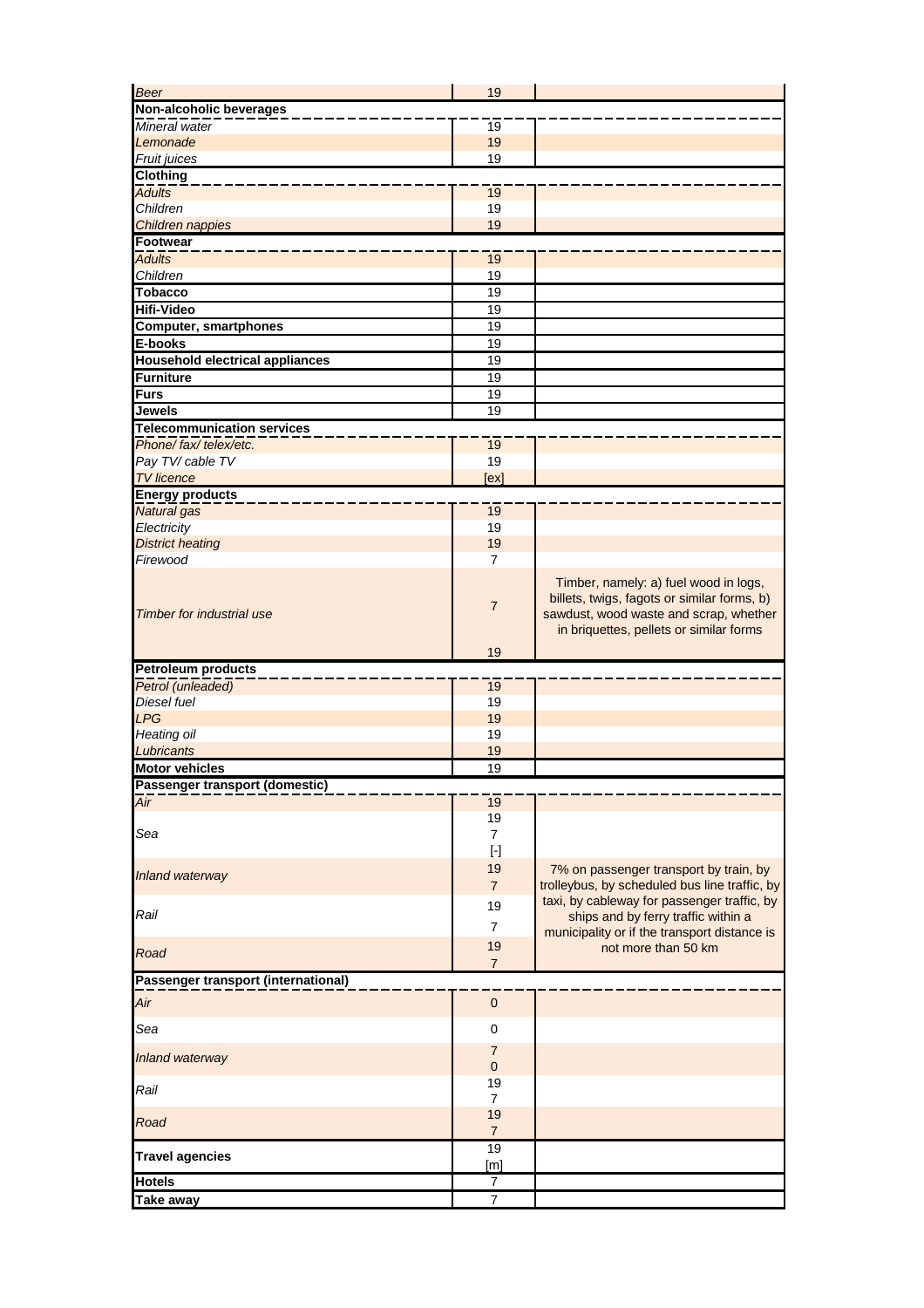| | | |
|---|---|---|
| *Beer* | 19 | |
| **Non-alcoholic beverages** | | |
| *Mineral water* | 19 | |
| *Lemonade* | 19 | |
| *Fruit juices* | 19 | |
| **Clothing** | | |
| *Adults* | 19 | |
| *Children* | 19 | |
| *Children nappies* | 19 | |
| **Footwear** | | |
| *Adults* | 19 | |
| *Children* | 19 | |
| **Tobacco** | 19 | |
| **Hifi-Video** | 19 | |
| **Computer, smartphones** | 19 | |
| **E-books** | 19 | |
| **Household electrical appliances** | 19 | |
| **Furniture** | 19 | |
| **Furs** | 19 | |
| **Jewels** | 19 | |
| **Telecommunication services** | | |
| *Phone/ fax/ telex/etc.* | 19 | |
| *Pay TV/ cable TV* | 19 | |
| *TV licence* | [ex] | |
| **Energy products** | | |
| *Natural gas* | 19 | |
| *Electricity* | 19 | |
| *District heating* | 19 | |
| *Firewood* | 7 | |
| *Timber for industrial use* | 7<br>19 | Timber, namely: a) fuel wood in logs, billets, twigs, fagots or similar forms, b) sawdust, wood waste and scrap, whether in briquettes, pellets or similar forms |
| **Petroleum products** | | |
| *Petrol (unleaded)* | 19 | |
| *Diesel fuel* | 19 | |
| *LPG* | 19 | |
| *Heating oil* | 19 | |
| *Lubricants* | 19 | |
| **Motor vehicles** | 19 | |
| **Passenger transport (domestic)** | | |
| *Air* | 19 | |
| *Sea* | 19<br>7<br>[-] | |
| *Inland waterway* | 19<br>7 | 7% on passenger transport by train, by trolleybus, by scheduled bus line traffic, by taxi, by cableway for passenger traffic, by ships and by ferry traffic within a municipality or if the transport distance is not more than 50 km |
| *Rail* | 19<br>7 | |
| *Road* | 19<br>7 | |
| **Passenger transport (international)** | | |
| *Air* | 0 | |
| *Sea* | 0 | |
| *Inland waterway* | 7<br>0 | |
| *Rail* | 19<br>7 | |
| *Road* | 19<br>7 | |
| **Travel agencies** | 19<br>[m] | |
| **Hotels** | 7 | |
| **Take away** | 7 | |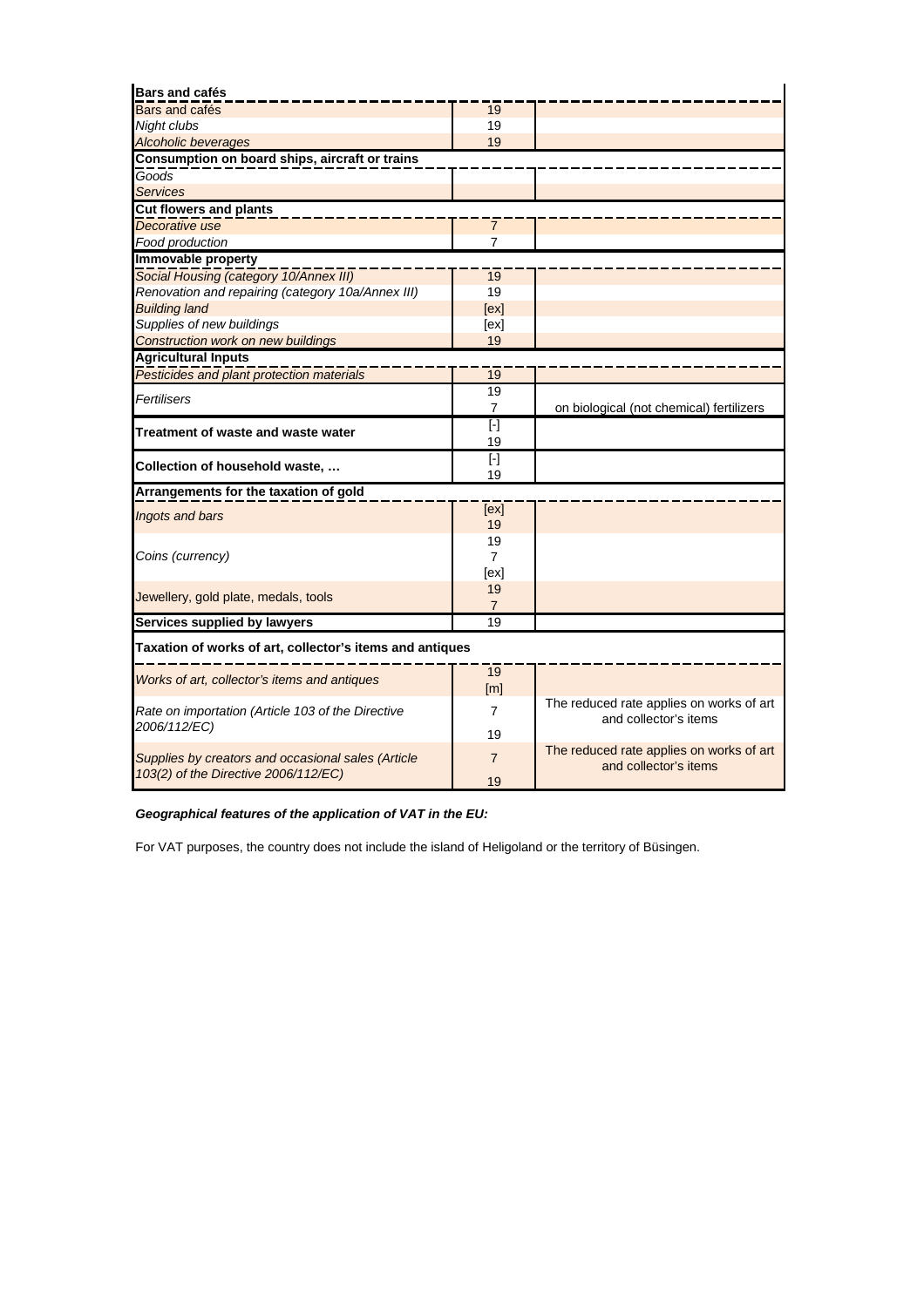| **Bars and cafés** | | |
|---|---|---|
| Bars and cafés | 19 | |
| *Night clubs* | 19 | |
| *Alcoholic beverages* | 19 | |
| **Consumption on board ships, aircraft or trains** | | |
| *Goods* | | |
| *Services* | | |
| **Cut flowers and plants** | | |
| *Decorative use* | 7 | |
| *Food production* | 7 | |
| **Immovable property** | | |
| *Social Housing (category 10/Annex III)* | 19 | |
| *Renovation and repairing (category 10a/Annex III)* | 19 | |
| *Building land* | [ex] | |
| *Supplies of new buildings* | [ex] | |
| *Construction work on new buildings* | 19 | |
| **Agricultural Inputs** | | |
| *Pesticides and plant protection materials* | 19 | |
| *Fertilisers* | 19<br>7 | on biological (not chemical) fertilizers |
| **Treatment of waste and waste water** | [-]<br>19 | |
| **Collection of household waste, …** | [-]<br>19 | |
| **Arrangements for the taxation of gold** | | |
| *Ingots and bars* | [ex]<br>19 | |
| *Coins (currency)* | 19<br>7<br>[ex] | |
| Jewellery, gold plate, medals, tools | 19<br>7 | |
| **Services supplied by lawyers** | 19 | |
| **Taxation of works of art, collector's items and antiques** | | |
| *Works of art, collector's items and antiques* | 19<br>[m] | |
| *Rate on importation (Article 103 of the Directive 2006/112/EC)* | 7<br>19 | The reduced rate applies on works of art and collector's items |
| *Supplies by creators and occasional sales (Article 103(2) of the Directive 2006/112/EC)* | 7<br>19 | The reduced rate applies on works of art and collector's items |

***Geographical features of the application of VAT in the EU:***

For VAT purposes, the country does not include the island of Heligoland or the territory of Büsingen.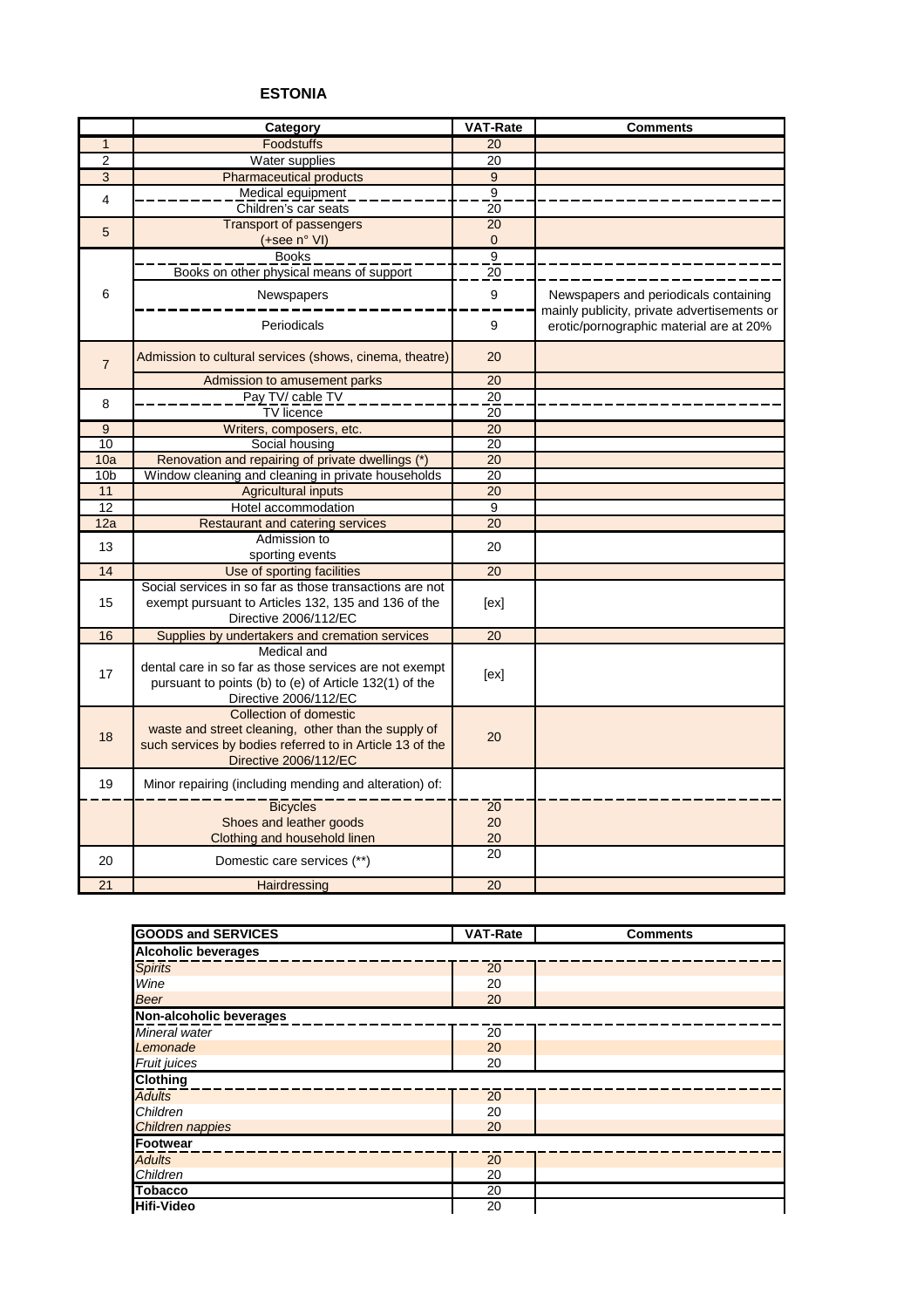**ESTONIA**

| | Category | VAT-Rate | Comments |
|---|---|---|---|
| 1 | Foodstuffs | 20 | |
| 2 | Water supplies | 20 | |
| 3 | Pharmaceutical products | 9 | |
| 4 | Medical equipment | 9 | |
| | Children's car seats | 20 | |
| 5 | Transport of passengers | 20 | |
| | (+see n° VI) | 0 | |
| 6 | Books | 9 | |
| | Books on other physical means of support | 20 | |
| | Newspapers | 9 | Newspapers and periodicals containing mainly publicity, private advertisements or erotic/pornographic material are at 20% |
| | Periodicals | 9 | |
| 7 | Admission to cultural services (shows, cinema, theatre) | 20 | |
| | Admission to amusement parks | 20 | |
| 8 | Pay TV/ cable TV | 20 | |
| | TV licence | 20 | |
| 9 | Writers, composers, etc. | 20 | |
| 10 | Social housing | 20 | |
| 10a | Renovation and repairing of private dwellings (*) | 20 | |
| 10b | Window cleaning and cleaning in private households | 20 | |
| 11 | Agricultural inputs | 20 | |
| 12 | Hotel accommodation | 9 | |
| 12a | Restaurant and catering services | 20 | |
| 13 | Admission to sporting events | 20 | |
| 14 | Use of sporting facilities | 20 | |
| 15 | Social services in so far as those transactions are not exempt pursuant to Articles 132, 135 and 136 of the Directive 2006/112/EC | [ex] | |
| 16 | Supplies by undertakers and cremation services | 20 | |
| 17 | Medical and dental care in so far as those services are not exempt pursuant to points (b) to (e) of Article 132(1) of the Directive 2006/112/EC | [ex] | |
| 18 | Collection of domestic waste and street cleaning, other than the supply of such services by bodies referred to in Article 13 of the Directive 2006/112/EC | 20 | |
| 19 | Minor repairing (including mending and alteration) of: | | |
| | Bicycles | 20 | |
| | Shoes and leather goods | 20 | |
| | Clothing and household linen | 20 | |
| 20 | Domestic care services (**) | 20 | |
| 21 | Hairdressing | 20 | |

| GOODS and SERVICES | VAT-Rate | Comments |
|---|---|---|
| **Alcoholic beverages** | | |
| *Spirits* | 20 | |
| *Wine* | 20 | |
| *Beer* | 20 | |
| **Non-alcoholic beverages** | | |
| *Mineral water* | 20 | |
| *Lemonade* | 20 | |
| *Fruit juices* | 20 | |
| **Clothing** | | |
| *Adults* | 20 | |
| *Children* | 20 | |
| *Children nappies* | 20 | |
| **Footwear** | | |
| *Adults* | 20 | |
| *Children* | 20 | |
| **Tobacco** | 20 | |
| **Hifi-Video** | 20 | |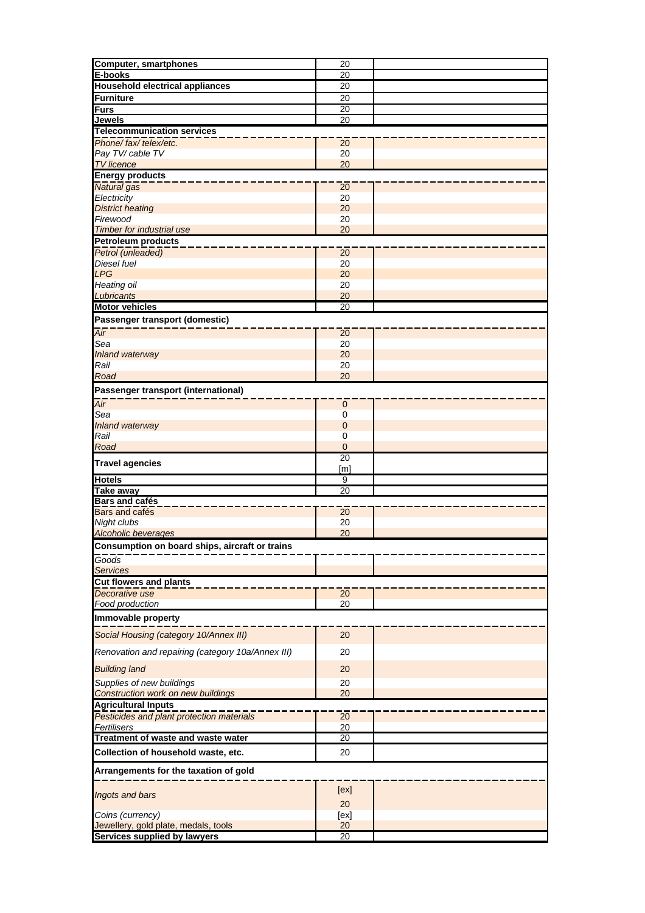| | | |
|---|---|---|
| **Computer, smartphones** | 20 | |
| **E-books** | 20 | |
| **Household electrical appliances** | 20 | |
| **Furniture** | 20 | |
| **Furs** | 20 | |
| **Jewels** | 20 | |
| **Telecommunication services** | | |
| *Phone/ fax/ telex/etc.* | 20 | |
| *Pay TV/ cable TV* | 20 | |
| *TV licence* | 20 | |
| **Energy products** | | |
| *Natural gas* | 20 | |
| *Electricity* | 20 | |
| *District heating* | 20 | |
| *Firewood* | 20 | |
| *Timber for industrial use* | 20 | |
| **Petroleum products** | | |
| *Petrol (unleaded)* | 20 | |
| *Diesel fuel* | 20 | |
| *LPG* | 20 | |
| *Heating oil* | 20 | |
| *Lubricants* | 20 | |
| **Motor vehicles** | 20 | |
| **Passenger transport (domestic)** | | |
| *Air* | 20 | |
| *Sea* | 20 | |
| *Inland waterway* | 20 | |
| *Rail* | 20 | |
| *Road* | 20 | |
| **Passenger transport (international)** | | |
| *Air* | 0 | |
| *Sea* | 0 | |
| *Inland waterway* | 0 | |
| *Rail* | 0 | |
| *Road* | 0 | |
| **Travel agencies** | 20 [m] | |
| **Hotels** | 9 | |
| **Take away** | 20 | |
| **Bars and cafés** | | |
| Bars and cafés | 20 | |
| *Night clubs* | 20 | |
| *Alcoholic beverages* | 20 | |
| **Consumption on board ships, aircraft or trains** | | |
| *Goods* | | |
| *Services* | | |
| **Cut flowers and plants** | | |
| *Decorative use* | 20 | |
| *Food production* | 20 | |
| **Immovable property** | | |
| *Social Housing (category 10/Annex III)* | 20 | |
| *Renovation and repairing (category 10a/Annex III)* | 20 | |
| *Building land* | 20 | |
| *Supplies of new buildings* | 20 | |
| *Construction work on new buildings* | 20 | |
| **Agricultural Inputs** | | |
| *Pesticides and plant protection materials* | 20 | |
| *Fertilisers* | 20 | |
| **Treatment of waste and waste water** | 20 | |
| **Collection of household waste, etc.** | 20 | |
| **Arrangements for the taxation of gold** | | |
| *Ingots and bars* | [ex] 20 | |
| *Coins (currency)* | [ex] | |
| *Jewellery, gold plate, medals, tools* | 20 | |
| **Services supplied by lawyers** | 20 | |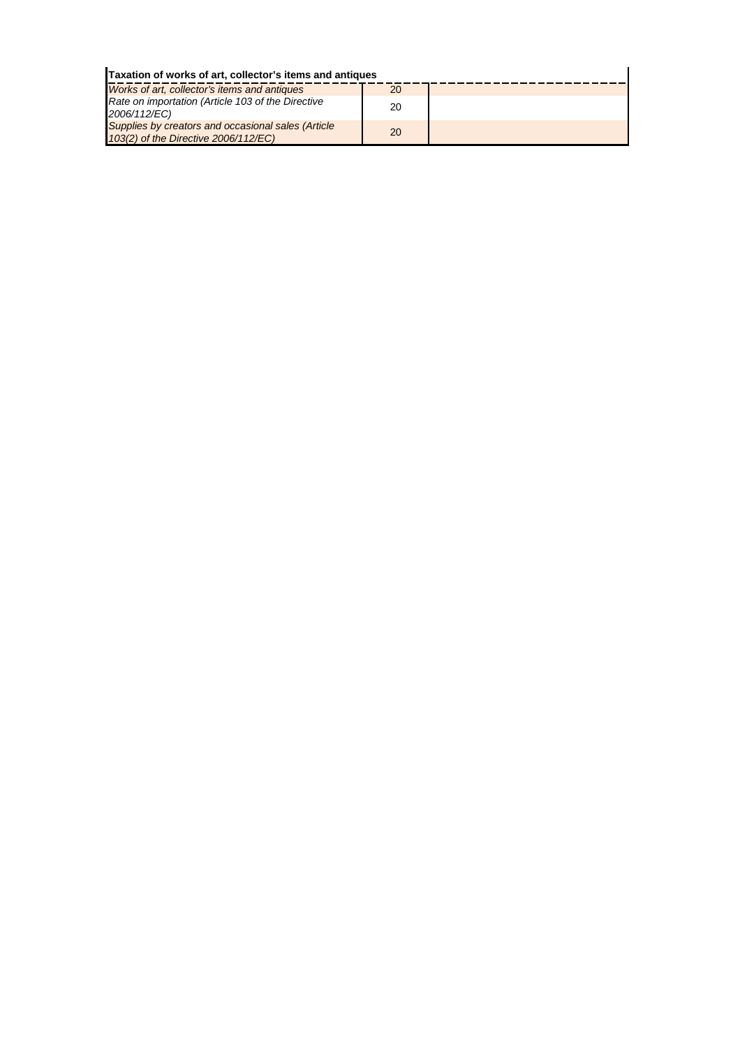| Taxation of works of art, collector's items and antiques | | |
| --- | --- | --- |
| *Works of art, collector's items and antiques* | 20 | |
| *Rate on importation (Article 103 of the Directive 2006/112/EC)* | 20 | |
| *Supplies by creators and occasional sales (Article 103(2) of the Directive 2006/112/EC)* | 20 | |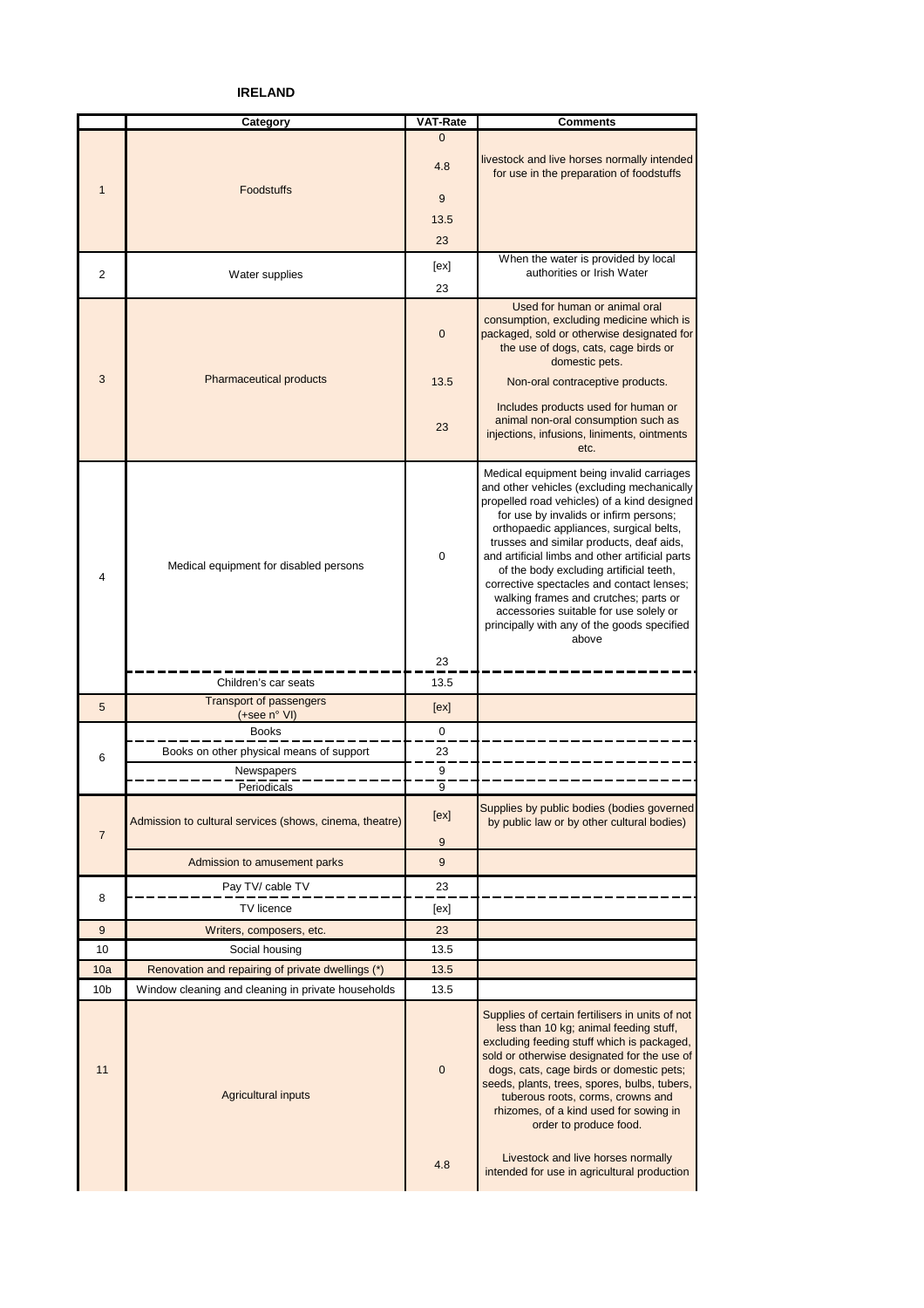## IRELAND

| | Category | VAT-Rate | Comments |
|---|---|---|---|
| 1 | Foodstuffs | 0 | |
| | | 4.8 | livestock and live horses normally intended for use in the preparation of foodstuffs |
| | | 9 | |
| | | 13.5 | |
| | | 23 | |
| 2 | Water supplies | [ex] | When the water is provided by local authorities or Irish Water |
| | | 23 | |
| 3 | Pharmaceutical products | 0 | Used for human or animal oral consumption, excluding medicine which is packaged, sold or otherwise designated for the use of dogs, cats, cage birds or domestic pets. |
| | | 13.5 | Non-oral contraceptive products. |
| | | 23 | Includes products used for human or animal non-oral consumption such as injections, infusions, liniments, ointments etc. |
| 4 | Medical equipment for disabled persons | 0 | Medical equipment being invalid carriages and other vehicles (excluding mechanically propelled road vehicles) of a kind designed for use by invalids or infirm persons; orthopaedic appliances, surgical belts, trusses and similar products, deaf aids, and artificial limbs and other artificial parts of the body excluding artificial teeth, corrective spectacles and contact lenses; walking frames and crutches; parts or accessories suitable for use solely or principally with any of the goods specified above |
| | | 23 | |
| | Children's car seats | 13.5 | |
| 5 | Transport of passengers (+see n° VI) | [ex] | |
| 6 | Books | 0 | |
| | Books on other physical means of support | 23 | |
| | Newspapers | 9 | |
| | Periodicals | 9 | |
| 7 | Admission to cultural services (shows, cinema, theatre) | [ex] | Supplies by public bodies (bodies governed by public law or by other cultural bodies) |
| | | 9 | |
| | Admission to amusement parks | 9 | |
| 8 | Pay TV/ cable TV | 23 | |
| | TV licence | [ex] | |
| 9 | Writers, composers, etc. | 23 | |
| 10 | Social housing | 13.5 | |
| 10a | Renovation and repairing of private dwellings (*) | 13.5 | |
| 10b | Window cleaning and cleaning in private households | 13.5 | |
| 11 | Agricultural inputs | 0 | Supplies of certain fertilisers in units of not less than 10 kg; animal feeding stuff, excluding feeding stuff which is packaged, sold or otherwise designated for the use of dogs, cats, cage birds or domestic pets; seeds, plants, trees, spores, bulbs, tubers, tuberous roots, corms, crowns and rhizomes, of a kind used for sowing in order to produce food. |
| | | 4.8 | Livestock and live horses normally intended for use in agricultural production |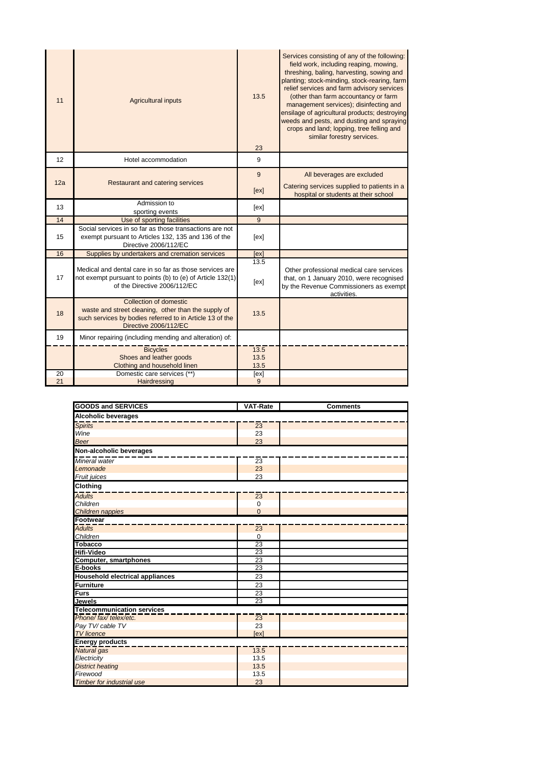| | | | |
|---|---|---|---|
| 11 | Agricultural inputs | 13.5 | Services consisting of any of the following: field work, including reaping, mowing, threshing, baling, harvesting, sowing and planting; stock-minding, stock-rearing, farm relief services and farm advisory services (other than farm accountancy or farm management services); disinfecting and ensilage of agricultural products; destroying weeds and pests, and dusting and spraying crops and land; lopping, tree felling and similar forestry services. |
| | | 23 | |
| 12 | Hotel accommodation | 9 | |
| 12a | Restaurant and catering services | 9 | All beverages are excluded |
| | | [ex] | Catering services supplied to patients in a hospital or students at their school |
| 13 | Admission to sporting events | [ex] | |
| 14 | Use of sporting facilities | 9 | |
| 15 | Social services in so far as those transactions are not exempt pursuant to Articles 132, 135 and 136 of the Directive 2006/112/EC | [ex] | |
| 16 | Supplies by undertakers and cremation services | [ex] | |
| 17 | Medical and dental care in so far as those services are not exempt pursuant to points (b) to (e) of Article 132(1) of the Directive 2006/112/EC | 13.5 | |
| | | [ex] | Other professional medical care services that, on 1 January 2010, were recognised by the Revenue Commissioners as exempt activities. |
| 18 | Collection of domestic waste and street cleaning, other than the supply of such services by bodies referred to in Article 13 of the Directive 2006/112/EC | 13.5 | |
| 19 | Minor repairing (including mending and alteration) of: | | |
| | Bicycles | 13.5 | |
| | Shoes and leather goods | 13.5 | |
| | Clothing and household linen | 13.5 | |
| 20 | Domestic care services (**) | [ex] | |
| 21 | Hairdressing | 9 | |

| GOODS and SERVICES | VAT-Rate | Comments |
|---|---|---|
| **Alcoholic beverages** | | |
| *Spirits* | 23 | |
| *Wine* | 23 | |
| *Beer* | 23 | |
| **Non-alcoholic beverages** | | |
| *Mineral water* | 23 | |
| *Lemonade* | 23 | |
| *Fruit juices* | 23 | |
| **Clothing** | | |
| *Adults* | 23 | |
| *Children* | 0 | |
| *Children nappies* | 0 | |
| **Footwear** | | |
| *Adults* | 23 | |
| *Children* | 0 | |
| **Tobacco** | 23 | |
| **Hifi-Video** | 23 | |
| **Computer, smartphones** | 23 | |
| **E-books** | 23 | |
| **Household electrical appliances** | 23 | |
| **Furniture** | 23 | |
| **Furs** | 23 | |
| **Jewels** | 23 | |
| **Telecommunication services** | | |
| *Phone/ fax/ telex/etc.* | 23 | |
| *Pay TV/ cable TV* | 23 | |
| *TV licence* | [ex] | |
| **Energy products** | | |
| *Natural gas* | 13.5 | |
| *Electricity* | 13.5 | |
| *District heating* | 13.5 | |
| *Firewood* | 13.5 | |
| *Timber for industrial use* | 23 | |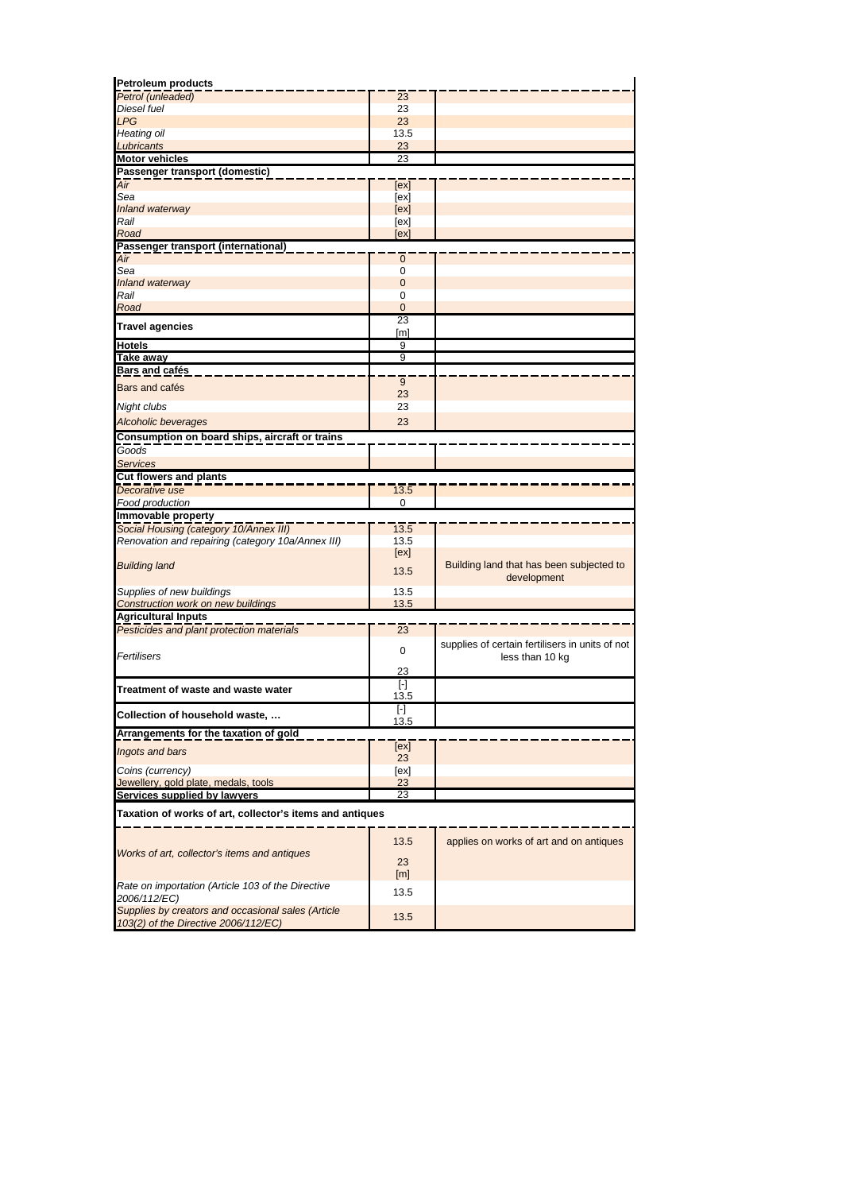| | | |
|---|---|---|
| **Petroleum products** | | |
| *Petrol (unleaded)* | 23 | |
| *Diesel fuel* | 23 | |
| *LPG* | 23 | |
| *Heating oil* | 13.5 | |
| *Lubricants* | 23 | |
| **Motor vehicles** | 23 | |
| **Passenger transport (domestic)** | | |
| *Air* | [ex] | |
| *Sea* | [ex] | |
| *Inland waterway* | [ex] | |
| *Rail* | [ex] | |
| *Road* | [ex] | |
| **Passenger transport (international)** | | |
| *Air* | 0 | |
| *Sea* | 0 | |
| *Inland waterway* | 0 | |
| *Rail* | 0 | |
| *Road* | 0 | |
| **Travel agencies** | 23 [m] | |
| **Hotels** | 9 | |
| **Take away** | 9 | |
| **Bars and cafés** | | |
| Bars and cafés | 9 23 | |
| *Night clubs* | 23 | |
| *Alcoholic beverages* | 23 | |
| **Consumption on board ships, aircraft or trains** | | |
| *Goods* | | |
| *Services* | | |
| **Cut flowers and plants** | | |
| *Decorative use* | 13.5 | |
| *Food production* | 0 | |
| **Immovable property** | | |
| *Social Housing (category 10/Annex III)* | 13.5 | |
| *Renovation and repairing (category 10a/Annex III)* | 13.5 | |
| *Building land* | [ex] 13.5 | Building land that has been subjected to development |
| *Supplies of new buildings* | 13.5 | |
| *Construction work on new buildings* | 13.5 | |
| **Agricultural Inputs** | | |
| *Pesticides and plant protection materials* | 23 | |
| *Fertilisers* | 0 23 | supplies of certain fertilisers in units of not less than 10 kg |
| **Treatment of waste and waste water** | [-] 13.5 | |
| **Collection of household waste, …** | [-] 13.5 | |
| **Arrangements for the taxation of gold** | | |
| *Ingots and bars* | [ex] 23 | |
| *Coins (currency)* | [ex] | |
| *Jewellery, gold plate, medals, tools* | 23 | |
| **Services supplied by lawyers** | 23 | |
| **Taxation of works of art, collector's items and antiques** | | |
| *Works of art, collector's items and antiques* | 13.5 23 [m] | applies on works of art and on antiques |
| *Rate on importation (Article 103 of the Directive 2006/112/EC)* | 13.5 | |
| *Supplies by creators and occasional sales (Article 103(2) of the Directive 2006/112/EC)* | 13.5 | |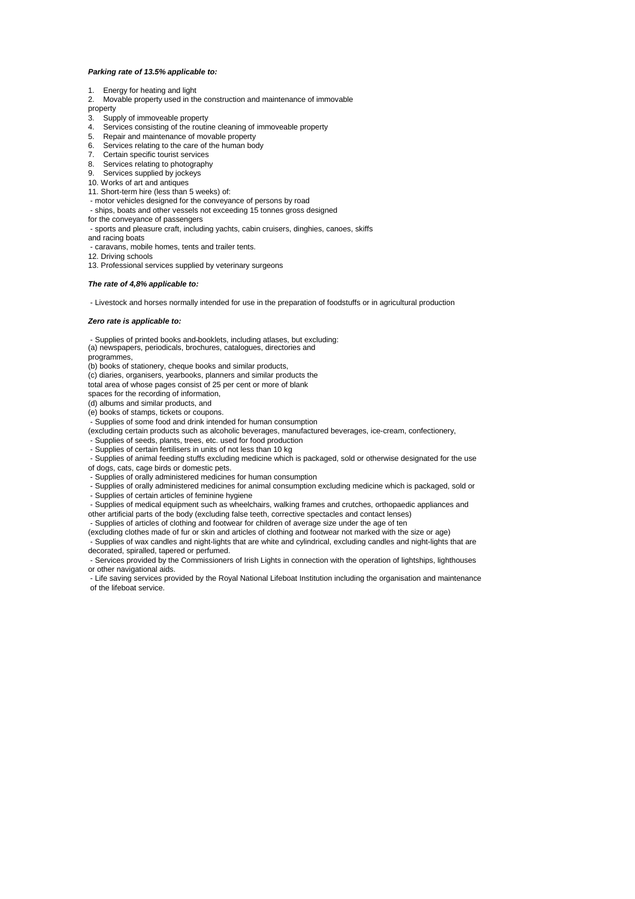***Parking rate of 13.5% applicable to:***

1. Energy for heating and light
2. Movable property used in the construction and maintenance of immovable property
3. Supply of immoveable property
4. Services consisting of the routine cleaning of immoveable property
5. Repair and maintenance of movable property
6. Services relating to the care of the human body
7. Certain specific tourist services
8. Services relating to photography
9. Services supplied by jockeys
10. Works of art and antiques
11. Short-term hire (less than 5 weeks) of:
    - motor vehicles designed for the conveyance of persons by road
    - ships, boats and other vessels not exceeding 15 tonnes gross designed for the conveyance of passengers
    - sports and pleasure craft, including yachts, cabin cruisers, dinghies, canoes, skiffs and racing boats
    - caravans, mobile homes, tents and trailer tents.
12. Driving schools
13. Professional services supplied by veterinary surgeons

***The rate of 4,8% applicable to:***

- Livestock and horses normally intended for use in the preparation of foodstuffs or in agricultural production

***Zero rate is applicable to:***

- Supplies of printed books and booklets, including atlases, but excluding:
  (a) newspapers, periodicals, brochures, catalogues, directories and programmes,
  (b) books of stationery, cheque books and similar products,
  (c) diaries, organisers, yearbooks, planners and similar products the total area of whose pages consist of 25 per cent or more of blank spaces for the recording of information,
  (d) albums and similar products, and
  (e) books of stamps, tickets or coupons.
- Supplies of some food and drink intended for human consumption
  (excluding certain products such as alcoholic beverages, manufactured beverages, ice-cream, confectionery,
- Supplies of seeds, plants, trees, etc. used for food production
- Supplies of certain fertilisers in units of not less than 10 kg
- Supplies of animal feeding stuffs excluding medicine which is packaged, sold or otherwise designated for the use of dogs, cats, cage birds or domestic pets.
- Supplies of orally administered medicines for human consumption
- Supplies of orally administered medicines for animal consumption excluding medicine which is packaged, sold or
- Supplies of certain articles of feminine hygiene
- Supplies of medical equipment such as wheelchairs, walking frames and crutches, orthopaedic appliances and other artificial parts of the body (excluding false teeth, corrective spectacles and contact lenses)
- Supplies of articles of clothing and footwear for children of average size under the age of ten
  (excluding clothes made of fur or skin and articles of clothing and footwear not marked with the size or age)
- Supplies of wax candles and night-lights that are white and cylindrical, excluding candles and night-lights that are decorated, spiralled, tapered or perfumed.
- Services provided by the Commissioners of Irish Lights in connection with the operation of lightships, lighthouses or other navigational aids.
- Life saving services provided by the Royal National Lifeboat Institution including the organisation and maintenance of the lifeboat service.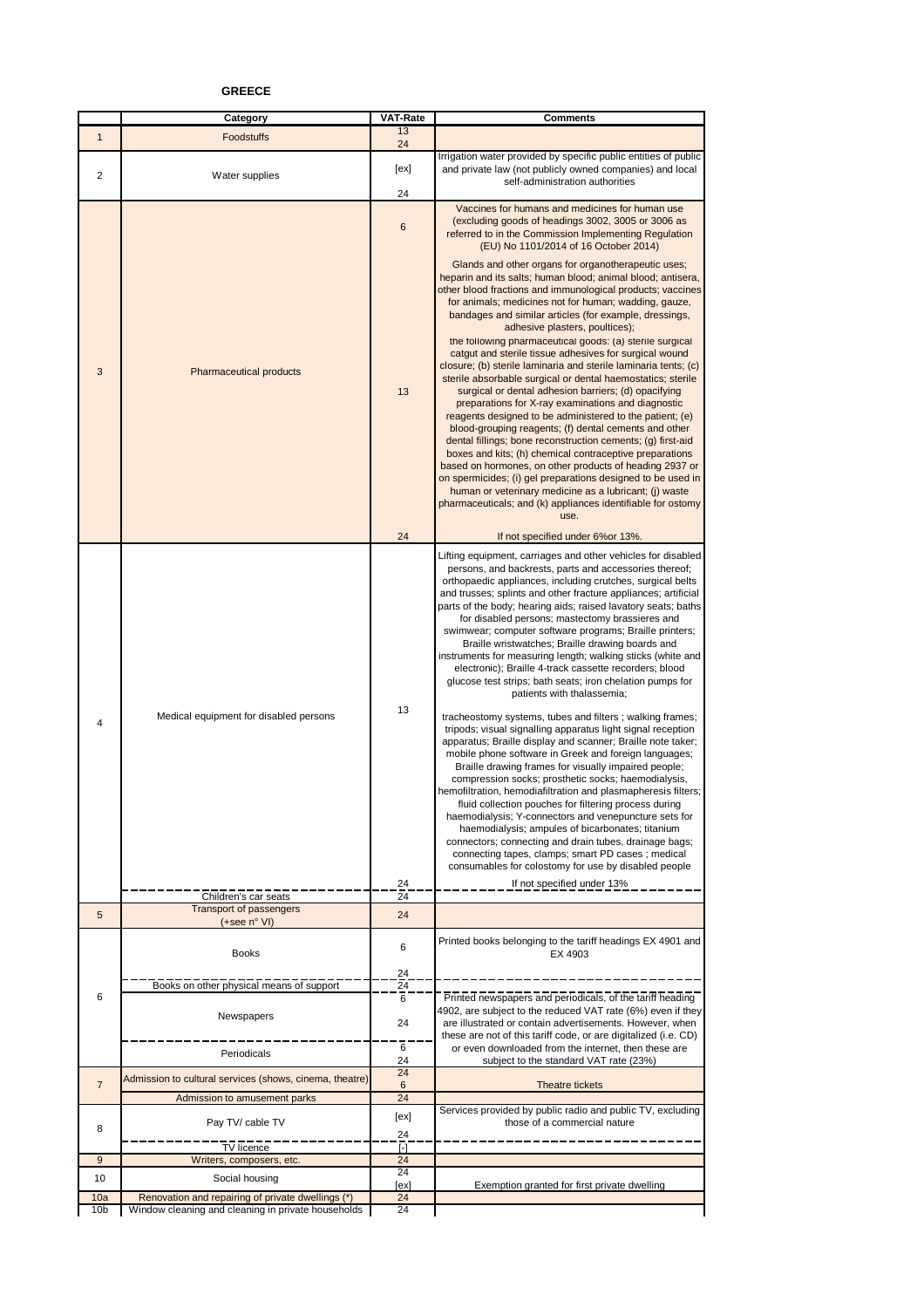**GREECE**

| | Category | VAT-Rate | Comments |
|---|---|---|---|
| 1 | Foodstuffs | 13 | |
| | | 24 | |
| 2 | Water supplies | [ex] | Irrigation water provided by specific public entities of public and private law (not publicly owned companies) and local self-administration authorities |
| | | 24 | |
| 3 | Pharmaceutical products | 6 | Vaccines for humans and medicines for human use (excluding goods of headings 3002, 3005 or 3006 as referred to in the Commission Implementing Regulation (EU) No 1101/2014 of 16 October 2014) |
| | | 13 | Glands and other organs for organotherapeutic uses; heparin and its salts; human blood; animal blood; antisera, other blood fractions and immunological products; vaccines for animals; medicines not for human; wadding, gauze, bandages and similar articles (for example, dressings, adhesive plasters, poultices); the following pharmaceutical goods: (a) sterile surgical catgut and sterile tissue adhesives for surgical wound closure; (b) sterile laminaria and sterile laminaria tents; (c) sterile absorbable surgical or dental haemostatics; sterile surgical or dental adhesion barriers; (d) opacifying preparations for X-ray examinations and diagnostic reagents designed to be administered to the patient; (e) blood-grouping reagents; (f) dental cements and other dental fillings; bone reconstruction cements; (g) first-aid boxes and kits; (h) chemical contraceptive preparations based on hormones, on other products of heading 2937 or on spermicides; (i) gel preparations designed to be used in human or veterinary medicine as a lubricant; (j) waste pharmaceuticals; and (k) appliances identifiable for ostomy use. |
| | | 24 | If not specified under 6%or 13%. |
| 4 | Medical equipment for disabled persons | 13 | Lifting equipment, carriages and other vehicles for disabled persons, and backrests, parts and accessories thereof; orthopaedic appliances, including crutches, surgical belts and trusses; splints and other fracture appliances; artificial parts of the body; hearing aids; raised lavatory seats; baths for disabled persons; mastectomy brassieres and swimwear; computer software programs; Braille printers; Braille wristwatches; Braille drawing boards and instruments for measuring length; walking sticks (white and electronic); Braille 4-track cassette recorders; blood glucose test strips; bath seats; iron chelation pumps for patients with thalassemia; tracheostomy systems, tubes and filters ; walking frames; tripods; visual signalling apparatus light signal reception apparatus; Braille display and scanner; Braille note taker; mobile phone software in Greek and foreign languages; Braille drawing frames for visually impaired people; compression socks; prosthetic socks; haemodialysis, hemofiltration, hemodiafiltration and plasmapheresis filters; fluid collection pouches for filtering process during haemodialysis; Y-connectors and venepuncture sets for haemodialysis; ampules of bicarbonates; titanium connectors; connecting and drain tubes, drainage bags; connecting tapes, clamps; smart PD cases ; medical consumables for colostomy for use by disabled people |
| | | 24 | If not specified under 13% |
| | Children's car seats | 24 | |
| 5 | Transport of passengers (+see n° VI) | 24 | |
| 6 | Books | 6 | Printed books belonging to the tariff headings EX 4901 and EX 4903 |
| | | 24 | |
| | Books on other physical means of support | 24 | |
| | Newspapers | 6 | Printed newspapers and periodicals, of the tariff heading 4902, are subject to the reduced VAT rate (6%) even if they are illustrated or contain advertisements. However, when these are not of this tariff code, or are digitalized (i.e. CD) or even downloaded from the internet, then these are subject to the standard VAT rate (23%) |
| | | 24 | |
| | Periodicals | 6 | |
| | | 24 | |
| 7 | Admission to cultural services (shows, cinema, theatre) | 24 | |
| | | 6 | Theatre tickets |
| | Admission to amusement parks | 24 | |
| 8 | Pay TV/ cable TV | [ex] | Services provided by public radio and public TV, excluding those of a commercial nature |
| | | 24 | |
| | TV licence | [-] | |
| 9 | Writers, composers, etc. | 24 | |
| 10 | Social housing | 24 | |
| | | [ex] | Exemption granted for first private dwelling |
| 10a | Renovation and repairing of private dwellings (*) | 24 | |
| 10b | Window cleaning and cleaning in private households | 24 | |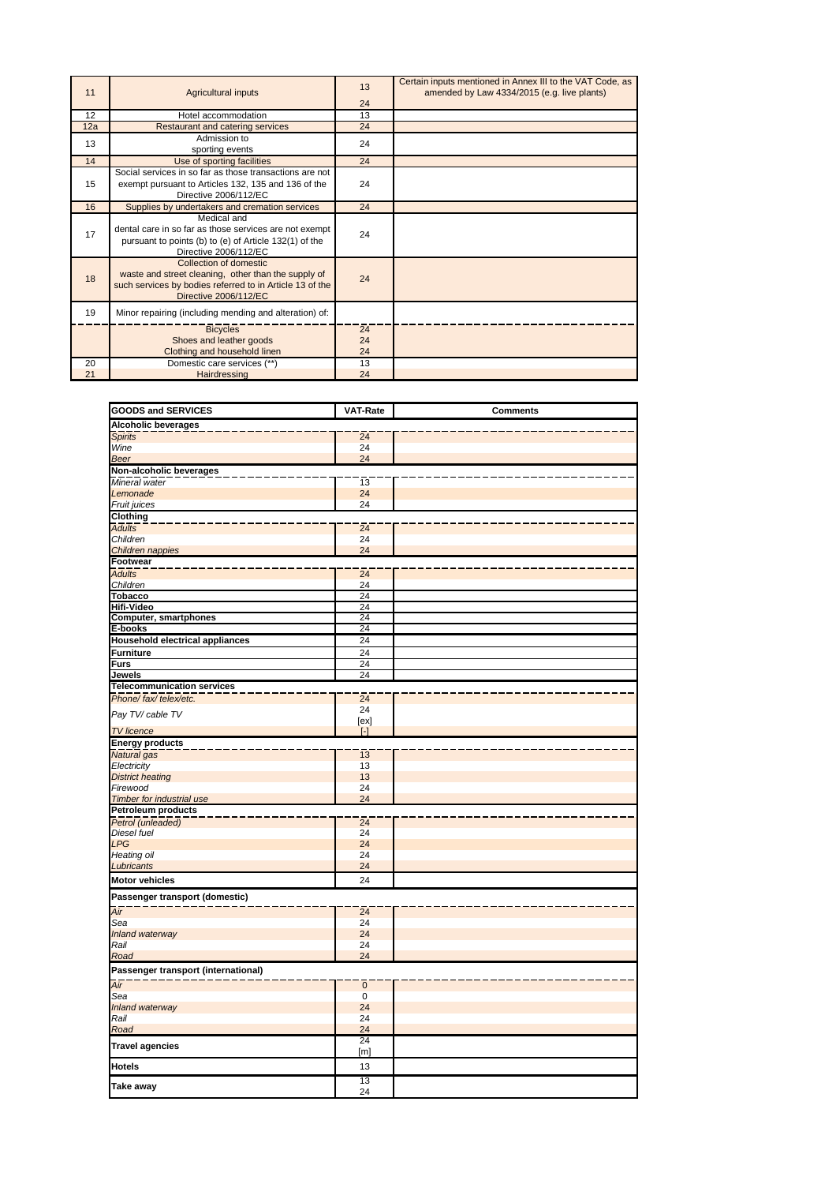| | | | |
|---|---|---|---|
| 11 | Agricultural inputs | 13<br>24 | Certain inputs mentioned in Annex III to the VAT Code, as amended by Law 4334/2015 (e.g. live plants) |
| 12 | Hotel accommodation | 13 | |
| 12a | Restaurant and catering services | 24 | |
| 13 | Admission to sporting events | 24 | |
| 14 | Use of sporting facilities | 24 | |
| 15 | Social services in so far as those transactions are not exempt pursuant to Articles 132, 135 and 136 of the Directive 2006/112/EC | 24 | |
| 16 | Supplies by undertakers and cremation services | 24 | |
| 17 | Medical and dental care in so far as those services are not exempt pursuant to points (b) to (e) of Article 132(1) of the Directive 2006/112/EC | 24 | |
| 18 | Collection of domestic waste and street cleaning, other than the supply of such services by bodies referred to in Article 13 of the Directive 2006/112/EC | 24 | |
| 19 | Minor repairing (including mending and alteration) of: | | |
| | Bicycles | 24 | |
| | Shoes and leather goods | 24 | |
| | Clothing and household linen | 24 | |
| 20 | Domestic care services (**) | 13 | |
| 21 | Hairdressing | 24 | |

| GOODS and SERVICES | VAT-Rate | Comments |
|---|---|---|
| **Alcoholic beverages** | | |
| *Spirits* | 24 | |
| *Wine* | 24 | |
| *Beer* | 24 | |
| **Non-alcoholic beverages** | | |
| *Mineral water* | 13 | |
| *Lemonade* | 24 | |
| *Fruit juices* | 24 | |
| **Clothing** | | |
| *Adults* | 24 | |
| *Children* | 24 | |
| *Children nappies* | 24 | |
| **Footwear** | | |
| *Adults* | 24 | |
| *Children* | 24 | |
| **Tobacco** | 24 | |
| **Hifi-Video** | 24 | |
| **Computer, smartphones** | 24 | |
| **E-books** | 24 | |
| **Household electrical appliances** | 24 | |
| **Furniture** | 24 | |
| **Furs** | 24 | |
| **Jewels** | 24 | |
| **Telecommunication services** | | |
| *Phone/ fax/ telex/etc.* | 24 | |
| *Pay TV/ cable TV* | 24<br>[ex] | |
| *TV licence* | [-] | |
| **Energy products** | | |
| *Natural gas* | 13 | |
| *Electricity* | 13 | |
| *District heating* | 13 | |
| *Firewood* | 24 | |
| *Timber for industrial use* | 24 | |
| **Petroleum products** | | |
| *Petrol (unleaded)* | 24 | |
| *Diesel fuel* | 24 | |
| *LPG* | 24 | |
| *Heating oil* | 24 | |
| *Lubricants* | 24 | |
| **Motor vehicles** | 24 | |
| **Passenger transport (domestic)** | | |
| *Air* | 24 | |
| *Sea* | 24 | |
| *Inland waterway* | 24 | |
| *Rail* | 24 | |
| *Road* | 24 | |
| **Passenger transport (international)** | | |
| *Air* | 0 | |
| *Sea* | 0 | |
| *Inland waterway* | 24 | |
| *Rail* | 24 | |
| *Road* | 24 | |
| **Travel agencies** | 24<br>[m] | |
| **Hotels** | 13 | |
| **Take away** | 13<br>24 | |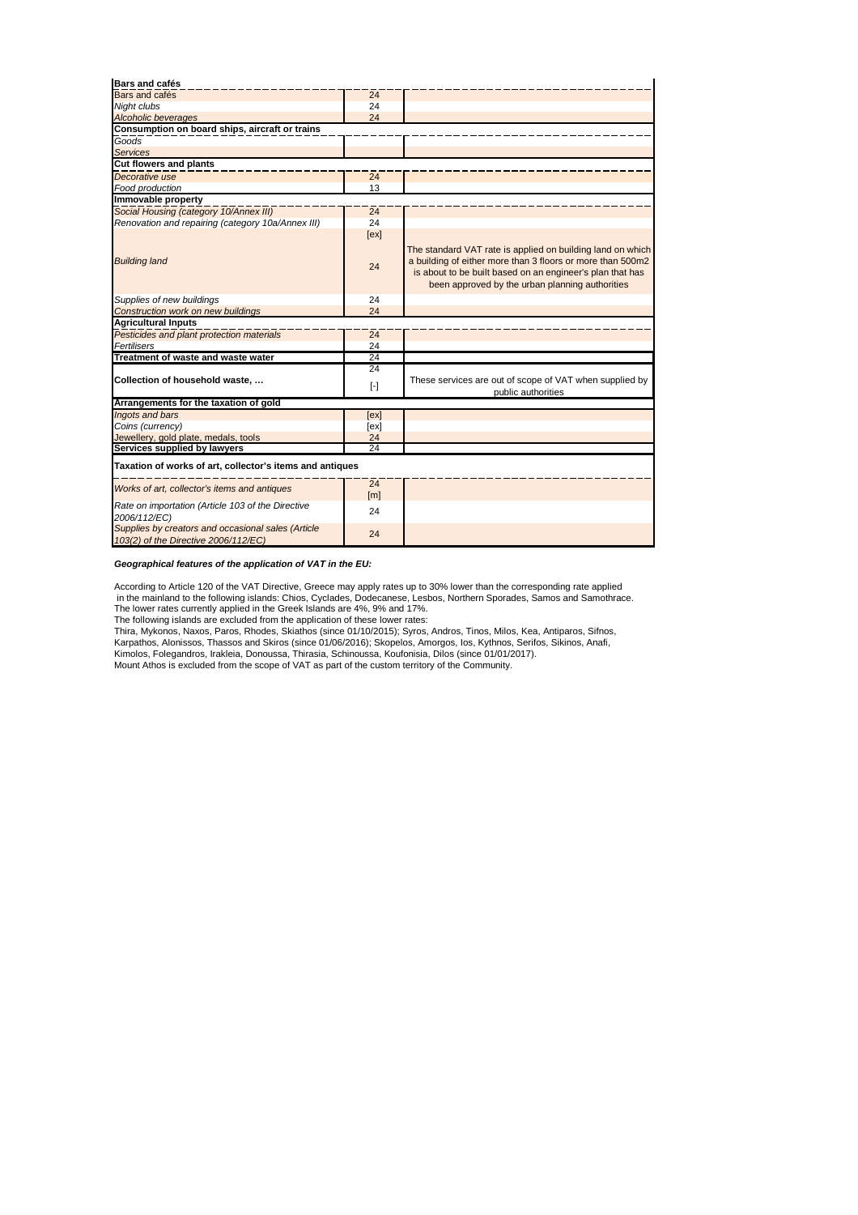| | | |
|---|---|---|
| **Bars and cafés** | | |
| Bars and cafés | 24 | |
| *Night clubs* | 24 | |
| *Alcoholic beverages* | 24 | |
| **Consumption on board ships, aircraft or trains** | | |
| *Goods* | | |
| *Services* | | |
| **Cut flowers and plants** | | |
| *Decorative use* | 24 | |
| *Food production* | 13 | |
| **Immovable property** | | |
| *Social Housing (category 10/Annex III)* | 24 | |
| *Renovation and repairing (category 10a/Annex III)* | 24 | |
| *Building land* | [ex]<br>24 | The standard VAT rate is applied on building land on which a building of either more than 3 floors or more than 500m2 is about to be built based on an engineer's plan that has been approved by the urban planning authorities |
| *Supplies of new buildings* | 24 | |
| *Construction work on new buildings* | 24 | |
| **Agricultural Inputs** | | |
| *Pesticides and plant protection materials* | 24 | |
| *Fertilisers* | 24 | |
| **Treatment of waste and waste water** | 24 | |
| **Collection of household waste, …** | 24<br>[-] | These services are out of scope of VAT when supplied by public authorities |
| **Arrangements for the taxation of gold** | | |
| *Ingots and bars* | [ex] | |
| *Coins (currency)* | [ex] | |
| Jewellery, gold plate, medals, tools | 24 | |
| **Services supplied by lawyers** | 24 | |
| **Taxation of works of art, collector's items and antiques** | | |
| *Works of art, collector's items and antiques* | 24<br>[m] | |
| *Rate on importation (Article 103 of the Directive 2006/112/EC)* | 24 | |
| *Supplies by creators and occasional sales (Article 103(2) of the Directive 2006/112/EC)* | 24 | |

***Geographical features of the application of VAT in the EU:***

According to Article 120 of the VAT Directive, Greece may apply rates up to 30% lower than the corresponding rate applied in the mainland to the following islands: Chios, Cyclades, Dodecanese, Lesbos, Northern Sporades, Samos and Samothrace.
The lower rates currently applied in the Greek Islands are 4%, 9% and 17%.
The following islands are excluded from the application of these lower rates:
Thira, Mykonos, Naxos, Paros, Rhodes, Skiathos (since 01/10/2015); Syros, Andros, Tinos, Milos, Kea, Antiparos, Sifnos, Karpathos, Alonissos, Thassos and Skiros (since 01/06/2016); Skopelos, Amorgos, Ios, Kythnos, Serifos, Sikinos, Anafi, Kimolos, Folegandros, Irakleia, Donoussa, Thirasia, Schinoussa, Koufonisia, Dilos (since 01/01/2017).
Mount Athos is excluded from the scope of VAT as part of the custom territory of the Community.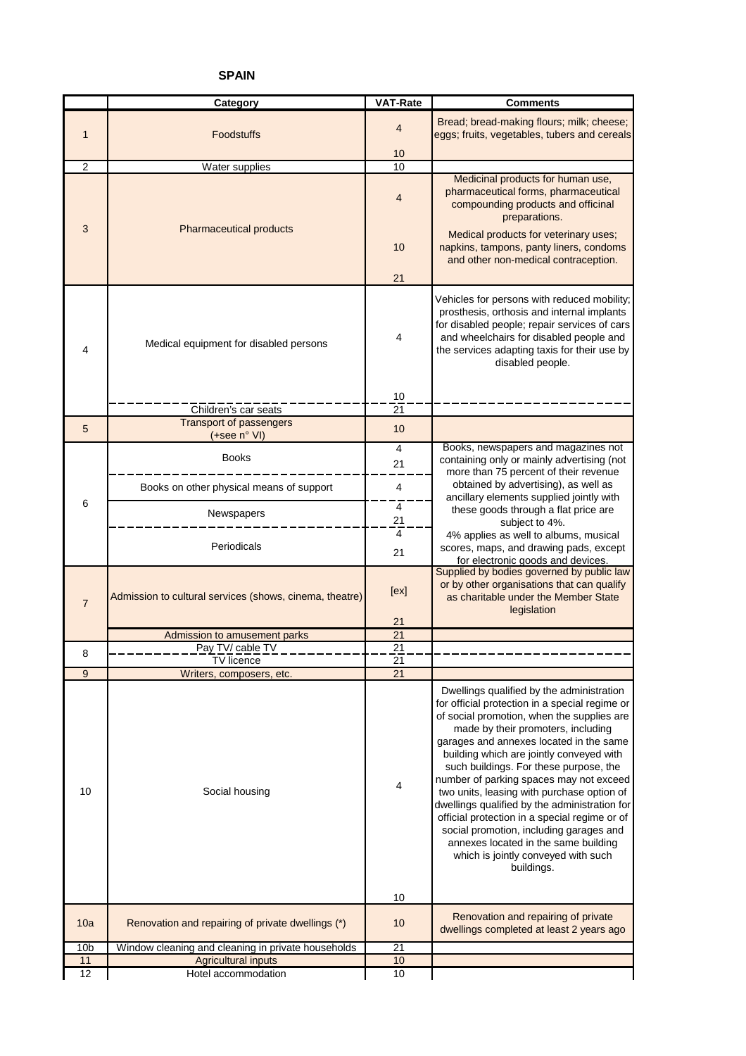# SPAIN

| | Category | VAT-Rate | Comments |
|---|---|---|---|
| 1 | Foodstuffs | 4 | Bread; bread-making flours; milk; cheese; eggs; fruits, vegetables, tubers and cereals |
| | | 10 | |
| 2 | Water supplies | 10 | |
| 3 | Pharmaceutical products | 4 | Medicinal products for human use, pharmaceutical forms, pharmaceutical compounding products and officinal preparations. |
| | | 10 | Medical products for veterinary uses; napkins, tampons, panty liners, condoms and other non-medical contraception. |
| | | 21 | |
| 4 | Medical equipment for disabled persons | 4 | Vehicles for persons with reduced mobility; prosthesis, orthosis and internal implants for disabled people; repair services of cars and wheelchairs for disabled people and the services adapting taxis for their use by disabled people. |
| | | 10 | |
| | Children's car seats | 21 | |
| 5 | Transport of passengers (+see n° VI) | 10 | |
| 6 | Books | 4 | Books, newspapers and magazines not containing only or mainly advertising (not more than 75 percent of their revenue obtained by advertising), as well as ancillary elements supplied jointly with these goods through a flat price are subject to 4%. 4% applies as well to albums, musical scores, maps, and drawing pads, except for electronic goods and devices. |
| | | 21 | |
| | Books on other physical means of support | 4 | |
| | Newspapers | 4 | |
| | | 21 | |
| | Periodicals | 4 | |
| | | 21 | |
| 7 | Admission to cultural services (shows, cinema, theatre) | [ex] | Supplied by bodies governed by public law or by other organisations that can qualify as charitable under the Member State legislation |
| | | 21 | |
| | Admission to amusement parks | 21 | |
| 8 | Pay TV/ cable TV | 21 | |
| | TV licence | 21 | |
| 9 | Writers, composers, etc. | 21 | |
| 10 | Social housing | 4 | Dwellings qualified by the administration for official protection in a special regime or of social promotion, when the supplies are made by their promoters, including garages and annexes located in the same building which are jointly conveyed with such buildings. For these purpose, the number of parking spaces may not exceed two units, leasing with purchase option of dwellings qualified by the administration for official protection in a special regime or of social promotion, including garages and annexes located in the same building which is jointly conveyed with such buildings. |
| | | 10 | |
| 10a | Renovation and repairing of private dwellings (*) | 10 | Renovation and repairing of private dwellings completed at least 2 years ago |
| 10b | Window cleaning and cleaning in private households | 21 | |
| 11 | Agricultural inputs | 10 | |
| 12 | Hotel accommodation | 10 | |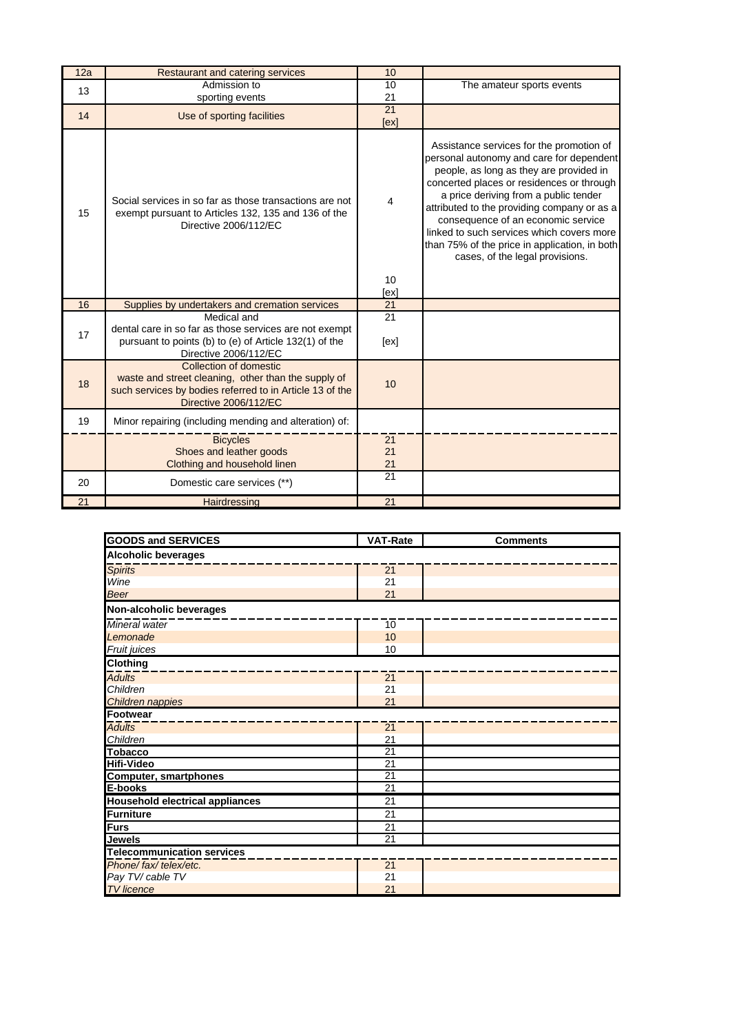| | | | |
|---|---|---|---|
| 12a | Restaurant and catering services | 10 | |
| 13 | Admission to sporting events | 10<br>21 | The amateur sports events |
| 14 | Use of sporting facilities | 21<br>[ex] | |
| 15 | Social services in so far as those transactions are not exempt pursuant to Articles 132, 135 and 136 of the Directive 2006/112/EC | 4<br><br>10<br>[ex] | Assistance services for the promotion of personal autonomy and care for dependent people, as long as they are provided in concerted places or residences or through a price deriving from a public tender attributed to the providing company or as a consequence of an economic service linked to such services which covers more than 75% of the price in application, in both cases, of the legal provisions. |
| 16 | Supplies by undertakers and cremation services | 21 | |
| 17 | Medical and dental care in so far as those services are not exempt pursuant to points (b) to (e) of Article 132(1) of the Directive 2006/112/EC | 21<br><br>[ex] | |
| 18 | Collection of domestic waste and street cleaning, other than the supply of such services by bodies referred to in Article 13 of the Directive 2006/112/EC | 10 | |
| 19 | Minor repairing (including mending and alteration) of: | | |
| | Bicycles | 21 | |
| | Shoes and leather goods | 21 | |
| | Clothing and household linen | 21 | |
| 20 | Domestic care services (**) | 21 | |
| 21 | Hairdressing | 21 | |

| GOODS and SERVICES | VAT-Rate | Comments |
|---|---|---|
| **Alcoholic beverages** | | |
| *Spirits* | 21 | |
| *Wine* | 21 | |
| *Beer* | 21 | |
| **Non-alcoholic beverages** | | |
| *Mineral water* | 10 | |
| *Lemonade* | 10 | |
| *Fruit juices* | 10 | |
| **Clothing** | | |
| *Adults* | 21 | |
| *Children* | 21 | |
| *Children nappies* | 21 | |
| **Footwear** | | |
| *Adults* | 21 | |
| *Children* | 21 | |
| **Tobacco** | 21 | |
| **Hifi-Video** | 21 | |
| **Computer, smartphones** | 21 | |
| **E-books** | 21 | |
| **Household electrical appliances** | 21 | |
| **Furniture** | 21 | |
| **Furs** | 21 | |
| **Jewels** | 21 | |
| **Telecommunication services** | | |
| *Phone/ fax/ telex/etc.* | 21 | |
| *Pay TV/ cable TV* | 21 | |
| *TV licence* | 21 | |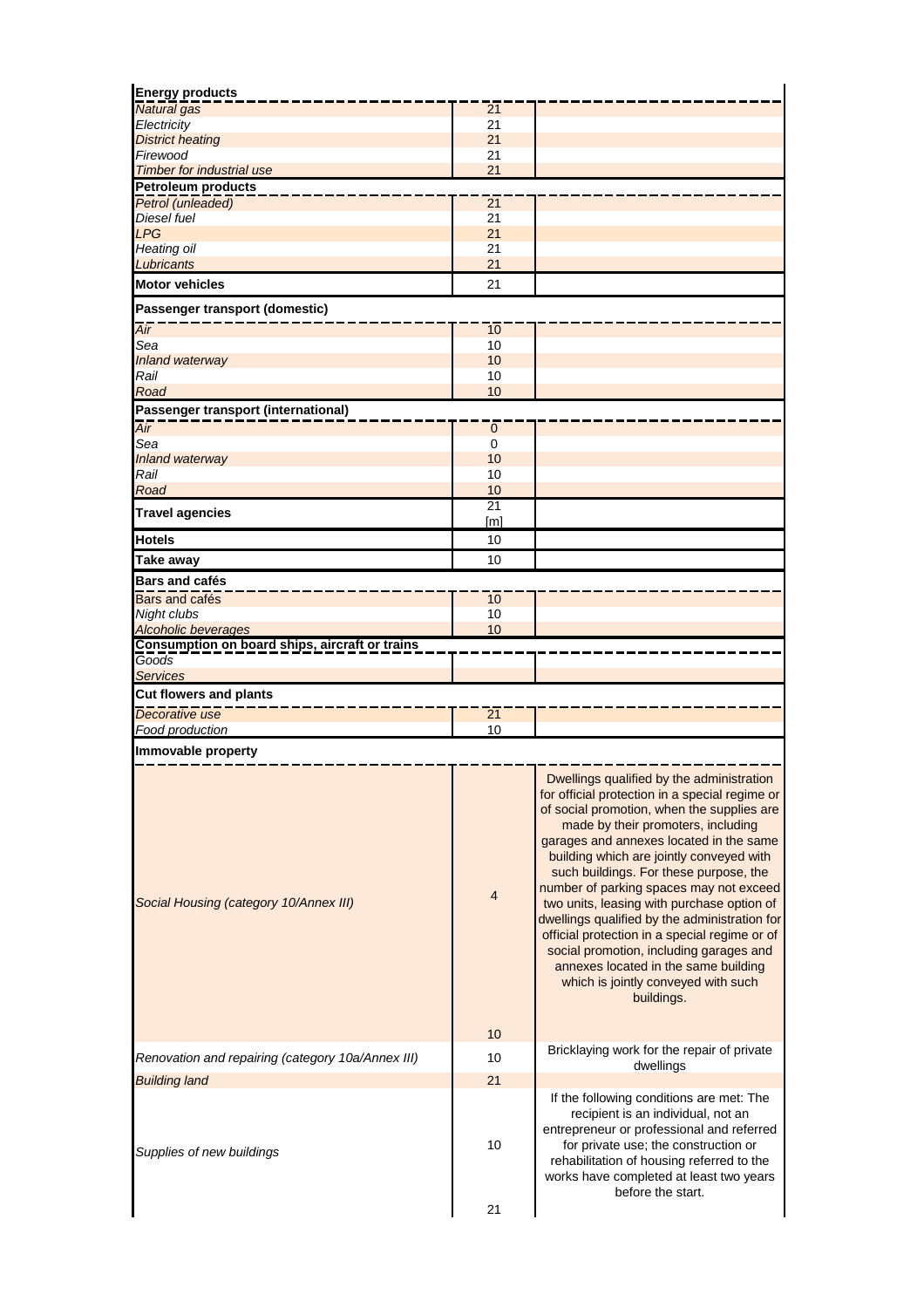| Category | Rate | Notes |
|---|---|---|
| **Energy products** | | |
| *Natural gas* | 21 | |
| *Electricity* | 21 | |
| *District heating* | 21 | |
| *Firewood* | 21 | |
| *Timber for industrial use* | 21 | |
| **Petroleum products** | | |
| *Petrol (unleaded)* | 21 | |
| *Diesel fuel* | 21 | |
| *LPG* | 21 | |
| *Heating oil* | 21 | |
| *Lubricants* | 21 | |
| **Motor vehicles** | 21 | |
| **Passenger transport (domestic)** | | |
| *Air* | 10 | |
| *Sea* | 10 | |
| *Inland waterway* | 10 | |
| *Rail* | 10 | |
| *Road* | 10 | |
| **Passenger transport (international)** | | |
| *Air* | 0 | |
| *Sea* | 0 | |
| *Inland waterway* | 10 | |
| *Rail* | 10 | |
| *Road* | 10 | |
| **Travel agencies** | 21 [m] | |
| **Hotels** | 10 | |
| **Take away** | 10 | |
| **Bars and cafés** | | |
| Bars and cafés | 10 | |
| *Night clubs* | 10 | |
| *Alcoholic beverages* | 10 | |
| **Consumption on board ships, aircraft or trains** | | |
| *Goods* | | |
| *Services* | | |
| **Cut flowers and plants** | | |
| *Decorative use* | 21 | |
| *Food production* | 10 | |
| **Immovable property** | | |
| *Social Housing (category 10/Annex III)* | 4 | Dwellings qualified by the administration for official protection in a special regime or of social promotion, when the supplies are made by their promoters, including garages and annexes located in the same building which are jointly conveyed with such buildings. For these purpose, the number of parking spaces may not exceed two units, leasing with purchase option of dwellings qualified by the administration for official protection in a special regime or of social promotion, including garages and annexes located in the same building which is jointly conveyed with such buildings. |
| | 10 | |
| *Renovation and repairing (category 10a/Annex III)* | 10 | Bricklaying work for the repair of private dwellings |
| *Building land* | 21 | |
| *Supplies of new buildings* | 10 | If the following conditions are met: The recipient is an individual, not an entrepreneur or professional and referred for private use; the construction or rehabilitation of housing referred to the works have completed at least two years before the start. |
| | 21 | |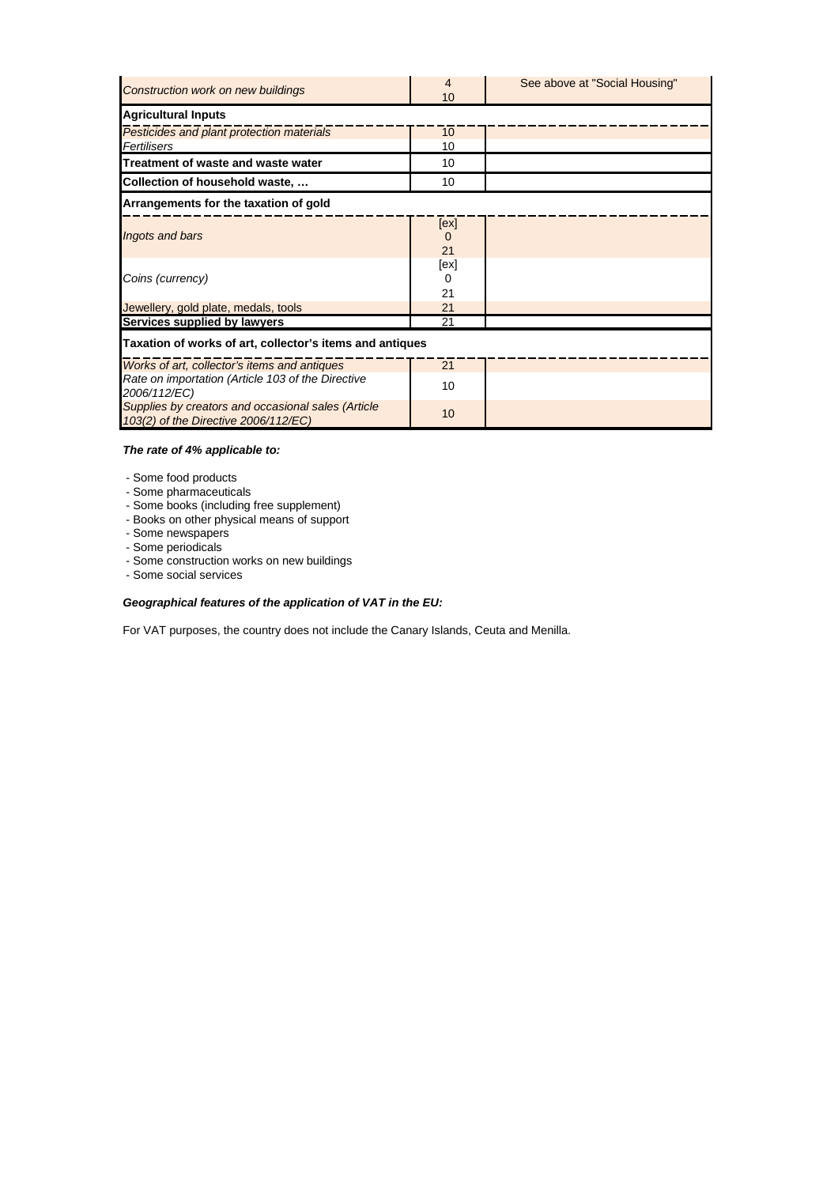| | | |
|---|---|---|
| *Construction work on new buildings* | 4<br>10 | See above at "Social Housing" |
| **Agricultural Inputs** | | |
| *Pesticides and plant protection materials* | 10 | |
| *Fertilisers* | 10 | |
| **Treatment of waste and waste water** | 10 | |
| **Collection of household waste, …** | 10 | |
| **Arrangements for the taxation of gold** | | |
| *Ingots and bars* | [ex]<br>0<br>21 | |
| *Coins (currency)* | [ex]<br>0<br>21 | |
| Jewellery, gold plate, medals, tools | 21 | |
| **Services supplied by lawyers** | 21 | |
| **Taxation of works of art, collector's items and antiques** | | |
| *Works of art, collector's items and antiques* | 21 | |
| *Rate on importation (Article 103 of the Directive 2006/112/EC)* | 10 | |
| *Supplies by creators and occasional sales (Article 103(2) of the Directive 2006/112/EC)* | 10 | |

***The rate of 4% applicable to:***

- Some food products
- Some pharmaceuticals
- Some books (including free supplement)
- Books on other physical means of support
- Some newspapers
- Some periodicals
- Some construction works on new buildings
- Some social services

***Geographical features of the application of VAT in the EU:***

For VAT purposes, the country does not include the Canary Islands, Ceuta and Menilla.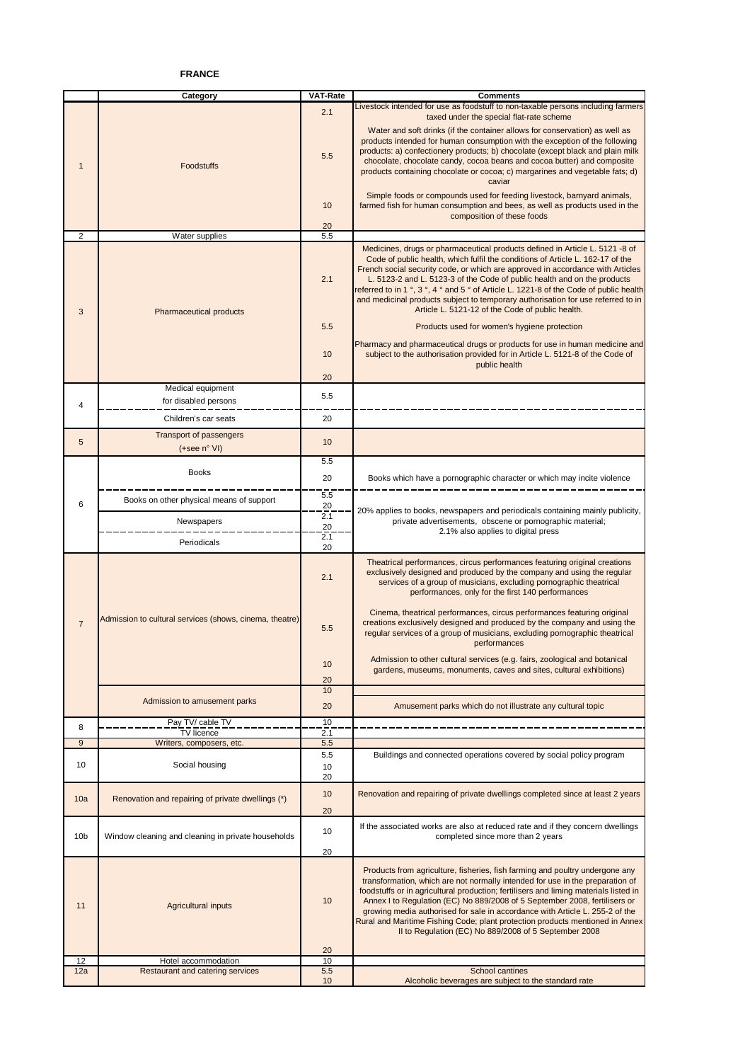**FRANCE**

| | Category | VAT-Rate | Comments |
|---|---|---|---|
| 1 | Foodstuffs | 2.1 | Livestock intended for use as foodstuff to non-taxable persons including farmers taxed under the special flat-rate scheme |
| | | 5.5 | Water and soft drinks (if the container allows for conservation) as well as products intended for human consumption with the exception of the following products: a) confectionery products; b) chocolate (except black and plain milk chocolate, chocolate candy, cocoa beans and cocoa butter) and composite chocolate products containing chocolate or cocoa; c) margarines and vegetable fats; d) caviar |
| | | 10 | Simple foods or compounds used for feeding livestock, barnyard animals, farmed fish for human consumption and bees, as well as products used in the composition of these foods |
| | | 20 | |
| 2 | Water supplies | 5.5 | |
| 3 | Pharmaceutical products | 2.1 | Medicines, drugs or pharmaceutical products defined in Article L. 5121 -8 of Code of public health, which fulfil the conditions of Article L. 162-17 of the French social security code, or which are approved in accordance with Articles L. 5123-2 and L. 5123-3 of the Code of public health and on the products referred to in 1 °, 3 °, 4 ° and 5 ° of Article L. 1221-8 of the Code of public health and medicinal products subject to temporary authorisation for use referred to in Article L. 5121-12 of the Code of public health. |
| | | 5.5 | Products used for women's hygiene protection |
| | | 10 | Pharmacy and pharmaceutical drugs or products for use in human medicine and subject to the authorisation provided for in Article L. 5121-8 of the Code of public health |
| | | 20 | |
| 4 | Medical equipment for disabled persons | 5.5 | |
| | Children's car seats | 20 | |
| 5 | Transport of passengers (+see n° VI) | 10 | |
| 6 | Books | 5.5 | |
| | | 20 | Books which have a pornographic character or which may incite violence |
| | Books on other physical means of support | 5.5 | |
| | | 20 | 20% applies to books, newspapers and periodicals containing mainly publicity, private advertisements, obscene or pornographic material; 2.1% also applies to digital press |
| | Newspapers | 2.1 | |
| | | 20 | |
| | Periodicals | 2.1 | |
| | | 20 | |
| 7 | Admission to cultural services (shows, cinema, theatre) | 2.1 | Theatrical performances, circus performances featuring original creations exclusively designed and produced by the company and using the regular services of a group of musicians, excluding pornographic theatrical performances, only for the first 140 performances |
| | | 5.5 | Cinema, theatrical performances, circus performances featuring original creations exclusively designed and produced by the company and using the regular services of a group of musicians, excluding pornographic theatrical performances |
| | | 10 | Admission to other cultural services (e.g. fairs, zoological and botanical gardens, museums, monuments, caves and sites, cultural exhibitions) |
| | | 20 | |
| | Admission to amusement parks | 10 | |
| | | 20 | Amusement parks which do not illustrate any cultural topic |
| 8 | Pay TV/ cable TV | 10 | |
| | TV licence | 2.1 | |
| 9 | Writers, composers, etc. | 5.5 | |
| 10 | Social housing | 5.5 | Buildings and connected operations covered by social policy program |
| | | 10 | |
| | | 20 | |
| 10a | Renovation and repairing of private dwellings (*) | 10 | Renovation and repairing of private dwellings completed since at least 2 years |
| | | 20 | |
| 10b | Window cleaning and cleaning in private households | 10 | If the associated works are also at reduced rate and if they concern dwellings completed since more than 2 years |
| | | 20 | |
| 11 | Agricultural inputs | 10 | Products from agriculture, fisheries, fish farming and poultry undergone any transformation, which are not normally intended for use in the preparation of foodstuffs or in agricultural production; fertilisers and liming materials listed in Annex I to Regulation (EC) No 889/2008 of 5 September 2008, fertilisers or growing media authorised for sale in accordance with Article L. 255-2 of the Rural and Maritime Fishing Code; plant protection products mentioned in Annex II to Regulation (EC) No 889/2008 of 5 September 2008 |
| | | 20 | |
| 12 | Hotel accommodation | 10 | |
| 12a | Restaurant and catering services | 5.5 | School cantines |
| | | 10 | Alcoholic beverages are subject to the standard rate |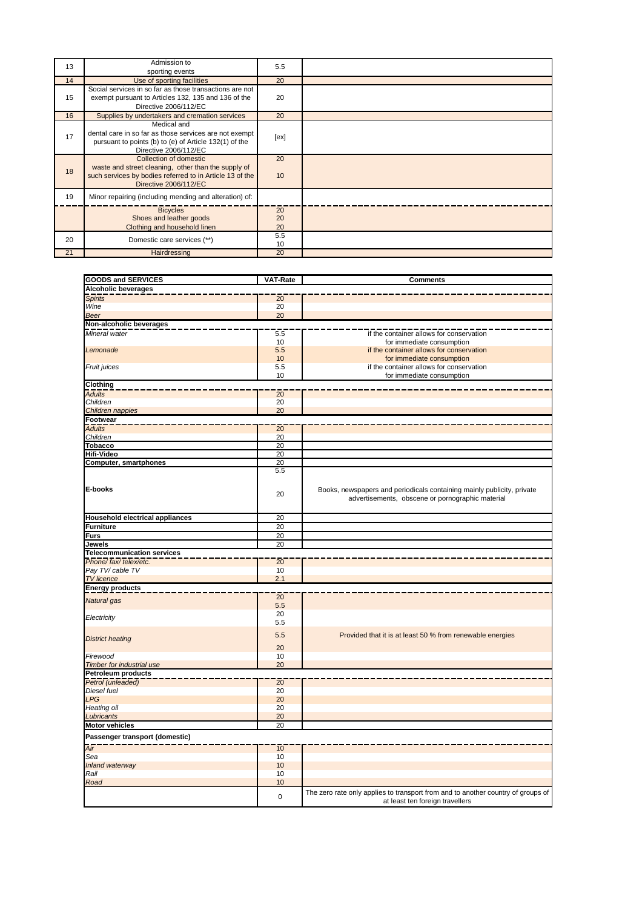| | | | |
|---|---|---|---|
| 13 | Admission to sporting events | 5.5 | |
| 14 | Use of sporting facilities | 20 | |
| 15 | Social services in so far as those transactions are not exempt pursuant to Articles 132, 135 and 136 of the Directive 2006/112/EC | 20 | |
| 16 | Supplies by undertakers and cremation services | 20 | |
| 17 | Medical and dental care in so far as those services are not exempt pursuant to points (b) to (e) of Article 132(1) of the Directive 2006/112/EC | [ex] | |
| 18 | Collection of domestic waste and street cleaning, other than the supply of such services by bodies referred to in Article 13 of the Directive 2006/112/EC | 20<br>10 | |
| 19 | Minor repairing (including mending and alteration) of: | | |
| | Bicycles | 20 | |
| | Shoes and leather goods | 20 | |
| | Clothing and household linen | 20 | |
| 20 | Domestic care services (**) | 5.5<br>10 | |
| 21 | Hairdressing | 20 | |

| GOODS and SERVICES | VAT-Rate | Comments |
|---|---|---|
| **Alcoholic beverages** | | |
| *Spirits* | 20 | |
| *Wine* | 20 | |
| *Beer* | 20 | |
| **Non-alcoholic beverages** | | |
| *Mineral water* | 5.5<br>10 | if the container allows for conservation<br>for immediate consumption |
| *Lemonade* | 5.5<br>10 | if the container allows for conservation<br>for immediate consumption |
| *Fruit juices* | 5.5<br>10 | if the container allows for conservation<br>for immediate consumption |
| **Clothing** | | |
| *Adults* | 20 | |
| *Children* | 20 | |
| *Children nappies* | 20 | |
| **Footwear** | | |
| *Adults* | 20 | |
| *Children* | 20 | |
| **Tobacco** | 20 | |
| **Hifi-Video** | 20 | |
| **Computer, smartphones** | 20 | |
| **E-books** | 5.5<br>20 | Books, newspapers and periodicals containing mainly publicity, private advertisements, obscene or pornographic material |
| **Household electrical appliances** | 20 | |
| **Furniture** | 20 | |
| **Furs** | 20 | |
| **Jewels** | 20 | |
| **Telecommunication services** | | |
| *Phone/ fax/ telex/etc.* | 20 | |
| *Pay TV/ cable TV* | 10 | |
| *TV licence* | 2.1 | |
| **Energy products** | | |
| *Natural gas* | 20<br>5.5 | |
| *Electricity* | 20<br>5.5 | |
| *District heating* | 5.5<br>20 | Provided that it is at least 50 % from renewable energies |
| *Firewood* | 10 | |
| *Timber for industrial use* | 20 | |
| **Petroleum products** | | |
| *Petrol (unleaded)* | 20 | |
| *Diesel fuel* | 20 | |
| *LPG* | 20 | |
| *Heating oil* | 20 | |
| *Lubricants* | 20 | |
| **Motor vehicles** | 20 | |
| **Passenger transport (domestic)** | | |
| *Air* | 10 | |
| *Sea* | 10 | |
| *Inland waterway* | 10 | |
| *Rail* | 10 | |
| *Road* | 10 | |
| | 0 | The zero rate only applies to transport from and to another country of groups of at least ten foreign travellers |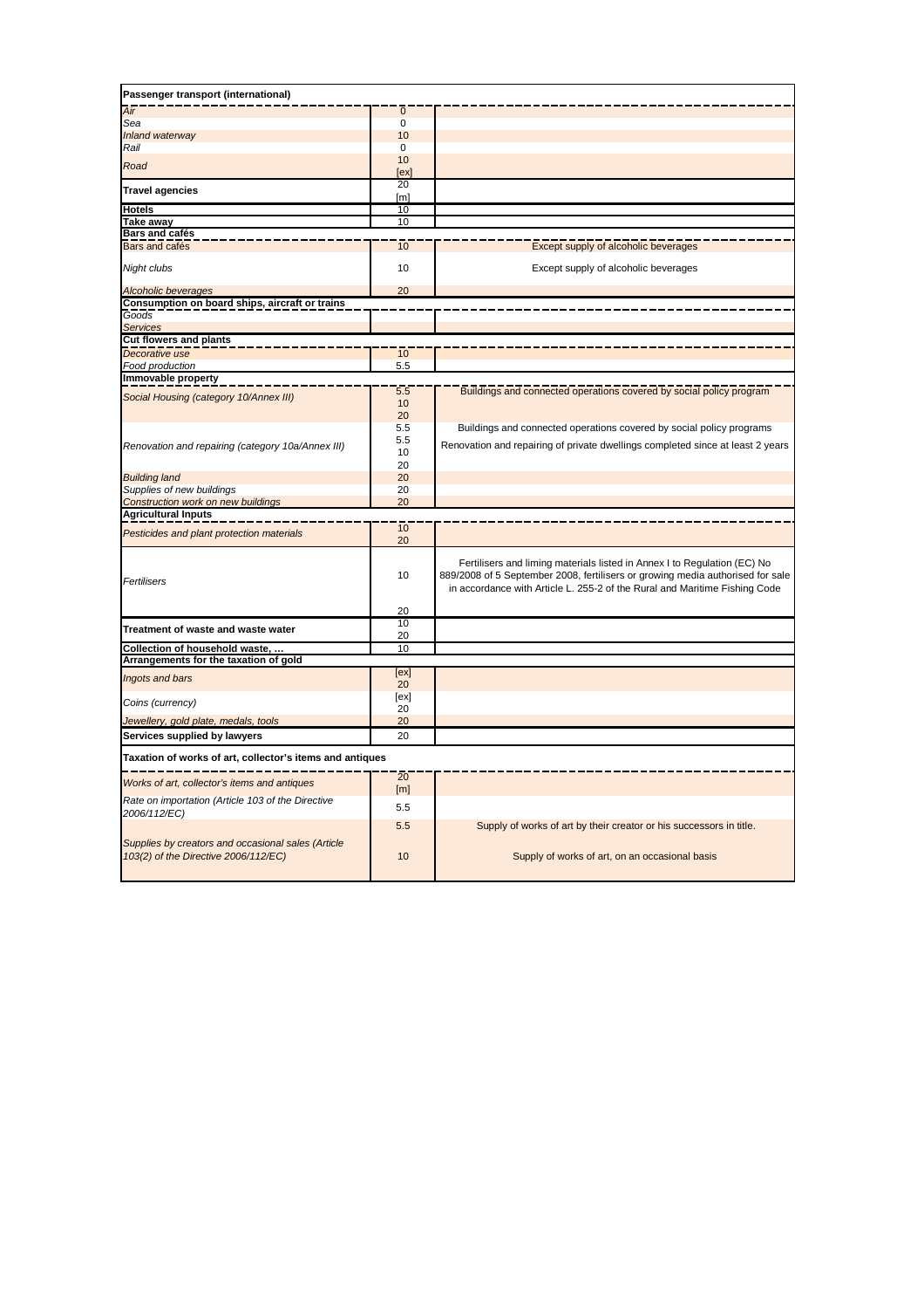| | | |
|---|---|---|
| **Passenger transport (international)** | | |
| *Air* | 0 | |
| *Sea* | 0 | |
| *Inland waterway* | 10 | |
| *Rail* | 0 | |
| *Road* | 10<br>[ex] | |
| **Travel agencies** | 20<br>[m] | |
| **Hotels** | 10 | |
| **Take away** | 10 | |
| **Bars and cafés** | | |
| Bars and cafés | 10 | Except supply of alcoholic beverages |
| *Night clubs* | 10 | Except supply of alcoholic beverages |
| *Alcoholic beverages* | 20 | |
| **Consumption on board ships, aircraft or trains** | | |
| *Goods* | | |
| *Services* | | |
| **Cut flowers and plants** | | |
| *Decorative use* | 10 | |
| *Food production* | 5.5 | |
| **Immovable property** | | |
| *Social Housing (category 10/Annex III)* | 5.5<br>10<br>20 | Buildings and connected operations covered by social policy program |
| *Renovation and repairing (category 10a/Annex III)* | 5.5<br>5.5<br>10<br>20 | Buildings and connected operations covered by social policy programs<br>Renovation and repairing of private dwellings completed since at least 2 years |
| *Building land* | 20 | |
| *Supplies of new buildings* | 20 | |
| *Construction work on new buildings* | 20 | |
| **Agricultural Inputs** | | |
| *Pesticides and plant protection materials* | 10<br>20 | |
| *Fertilisers* | 10<br>20 | Fertilisers and liming materials listed in Annex I to Regulation (EC) No 889/2008 of 5 September 2008, fertilisers or growing media authorised for sale in accordance with Article L. 255-2 of the Rural and Maritime Fishing Code |
| **Treatment of waste and waste water** | 10<br>20 | |
| **Collection of household waste, …** | 10 | |
| **Arrangements for the taxation of gold** | | |
| *Ingots and bars* | [ex]<br>20 | |
| *Coins (currency)* | [ex]<br>20 | |
| *Jewellery, gold plate, medals, tools* | 20 | |
| **Services supplied by lawyers** | 20 | |
| **Taxation of works of art, collector's items and antiques** | | |
| *Works of art, collector's items and antiques* | 20<br>[m] | |
| *Rate on importation (Article 103 of the Directive 2006/112/EC)* | 5.5 | |
| *Supplies by creators and occasional sales (Article 103(2) of the Directive 2006/112/EC)* | 5.5<br>10 | Supply of works of art by their creator or his successors in title.<br>Supply of works of art, on an occasional basis |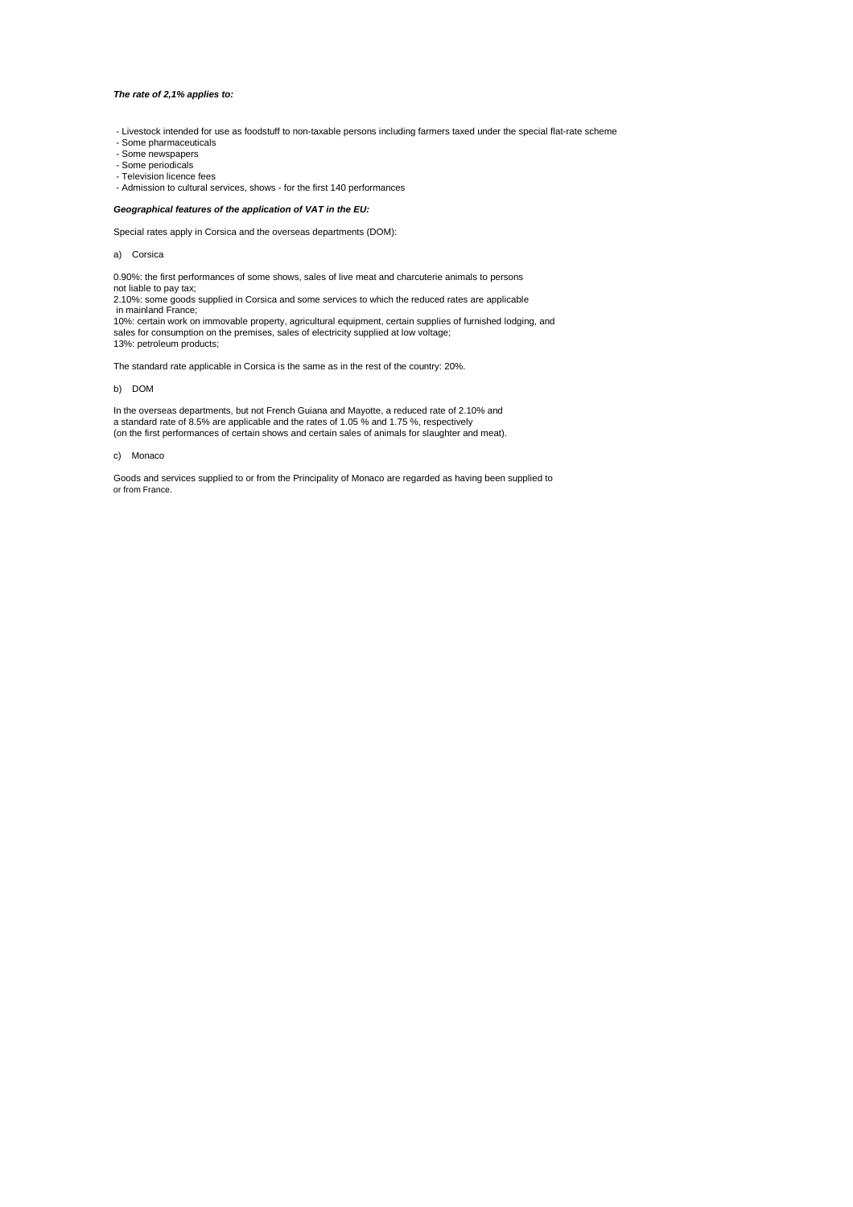***The rate of 2,1% applies to:***

- Livestock intended for use as foodstuff to non-taxable persons including farmers taxed under the special flat-rate scheme
- Some pharmaceuticals
- Some newspapers
- Some periodicals
- Television licence fees
- Admission to cultural services, shows - for the first 140 performances

***Geographical features of the application of VAT in the EU:***

Special rates apply in Corsica and the overseas departments (DOM):

a) Corsica

0.90%: the first performances of some shows, sales of live meat and charcuterie animals to persons not liable to pay tax;
2.10%: some goods supplied in Corsica and some services to which the reduced rates are applicable in mainland France;
10%: certain work on immovable property, agricultural equipment, certain supplies of furnished lodging, and sales for consumption on the premises, sales of electricity supplied at low voltage;
13%: petroleum products;

The standard rate applicable in Corsica is the same as in the rest of the country: 20%.

b) DOM

In the overseas departments, but not French Guiana and Mayotte, a reduced rate of 2.10% and a standard rate of 8.5% are applicable and the rates of 1.05 % and 1.75 %, respectively (on the first performances of certain shows and certain sales of animals for slaughter and meat).

c) Monaco

Goods and services supplied to or from the Principality of Monaco are regarded as having been supplied to or from France.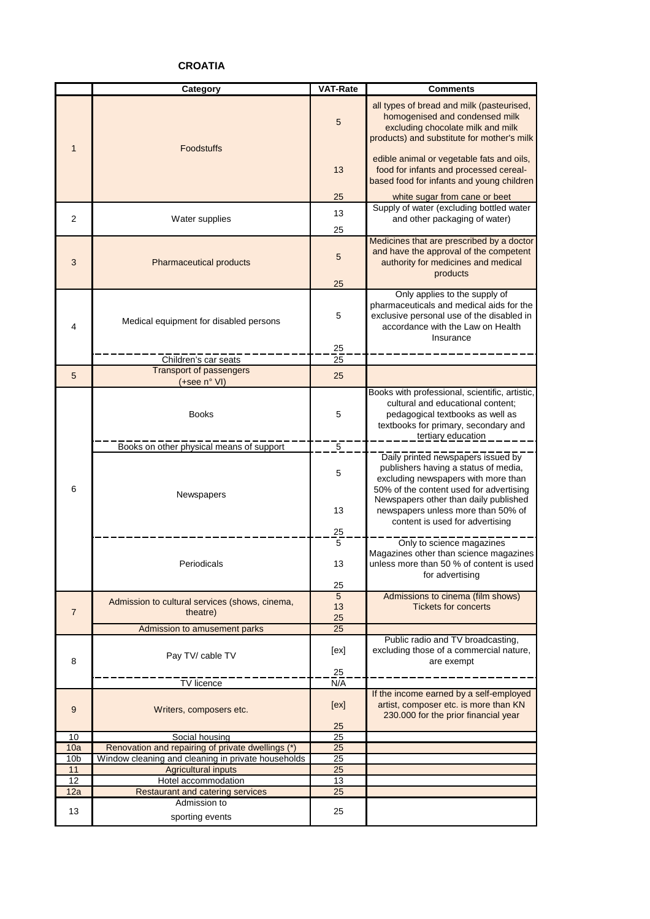## CROATIA

| | Category | VAT-Rate | Comments |
|---|---|---|---|
| 1 | Foodstuffs | 5 | all types of bread and milk (pasteurised, homogenised and condensed milk excluding chocolate milk and milk products) and substitute for mother's milk |
| | | 13 | edible animal or vegetable fats and oils, food for infants and processed cereal-based food for infants and young children |
| | | 25 | white sugar from cane or beet |
| 2 | Water supplies | 13 | Supply of water (excluding bottled water and other packaging of water) |
| | | 25 | |
| 3 | Pharmaceutical products | 5 | Medicines that are prescribed by a doctor and have the approval of the competent authority for medicines and medical products |
| | | 25 | |
| 4 | Medical equipment for disabled persons | 5 | Only applies to the supply of pharmaceuticals and medical aids for the exclusive personal use of the disabled in accordance with the Law on Health Insurance |
| | | 25 | |
| | Children's car seats | 25 | |
| 5 | Transport of passengers (+see n° VI) | 25 | |
| 6 | Books | 5 | Books with professional, scientific, artistic, cultural and educational content; pedagogical textbooks as well as textbooks for primary, secondary and tertiary education |
| | Books on other physical means of support | 5 | |
| | Newspapers | 5 | Daily printed newspapers issued by publishers having a status of media, excluding newspapers with more than 50% of the content used for advertising |
| | | 13 | Newspapers other than daily published newspapers unless more than 50% of content is used for advertising |
| | | 25 | |
| | Periodicals | 5 | Only to science magazines |
| | | 13 | Magazines other than science magazines unless more than 50 % of content is used for advertising |
| | | 25 | |
| 7 | Admission to cultural services (shows, cinema, theatre) | 5 | Admissions to cinema (film shows) |
| | | 13 | Tickets for concerts |
| | | 25 | |
| | Admission to amusement parks | 25 | |
| 8 | Pay TV/ cable TV | [ex] | Public radio and TV broadcasting, excluding those of a commercial nature, are exempt |
| | | 25 | |
| | TV licence | N/A | |
| 9 | Writers, composers etc. | [ex] | If the income earned by a self-employed artist, composer etc. is more than KN 230.000 for the prior financial year |
| | | 25 | |
| 10 | Social housing | 25 | |
| 10a | Renovation and repairing of private dwellings (*) | 25 | |
| 10b | Window cleaning and cleaning in private households | 25 | |
| 11 | Agricultural inputs | 25 | |
| 12 | Hotel accommodation | 13 | |
| 12a | Restaurant and catering services | 25 | |
| 13 | Admission to sporting events | 25 | |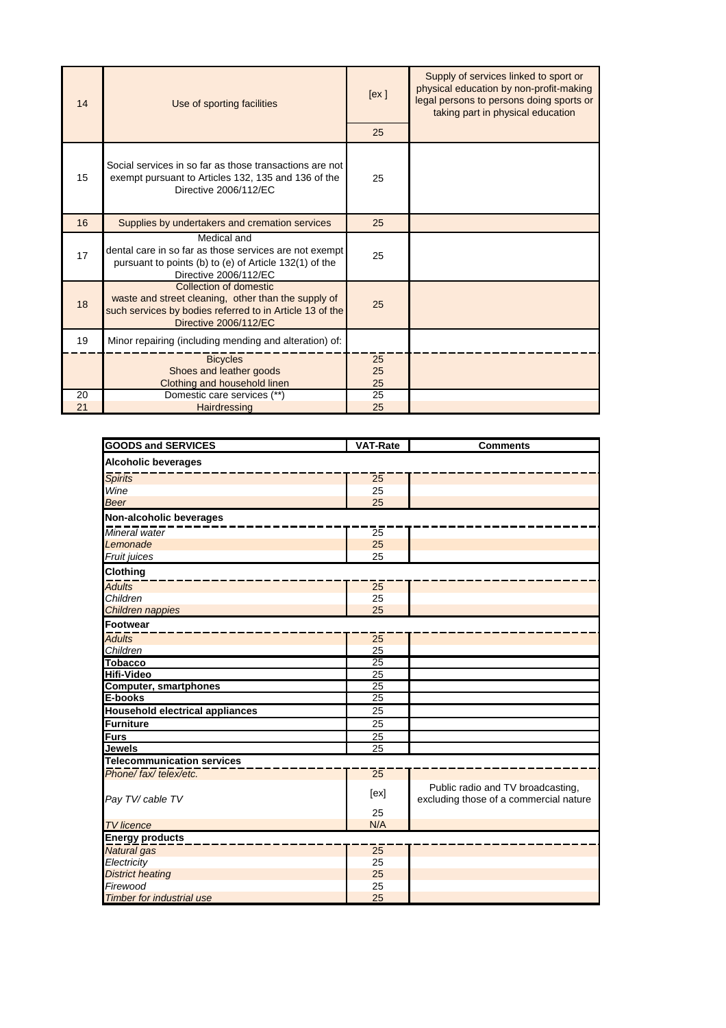| | | | |
|---|---|---|---|
| 14 | Use of sporting facilities | [ex ]<br>25 | Supply of services linked to sport or physical education by non-profit-making legal persons to persons doing sports or taking part in physical education |
| 15 | Social services in so far as those transactions are not exempt pursuant to Articles 132, 135 and 136 of the Directive 2006/112/EC | 25 | |
| 16 | Supplies by undertakers and cremation services | 25 | |
| 17 | Medical and dental care in so far as those services are not exempt pursuant to points (b) to (e) of Article 132(1) of the Directive 2006/112/EC | 25 | |
| 18 | Collection of domestic waste and street cleaning, other than the supply of such services by bodies referred to in Article 13 of the Directive 2006/112/EC | 25 | |
| 19 | Minor repairing (including mending and alteration) of: | | |
| | Bicycles | 25 | |
| | Shoes and leather goods | 25 | |
| | Clothing and household linen | 25 | |
| 20 | Domestic care services (**) | 25 | |
| 21 | Hairdressing | 25 | |

| GOODS and SERVICES | VAT-Rate | Comments |
|---|---|---|
| **Alcoholic beverages** | | |
| *Spirits* | 25 | |
| *Wine* | 25 | |
| *Beer* | 25 | |
| **Non-alcoholic beverages** | | |
| *Mineral water* | 25 | |
| *Lemonade* | 25 | |
| *Fruit juices* | 25 | |
| **Clothing** | | |
| *Adults* | 25 | |
| *Children* | 25 | |
| *Children nappies* | 25 | |
| **Footwear** | | |
| *Adults* | 25 | |
| *Children* | 25 | |
| **Tobacco** | 25 | |
| **Hifi-Video** | 25 | |
| **Computer, smartphones** | 25 | |
| **E-books** | 25 | |
| **Household electrical appliances** | 25 | |
| **Furniture** | 25 | |
| **Furs** | 25 | |
| **Jewels** | 25 | |
| **Telecommunication services** | | |
| *Phone/ fax/ telex/etc.* | 25 | |
| *Pay TV/ cable TV* | [ex]<br>25 | Public radio and TV broadcasting, excluding those of a commercial nature |
| *TV licence* | N/A | |
| **Energy products** | | |
| *Natural gas* | 25 | |
| *Electricity* | 25 | |
| *District heating* | 25 | |
| *Firewood* | 25 | |
| *Timber for industrial use* | 25 | |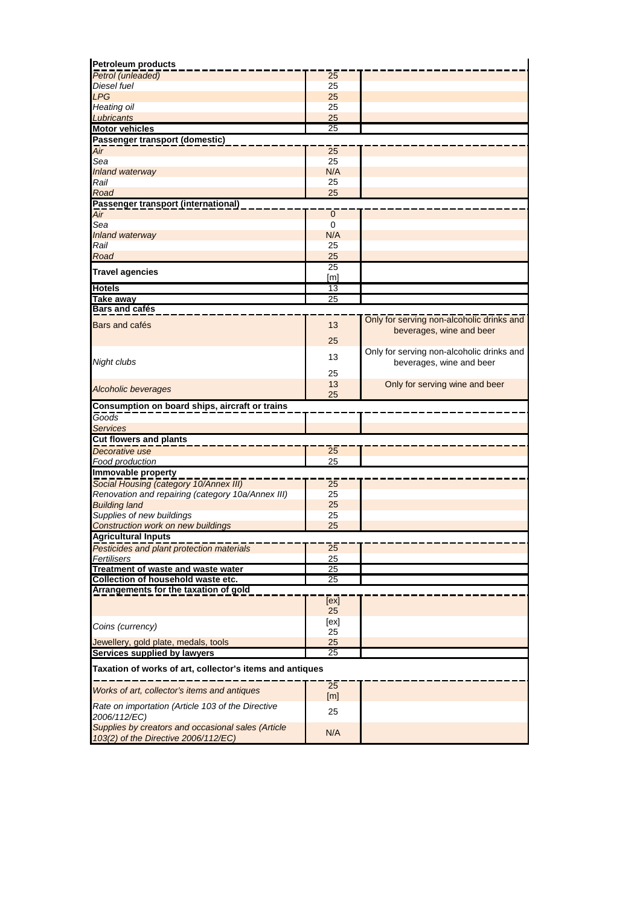| | | |
|---|---|---|
| **Petroleum products** | | |
| *Petrol (unleaded)* | 25 | |
| *Diesel fuel* | 25 | |
| *LPG* | 25 | |
| *Heating oil* | 25 | |
| *Lubricants* | 25 | |
| **Motor vehicles** | 25 | |
| **Passenger transport (domestic)** | | |
| *Air* | 25 | |
| *Sea* | 25 | |
| *Inland waterway* | N/A | |
| *Rail* | 25 | |
| *Road* | 25 | |
| **Passenger transport (international)** | | |
| *Air* | 0 | |
| *Sea* | 0 | |
| *Inland waterway* | N/A | |
| *Rail* | 25 | |
| *Road* | 25 | |
| **Travel agencies** | 25 [m] | |
| **Hotels** | 13 | |
| **Take away** | 25 | |
| **Bars and cafés** | | |
| Bars and cafés | 13 | Only for serving non-alcoholic drinks and beverages, wine and beer |
| | 25 | |
| *Night clubs* | 13 | Only for serving non-alcoholic drinks and beverages, wine and beer |
| | 25 | |
| *Alcoholic beverages* | 13 | Only for serving wine and beer |
| | 25 | |
| **Consumption on board ships, aircraft or trains** | | |
| *Goods* | | |
| *Services* | | |
| **Cut flowers and plants** | | |
| *Decorative use* | 25 | |
| *Food production* | 25 | |
| **Immovable property** | | |
| *Social Housing (category 10/Annex III)* | 25 | |
| *Renovation and repairing (category 10a/Annex III)* | 25 | |
| *Building land* | 25 | |
| *Supplies of new buildings* | 25 | |
| *Construction work on new buildings* | 25 | |
| **Agricultural Inputs** | | |
| *Pesticides and plant protection materials* | 25 | |
| *Fertilisers* | 25 | |
| **Treatment of waste and waste water** | 25 | |
| **Collection of household waste etc.** | 25 | |
| **Arrangements for the taxation of gold** | | |
| | [ex] 25 | |
| *Coins (currency)* | [ex] 25 | |
| *Jewellery, gold plate, medals, tools* | 25 | |
| **Services supplied by lawyers** | 25 | |
| **Taxation of works of art, collector's items and antiques** | | |
| *Works of art, collector's items and antiques* | 25 [m] | |
| *Rate on importation (Article 103 of the Directive 2006/112/EC)* | 25 | |
| *Supplies by creators and occasional sales (Article 103(2) of the Directive 2006/112/EC)* | N/A | |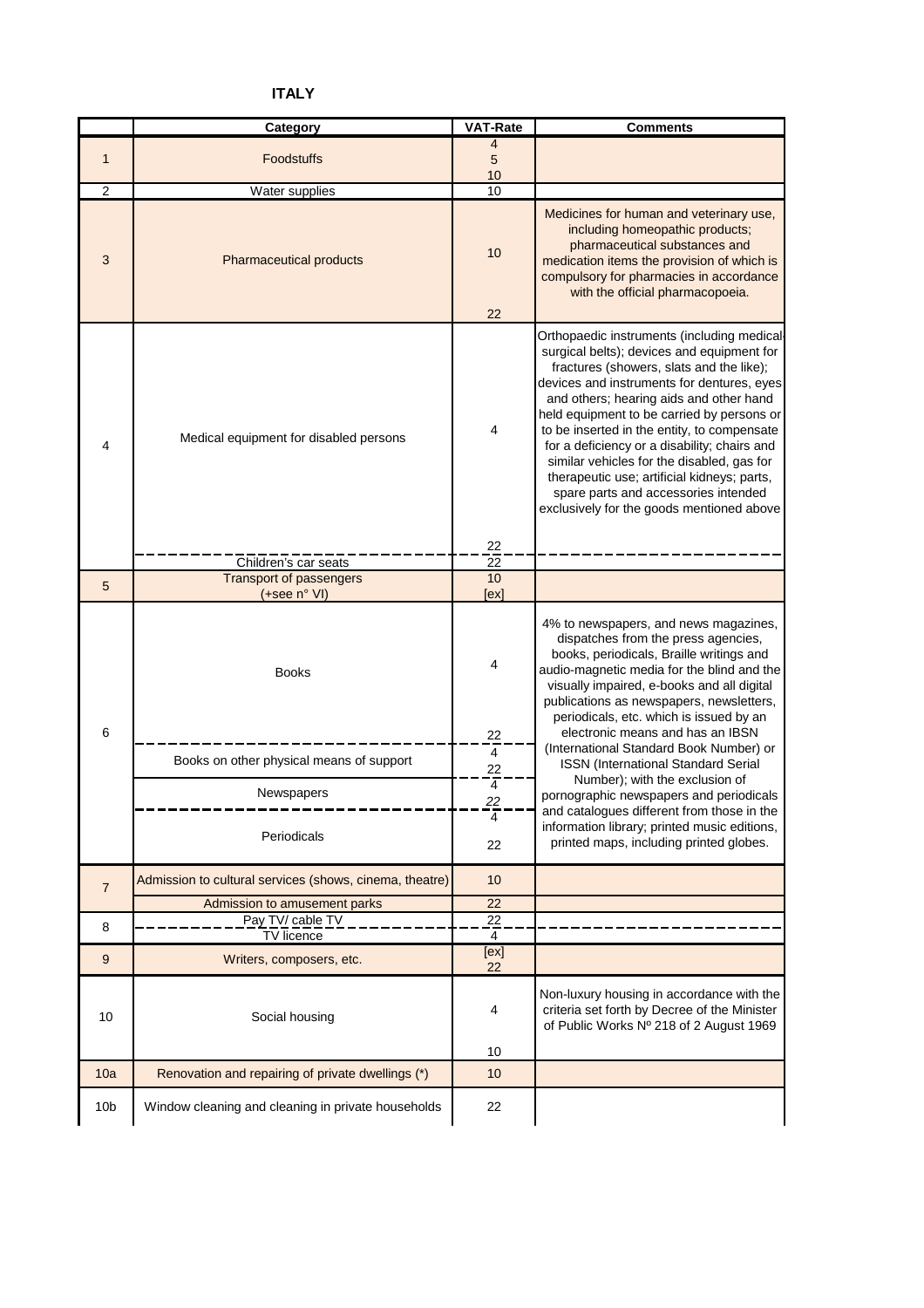## ITALY

| | Category | VAT-Rate | Comments |
|---|---|---|---|
| 1 | Foodstuffs | 4<br>5<br>10 | |
| 2 | Water supplies | 10 | |
| 3 | Pharmaceutical products | 10<br>22 | Medicines for human and veterinary use, including homeopathic products; pharmaceutical substances and medication items the provision of which is compulsory for pharmacies in accordance with the official pharmacopoeia. |
| 4 | Medical equipment for disabled persons | 4<br>22 | Orthopaedic instruments (including medical-surgical belts); devices and equipment for fractures (showers, slats and the like); devices and instruments for dentures, eyes and others; hearing aids and other hand held equipment to be carried by persons or to be inserted in the entity, to compensate for a deficiency or a disability; chairs and similar vehicles for the disabled, gas for therapeutic use; artificial kidneys; parts, spare parts and accessories intended exclusively for the goods mentioned above |
| | Children's car seats | 22 | |
| 5 | Transport of passengers<br>(+see n° VI) | 10<br>[ex] | |
| 6 | Books | 4<br>22 | 4% to newspapers, and news magazines, dispatches from the press agencies, books, periodicals, Braille writings and audio-magnetic media for the blind and the visually impaired, e-books and all digital publications as newspapers, newsletters, periodicals, etc. which is issued by an electronic means and has an IBSN (International Standard Book Number) or ISSN (International Standard Serial Number); with the exclusion of pornographic newspapers and periodicals and catalogues different from those in the information library; printed music editions, printed maps, including printed globes. |
| | Books on other physical means of support | 4<br>22 | |
| | Newspapers | 4<br>22 | |
| | Periodicals | 4<br>22 | |
| 7 | Admission to cultural services (shows, cinema, theatre) | 10 | |
| | Admission to amusement parks | 22 | |
| 8 | Pay TV/ cable TV | 22 | |
| | TV licence | 4 | |
| 9 | Writers, composers, etc. | [ex]<br>22 | |
| 10 | Social housing | 4<br>10 | Non-luxury housing in accordance with the criteria set forth by Decree of the Minister of Public Works Nº 218 of 2 August 1969 |
| 10a | Renovation and repairing of private dwellings (*) | 10 | |
| 10b | Window cleaning and cleaning in private households | 22 | |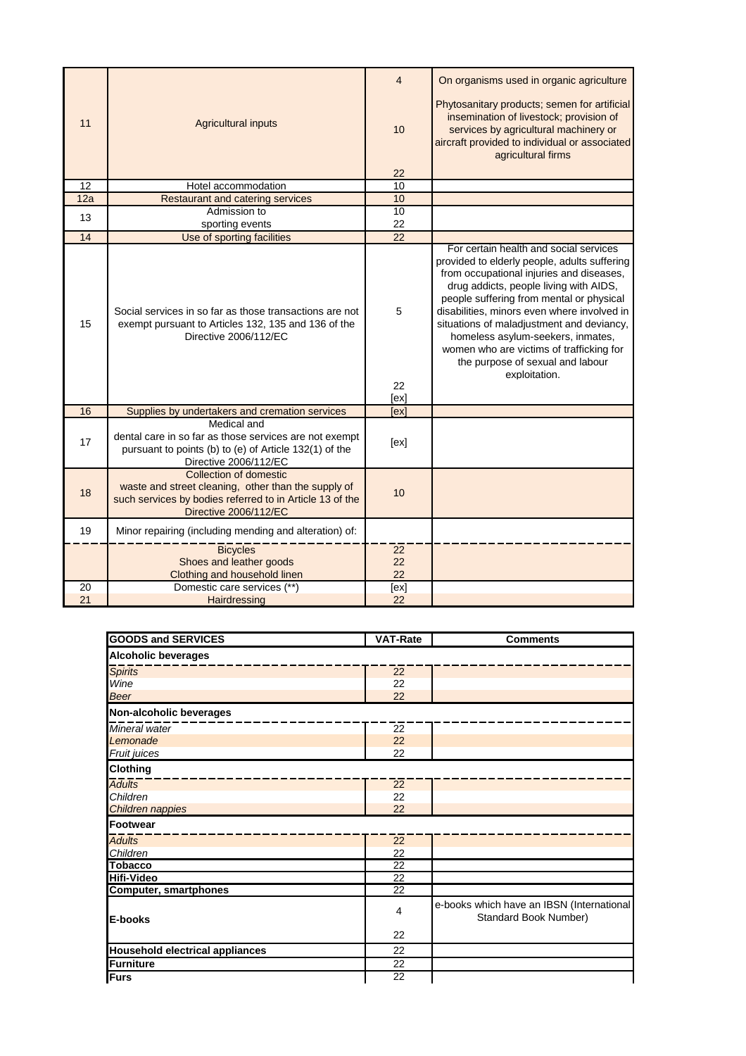| | | | |
|---|---|---|---|
| 11 | Agricultural inputs | 4 | On organisms used in organic agriculture |
| | | 10 | Phytosanitary products; semen for artificial insemination of livestock; provision of services by agricultural machinery or aircraft provided to individual or associated agricultural firms |
| | | 22 | |
| 12 | Hotel accommodation | 10 | |
| 12a | Restaurant and catering services | 10 | |
| 13 | Admission to sporting events | 10 | |
| | | 22 | |
| 14 | Use of sporting facilities | 22 | |
| 15 | Social services in so far as those transactions are not exempt pursuant to Articles 132, 135 and 136 of the Directive 2006/112/EC | 5 | For certain health and social services provided to elderly people, adults suffering from occupational injuries and diseases, drug addicts, people living with AIDS, people suffering from mental or physical disabilities, minors even where involved in situations of maladjustment and deviancy, homeless asylum-seekers, inmates, women who are victims of trafficking for the purpose of sexual and labour exploitation. |
| | | 22 | |
| | | [ex] | |
| 16 | Supplies by undertakers and cremation services | [ex] | |
| 17 | Medical and dental care in so far as those services are not exempt pursuant to points (b) to (e) of Article 132(1) of the Directive 2006/112/EC | [ex] | |
| 18 | Collection of domestic waste and street cleaning, other than the supply of such services by bodies referred to in Article 13 of the Directive 2006/112/EC | 10 | |
| 19 | Minor repairing (including mending and alteration) of: | | |
| | Bicycles | 22 | |
| | Shoes and leather goods | 22 | |
| | Clothing and household linen | 22 | |
| 20 | Domestic care services (**) | [ex] | |
| 21 | Hairdressing | 22 | |

| GOODS and SERVICES | VAT-Rate | Comments |
|---|---|---|
| **Alcoholic beverages** | | |
| *Spirits* | 22 | |
| *Wine* | 22 | |
| *Beer* | 22 | |
| **Non-alcoholic beverages** | | |
| *Mineral water* | 22 | |
| *Lemonade* | 22 | |
| *Fruit juices* | 22 | |
| **Clothing** | | |
| *Adults* | 22 | |
| *Children* | 22 | |
| *Children nappies* | 22 | |
| **Footwear** | | |
| *Adults* | 22 | |
| *Children* | 22 | |
| **Tobacco** | 22 | |
| **Hifi-Video** | 22 | |
| **Computer, smartphones** | 22 | |
| **E-books** | 4 | e-books which have an IBSN (International Standard Book Number) |
| | 22 | |
| **Household electrical appliances** | 22 | |
| **Furniture** | 22 | |
| **Furs** | 22 | |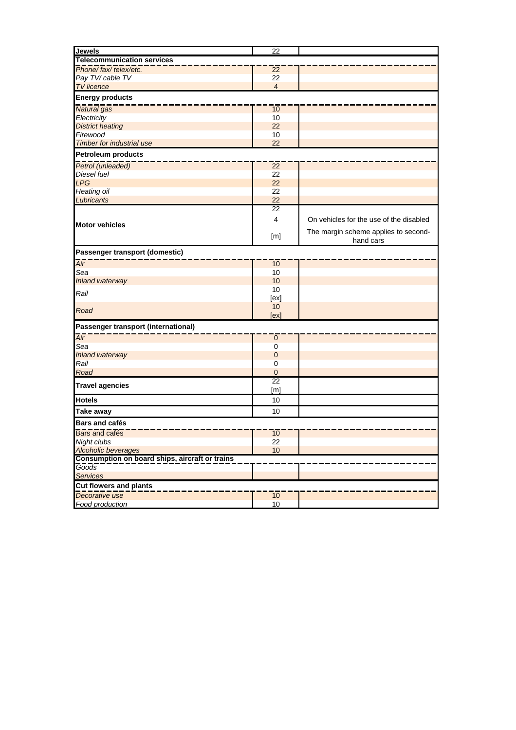| | | |
|---|---|---|
| **Jewels** | 22 | |
| **Telecommunication services** | | |
| *Phone/ fax/ telex/etc.* | 22 | |
| *Pay TV/ cable TV* | 22 | |
| *TV licence* | 4 | |
| **Energy products** | | |
| *Natural gas* | 10 | |
| *Electricity* | 10 | |
| *District heating* | 22 | |
| *Firewood* | 10 | |
| *Timber for industrial use* | 22 | |
| **Petroleum products** | | |
| *Petrol (unleaded)* | 22 | |
| *Diesel fuel* | 22 | |
| *LPG* | 22 | |
| *Heating oil* | 22 | |
| *Lubricants* | 22 | |
| **Motor vehicles** | 22 | |
| | 4 | On vehicles for the use of the disabled |
| | [m] | The margin scheme applies to second-hand cars |
| **Passenger transport (domestic)** | | |
| *Air* | 10 | |
| *Sea* | 10 | |
| *Inland waterway* | 10 | |
| *Rail* | 10 [ex] | |
| *Road* | 10 [ex] | |
| **Passenger transport (international)** | | |
| *Air* | 0 | |
| *Sea* | 0 | |
| *Inland waterway* | 0 | |
| *Rail* | 0 | |
| *Road* | 0 | |
| **Travel agencies** | 22 [m] | |
| **Hotels** | 10 | |
| **Take away** | 10 | |
| **Bars and cafés** | | |
| Bars and cafés | 10 | |
| *Night clubs* | 22 | |
| *Alcoholic beverages* | 10 | |
| **Consumption on board ships, aircraft or trains** | | |
| *Goods* | | |
| *Services* | | |
| **Cut flowers and plants** | | |
| *Decorative use* | 10 | |
| *Food production* | 10 | |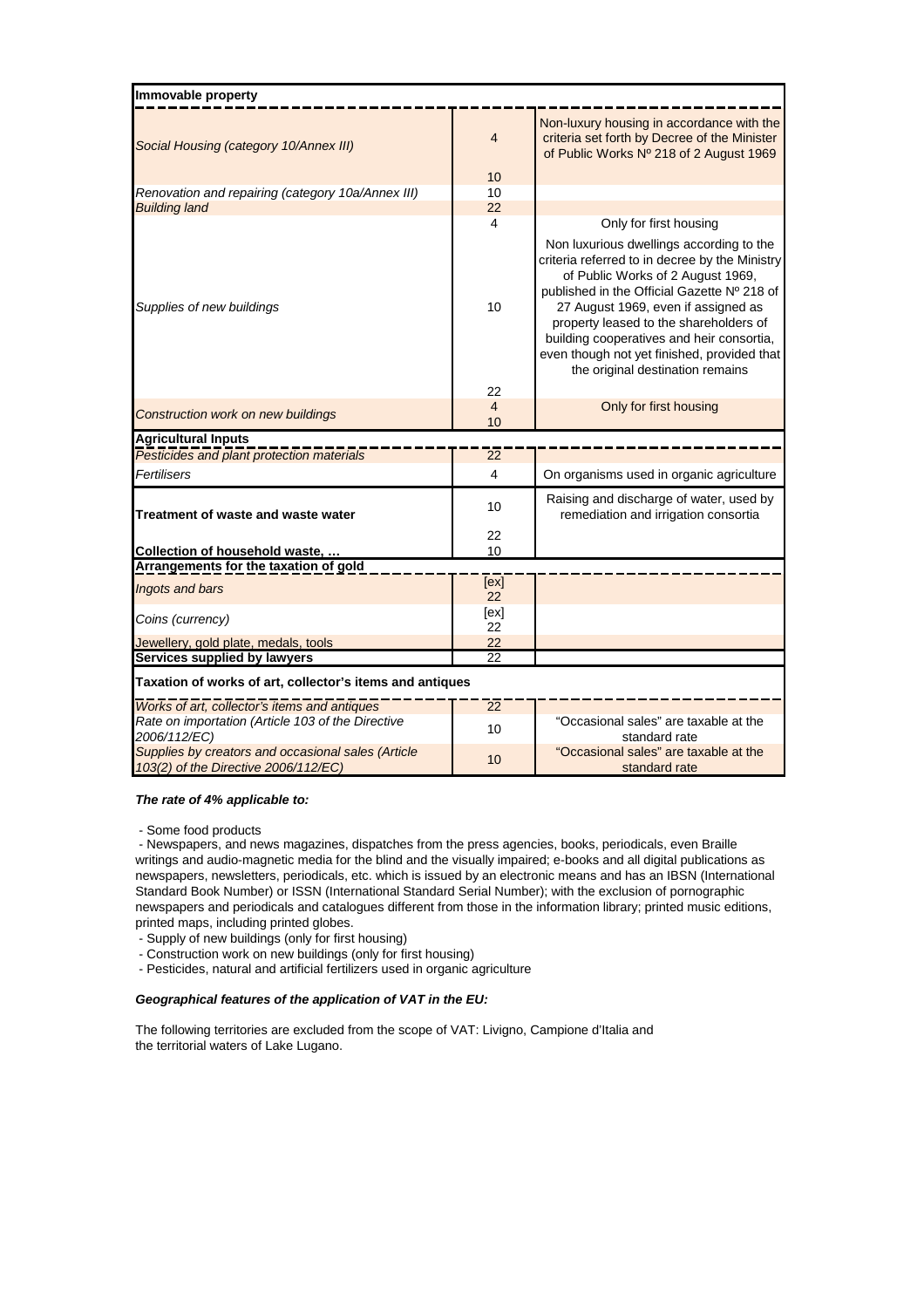| Immovable property | | |
|---|---|---|
| *Social Housing (category 10/Annex III)* | 4 | Non-luxury housing in accordance with the criteria set forth by Decree of the Minister of Public Works Nº 218 of 2 August 1969 |
| | 10 | |
| *Renovation and repairing (category 10a/Annex III)* | 10 | |
| *Building land* | 22 | |
| *Supplies of new buildings* | 4 | Only for first housing |
| | 10 | Non luxurious dwellings according to the criteria referred to in decree by the Ministry of Public Works of 2 August 1969, published in the Official Gazette Nº 218 of 27 August 1969, even if assigned as property leased to the shareholders of building cooperatives and heir consortia, even though not yet finished, provided that the original destination remains |
| | 22 | |
| *Construction work on new buildings* | 4 | Only for first housing |
| | 10 | |
| **Agricultural Inputs** | | |
| *Pesticides and plant protection materials* | 22 | |
| *Fertilisers* | 4 | On organisms used in organic agriculture |
| **Treatment of waste and waste water** | 10 | Raising and discharge of water, used by remediation and irrigation consortia |
| | 22 | |
| **Collection of household waste, …** | 10 | |
| **Arrangements for the taxation of gold** | | |
| *Ingots and bars* | [ex] | |
| | 22 | |
| *Coins (currency)* | [ex] | |
| | 22 | |
| *Jewellery, gold plate, medals, tools* | 22 | |
| **Services supplied by lawyers** | 22 | |
| **Taxation of works of art, collector's items and antiques** | | |
| *Works of art, collector's items and antiques* | 22 | |
| *Rate on importation (Article 103 of the Directive 2006/112/EC)* | 10 | "Occasional sales" are taxable at the standard rate |
| *Supplies by creators and occasional sales (Article 103(2) of the Directive 2006/112/EC)* | 10 | "Occasional sales" are taxable at the standard rate |

***The rate of 4% applicable to:***

- Some food products
- Newspapers, and news magazines, dispatches from the press agencies, books, periodicals, even Braille writings and audio-magnetic media for the blind and the visually impaired; e-books and all digital publications as newspapers, newsletters, periodicals, etc. which is issued by an electronic means and has an IBSN (International Standard Book Number) or ISSN (International Standard Serial Number); with the exclusion of pornographic newspapers and periodicals and catalogues different from those in the information library; printed music editions, printed maps, including printed globes.
- Supply of new buildings (only for first housing)
- Construction work on new buildings (only for first housing)
- Pesticides, natural and artificial fertilizers used in organic agriculture

***Geographical features of the application of VAT in the EU:***

The following territories are excluded from the scope of VAT: Livigno, Campione d'Italia and the territorial waters of Lake Lugano.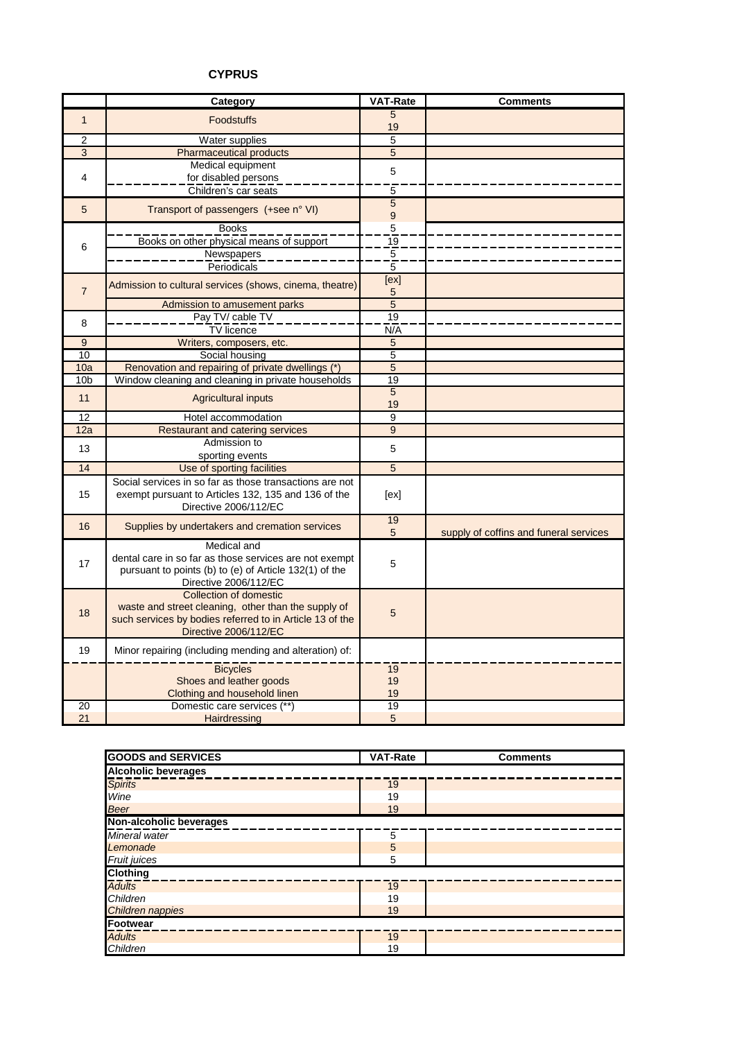## CYPRUS

| | Category | VAT-Rate | Comments |
|---|---|---|---|
| 1 | Foodstuffs | 5<br>19 | |
| 2 | Water supplies | 5 | |
| 3 | Pharmaceutical products | 5 | |
| 4 | Medical equipment for disabled persons | 5 | |
| | Children's car seats | 5 | |
| 5 | Transport of passengers (+see n° VI) | 5<br>9 | |
| 6 | Books | 5 | |
| | Books on other physical means of support | 19 | |
| | Newspapers | 5 | |
| | Periodicals | 5 | |
| 7 | Admission to cultural services (shows, cinema, theatre) | [ex]<br>5 | |
| | Admission to amusement parks | 5 | |
| 8 | Pay TV/ cable TV | 19 | |
| | TV licence | N/A | |
| 9 | Writers, composers, etc. | 5 | |
| 10 | Social housing | 5 | |
| 10a | Renovation and repairing of private dwellings (*) | 5 | |
| 10b | Window cleaning and cleaning in private households | 19 | |
| 11 | Agricultural inputs | 5<br>19 | |
| 12 | Hotel accommodation | 9 | |
| 12a | Restaurant and catering services | 9 | |
| 13 | Admission to sporting events | 5 | |
| 14 | Use of sporting facilities | 5 | |
| 15 | Social services in so far as those transactions are not exempt pursuant to Articles 132, 135 and 136 of the Directive 2006/112/EC | [ex] | |
| 16 | Supplies by undertakers and cremation services | 19<br>5 | supply of coffins and funeral services |
| 17 | Medical and dental care in so far as those services are not exempt pursuant to points (b) to (e) of Article 132(1) of the Directive 2006/112/EC | 5 | |
| 18 | Collection of domestic waste and street cleaning, other than the supply of such services by bodies referred to in Article 13 of the Directive 2006/112/EC | 5 | |
| 19 | Minor repairing (including mending and alteration) of: | | |
| | Bicycles | 19 | |
| | Shoes and leather goods | 19 | |
| | Clothing and household linen | 19 | |
| 20 | Domestic care services (**) | 19 | |
| 21 | Hairdressing | 5 | |

| GOODS and SERVICES | VAT-Rate | Comments |
|---|---|---|
| **Alcoholic beverages** | | |
| *Spirits* | 19 | |
| *Wine* | 19 | |
| *Beer* | 19 | |
| **Non-alcoholic beverages** | | |
| *Mineral water* | 5 | |
| *Lemonade* | 5 | |
| *Fruit juices* | 5 | |
| **Clothing** | | |
| *Adults* | 19 | |
| *Children* | 19 | |
| *Children nappies* | 19 | |
| **Footwear** | | |
| *Adults* | 19 | |
| *Children* | 19 | |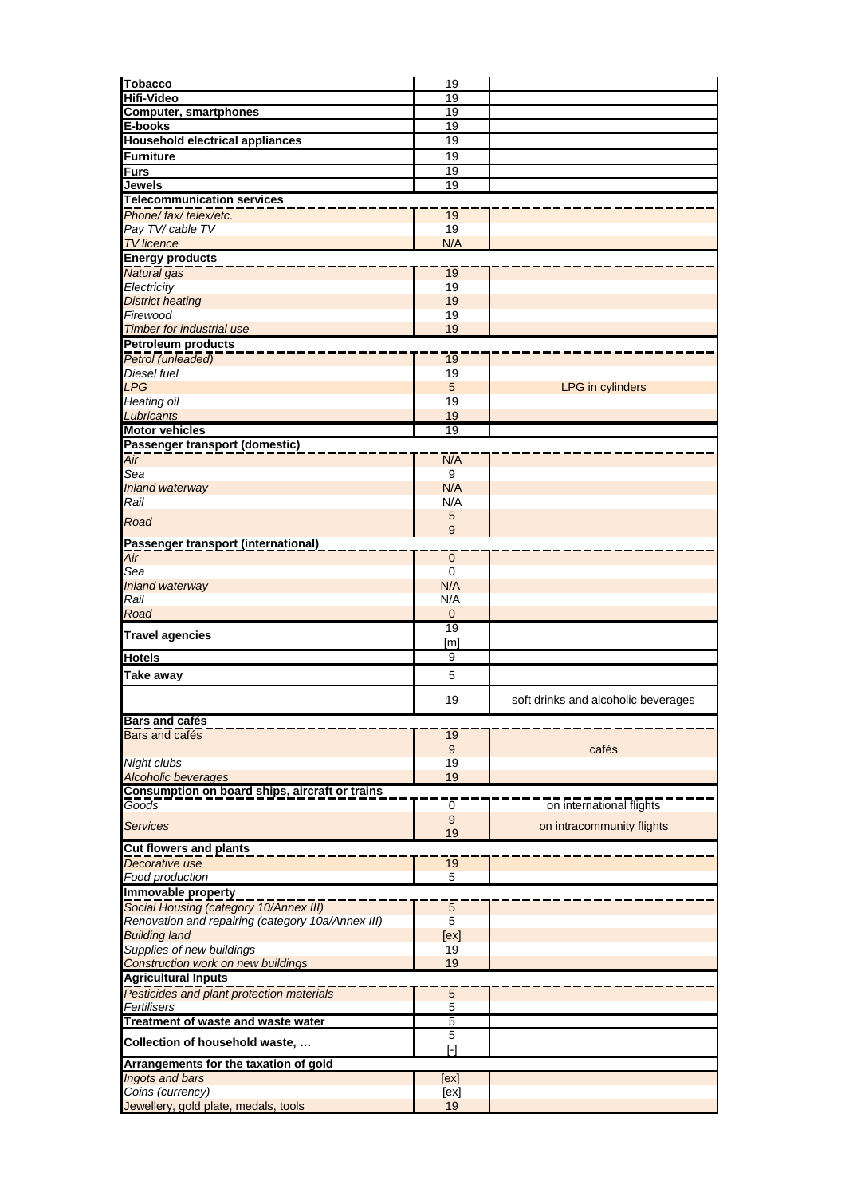| | | |
|---|---|---|
| **Tobacco** | 19 | |
| **Hifi-Video** | 19 | |
| **Computer, smartphones** | 19 | |
| **E-books** | 19 | |
| **Household electrical appliances** | 19 | |
| **Furniture** | 19 | |
| **Furs** | 19 | |
| **Jewels** | 19 | |
| **Telecommunication services** | | |
| *Phone/ fax/ telex/etc.* | 19 | |
| *Pay TV/ cable TV* | 19 | |
| *TV licence* | N/A | |
| **Energy products** | | |
| *Natural gas* | 19 | |
| *Electricity* | 19 | |
| *District heating* | 19 | |
| *Firewood* | 19 | |
| *Timber for industrial use* | 19 | |
| **Petroleum products** | | |
| *Petrol (unleaded)* | 19 | |
| *Diesel fuel* | 19 | |
| *LPG* | 5 | LPG in cylinders |
| *Heating oil* | 19 | |
| *Lubricants* | 19 | |
| **Motor vehicles** | 19 | |
| **Passenger transport (domestic)** | | |
| *Air* | N/A | |
| *Sea* | 9 | |
| *Inland waterway* | N/A | |
| *Rail* | N/A | |
| *Road* | 5<br>9 | |
| **Passenger transport (international)** | | |
| *Air* | 0 | |
| *Sea* | 0 | |
| *Inland waterway* | N/A | |
| *Rail* | N/A | |
| *Road* | 0 | |
| **Travel agencies** | 19<br>[m] | |
| **Hotels** | 9 | |
| **Take away** | 5 | |
| | 19 | soft drinks and alcoholic beverages |
| **Bars and cafés** | | |
| Bars and cafés | 19<br>9 | cafés |
| *Night clubs* | 19 | |
| *Alcoholic beverages* | 19 | |
| **Consumption on board ships, aircraft or trains** | | |
| *Goods* | 0 | on international flights |
| *Services* | 9<br>19 | on intracommunity flights |
| **Cut flowers and plants** | | |
| *Decorative use* | 19 | |
| *Food production* | 5 | |
| **Immovable property** | | |
| *Social Housing (category 10/Annex III)* | 5 | |
| *Renovation and repairing (category 10a/Annex III)* | 5 | |
| *Building land* | [ex] | |
| *Supplies of new buildings* | 19 | |
| *Construction work on new buildings* | 19 | |
| **Agricultural Inputs** | | |
| *Pesticides and plant protection materials* | 5 | |
| *Fertilisers* | 5 | |
| **Treatment of waste and waste water** | 5 | |
| **Collection of household waste, …** | 5<br>[-] | |
| **Arrangements for the taxation of gold** | | |
| *Ingots and bars* | [ex] | |
| *Coins (currency)* | [ex] | |
| *Jewellery, gold plate, medals, tools* | 19 | |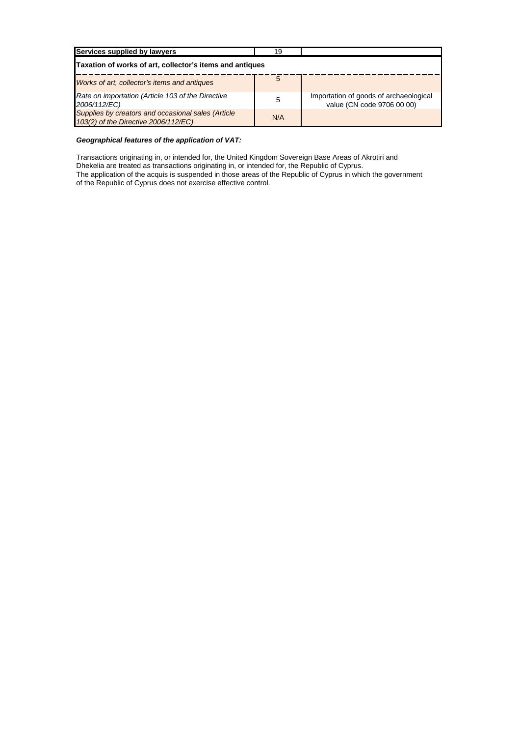| **Services supplied by lawyers** | 19 | |
|---|---|---|
| **Taxation of works of art, collector's items and antiques** | | |
| *Works of art, collector's items and antiques* | 5 | |
| *Rate on importation (Article 103 of the Directive 2006/112/EC)* | 5 | Importation of goods of archaeological value (CN code 9706 00 00) |
| *Supplies by creators and occasional sales (Article 103(2) of the Directive 2006/112/EC)* | N/A | |

***Geographical features of the application of VAT:***

Transactions originating in, or intended for, the United Kingdom Sovereign Base Areas of Akrotiri and Dhekelia are treated as transactions originating in, or intended for, the Republic of Cyprus.
The application of the acquis is suspended in those areas of the Republic of Cyprus in which the government of the Republic of Cyprus does not exercise effective control.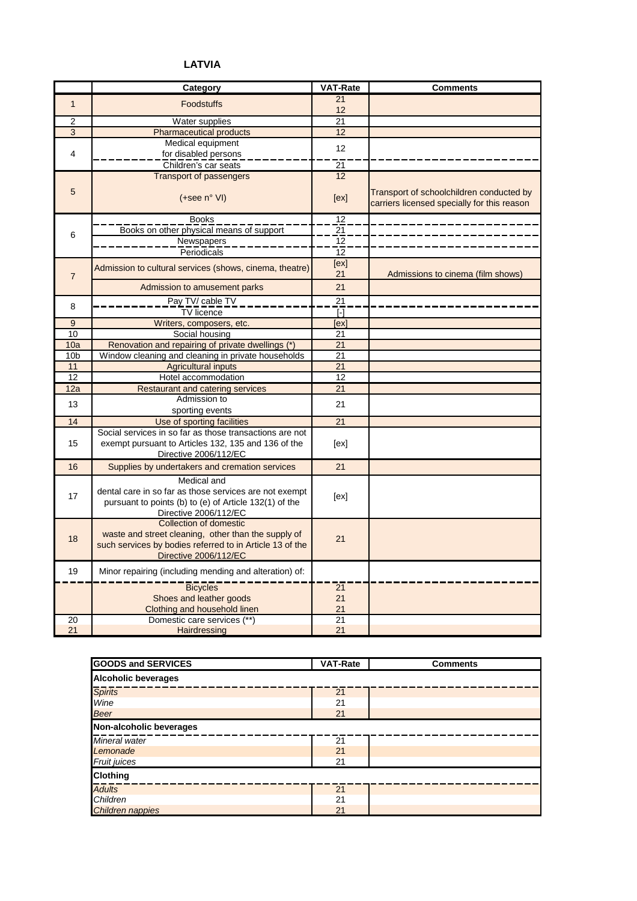## LATVIA

| | Category | VAT-Rate | Comments |
|---|---|---|---|
| 1 | Foodstuffs | 21<br>12 | |
| 2 | Water supplies | 21 | |
| 3 | Pharmaceutical products | 12 | |
| 4 | Medical equipment for disabled persons | 12 | |
| | Children's car seats | 21 | |
| 5 | Transport of passengers | 12 | |
| | (+see n° VI) | [ex] | Transport of schoolchildren conducted by carriers licensed specially for this reason |
| 6 | Books | 12 | |
| | Books on other physical means of support | 21 | |
| | Newspapers | 12 | |
| | Periodicals | 12 | |
| 7 | Admission to cultural services (shows, cinema, theatre) | [ex]<br>21 | Admissions to cinema (film shows) |
| | Admission to amusement parks | 21 | |
| 8 | Pay TV/ cable TV | 21 | |
| | TV licence | [-] | |
| 9 | Writers, composers, etc. | [ex] | |
| 10 | Social housing | 21 | |
| 10a | Renovation and repairing of private dwellings (*) | 21 | |
| 10b | Window cleaning and cleaning in private households | 21 | |
| 11 | Agricultural inputs | 21 | |
| 12 | Hotel accommodation | 12 | |
| 12a | Restaurant and catering services | 21 | |
| 13 | Admission to sporting events | 21 | |
| 14 | Use of sporting facilities | 21 | |
| 15 | Social services in so far as those transactions are not exempt pursuant to Articles 132, 135 and 136 of the Directive 2006/112/EC | [ex] | |
| 16 | Supplies by undertakers and cremation services | 21 | |
| 17 | Medical and dental care in so far as those services are not exempt pursuant to points (b) to (e) of Article 132(1) of the Directive 2006/112/EC | [ex] | |
| 18 | Collection of domestic waste and street cleaning, other than the supply of such services by bodies referred to in Article 13 of the Directive 2006/112/EC | 21 | |
| 19 | Minor repairing (including mending and alteration) of: | | |
| | Bicycles | 21 | |
| | Shoes and leather goods | 21 | |
| | Clothing and household linen | 21 | |
| 20 | Domestic care services (**) | 21 | |
| 21 | Hairdressing | 21 | |

| GOODS and SERVICES | VAT-Rate | Comments |
|---|---|---|
| **Alcoholic beverages** | | |
| *Spirits* | 21 | |
| *Wine* | 21 | |
| *Beer* | 21 | |
| **Non-alcoholic beverages** | | |
| *Mineral water* | 21 | |
| *Lemonade* | 21 | |
| *Fruit juices* | 21 | |
| **Clothing** | | |
| *Adults* | 21 | |
| *Children* | 21 | |
| *Children nappies* | 21 | |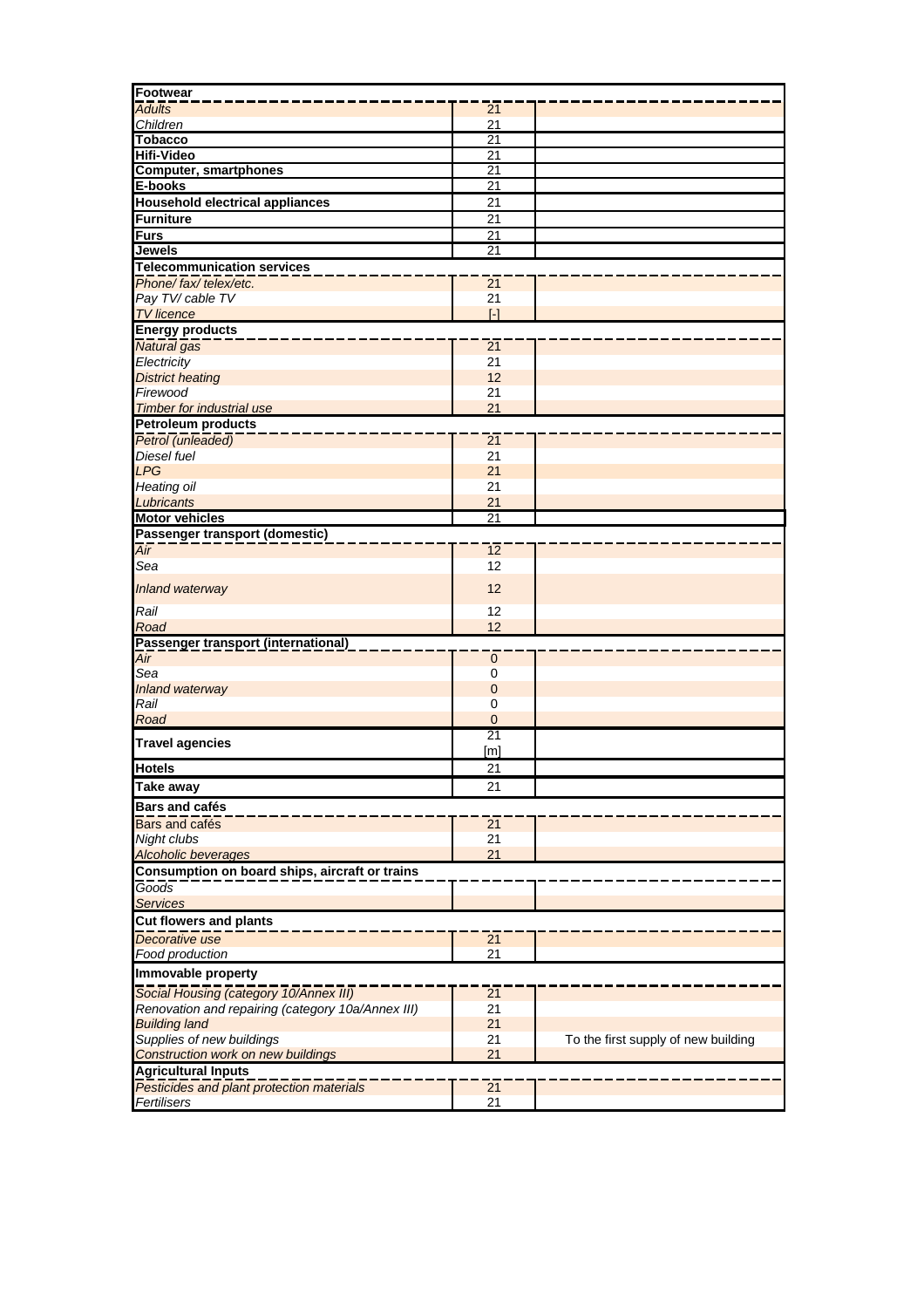| | | |
|---|---|---|
| **Footwear** | | |
| *Adults* | 21 | |
| *Children* | 21 | |
| **Tobacco** | 21 | |
| **Hifi-Video** | 21 | |
| **Computer, smartphones** | 21 | |
| **E-books** | 21 | |
| **Household electrical appliances** | 21 | |
| **Furniture** | 21 | |
| **Furs** | 21 | |
| **Jewels** | 21 | |
| **Telecommunication services** | | |
| *Phone/ fax/ telex/etc.* | 21 | |
| *Pay TV/ cable TV* | 21 | |
| *TV licence* | [-] | |
| **Energy products** | | |
| *Natural gas* | 21 | |
| *Electricity* | 21 | |
| *District heating* | 12 | |
| *Firewood* | 21 | |
| *Timber for industrial use* | 21 | |
| **Petroleum products** | | |
| *Petrol (unleaded)* | 21 | |
| *Diesel fuel* | 21 | |
| *LPG* | 21 | |
| *Heating oil* | 21 | |
| *Lubricants* | 21 | |
| **Motor vehicles** | 21 | |
| **Passenger transport (domestic)** | | |
| *Air* | 12 | |
| *Sea* | 12 | |
| *Inland waterway* | 12 | |
| *Rail* | 12 | |
| *Road* | 12 | |
| **Passenger transport (international)** | | |
| *Air* | 0 | |
| *Sea* | 0 | |
| *Inland waterway* | 0 | |
| *Rail* | 0 | |
| *Road* | 0 | |
| **Travel agencies** | 21 [m] | |
| **Hotels** | 21 | |
| **Take away** | 21 | |
| **Bars and cafés** | | |
| Bars and cafés | 21 | |
| *Night clubs* | 21 | |
| *Alcoholic beverages* | 21 | |
| **Consumption on board ships, aircraft or trains** | | |
| *Goods* | | |
| *Services* | | |
| **Cut flowers and plants** | | |
| *Decorative use* | 21 | |
| *Food production* | 21 | |
| **Immovable property** | | |
| *Social Housing (category 10/Annex III)* | 21 | |
| *Renovation and repairing (category 10a/Annex III)* | 21 | |
| *Building land* | 21 | |
| *Supplies of new buildings* | 21 | To the first supply of new building |
| *Construction work on new buildings* | 21 | |
| **Agricultural Inputs** | | |
| *Pesticides and plant protection materials* | 21 | |
| *Fertilisers* | 21 | |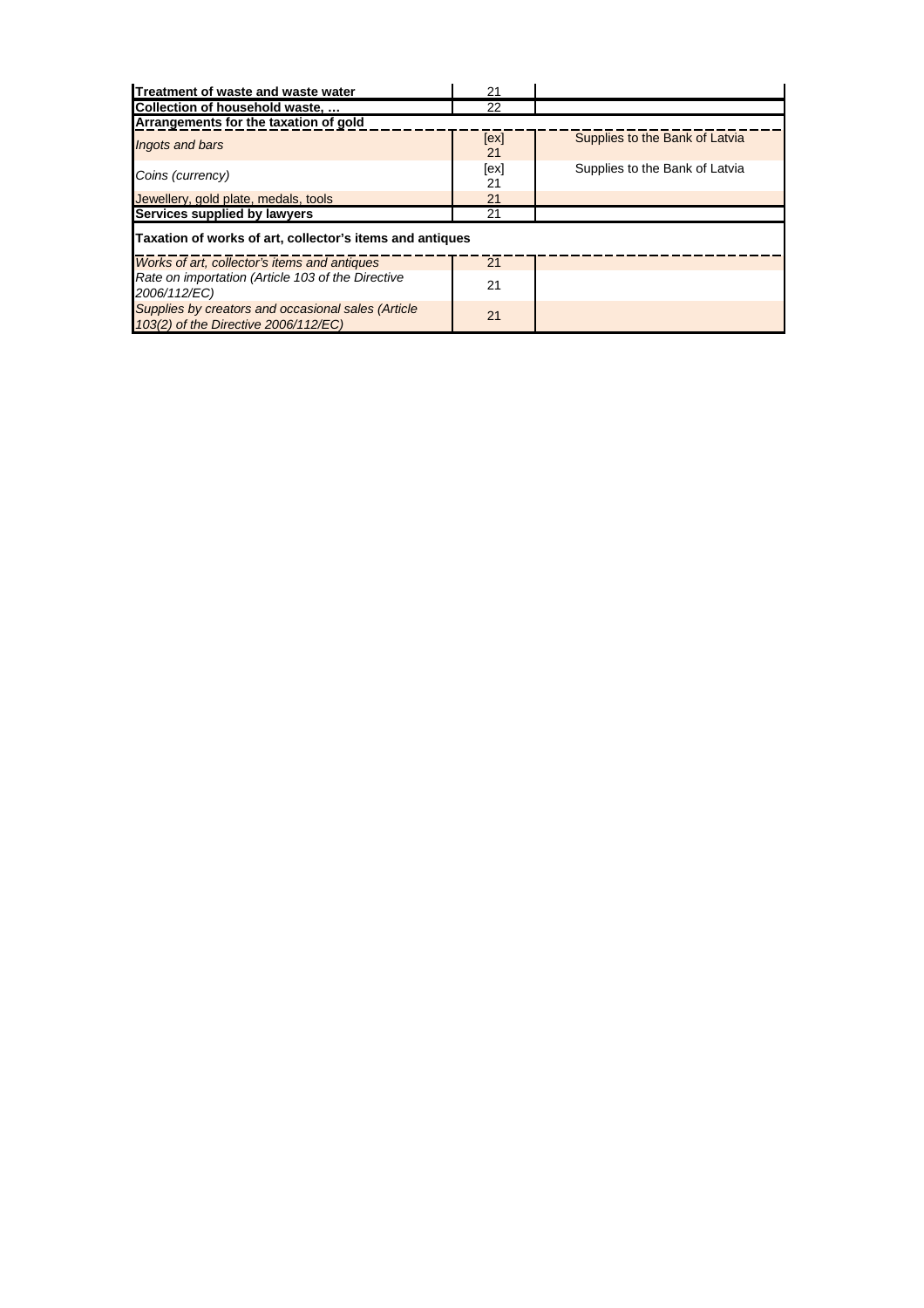| | | |
|---|---|---|
| **Treatment of waste and waste water** | 21 | |
| **Collection of household waste, …** | 22 | |
| **Arrangements for the taxation of gold** | | |
| *Ingots and bars* | [ex] 21 | Supplies to the Bank of Latvia |
| *Coins (currency)* | [ex] 21 | Supplies to the Bank of Latvia |
| Jewellery, gold plate, medals, tools | 21 | |
| **Services supplied by lawyers** | 21 | |
| **Taxation of works of art, collector's items and antiques** | | |
| *Works of art, collector's items and antiques* | 21 | |
| *Rate on importation (Article 103 of the Directive 2006/112/EC)* | 21 | |
| *Supplies by creators and occasional sales (Article 103(2) of the Directive 2006/112/EC)* | 21 | |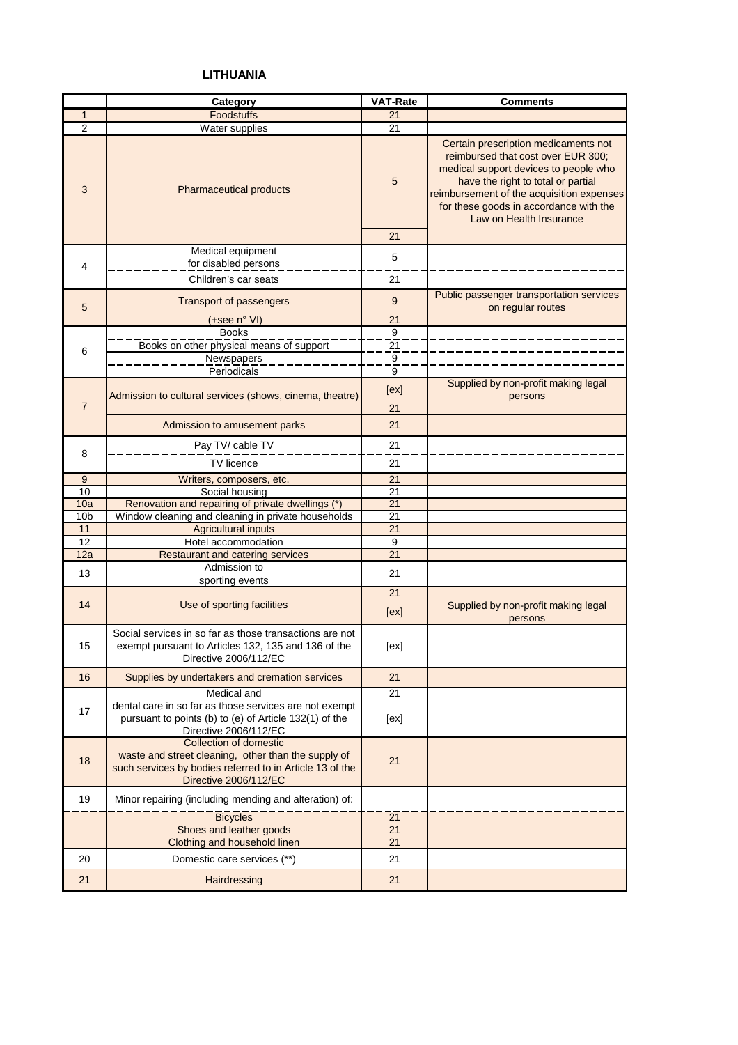**LITHUANIA**

| | Category | VAT-Rate | Comments |
|---|---|---|---|
| 1 | Foodstuffs | 21 | |
| 2 | Water supplies | 21 | |
| 3 | Pharmaceutical products | 5 | Certain prescription medicaments not reimbursed that cost over EUR 300; medical support devices to people who have the right to total or partial reimbursement of the acquisition expenses for these goods in accordance with the Law on Health Insurance |
| | | 21 | |
| 4 | Medical equipment for disabled persons | 5 | |
| | Children's car seats | 21 | |
| 5 | Transport of passengers | 9 | Public passenger transportation services on regular routes |
| | (+see n° VI) | 21 | |
| 6 | Books | 9 | |
| | Books on other physical means of support | 21 | |
| | Newspapers | 9 | |
| | Periodicals | 9 | |
| 7 | Admission to cultural services (shows, cinema, theatre) | [ex] | Supplied by non-profit making legal persons |
| | | 21 | |
| | Admission to amusement parks | 21 | |
| 8 | Pay TV/ cable TV | 21 | |
| | TV licence | 21 | |
| 9 | Writers, composers, etc. | 21 | |
| 10 | Social housing | 21 | |
| 10a | Renovation and repairing of private dwellings (*) | 21 | |
| 10b | Window cleaning and cleaning in private households | 21 | |
| 11 | Agricultural inputs | 21 | |
| 12 | Hotel accommodation | 9 | |
| 12a | Restaurant and catering services | 21 | |
| 13 | Admission to sporting events | 21 | |
| 14 | Use of sporting facilities | 21 | |
| | | [ex] | Supplied by non-profit making legal persons |
| 15 | Social services in so far as those transactions are not exempt pursuant to Articles 132, 135 and 136 of the Directive 2006/112/EC | [ex] | |
| 16 | Supplies by undertakers and cremation services | 21 | |
| 17 | Medical and dental care in so far as those services are not exempt pursuant to points (b) to (e) of Article 132(1) of the Directive 2006/112/EC | 21 | |
| | | [ex] | |
| 18 | Collection of domestic waste and street cleaning, other than the supply of such services by bodies referred to in Article 13 of the Directive 2006/112/EC | 21 | |
| 19 | Minor repairing (including mending and alteration) of: | | |
| | Bicycles | 21 | |
| | Shoes and leather goods | 21 | |
| | Clothing and household linen | 21 | |
| 20 | Domestic care services (**) | 21 | |
| 21 | Hairdressing | 21 | |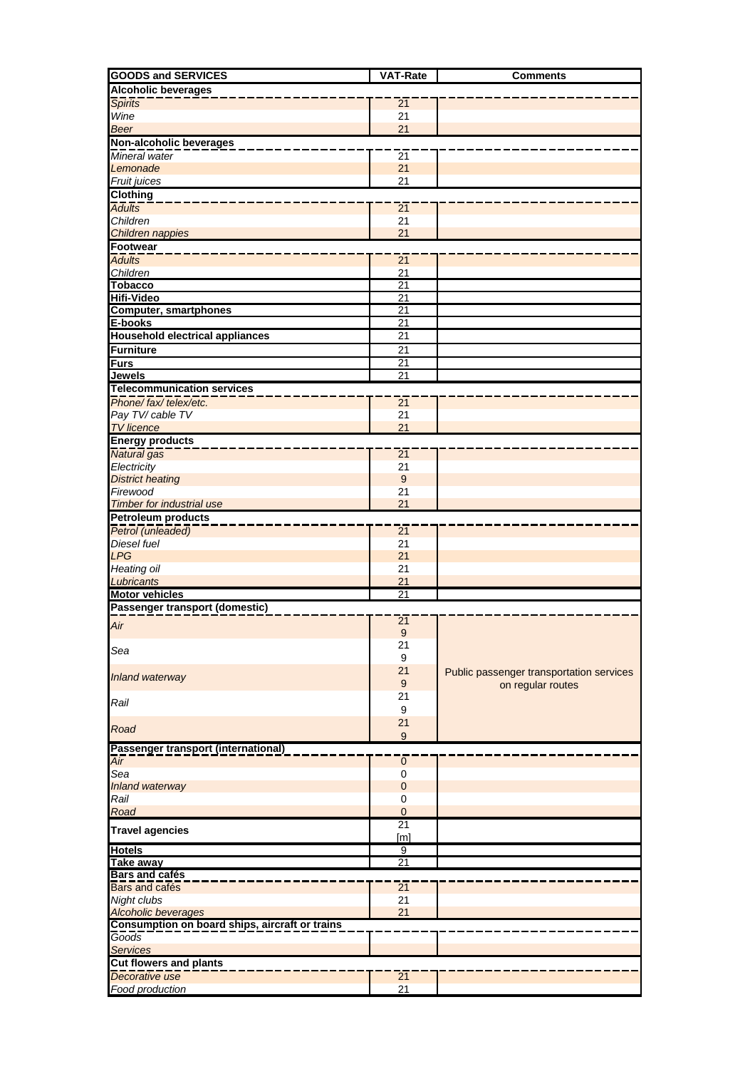| GOODS and SERVICES | VAT-Rate | Comments |
|---|---|---|
| **Alcoholic beverages** | | |
| *Spirits* | 21 | |
| *Wine* | 21 | |
| *Beer* | 21 | |
| **Non-alcoholic beverages** | | |
| *Mineral water* | 21 | |
| *Lemonade* | 21 | |
| *Fruit juices* | 21 | |
| **Clothing** | | |
| *Adults* | 21 | |
| *Children* | 21 | |
| *Children nappies* | 21 | |
| **Footwear** | | |
| *Adults* | 21 | |
| *Children* | 21 | |
| **Tobacco** | 21 | |
| **Hifi-Video** | 21 | |
| **Computer, smartphones** | 21 | |
| **E-books** | 21 | |
| **Household electrical appliances** | 21 | |
| **Furniture** | 21 | |
| **Furs** | 21 | |
| **Jewels** | 21 | |
| **Telecommunication services** | | |
| *Phone/ fax/ telex/etc.* | 21 | |
| *Pay TV/ cable TV* | 21 | |
| *TV licence* | 21 | |
| **Energy products** | | |
| *Natural gas* | 21 | |
| *Electricity* | 21 | |
| *District heating* | 9 | |
| *Firewood* | 21 | |
| *Timber for industrial use* | 21 | |
| **Petroleum products** | | |
| *Petrol (unleaded)* | 21 | |
| *Diesel fuel* | 21 | |
| *LPG* | 21 | |
| *Heating oil* | 21 | |
| *Lubricants* | 21 | |
| **Motor vehicles** | 21 | |
| **Passenger transport (domestic)** | | |
| *Air* | 21<br>9 | Public passenger transportation services on regular routes |
| *Sea* | 21<br>9 | |
| *Inland waterway* | 21<br>9 | |
| *Rail* | 21<br>9 | |
| *Road* | 21<br>9 | |
| **Passenger transport (international)** | | |
| *Air* | 0 | |
| *Sea* | 0 | |
| *Inland waterway* | 0 | |
| *Rail* | 0 | |
| *Road* | 0 | |
| **Travel agencies** | 21<br>[m] | |
| **Hotels** | 9 | |
| **Take away** | 21 | |
| **Bars and cafés** | | |
| Bars and cafés | 21 | |
| *Night clubs* | 21 | |
| *Alcoholic beverages* | 21 | |
| **Consumption on board ships, aircraft or trains** | | |
| *Goods* | | |
| *Services* | | |
| **Cut flowers and plants** | | |
| *Decorative use* | 21 | |
| *Food production* | 21 | |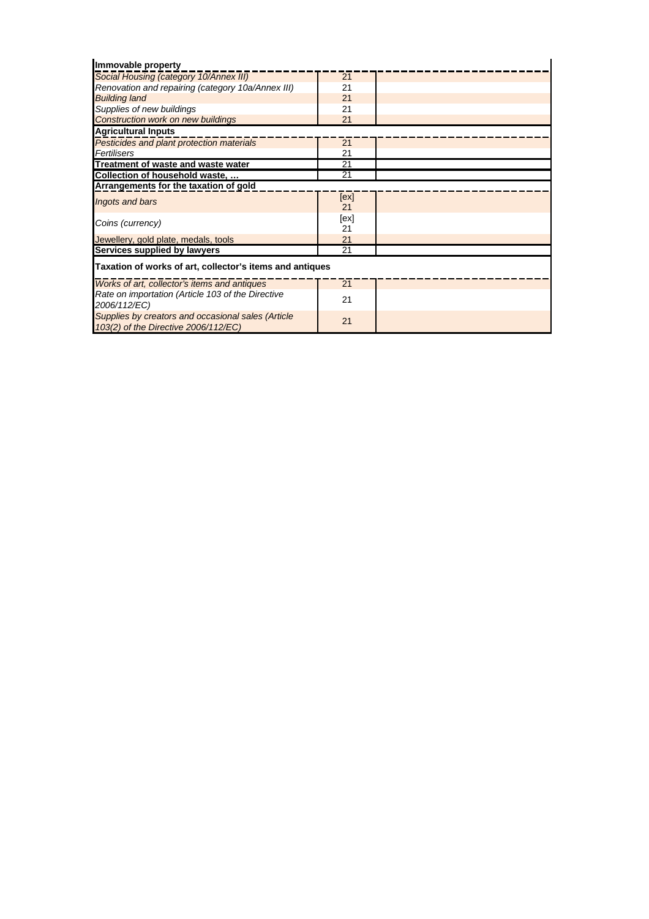| **Immovable property** | | |
|---|---|---|
| *Social Housing (category 10/Annex III)* | 21 | |
| *Renovation and repairing (category 10a/Annex III)* | 21 | |
| *Building land* | 21 | |
| *Supplies of new buildings* | 21 | |
| *Construction work on new buildings* | 21 | |
| **Agricultural Inputs** | | |
| *Pesticides and plant protection materials* | 21 | |
| *Fertilisers* | 21 | |
| **Treatment of waste and waste water** | 21 | |
| **Collection of household waste, …** | 21 | |
| **Arrangements for the taxation of gold** | | |
| *Ingots and bars* | [ex] 21 | |
| *Coins (currency)* | [ex] 21 | |
| *Jewellery, gold plate, medals, tools* | 21 | |
| **Services supplied by lawyers** | 21 | |
| **Taxation of works of art, collector's items and antiques** | | |
| *Works of art, collector's items and antiques* | 21 | |
| *Rate on importation (Article 103 of the Directive 2006/112/EC)* | 21 | |
| *Supplies by creators and occasional sales (Article 103(2) of the Directive 2006/112/EC)* | 21 | |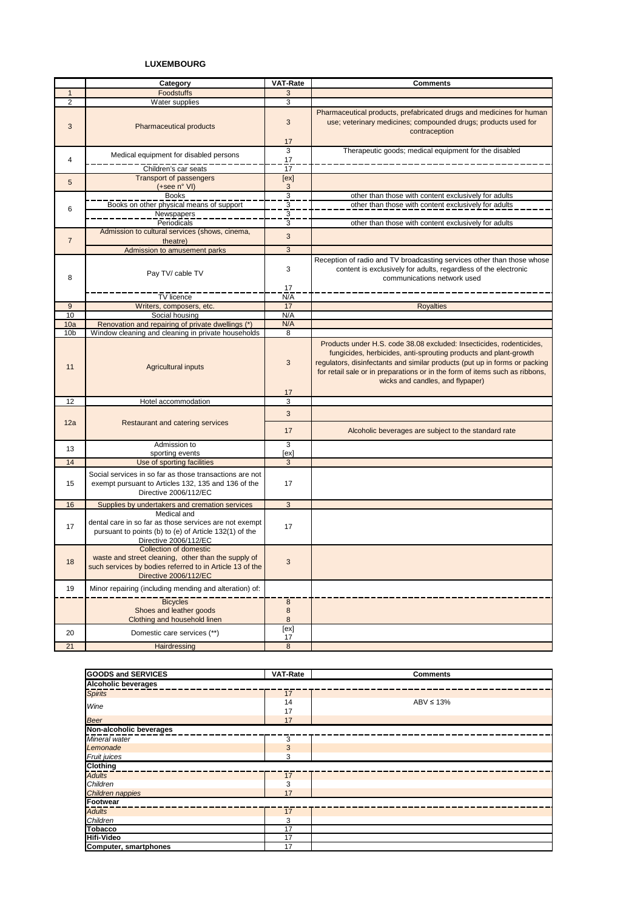## LUXEMBOURG

| | Category | VAT-Rate | Comments |
|---|---|---|---|
| 1 | Foodstuffs | 3 | |
| 2 | Water supplies | 3 | |
| 3 | Pharmaceutical products | 3 | Pharmaceutical products, prefabricated drugs and medicines for human use; veterinary medicines; compounded drugs; products used for contraception |
| | | 17 | |
| 4 | Medical equipment for disabled persons | 3 | Therapeutic goods; medical equipment for the disabled |
| | | 17 | |
| | Children's car seats | 17 | |
| 5 | Transport of passengers (+see n° VI) | [ex] | |
| | | 3 | |
| 6 | Books | 3 | other than those with content exclusively for adults |
| | Books on other physical means of support | 3 | other than those with content exclusively for adults |
| | Newspapers | 3 | |
| | Periodicals | 3 | other than those with content exclusively for adults |
| 7 | Admission to cultural services (shows, cinema, theatre) | 3 | |
| | Admission to amusement parks | 3 | |
| 8 | Pay TV/ cable TV | 3 | Reception of radio and TV broadcasting services other than those whose content is exclusively for adults, regardless of the electronic communications network used |
| | | 17 | |
| | TV licence | N/A | |
| 9 | Writers, composers, etc. | 17 | Royalties |
| 10 | Social housing | N/A | |
| 10a | Renovation and repairing of private dwellings (*) | N/A | |
| 10b | Window cleaning and cleaning in private households | 8 | |
| 11 | Agricultural inputs | 3 | Products under H.S. code 38.08 excluded: Insecticides, rodenticides, fungicides, herbicides, anti-sprouting products and plant-growth regulators, disinfectants and similar products (put up in forms or packing for retail sale or in preparations or in the form of items such as ribbons, wicks and candles, and flypaper) |
| | | 17 | |
| 12 | Hotel accommodation | 3 | |
| 12a | Restaurant and catering services | 3 | |
| | | 17 | Alcoholic beverages are subject to the standard rate |
| 13 | Admission to sporting events | 3 | |
| | | [ex] | |
| 14 | Use of sporting facilities | 3 | |
| 15 | Social services in so far as those transactions are not exempt pursuant to Articles 132, 135 and 136 of the Directive 2006/112/EC | 17 | |
| 16 | Supplies by undertakers and cremation services | 3 | |
| 17 | Medical and dental care in so far as those services are not exempt pursuant to points (b) to (e) of Article 132(1) of the Directive 2006/112/EC | 17 | |
| 18 | Collection of domestic waste and street cleaning, other than the supply of such services by bodies referred to in Article 13 of the Directive 2006/112/EC | 3 | |
| 19 | Minor repairing (including mending and alteration) of: | | |
| | Bicycles | 8 | |
| | Shoes and leather goods | 8 | |
| | Clothing and household linen | 8 | |
| 20 | Domestic care services (**) | [ex] | |
| | | 17 | |
| 21 | Hairdressing | 8 | |

| GOODS and SERVICES | VAT-Rate | Comments |
|---|---|---|
| **Alcoholic beverages** | | |
| *Spirits* | 17 | |
| *Wine* | 14 | ABV ≤ 13% |
| | 17 | |
| *Beer* | 17 | |
| **Non-alcoholic beverages** | | |
| *Mineral water* | 3 | |
| *Lemonade* | 3 | |
| *Fruit juices* | 3 | |
| **Clothing** | | |
| *Adults* | 17 | |
| *Children* | 3 | |
| *Children nappies* | 17 | |
| **Footwear** | | |
| *Adults* | 17 | |
| *Children* | 3 | |
| **Tobacco** | 17 | |
| **Hifi-Video** | 17 | |
| **Computer, smartphones** | 17 | |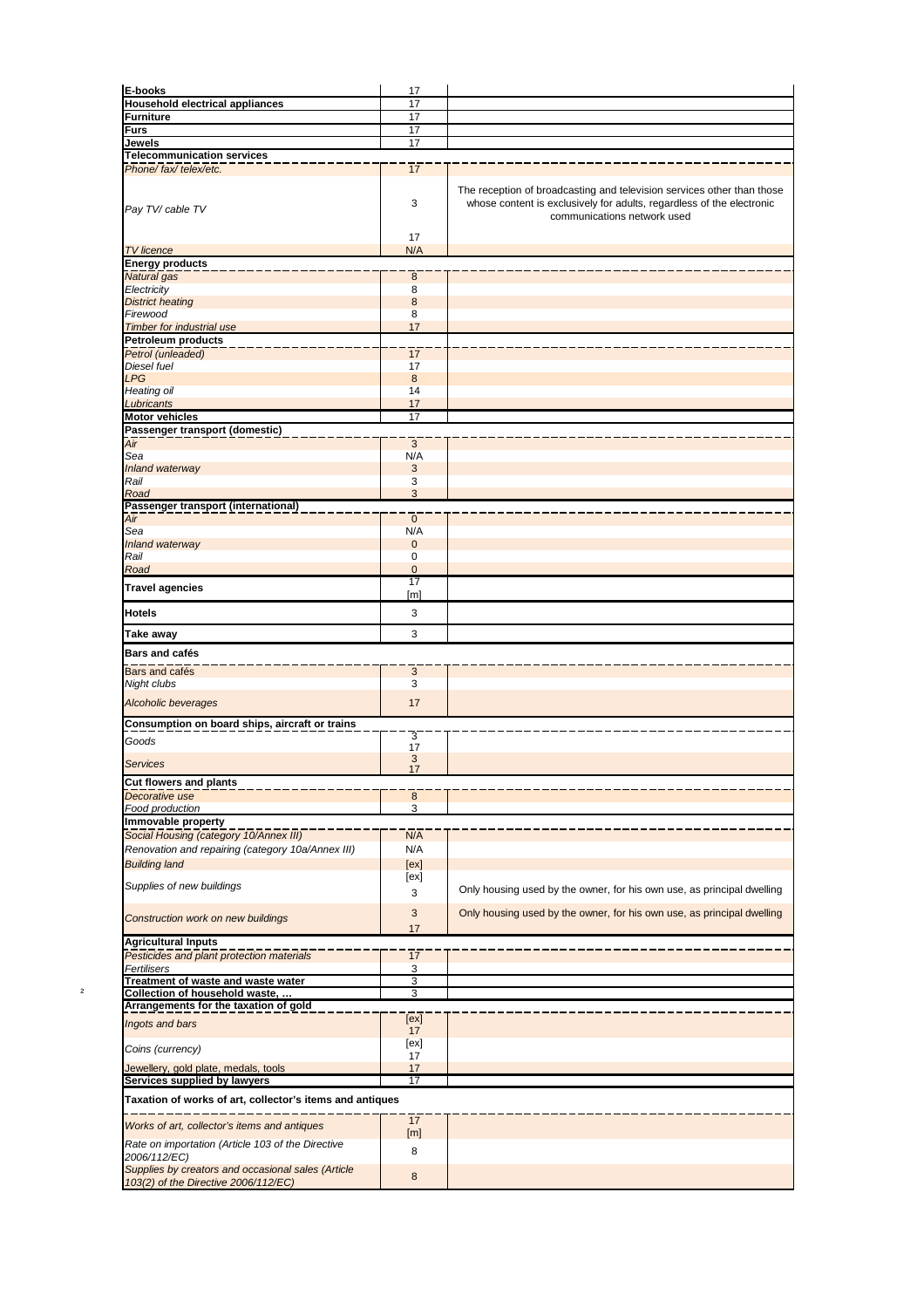| | | |
|---|---|---|
| **E-books** | 17 | |
| **Household electrical appliances** | 17 | |
| **Furniture** | 17 | |
| **Furs** | 17 | |
| **Jewels** | 17 | |
| **Telecommunication services** | | |
| *Phone/ fax/ telex/etc.* | 17 | |
| *Pay TV/ cable TV* | 3<br>17 | The reception of broadcasting and television services other than those whose content is exclusively for adults, regardless of the electronic communications network used |
| *TV licence* | N/A | |
| **Energy products** | | |
| *Natural gas* | 8 | |
| *Electricity* | 8 | |
| *District heating* | 8 | |
| *Firewood* | 8 | |
| *Timber for industrial use* | 17 | |
| **Petroleum products** | | |
| *Petrol (unleaded)* | 17 | |
| *Diesel fuel* | 17 | |
| *LPG* | 8 | |
| *Heating oil* | 14 | |
| *Lubricants* | 17 | |
| **Motor vehicles** | 17 | |
| **Passenger transport (domestic)** | | |
| *Air* | 3 | |
| *Sea* | N/A | |
| *Inland waterway* | 3 | |
| *Rail* | 3 | |
| *Road* | 3 | |
| **Passenger transport (international)** | | |
| *Air* | 0 | |
| *Sea* | N/A | |
| *Inland waterway* | 0 | |
| *Rail* | 0 | |
| *Road* | 0 | |
| **Travel agencies** | 17<br>[m] | |
| **Hotels** | 3 | |
| **Take away** | 3 | |
| **Bars and cafés** | | |
| Bars and cafés | 3 | |
| *Night clubs* | 3 | |
| *Alcoholic beverages* | 17 | |
| **Consumption on board ships, aircraft or trains** | | |
| *Goods* | 3<br>17 | |
| *Services* | 3<br>17 | |
| **Cut flowers and plants** | | |
| *Decorative use* | 8 | |
| *Food production* | 3 | |
| **Immovable property** | | |
| *Social Housing (category 10/Annex III)* | N/A | |
| *Renovation and repairing (category 10a/Annex III)* | N/A | |
| *Building land* | [ex] | |
| *Supplies of new buildings* | [ex]<br>3 | Only housing used by the owner, for his own use, as principal dwelling |
| *Construction work on new buildings* | 3<br>17 | Only housing used by the owner, for his own use, as principal dwelling |
| **Agricultural Inputs** | | |
| *Pesticides and plant protection materials* | 17 | |
| *Fertilisers* | 3 | |
| **Treatment of waste and waste water** | 3 | |
| **Collection of household waste, …** | 3 | |
| **Arrangements for the taxation of gold** | | |
| *Ingots and bars* | [ex]<br>17 | |
| *Coins (currency)* | [ex]<br>17 | |
| *Jewellery, gold plate, medals, tools* | 17 | |
| **Services supplied by lawyers** | 17 | |
| **Taxation of works of art, collector's items and antiques** | | |
| *Works of art, collector's items and antiques* | 17<br>[m] | |
| *Rate on importation (Article 103 of the Directive 2006/112/EC)* | 8 | |
| *Supplies by creators and occasional sales (Article 103(2) of the Directive 2006/112/EC)* | 8 | |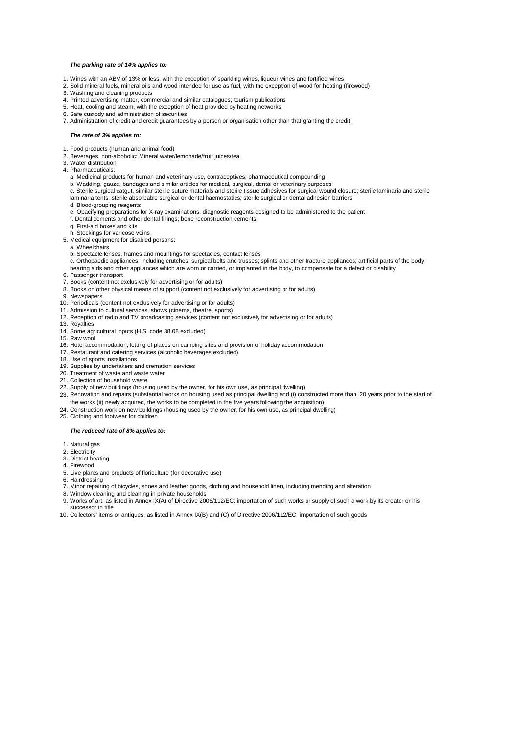***The parking rate of 14% applies to:***

1. Wines with an ABV of 13% or less, with the exception of sparkling wines, liqueur wines and fortified wines
2. Solid mineral fuels, mineral oils and wood intended for use as fuel, with the exception of wood for heating (firewood)
3. Washing and cleaning products
4. Printed advertising matter, commercial and similar catalogues; tourism publications
5. Heat, cooling and steam, with the exception of heat provided by heating networks
6. Safe custody and administration of securities
7. Administration of credit and credit guarantees by a person or organisation other than that granting the credit

***The rate of 3% applies to:***

1. Food products (human and animal food)
2. Beverages, non-alcoholic: Mineral water/lemonade/fruit juices/tea
3. Water distribution
4. Pharmaceuticals:
   a. Medicinal products for human and veterinary use, contraceptives, pharmaceutical compounding
   b. Wadding, gauze, bandages and similar articles for medical, surgical, dental or veterinary purposes
   c. Sterile surgical catgut, similar sterile suture materials and sterile tissue adhesives for surgical wound closure; sterile laminaria and sterile laminaria tents; sterile absorbable surgical or dental haemostatics; sterile surgical or dental adhesion barriers
   d. Blood-grouping reagents
   e. Opacifying preparations for X-ray examinations; diagnostic reagents designed to be administered to the patient
   f. Dental cements and other dental fillings; bone reconstruction cements
   g. First-aid boxes and kits
   h. Stockings for varicose veins
5. Medical equipment for disabled persons:
   a. Wheelchairs
   b. Spectacle lenses, frames and mountings for spectacles, contact lenses
   c. Orthopaedic appliances, including crutches, surgical belts and trusses; splints and other fracture appliances; artificial parts of the body; hearing aids and other appliances which are worn or carried, or implanted in the body, to compensate for a defect or disability
6. Passenger transport
7. Books (content not exclusively for advertising or for adults)
8. Books on other physical means of support (content not exclusively for advertising or for adults)
9. Newspapers
10. Periodicals (content not exclusively for advertising or for adults)
11. Admission to cultural services, shows (cinema, theatre, sports)
12. Reception of radio and TV broadcasting services (content not exclusively for advertising or for adults)
13. Royalties
14. Some agricultural inputs (H.S. code 38.08 excluded)
15. Raw wool
16. Hotel accommodation, letting of places on camping sites and provision of holiday accommodation
17. Restaurant and catering services (alcoholic beverages excluded)
18. Use of sports installations
19. Supplies by undertakers and cremation services
20. Treatment of waste and waste water
21. Collection of household waste
22. Supply of new buildings (housing used by the owner, for his own use, as principal dwelling)
23. Renovation and repairs (substantial works on housing used as principal dwelling and (i) constructed more than 20 years prior to the start of the works (ii) newly acquired, the works to be completed in the five years following the acquisition)
24. Construction work on new buildings (housing used by the owner, for his own use, as principal dwelling)
25. Clothing and footwear for children

***The reduced rate of 8% applies to:***

1. Natural gas
2. Electricity
3. District heating
4. Firewood
5. Live plants and products of floriculture (for decorative use)
6. Hairdressing
7. Minor repairing of bicycles, shoes and leather goods, clothing and household linen, including mending and alteration
8. Window cleaning and cleaning in private households
9. Works of art, as listed in Annex IX(A) of Directive 2006/112/EC: importation of such works or supply of such a work by its creator or his successor in title
10. Collectors' items or antiques, as listed in Annex IX(B) and (C) of Directive 2006/112/EC: importation of such goods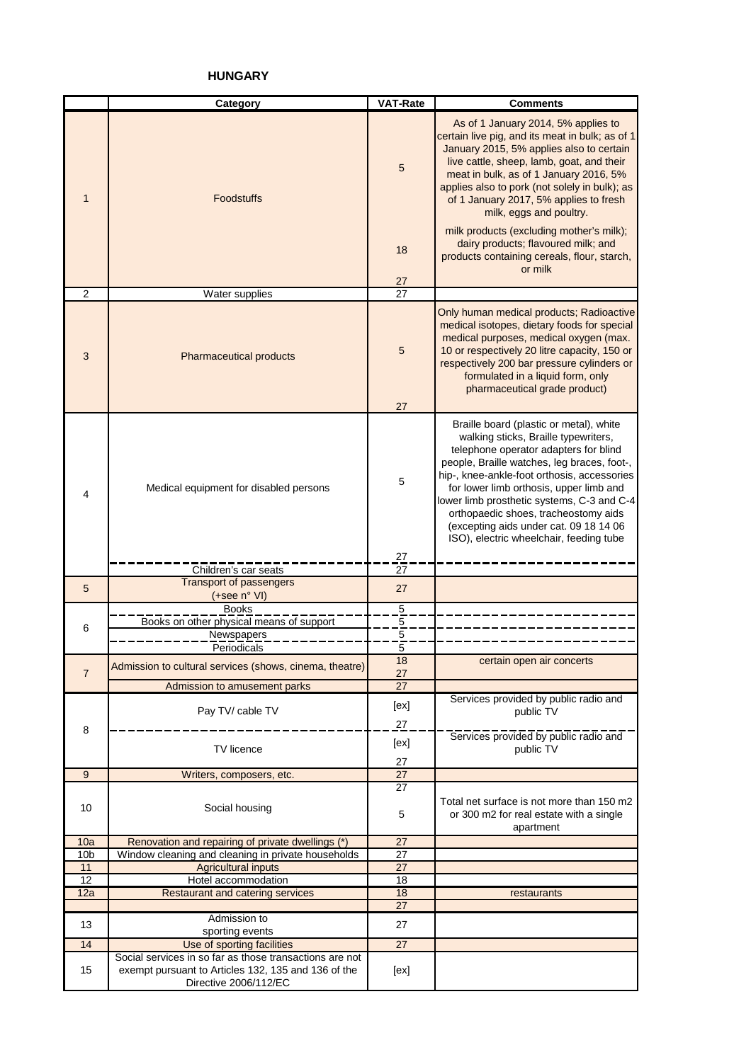# HUNGARY

| | Category | VAT-Rate | Comments |
|---|---|---|---|
| 1 | Foodstuffs | 5 | As of 1 January 2014, 5% applies to certain live pig, and its meat in bulk; as of 1 January 2015, 5% applies also to certain live cattle, sheep, lamb, goat, and their meat in bulk, as of 1 January 2016, 5% applies also to pork (not solely in bulk); as of 1 January 2017, 5% applies to fresh milk, eggs and poultry. |
| | | 18 | milk products (excluding mother's milk); dairy products; flavoured milk; and products containing cereals, flour, starch, or milk |
| | | 27 | |
| 2 | Water supplies | 27 | |
| 3 | Pharmaceutical products | 5 | Only human medical products; Radioactive medical isotopes, dietary foods for special medical purposes, medical oxygen (max. 10 or respectively 20 litre capacity, 150 or respectively 200 bar pressure cylinders or formulated in a liquid form, only pharmaceutical grade product) |
| | | 27 | |
| 4 | Medical equipment for disabled persons | 5 | Braille board (plastic or metal), white walking sticks, Braille typewriters, telephone operator adapters for blind people, Braille watches, leg braces, foot-, hip-, knee-ankle-foot orthosis, accessories for lower limb orthosis, upper limb and lower limb prosthetic systems, C-3 and C-4 orthopaedic shoes, tracheostomy aids (excepting aids under cat. 09 18 14 06 ISO), electric wheelchair, feeding tube |
| | | 27 | |
| | Children's car seats | 27 | |
| 5 | Transport of passengers (+see n° VI) | 27 | |
| 6 | Books | 5 | |
| | Books on other physical means of support | 5 | |
| | Newspapers | 5 | |
| | Periodicals | 5 | |
| 7 | Admission to cultural services (shows, cinema, theatre) | 18 | certain open air concerts |
| | | 27 | |
| | Admission to amusement parks | 27 | |
| 8 | Pay TV/ cable TV | [ex] | Services provided by public radio and public TV |
| | | 27 | |
| | TV licence | [ex] | Services provided by public radio and public TV |
| | | 27 | |
| 9 | Writers, composers, etc. | 27 | |
| 10 | Social housing | 27 | |
| | | 5 | Total net surface is not more than 150 m2 or 300 m2 for real estate with a single apartment |
| 10a | Renovation and repairing of private dwellings (*) | 27 | |
| 10b | Window cleaning and cleaning in private households | 27 | |
| 11 | Agricultural inputs | 27 | |
| 12 | Hotel accommodation | 18 | |
| 12a | Restaurant and catering services | 18 | restaurants |
| | | 27 | |
| 13 | Admission to sporting events | 27 | |
| 14 | Use of sporting facilities | 27 | |
| 15 | Social services in so far as those transactions are not exempt pursuant to Articles 132, 135 and 136 of the Directive 2006/112/EC | [ex] | |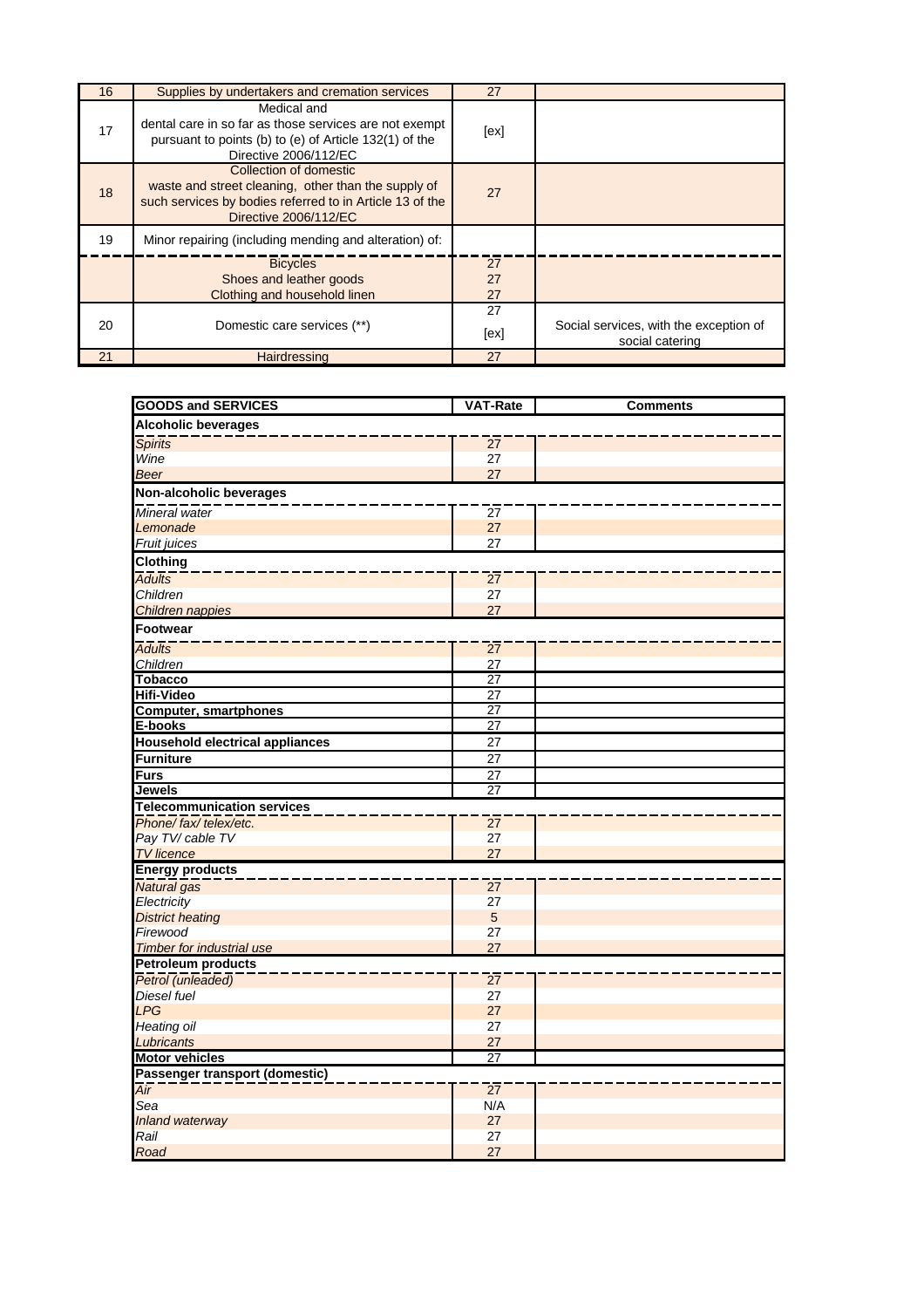| | | | |
|---|---|---|---|
| 16 | Supplies by undertakers and cremation services | 27 | |
| 17 | Medical and dental care in so far as those services are not exempt pursuant to points (b) to (e) of Article 132(1) of the Directive 2006/112/EC | [ex] | |
| 18 | Collection of domestic waste and street cleaning, other than the supply of such services by bodies referred to in Article 13 of the Directive 2006/112/EC | 27 | |
| 19 | Minor repairing (including mending and alteration) of: | | |
| | Bicycles | 27 | |
| | Shoes and leather goods | 27 | |
| | Clothing and household linen | 27 | |
| 20 | Domestic care services (**) | 27<br>[ex] | Social services, with the exception of social catering |
| 21 | Hairdressing | 27 | |

| GOODS and SERVICES | VAT-Rate | Comments |
|---|---|---|
| **Alcoholic beverages** | | |
| *Spirits* | 27 | |
| *Wine* | 27 | |
| *Beer* | 27 | |
| **Non-alcoholic beverages** | | |
| *Mineral water* | 27 | |
| *Lemonade* | 27 | |
| *Fruit juices* | 27 | |
| **Clothing** | | |
| *Adults* | 27 | |
| *Children* | 27 | |
| *Children nappies* | 27 | |
| **Footwear** | | |
| *Adults* | 27 | |
| *Children* | 27 | |
| **Tobacco** | 27 | |
| **Hifi-Video** | 27 | |
| **Computer, smartphones** | 27 | |
| **E-books** | 27 | |
| **Household electrical appliances** | 27 | |
| **Furniture** | 27 | |
| **Furs** | 27 | |
| **Jewels** | 27 | |
| **Telecommunication services** | | |
| *Phone/ fax/ telex/etc.* | 27 | |
| *Pay TV/ cable TV* | 27 | |
| *TV licence* | 27 | |
| **Energy products** | | |
| *Natural gas* | 27 | |
| *Electricity* | 27 | |
| *District heating* | 5 | |
| *Firewood* | 27 | |
| *Timber for industrial use* | 27 | |
| **Petroleum products** | | |
| *Petrol (unleaded)* | 27 | |
| *Diesel fuel* | 27 | |
| *LPG* | 27 | |
| *Heating oil* | 27 | |
| *Lubricants* | 27 | |
| **Motor vehicles** | 27 | |
| **Passenger transport (domestic)** | | |
| *Air* | 27 | |
| *Sea* | N/A | |
| *Inland waterway* | 27 | |
| *Rail* | 27 | |
| *Road* | 27 | |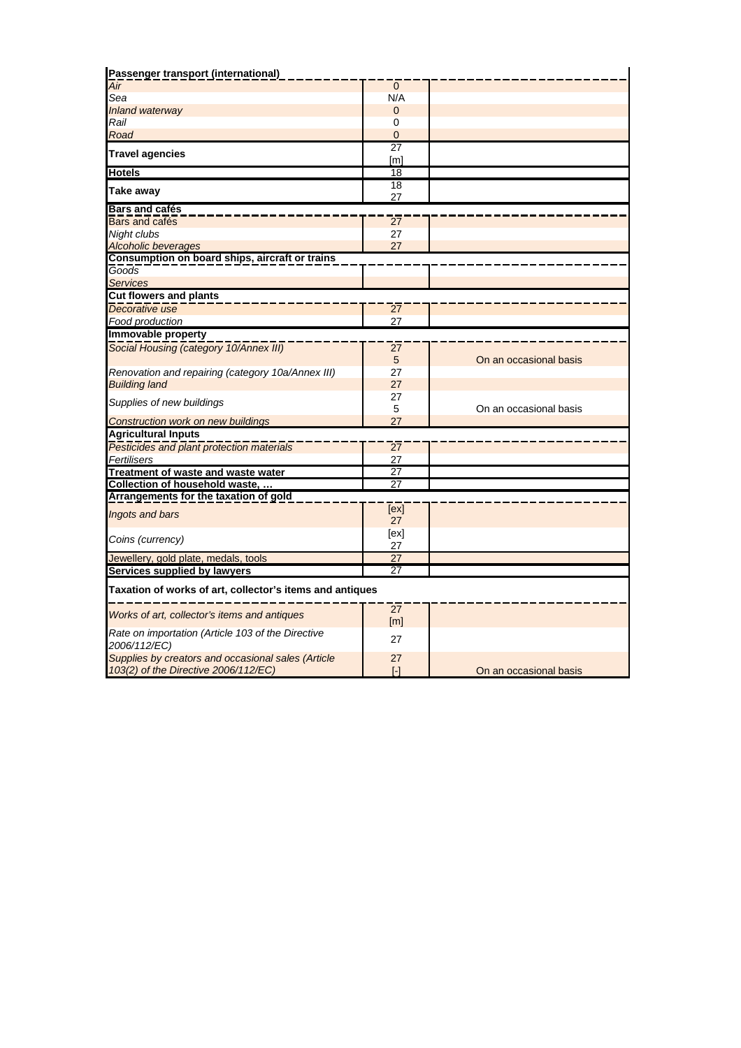| Category | Rate | Notes |
|---|---|---|
| **Passenger transport (international)** | | |
| *Air* | 0 | |
| *Sea* | N/A | |
| *Inland waterway* | 0 | |
| *Rail* | 0 | |
| *Road* | 0 | |
| **Travel agencies** | 27<br>[m] | |
| **Hotels** | 18 | |
| **Take away** | 18<br>27 | |
| **Bars and cafés** | | |
| Bars and cafés | 27 | |
| *Night clubs* | 27 | |
| *Alcoholic beverages* | 27 | |
| **Consumption on board ships, aircraft or trains** | | |
| *Goods* | | |
| *Services* | | |
| **Cut flowers and plants** | | |
| *Decorative use* | 27 | |
| *Food production* | 27 | |
| **Immovable property** | | |
| *Social Housing (category 10/Annex III)* | 27<br>5 | On an occasional basis |
| *Renovation and repairing (category 10a/Annex III)* | 27 | |
| *Building land* | 27 | |
| *Supplies of new buildings* | 27<br>5 | On an occasional basis |
| *Construction work on new buildings* | 27 | |
| **Agricultural Inputs** | | |
| *Pesticides and plant protection materials* | 27 | |
| *Fertilisers* | 27 | |
| **Treatment of waste and waste water** | 27 | |
| **Collection of household waste, …** | 27 | |
| **Arrangements for the taxation of gold** | | |
| *Ingots and bars* | [ex]<br>27 | |
| *Coins (currency)* | [ex]<br>27 | |
| Jewellery, gold plate, medals, tools | 27 | |
| **Services supplied by lawyers** | 27 | |
| **Taxation of works of art, collector's items and antiques** | | |
| *Works of art, collector's items and antiques* | 27<br>[m] | |
| *Rate on importation (Article 103 of the Directive 2006/112/EC)* | 27 | |
| *Supplies by creators and occasional sales (Article 103(2) of the Directive 2006/112/EC)* | 27<br>[-] | On an occasional basis |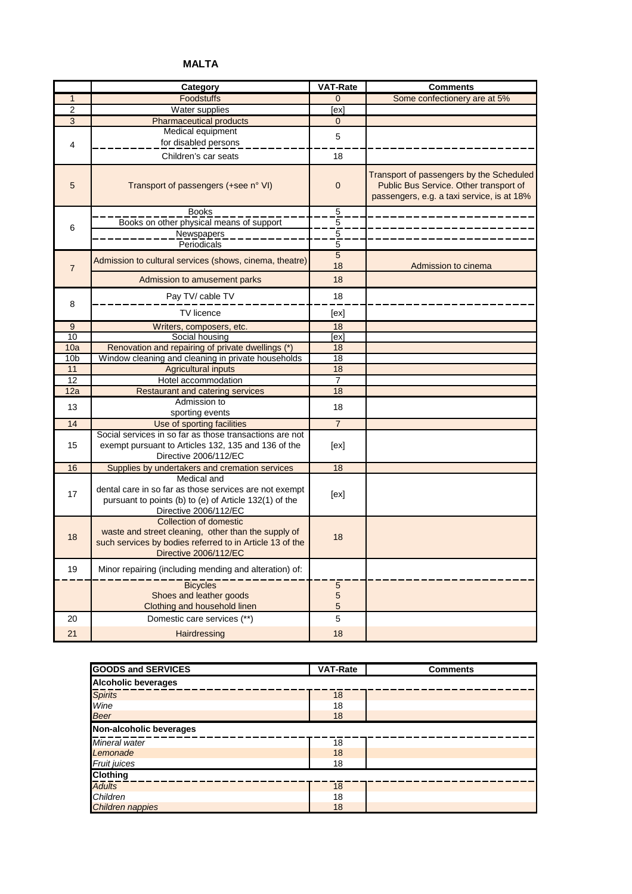# MALTA

| | Category | VAT-Rate | Comments |
|---|---|---|---|
| 1 | Foodstuffs | 0 | Some confectionery are at 5% |
| 2 | Water supplies | [ex] | |
| 3 | Pharmaceutical products | 0 | |
| 4 | Medical equipment for disabled persons | 5 | |
| | Children's car seats | 18 | |
| 5 | Transport of passengers (+see n° VI) | 0 | Transport of passengers by the Scheduled Public Bus Service. Other transport of passengers, e.g. a taxi service, is at 18% |
| 6 | Books | 5 | |
| | Books on other physical means of support | 5 | |
| | Newspapers | 5 | |
| | Periodicals | 5 | |
| 7 | Admission to cultural services (shows, cinema, theatre) | 5<br>18 | <br>Admission to cinema |
| | Admission to amusement parks | 18 | |
| 8 | Pay TV/ cable TV | 18 | |
| | TV licence | [ex] | |
| 9 | Writers, composers, etc. | 18 | |
| 10 | Social housing | [ex] | |
| 10a | Renovation and repairing of private dwellings (*) | 18 | |
| 10b | Window cleaning and cleaning in private households | 18 | |
| 11 | Agricultural inputs | 18 | |
| 12 | Hotel accommodation | 7 | |
| 12a | Restaurant and catering services | 18 | |
| 13 | Admission to sporting events | 18 | |
| 14 | Use of sporting facilities | 7 | |
| 15 | Social services in so far as those transactions are not exempt pursuant to Articles 132, 135 and 136 of the Directive 2006/112/EC | [ex] | |
| 16 | Supplies by undertakers and cremation services | 18 | |
| 17 | Medical and dental care in so far as those services are not exempt pursuant to points (b) to (e) of Article 132(1) of the Directive 2006/112/EC | [ex] | |
| 18 | Collection of domestic waste and street cleaning, other than the supply of such services by bodies referred to in Article 13 of the Directive 2006/112/EC | 18 | |
| 19 | Minor repairing (including mending and alteration) of: | | |
| | Bicycles | 5 | |
| | Shoes and leather goods | 5 | |
| | Clothing and household linen | 5 | |
| 20 | Domestic care services (**) | 5 | |
| 21 | Hairdressing | 18 | |

| GOODS and SERVICES | VAT-Rate | Comments |
|---|---|---|
| **Alcoholic beverages** | | |
| *Spirits* | 18 | |
| *Wine* | 18 | |
| *Beer* | 18 | |
| **Non-alcoholic beverages** | | |
| *Mineral water* | 18 | |
| *Lemonade* | 18 | |
| *Fruit juices* | 18 | |
| **Clothing** | | |
| *Adults* | 18 | |
| *Children* | 18 | |
| *Children nappies* | 18 | |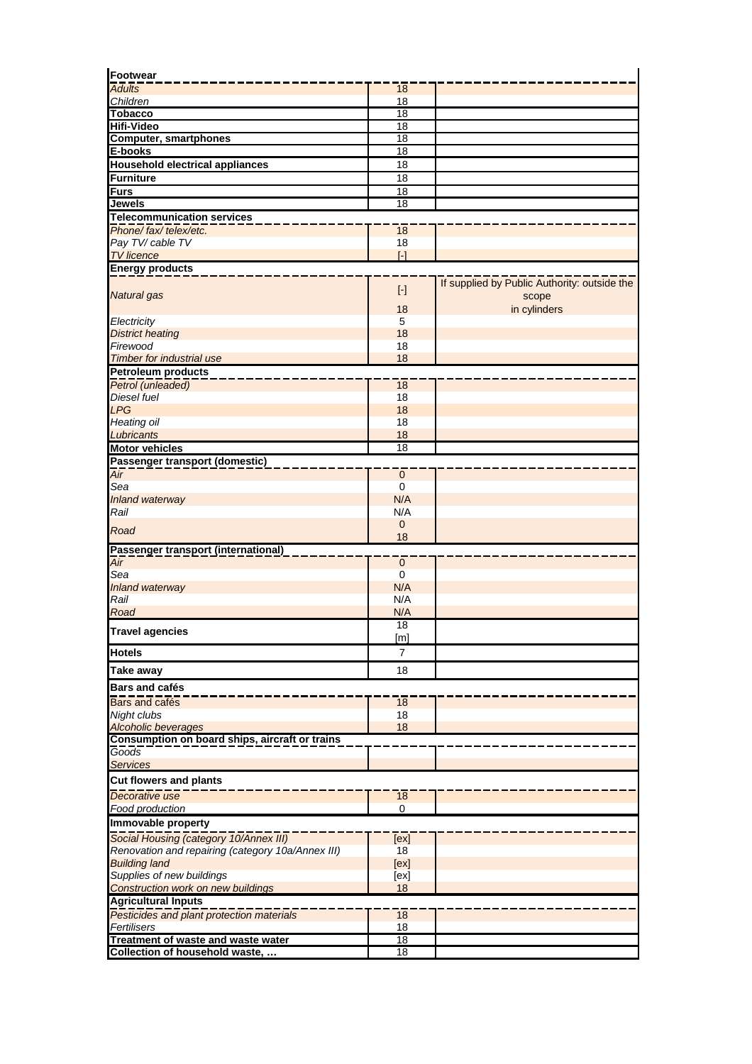| | | |
|---|---|---|
| **Footwear** | | |
| *Adults* | 18 | |
| *Children* | 18 | |
| **Tobacco** | 18 | |
| **Hifi-Video** | 18 | |
| **Computer, smartphones** | 18 | |
| **E-books** | 18 | |
| **Household electrical appliances** | 18 | |
| **Furniture** | 18 | |
| **Furs** | 18 | |
| **Jewels** | 18 | |
| **Telecommunication services** | | |
| *Phone/ fax/ telex/etc.* | 18 | |
| *Pay TV/ cable TV* | 18 | |
| *TV licence* | [-] | |
| **Energy products** | | |
| *Natural gas* | [-]<br>18 | If supplied by Public Authority: outside the scope<br>in cylinders |
| *Electricity* | 5 | |
| *District heating* | 18 | |
| *Firewood* | 18 | |
| *Timber for industrial use* | 18 | |
| **Petroleum products** | | |
| *Petrol (unleaded)* | 18 | |
| *Diesel fuel* | 18 | |
| *LPG* | 18 | |
| *Heating oil* | 18 | |
| *Lubricants* | 18 | |
| **Motor vehicles** | 18 | |
| **Passenger transport (domestic)** | | |
| *Air* | 0 | |
| *Sea* | 0 | |
| *Inland waterway* | N/A | |
| *Rail* | N/A | |
| *Road* | 0<br>18 | |
| **Passenger transport (international)** | | |
| *Air* | 0 | |
| *Sea* | 0 | |
| *Inland waterway* | N/A | |
| *Rail* | N/A | |
| *Road* | N/A | |
| **Travel agencies** | 18<br>[m] | |
| **Hotels** | 7 | |
| **Take away** | 18 | |
| **Bars and cafés** | | |
| Bars and cafés | 18 | |
| *Night clubs* | 18 | |
| *Alcoholic beverages* | 18 | |
| **Consumption on board ships, aircraft or trains** | | |
| *Goods* | | |
| *Services* | | |
| **Cut flowers and plants** | | |
| *Decorative use* | 18 | |
| *Food production* | 0 | |
| **Immovable property** | | |
| *Social Housing (category 10/Annex III)* | [ex] | |
| *Renovation and repairing (category 10a/Annex III)* | 18 | |
| *Building land* | [ex] | |
| *Supplies of new buildings* | [ex] | |
| *Construction work on new buildings* | 18 | |
| **Agricultural Inputs** | | |
| *Pesticides and plant protection materials* | 18 | |
| *Fertilisers* | 18 | |
| **Treatment of waste and waste water** | 18 | |
| **Collection of household waste, …** | 18 | |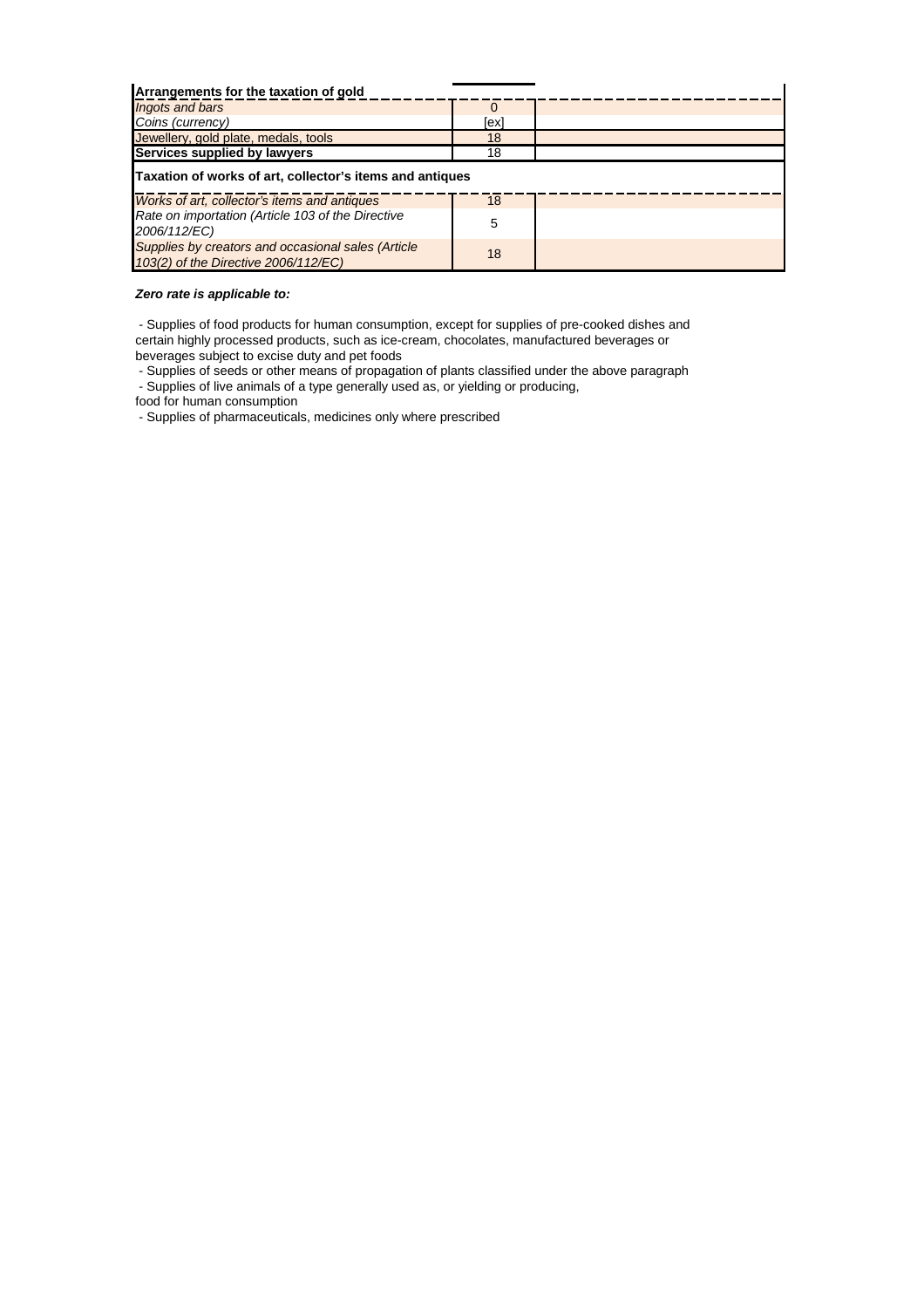| Arrangements for the taxation of gold | | |
|---|---|---|
| *Ingots and bars* | 0 | |
| *Coins (currency)* | [ex] | |
| Jewellery, gold plate, medals, tools | 18 | |
| **Services supplied by lawyers** | 18 | |
| **Taxation of works of art, collector's items and antiques** | | |
| *Works of art, collector's items and antiques* | 18 | |
| *Rate on importation (Article 103 of the Directive 2006/112/EC)* | 5 | |
| *Supplies by creators and occasional sales (Article 103(2) of the Directive 2006/112/EC)* | 18 | |

***Zero rate is applicable to:***

- Supplies of food products for human consumption, except for supplies of pre-cooked dishes and certain highly processed products, such as ice-cream, chocolates, manufactured beverages or beverages subject to excise duty and pet foods
- Supplies of seeds or other means of propagation of plants classified under the above paragraph
- Supplies of live animals of a type generally used as, or yielding or producing, food for human consumption
- Supplies of pharmaceuticals, medicines only where prescribed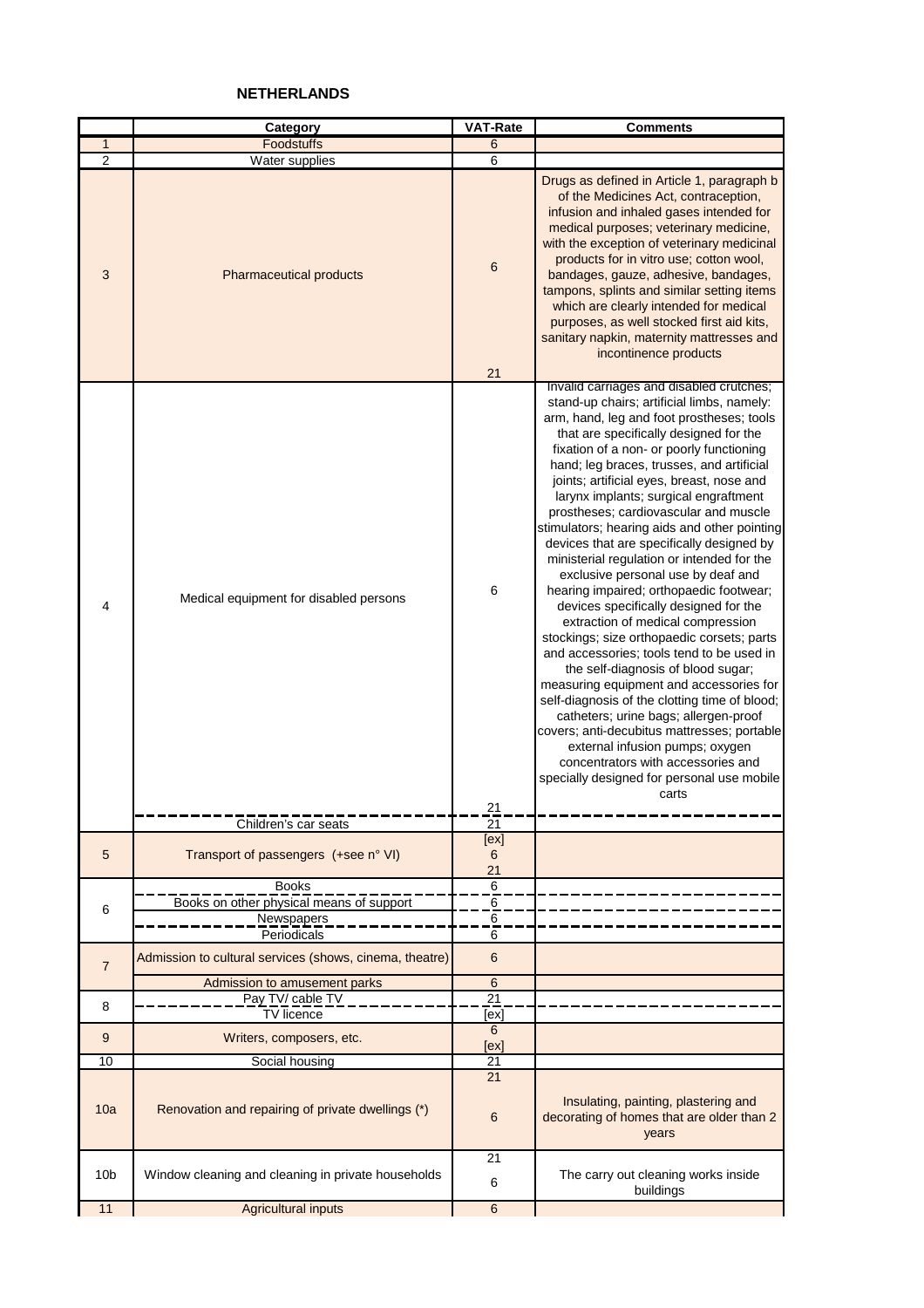## NETHERLANDS

| | Category | VAT-Rate | Comments |
|---|---|---|---|
| 1 | Foodstuffs | 6 | |
| 2 | Water supplies | 6 | |
| 3 | Pharmaceutical products | 6 | Drugs as defined in Article 1, paragraph b of the Medicines Act, contraception, infusion and inhaled gases intended for medical purposes; veterinary medicine, with the exception of veterinary medicinal products for in vitro use; cotton wool, bandages, gauze, adhesive, bandages, tampons, splints and similar setting items which are clearly intended for medical purposes, as well stocked first aid kits, sanitary napkin, maternity mattresses and incontinence products |
| | | 21 | |
| 4 | Medical equipment for disabled persons | 6 | Invalid carriages and disabled crutches; stand-up chairs; artificial limbs, namely: arm, hand, leg and foot prostheses; tools that are specifically designed for the fixation of a non- or poorly functioning hand; leg braces, trusses, and artificial joints; artificial eyes, breast, nose and larynx implants; surgical engraftment prostheses; cardiovascular and muscle stimulators; hearing aids and other pointing devices that are specifically designed by ministerial regulation or intended for the exclusive personal use by deaf and hearing impaired; orthopaedic footwear; devices specifically designed for the extraction of medical compression stockings; size orthopaedic corsets; parts and accessories; tools tend to be used in the self-diagnosis of blood sugar; measuring equipment and accessories for self-diagnosis of the clotting time of blood; catheters; urine bags; allergen-proof covers; anti-decubitus mattresses; portable external infusion pumps; oxygen concentrators with accessories and specially designed for personal use mobile carts |
| | | 21 | |
| | Children's car seats | 21 | |
| 5 | Transport of passengers (+see n° VI) | [ex]<br>6<br>21 | |
| 6 | Books | 6 | |
| | Books on other physical means of support | 6 | |
| | Newspapers | 6 | |
| | Periodicals | 6 | |
| 7 | Admission to cultural services (shows, cinema, theatre) | 6 | |
| | Admission to amusement parks | 6 | |
| 8 | Pay TV/ cable TV | 21 | |
| | TV licence | [ex] | |
| 9 | Writers, composers, etc. | 6<br>[ex] | |
| 10 | Social housing | 21 | |
| 10a | Renovation and repairing of private dwellings (*) | 21 | |
| | | 6 | Insulating, painting, plastering and decorating of homes that are older than 2 years |
| 10b | Window cleaning and cleaning in private households | 21 | |
| | | 6 | The carry out cleaning works inside buildings |
| 11 | Agricultural inputs | 6 | |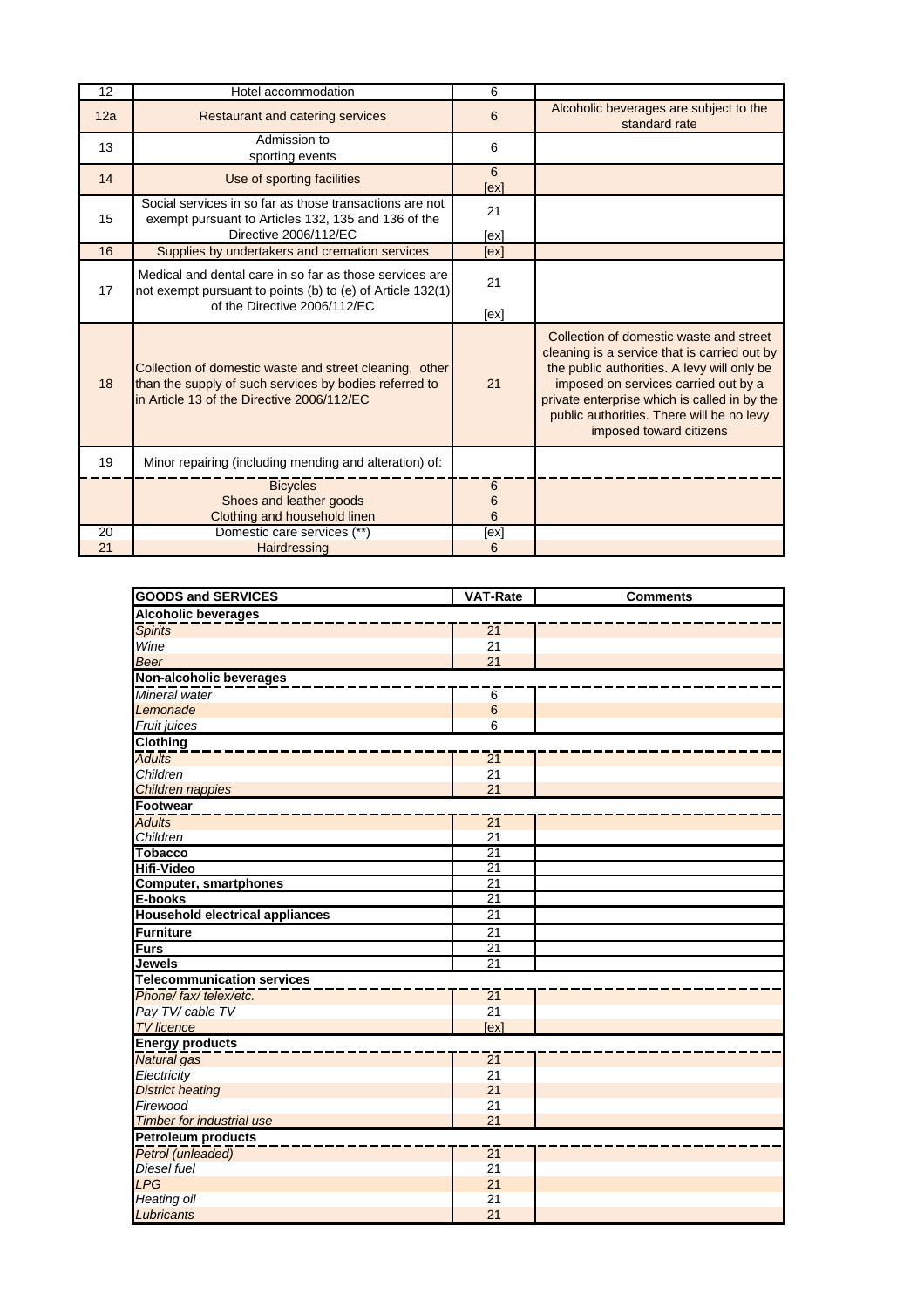| | | | |
|---|---|---|---|
| 12 | Hotel accommodation | 6 | |
| 12a | Restaurant and catering services | 6 | Alcoholic beverages are subject to the standard rate |
| 13 | Admission to sporting events | 6 | |
| 14 | Use of sporting facilities | 6 [ex] | |
| 15 | Social services in so far as those transactions are not exempt pursuant to Articles 132, 135 and 136 of the Directive 2006/112/EC | 21 [ex] | |
| 16 | Supplies by undertakers and cremation services | [ex] | |
| 17 | Medical and dental care in so far as those services are not exempt pursuant to points (b) to (e) of Article 132(1) of the Directive 2006/112/EC | 21 [ex] | |
| 18 | Collection of domestic waste and street cleaning, other than the supply of such services by bodies referred to in Article 13 of the Directive 2006/112/EC | 21 | Collection of domestic waste and street cleaning is a service that is carried out by the public authorities. A levy will only be imposed on services carried out by a private enterprise which is called in by the public authorities. There will be no levy imposed toward citizens |
| 19 | Minor repairing (including mending and alteration) of: | | |
| | Bicycles | 6 | |
| | Shoes and leather goods | 6 | |
| | Clothing and household linen | 6 | |
| 20 | Domestic care services (**) | [ex] | |
| 21 | Hairdressing | 6 | |

| GOODS and SERVICES | VAT-Rate | Comments |
|---|---|---|
| **Alcoholic beverages** | | |
| *Spirits* | 21 | |
| *Wine* | 21 | |
| *Beer* | 21 | |
| **Non-alcoholic beverages** | | |
| *Mineral water* | 6 | |
| *Lemonade* | 6 | |
| *Fruit juices* | 6 | |
| **Clothing** | | |
| *Adults* | 21 | |
| *Children* | 21 | |
| *Children nappies* | 21 | |
| **Footwear** | | |
| *Adults* | 21 | |
| *Children* | 21 | |
| **Tobacco** | 21 | |
| **Hifi-Video** | 21 | |
| **Computer, smartphones** | 21 | |
| **E-books** | 21 | |
| **Household electrical appliances** | 21 | |
| **Furniture** | 21 | |
| **Furs** | 21 | |
| **Jewels** | 21 | |
| **Telecommunication services** | | |
| *Phone/ fax/ telex/etc.* | 21 | |
| *Pay TV/ cable TV* | 21 | |
| *TV licence* | [ex] | |
| **Energy products** | | |
| *Natural gas* | 21 | |
| *Electricity* | 21 | |
| *District heating* | 21 | |
| *Firewood* | 21 | |
| *Timber for industrial use* | 21 | |
| **Petroleum products** | | |
| *Petrol (unleaded)* | 21 | |
| *Diesel fuel* | 21 | |
| *LPG* | 21 | |
| *Heating oil* | 21 | |
| *Lubricants* | 21 | |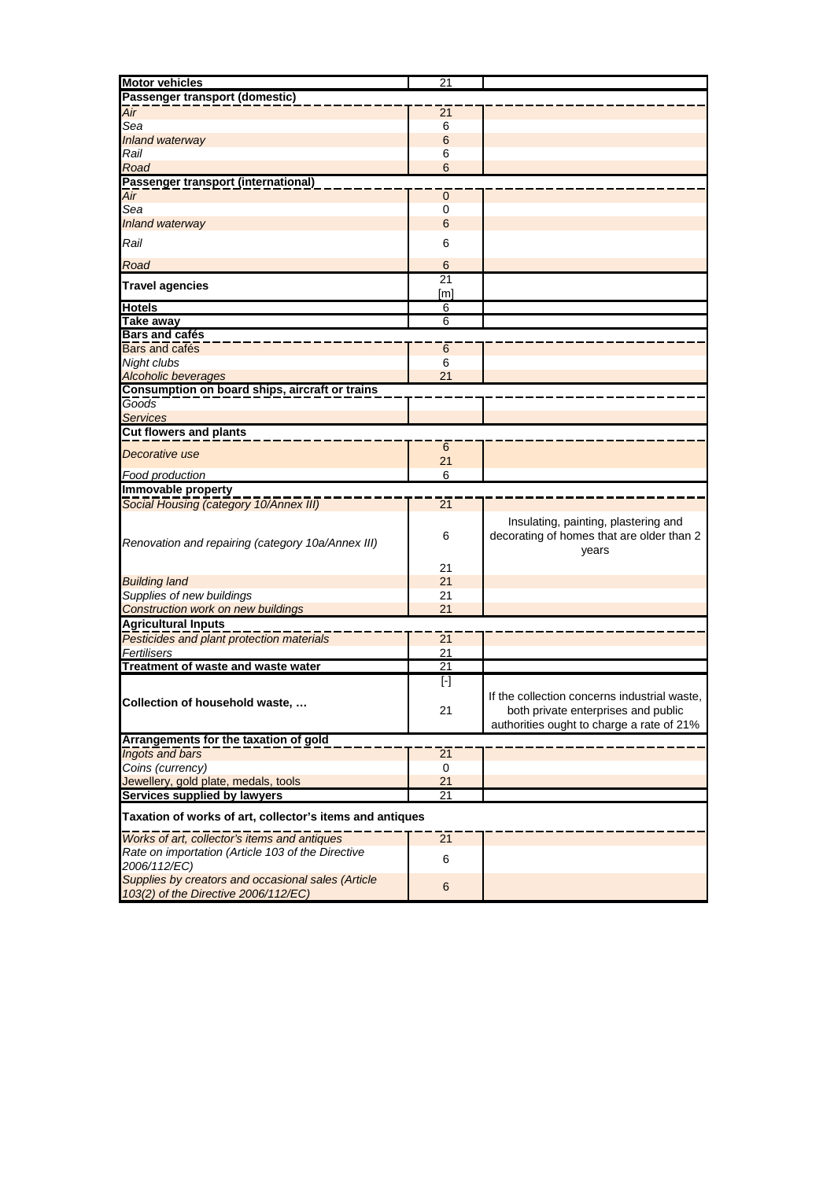| | | |
|---|---|---|
| **Motor vehicles** | 21 | |
| **Passenger transport (domestic)** | | |
| *Air* | 21 | |
| *Sea* | 6 | |
| *Inland waterway* | 6 | |
| *Rail* | 6 | |
| *Road* | 6 | |
| **Passenger transport (international)** | | |
| *Air* | 0 | |
| *Sea* | 0 | |
| *Inland waterway* | 6 | |
| *Rail* | 6 | |
| *Road* | 6 | |
| **Travel agencies** | 21<br>[m] | |
| **Hotels** | 6 | |
| **Take away** | 6 | |
| **Bars and cafés** | | |
| *Bars and cafés* | 6 | |
| *Night clubs* | 6 | |
| *Alcoholic beverages* | 21 | |
| **Consumption on board ships, aircraft or trains** | | |
| *Goods* | | |
| *Services* | | |
| **Cut flowers and plants** | | |
| *Decorative use* | 6<br>21 | |
| *Food production* | 6 | |
| **Immovable property** | | |
| *Social Housing (category 10/Annex III)* | 21 | |
| *Renovation and repairing (category 10a/Annex III)* | 6<br>21 | Insulating, painting, plastering and decorating of homes that are older than 2 years |
| *Building land* | 21 | |
| *Supplies of new buildings* | 21 | |
| *Construction work on new buildings* | 21 | |
| **Agricultural Inputs** | | |
| *Pesticides and plant protection materials* | 21 | |
| *Fertilisers* | 21 | |
| **Treatment of waste and waste water** | 21 | |
| **Collection of household waste, …** | [-]<br>21 | If the collection concerns industrial waste, both private enterprises and public authorities ought to charge a rate of 21% |
| **Arrangements for the taxation of gold** | | |
| *Ingots and bars* | 21 | |
| *Coins (currency)* | 0 | |
| *Jewellery, gold plate, medals, tools* | 21 | |
| **Services supplied by lawyers** | 21 | |
| **Taxation of works of art, collector's items and antiques** | | |
| *Works of art, collector's items and antiques* | 21 | |
| *Rate on importation (Article 103 of the Directive 2006/112/EC)* | 6 | |
| *Supplies by creators and occasional sales (Article 103(2) of the Directive 2006/112/EC)* | 6 | |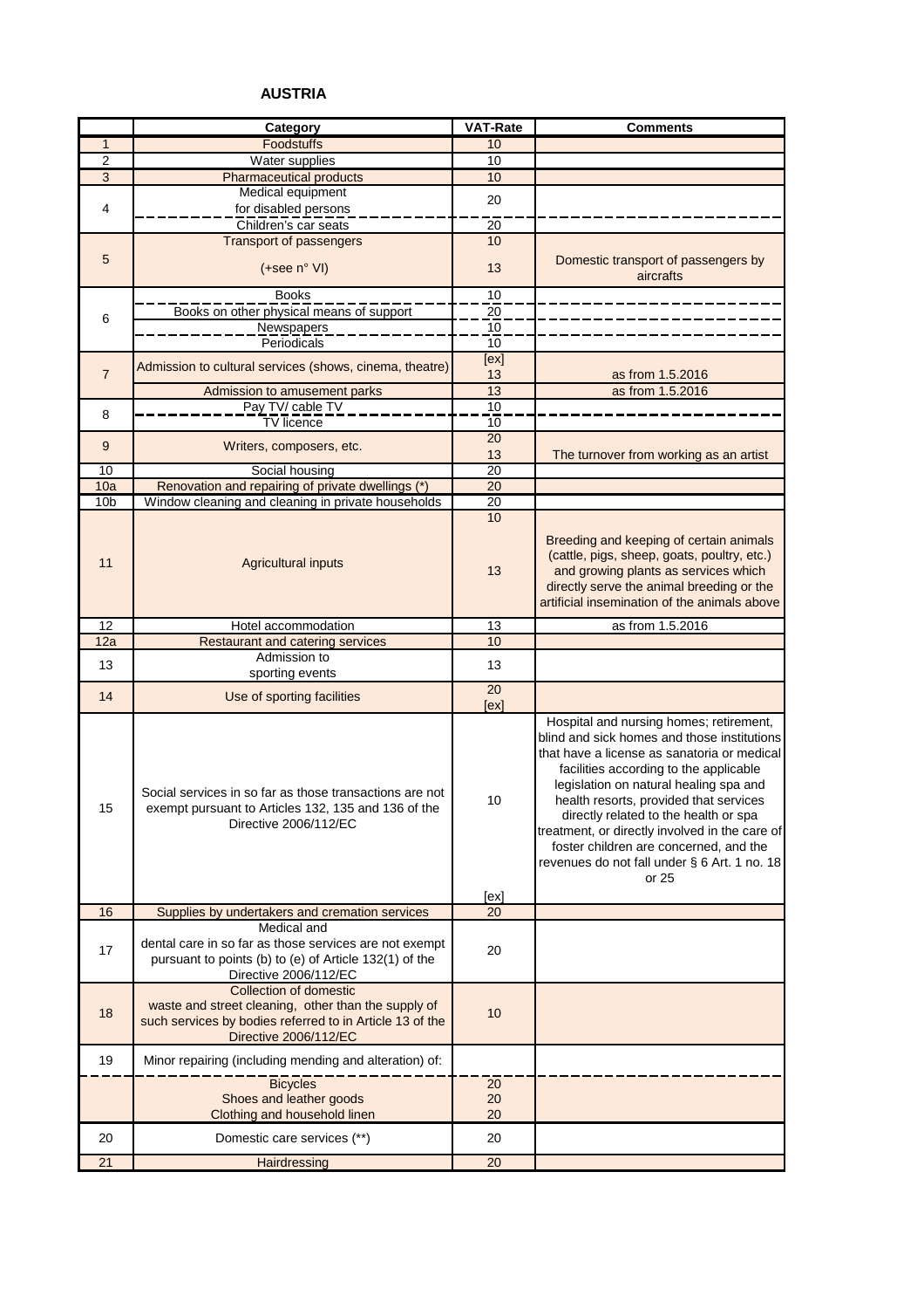# AUSTRIA

| | Category | VAT-Rate | Comments |
|---|---|---|---|
| 1 | Foodstuffs | 10 | |
| 2 | Water supplies | 10 | |
| 3 | Pharmaceutical products | 10 | |
| 4 | Medical equipment for disabled persons | 20 | |
| | Children's car seats | 20 | |
| 5 | Transport of passengers | 10 | |
| | (+see n° VI) | 13 | Domestic transport of passengers by aircrafts |
| 6 | Books | 10 | |
| | Books on other physical means of support | 20 | |
| | Newspapers | 10 | |
| | Periodicals | 10 | |
| 7 | Admission to cultural services (shows, cinema, theatre) | [ex] 13 | as from 1.5.2016 |
| | Admission to amusement parks | 13 | as from 1.5.2016 |
| 8 | Pay TV/ cable TV | 10 | |
| | TV licence | 10 | |
| 9 | Writers, composers, etc. | 20 | |
| | | 13 | The turnover from working as an artist |
| 10 | Social housing | 20 | |
| 10a | Renovation and repairing of private dwellings (*) | 20 | |
| 10b | Window cleaning and cleaning in private households | 20 | |
| 11 | Agricultural inputs | 10 | |
| | | 13 | Breeding and keeping of certain animals (cattle, pigs, sheep, goats, poultry, etc.) and growing plants as services which directly serve the animal breeding or the artificial insemination of the animals above |
| 12 | Hotel accommodation | 13 | as from 1.5.2016 |
| 12a | Restaurant and catering services | 10 | |
| 13 | Admission to sporting events | 13 | |
| 14 | Use of sporting facilities | 20 [ex] | |
| 15 | Social services in so far as those transactions are not exempt pursuant to Articles 132, 135 and 136 of the Directive 2006/112/EC | 10 | Hospital and nursing homes; retirement, blind and sick homes and those institutions that have a license as sanatoria or medical facilities according to the applicable legislation on natural healing spa and health resorts, provided that services directly related to the health or spa treatment, or directly involved in the care of foster children are concerned, and the revenues do not fall under § 6 Art. 1 no. 18 or 25 |
| | | [ex] | |
| 16 | Supplies by undertakers and cremation services | 20 | |
| 17 | Medical and dental care in so far as those services are not exempt pursuant to points (b) to (e) of Article 132(1) of the Directive 2006/112/EC | 20 | |
| 18 | Collection of domestic waste and street cleaning, other than the supply of such services by bodies referred to in Article 13 of the Directive 2006/112/EC | 10 | |
| 19 | Minor repairing (including mending and alteration) of: | | |
| | Bicycles | 20 | |
| | Shoes and leather goods | 20 | |
| | Clothing and household linen | 20 | |
| 20 | Domestic care services (**) | 20 | |
| 21 | Hairdressing | 20 | |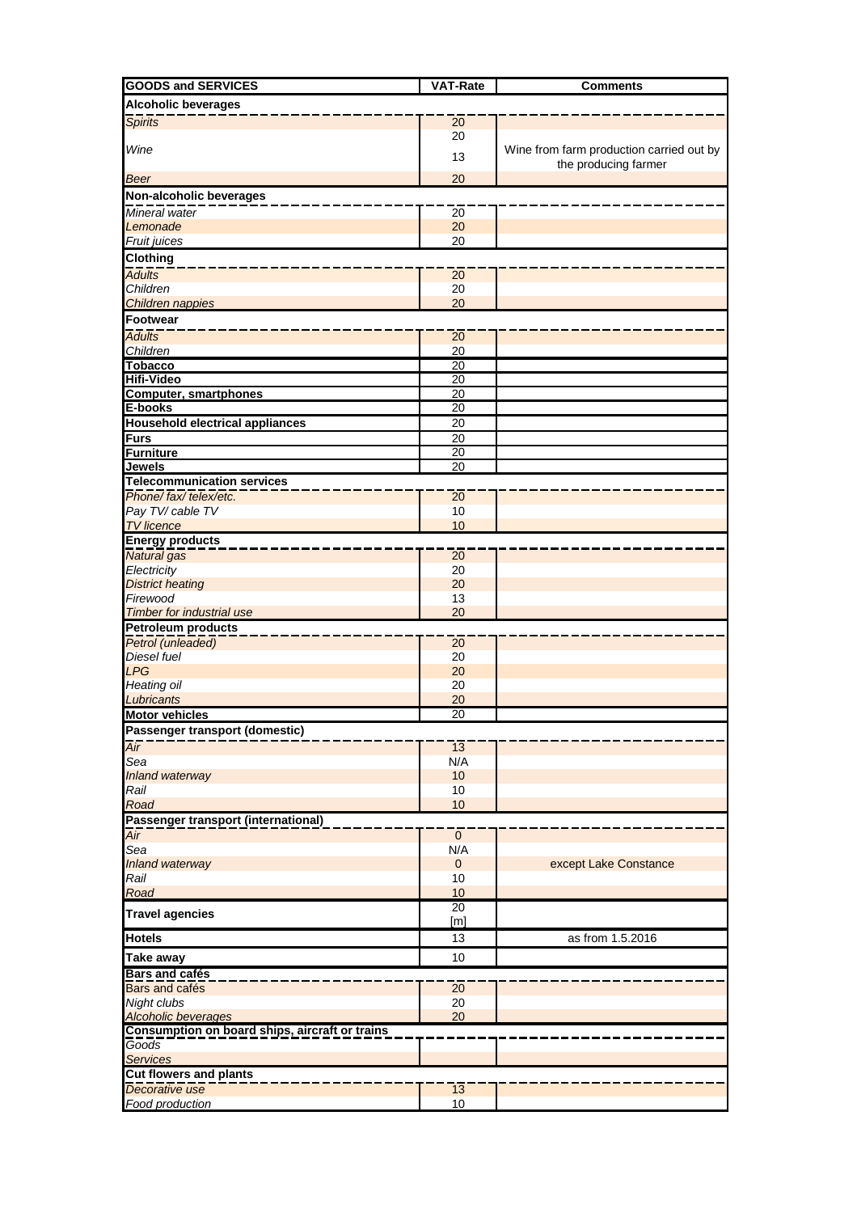| GOODS and SERVICES | VAT-Rate | Comments |
|---|---|---|
| **Alcoholic beverages** | | |
| *Spirits* | 20 | |
| *Wine* | 20 | |
| | 13 | Wine from farm production carried out by the producing farmer |
| *Beer* | 20 | |
| **Non-alcoholic beverages** | | |
| *Mineral water* | 20 | |
| *Lemonade* | 20 | |
| *Fruit juices* | 20 | |
| **Clothing** | | |
| *Adults* | 20 | |
| *Children* | 20 | |
| *Children nappies* | 20 | |
| **Footwear** | | |
| *Adults* | 20 | |
| *Children* | 20 | |
| **Tobacco** | 20 | |
| **Hifi-Video** | 20 | |
| **Computer, smartphones** | 20 | |
| **E-books** | 20 | |
| **Household electrical appliances** | 20 | |
| **Furs** | 20 | |
| **Furniture** | 20 | |
| **Jewels** | 20 | |
| **Telecommunication services** | | |
| *Phone/ fax/ telex/etc.* | 20 | |
| *Pay TV/ cable TV* | 10 | |
| *TV licence* | 10 | |
| **Energy products** | | |
| *Natural gas* | 20 | |
| *Electricity* | 20 | |
| *District heating* | 20 | |
| *Firewood* | 13 | |
| *Timber for industrial use* | 20 | |
| **Petroleum products** | | |
| *Petrol (unleaded)* | 20 | |
| *Diesel fuel* | 20 | |
| *LPG* | 20 | |
| *Heating oil* | 20 | |
| *Lubricants* | 20 | |
| **Motor vehicles** | 20 | |
| **Passenger transport (domestic)** | | |
| *Air* | 13 | |
| *Sea* | N/A | |
| *Inland waterway* | 10 | |
| *Rail* | 10 | |
| *Road* | 10 | |
| **Passenger transport (international)** | | |
| *Air* | 0 | |
| *Sea* | N/A | |
| *Inland waterway* | 0 | except Lake Constance |
| *Rail* | 10 | |
| *Road* | 10 | |
| **Travel agencies** | 20 [m] | |
| **Hotels** | 13 | as from 1.5.2016 |
| **Take away** | 10 | |
| **Bars and cafés** | | |
| *Bars and cafés* | 20 | |
| *Night clubs* | 20 | |
| *Alcoholic beverages* | 20 | |
| **Consumption on board ships, aircraft or trains** | | |
| *Goods* | | |
| *Services* | | |
| **Cut flowers and plants** | | |
| *Decorative use* | 13 | |
| *Food production* | 10 | |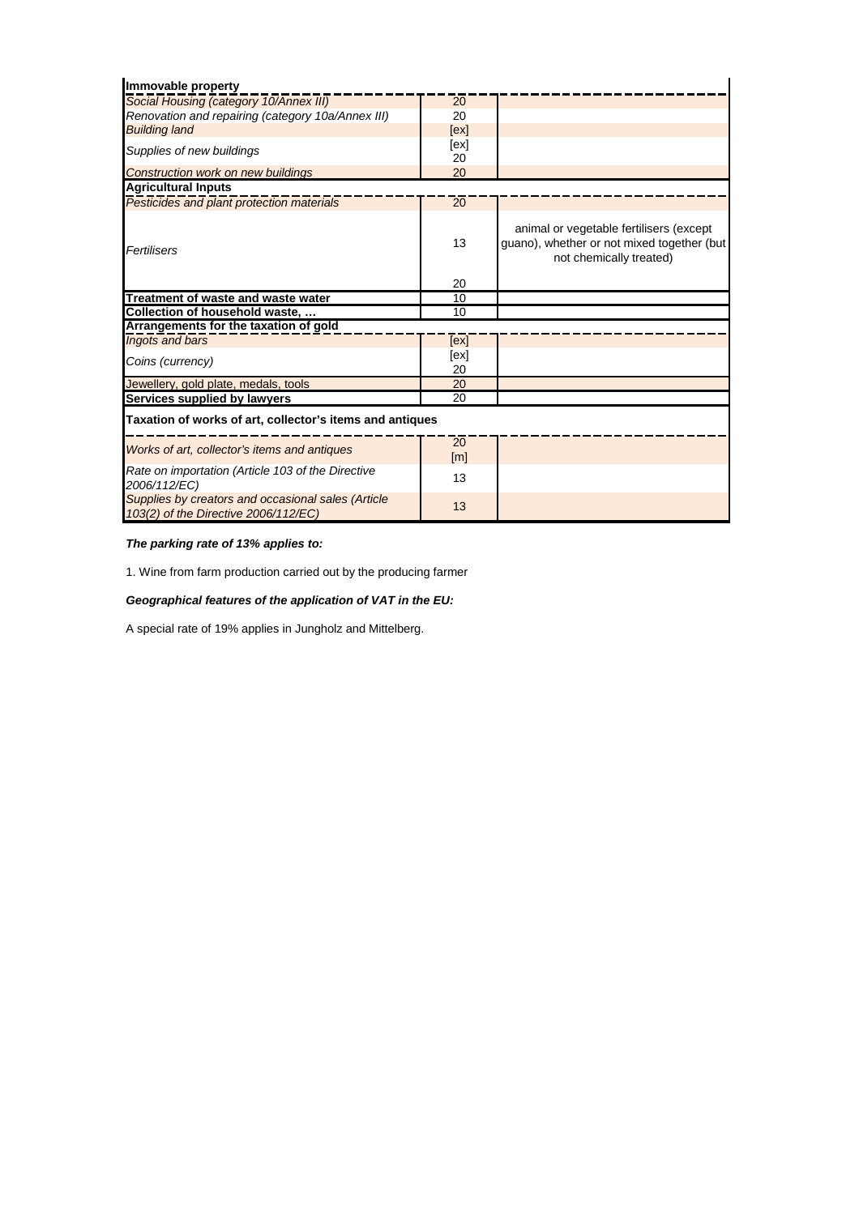| Immovable property | | |
|---|---|---|
| *Social Housing (category 10/Annex III)* | 20 | |
| *Renovation and repairing (category 10a/Annex III)* | 20 | |
| *Building land* | [ex] | |
| *Supplies of new buildings* | [ex] 20 | |
| *Construction work on new buildings* | 20 | |
| **Agricultural Inputs** | | |
| *Pesticides and plant protection materials* | 20 | |
| *Fertilisers* | 13 | animal or vegetable fertilisers (except guano), whether or not mixed together (but not chemically treated) |
| | 20 | |
| **Treatment of waste and waste water** | 10 | |
| **Collection of household waste, …** | 10 | |
| **Arrangements for the taxation of gold** | | |
| *Ingots and bars* | [ex] | |
| *Coins (currency)* | [ex] 20 | |
| *Jewellery, gold plate, medals, tools* | 20 | |
| **Services supplied by lawyers** | 20 | |
| **Taxation of works of art, collector's items and antiques** | | |
| *Works of art, collector's items and antiques* | 20 [m] | |
| *Rate on importation (Article 103 of the Directive 2006/112/EC)* | 13 | |
| *Supplies by creators and occasional sales (Article 103(2) of the Directive 2006/112/EC)* | 13 | |

***The parking rate of 13% applies to:***

1. Wine from farm production carried out by the producing farmer

***Geographical features of the application of VAT in the EU:***

A special rate of 19% applies in Jungholz and Mittelberg.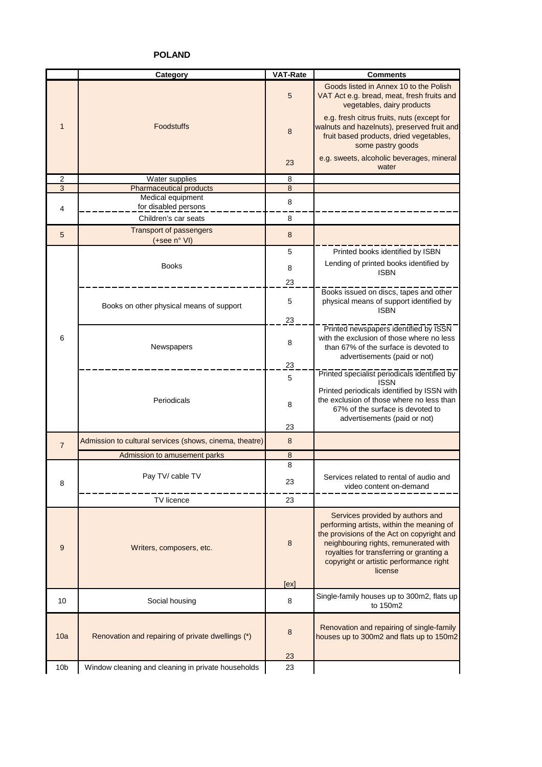**POLAND**

| | Category | VAT-Rate | Comments |
|---|---|---|---|
| 1 | Foodstuffs | 5 | Goods listed in Annex 10 to the Polish VAT Act e.g. bread, meat, fresh fruits and vegetables, dairy products |
| | | 8 | e.g. fresh citrus fruits, nuts (except for walnuts and hazelnuts), preserved fruit and fruit based products, dried vegetables, some pastry goods |
| | | 23 | e.g. sweets, alcoholic beverages, mineral water |
| 2 | Water supplies | 8 | |
| 3 | Pharmaceutical products | 8 | |
| 4 | Medical equipment for disabled persons | 8 | |
| | Children's car seats | 8 | |
| 5 | Transport of passengers (+see n° VI) | 8 | |
| 6 | Books | 5 | Printed books identified by ISBN |
| | | 8 | Lending of printed books identified by ISBN |
| | | 23 | |
| | Books on other physical means of support | 5 | Books issued on discs, tapes and other physical means of support identified by ISBN |
| | | 23 | |
| | Newspapers | 8 | Printed newspapers identified by ISSN with the exclusion of those where no less than 67% of the surface is devoted to advertisements (paid or not) |
| | | 23 | |
| | Periodicals | 5 | Printed specialist periodicals identified by ISSN |
| | | 8 | Printed periodicals identified by ISSN with the exclusion of those where no less than 67% of the surface is devoted to advertisements (paid or not) |
| | | 23 | |
| 7 | Admission to cultural services (shows, cinema, theatre) | 8 | |
| | Admission to amusement parks | 8 | |
| 8 | Pay TV/ cable TV | 8 | |
| | | 23 | Services related to rental of audio and video content on-demand |
| | TV licence | 23 | |
| 9 | Writers, composers, etc. | 8 | Services provided by authors and performing artists, within the meaning of the provisions of the Act on copyright and neighbouring rights, remunerated with royalties for transferring or granting a copyright or artistic performance right license |
| | | [ex] | |
| 10 | Social housing | 8 | Single-family houses up to 300m2, flats up to 150m2 |
| 10a | Renovation and repairing of private dwellings (*) | 8 | Renovation and repairing of single-family houses up to 300m2 and flats up to 150m2 |
| | | 23 | |
| 10b | Window cleaning and cleaning in private households | 23 | |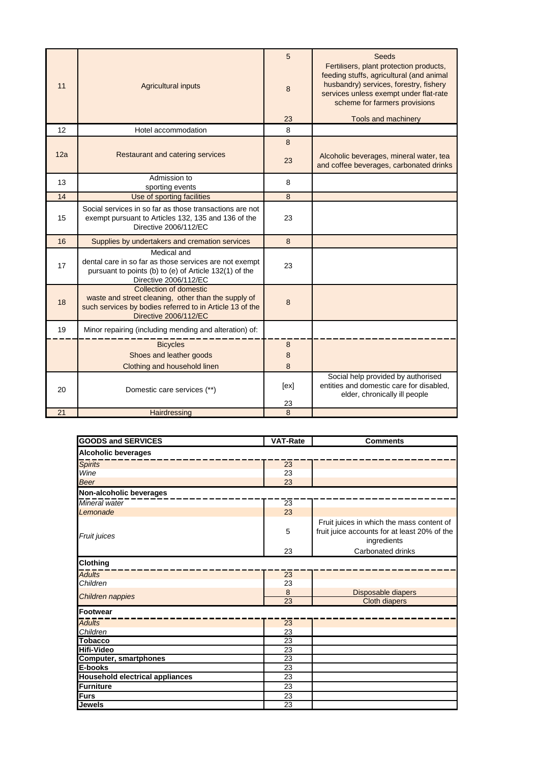| | | | |
|---|---|---|---|
| 11 | Agricultural inputs | 5 | Seeds |
| | | 8 | Fertilisers, plant protection products, feeding stuffs, agricultural (and animal husbandry) services, forestry, fishery services unless exempt under flat-rate scheme for farmers provisions |
| | | 23 | Tools and machinery |
| 12 | Hotel accommodation | 8 | |
| 12a | Restaurant and catering services | 8 | |
| | | 23 | Alcoholic beverages, mineral water, tea and coffee beverages, carbonated drinks |
| 13 | Admission to sporting events | 8 | |
| 14 | Use of sporting facilities | 8 | |
| 15 | Social services in so far as those transactions are not exempt pursuant to Articles 132, 135 and 136 of the Directive 2006/112/EC | 23 | |
| 16 | Supplies by undertakers and cremation services | 8 | |
| 17 | Medical and dental care in so far as those services are not exempt pursuant to points (b) to (e) of Article 132(1) of the Directive 2006/112/EC | 23 | |
| 18 | Collection of domestic waste and street cleaning, other than the supply of such services by bodies referred to in Article 13 of the Directive 2006/112/EC | 8 | |
| 19 | Minor repairing (including mending and alteration) of: | | |
| | Bicycles | 8 | |
| | Shoes and leather goods | 8 | |
| | Clothing and household linen | 8 | |
| 20 | Domestic care services (**) | [ex] | Social help provided by authorised entities and domestic care for disabled, elder, chronically ill people |
| | | 23 | |
| 21 | Hairdressing | 8 | |

| GOODS and SERVICES | VAT-Rate | Comments |
|---|---|---|
| **Alcoholic beverages** | | |
| *Spirits* | 23 | |
| *Wine* | 23 | |
| *Beer* | 23 | |
| **Non-alcoholic beverages** | | |
| *Mineral water* | 23 | |
| *Lemonade* | 23 | |
| *Fruit juices* | 5 | Fruit juices in which the mass content of fruit juice accounts for at least 20% of the ingredients |
| | 23 | Carbonated drinks |
| **Clothing** | | |
| *Adults* | 23 | |
| *Children* | 23 | |
| *Children nappies* | 8 | Disposable diapers |
| | 23 | Cloth diapers |
| **Footwear** | | |
| *Adults* | 23 | |
| *Children* | 23 | |
| **Tobacco** | 23 | |
| **Hifi-Video** | 23 | |
| **Computer, smartphones** | 23 | |
| **E-books** | 23 | |
| **Household electrical appliances** | 23 | |
| **Furniture** | 23 | |
| **Furs** | 23 | |
| **Jewels** | 23 | |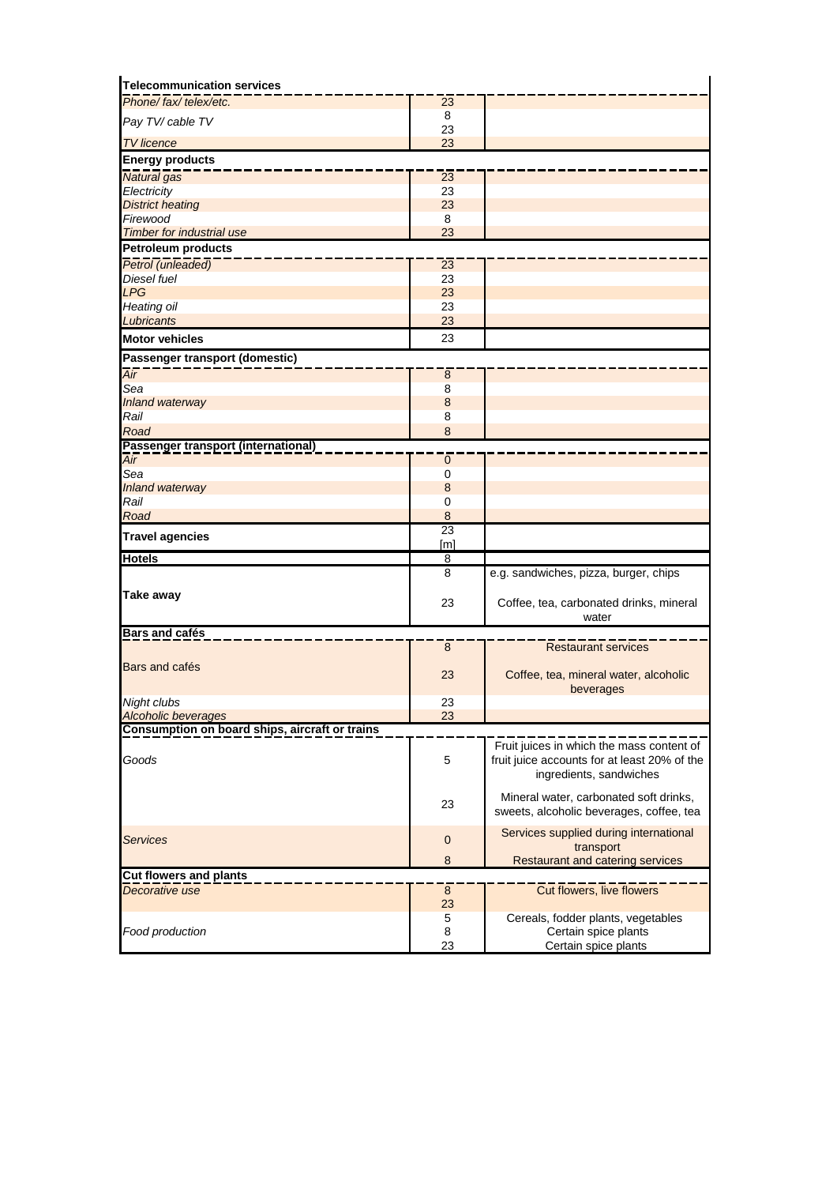| | | |
|---|---|---|
| **Telecommunication services** | | |
| *Phone/ fax/ telex/etc.* | 23 | |
| *Pay TV/ cable TV* | 8<br>23 | |
| *TV licence* | 23 | |
| **Energy products** | | |
| *Natural gas* | 23 | |
| *Electricity* | 23 | |
| *District heating* | 23 | |
| *Firewood* | 8 | |
| *Timber for industrial use* | 23 | |
| **Petroleum products** | | |
| *Petrol (unleaded)* | 23 | |
| *Diesel fuel* | 23 | |
| *LPG* | 23 | |
| *Heating oil* | 23 | |
| *Lubricants* | 23 | |
| **Motor vehicles** | 23 | |
| **Passenger transport (domestic)** | | |
| *Air* | 8 | |
| *Sea* | 8 | |
| *Inland waterway* | 8 | |
| *Rail* | 8 | |
| *Road* | 8 | |
| **Passenger transport (international)** | | |
| *Air* | 0 | |
| *Sea* | 0 | |
| *Inland waterway* | 8 | |
| *Rail* | 0 | |
| *Road* | 8 | |
| **Travel agencies** | 23<br>[m] | |
| **Hotels** | 8 | |
| **Take away** | 8 | e.g. sandwiches, pizza, burger, chips |
| | 23 | Coffee, tea, carbonated drinks, mineral water |
| **Bars and cafés** | | |
| Bars and cafés | 8 | Restaurant services |
| | 23 | Coffee, tea, mineral water, alcoholic beverages |
| *Night clubs* | 23 | |
| *Alcoholic beverages* | 23 | |
| **Consumption on board ships, aircraft or trains** | | |
| *Goods* | 5 | Fruit juices in which the mass content of fruit juice accounts for at least 20% of the ingredients, sandwiches |
| | 23 | Mineral water, carbonated soft drinks, sweets, alcoholic beverages, coffee, tea |
| *Services* | 0 | Services supplied during international transport |
| | 8 | Restaurant and catering services |
| **Cut flowers and plants** | | |
| *Decorative use* | 8<br>23 | Cut flowers, live flowers |
| *Food production* | 5 | Cereals, fodder plants, vegetables |
| | 8 | Certain spice plants |
| | 23 | Certain spice plants |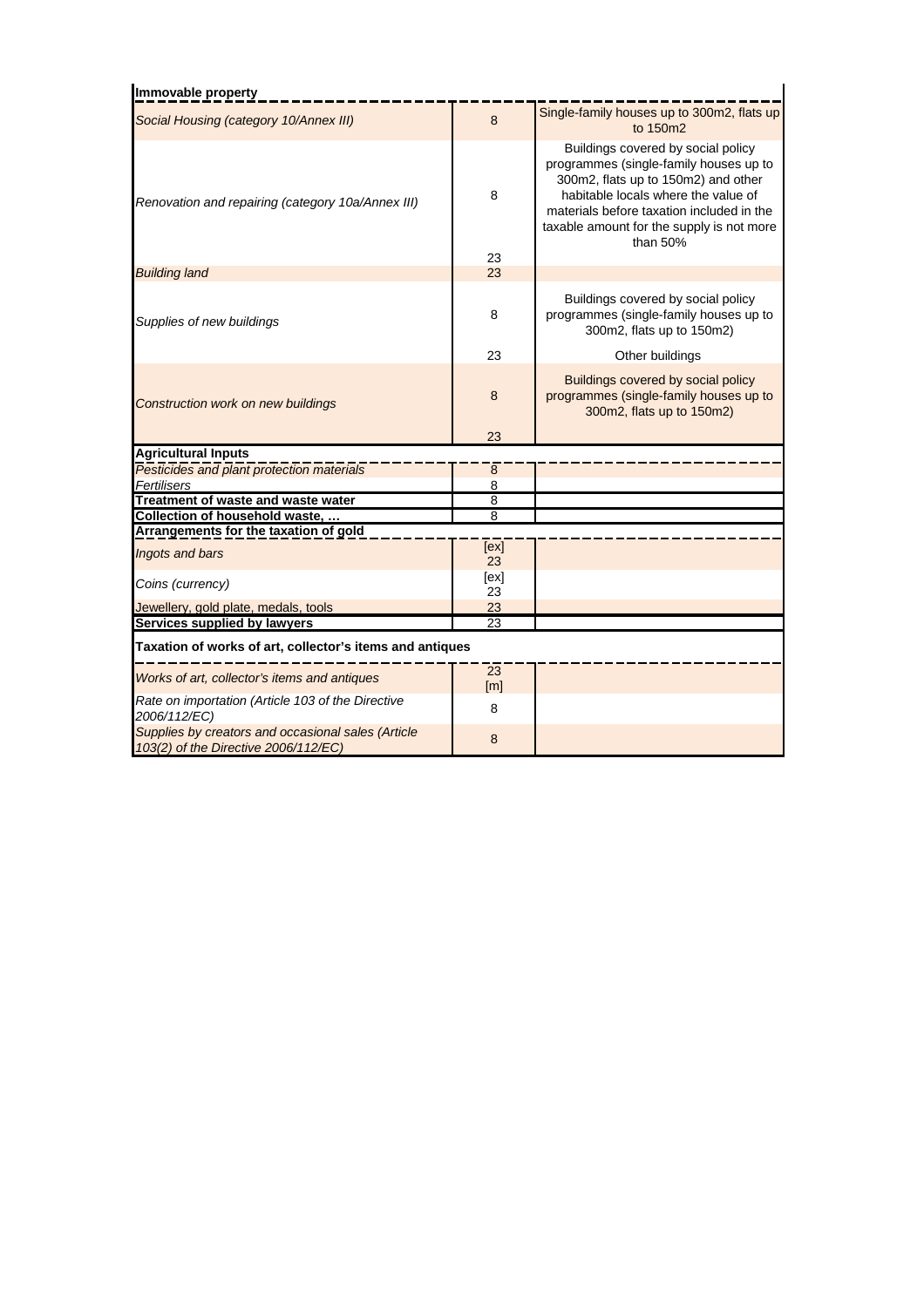| **Immovable property** | | |
|---|---|---|
| *Social Housing (category 10/Annex III)* | 8 | Single-family houses up to 300m2, flats up to 150m2 |
| *Renovation and repairing (category 10a/Annex III)* | 8 | Buildings covered by social policy programmes (single-family houses up to 300m2, flats up to 150m2) and other habitable locals where the value of materials before taxation included in the taxable amount for the supply is not more than 50% |
| | 23 | |
| *Building land* | 23 | |
| *Supplies of new buildings* | 8 | Buildings covered by social policy programmes (single-family houses up to 300m2, flats up to 150m2) |
| | 23 | Other buildings |
| *Construction work on new buildings* | 8 | Buildings covered by social policy programmes (single-family houses up to 300m2, flats up to 150m2) |
| | 23 | |
| **Agricultural Inputs** | | |
| *Pesticides and plant protection materials* | 8 | |
| *Fertilisers* | 8 | |
| **Treatment of waste and waste water** | 8 | |
| **Collection of household waste, …** | 8 | |
| **Arrangements for the taxation of gold** | | |
| *Ingots and bars* | [ex] 23 | |
| *Coins (currency)* | [ex] 23 | |
| *Jewellery, gold plate, medals, tools* | 23 | |
| **Services supplied by lawyers** | 23 | |
| **Taxation of works of art, collector's items and antiques** | | |
| *Works of art, collector's items and antiques* | 23 [m] | |
| *Rate on importation (Article 103 of the Directive 2006/112/EC)* | 8 | |
| *Supplies by creators and occasional sales (Article 103(2) of the Directive 2006/112/EC)* | 8 | |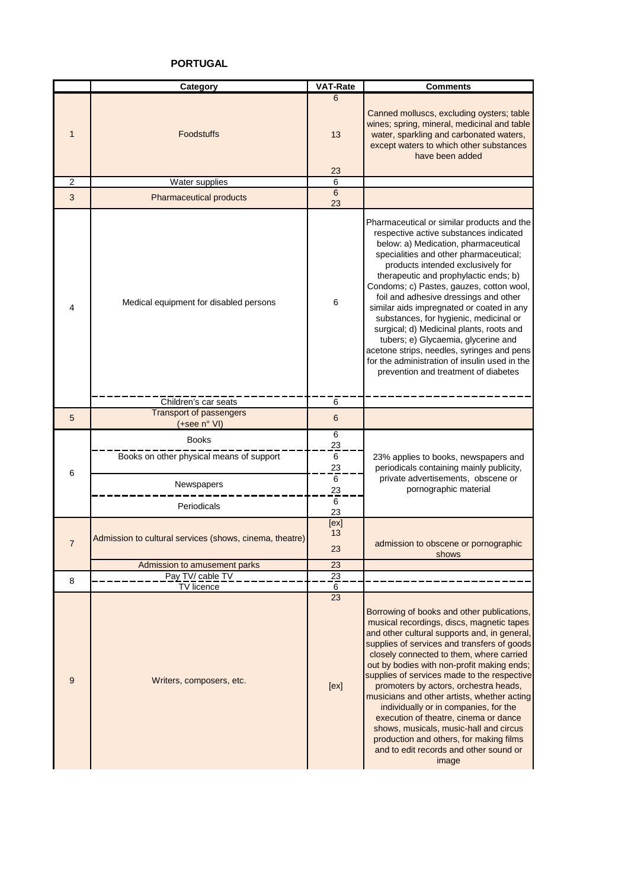## PORTUGAL

| | Category | VAT-Rate | Comments |
|---|---|---|---|
| 1 | Foodstuffs | 6 | |
| | | 13 | Canned molluscs, excluding oysters; table wines; spring, mineral, medicinal and table water, sparkling and carbonated waters, except waters to which other substances have been added |
| | | 23 | |
| 2 | Water supplies | 6 | |
| 3 | Pharmaceutical products | 6 | |
| | | 23 | |
| 4 | Medical equipment for disabled persons | 6 | Pharmaceutical or similar products and the respective active substances indicated below: a) Medication, pharmaceutical specialities and other pharmaceutical; products intended exclusively for therapeutic and prophylactic ends; b) Condoms; c) Pastes, gauzes, cotton wool, foil and adhesive dressings and other similar aids impregnated or coated in any substances, for hygienic, medicinal or surgical; d) Medicinal plants, roots and tubers; e) Glycaemia, glycerine and acetone strips, needles, syringes and pens for the administration of insulin used in the prevention and treatment of diabetes |
| | Children's car seats | 6 | |
| 5 | Transport of passengers (+see n° VI) | 6 | |
| 6 | Books | 6 | 23% applies to books, newspapers and periodicals containing mainly publicity, private advertisements, obscene or pornographic material |
| | | 23 | |
| | Books on other physical means of support | 6 | |
| | | 23 | |
| | Newspapers | 6 | |
| | | 23 | |
| | Periodicals | 6 | |
| | | 23 | |
| 7 | Admission to cultural services (shows, cinema, theatre) | [ex] | |
| | | 13 | |
| | | 23 | admission to obscene or pornographic shows |
| | Admission to amusement parks | 23 | |
| 8 | Pay TV/ cable TV | 23 | |
| | TV licence | 6 | |
| 9 | Writers, composers, etc. | 23 | |
| | | [ex] | Borrowing of books and other publications, musical recordings, discs, magnetic tapes and other cultural supports and, in general, supplies of services and transfers of goods closely connected to them, where carried out by bodies with non-profit making ends; supplies of services made to the respective promoters by actors, orchestra heads, musicians and other artists, whether acting individually or in companies, for the execution of theatre, cinema or dance shows, musicals, music-hall and circus production and others, for making films and to edit records and other sound or image |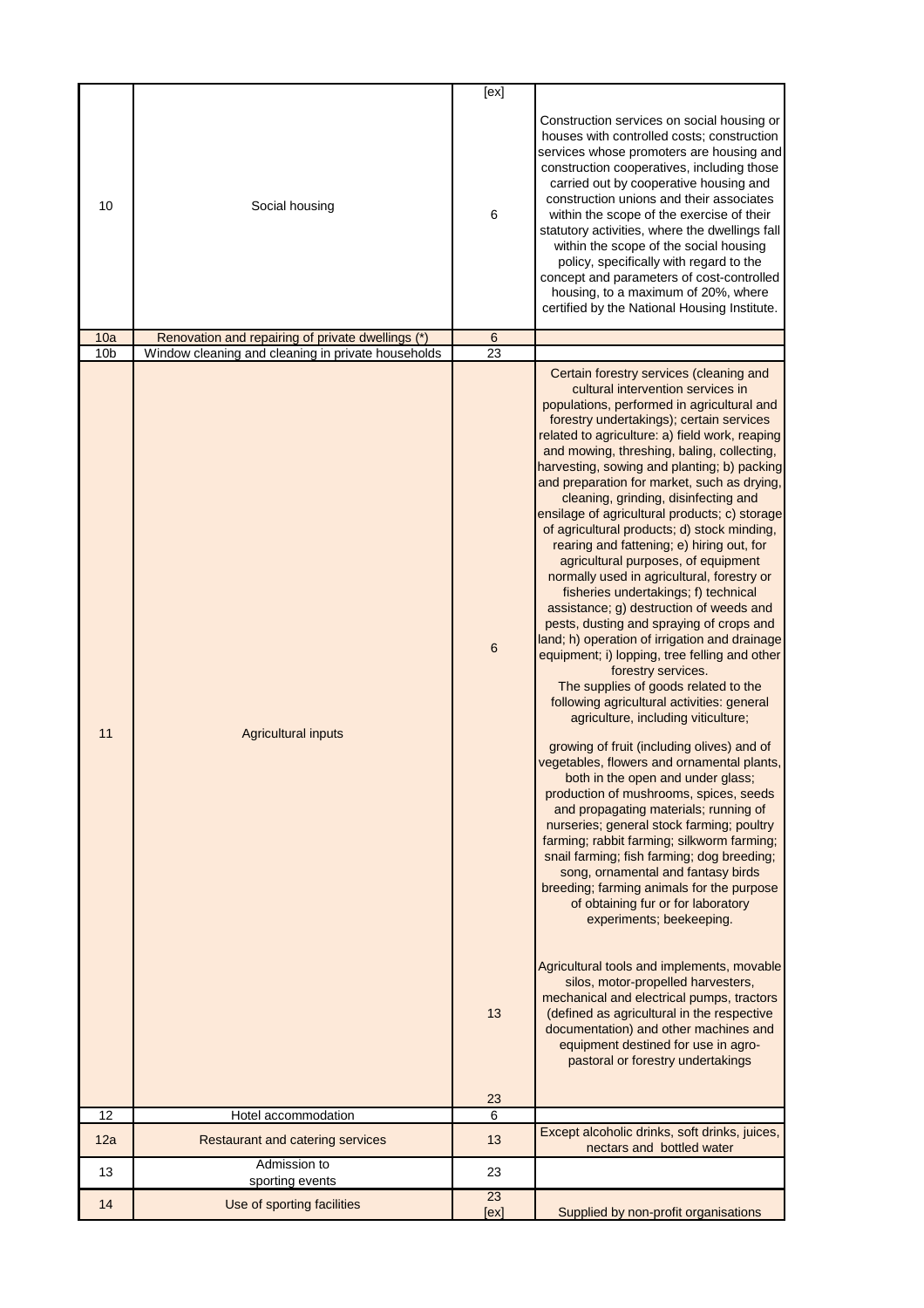| | | | |
|---|---|---|---|
| 10 | Social housing | [ex]<br>6 | Construction services on social housing or houses with controlled costs; construction services whose promoters are housing and construction cooperatives, including those carried out by cooperative housing and construction unions and their associates within the scope of the exercise of their statutory activities, where the dwellings fall within the scope of the social housing policy, specifically with regard to the concept and parameters of cost-controlled housing, to a maximum of 20%, where certified by the National Housing Institute. |
| 10a | Renovation and repairing of private dwellings (*) | 6 | |
| 10b | Window cleaning and cleaning in private households | 23 | |
| 11 | Agricultural inputs | 6 | Certain forestry services (cleaning and cultural intervention services in populations, performed in agricultural and forestry undertakings); certain services related to agriculture: a) field work, reaping and mowing, threshing, baling, collecting, harvesting, sowing and planting; b) packing and preparation for market, such as drying, cleaning, grinding, disinfecting and ensilage of agricultural products; c) storage of agricultural products; d) stock minding, rearing and fattening; e) hiring out, for agricultural purposes, of equipment normally used in agricultural, forestry or fisheries undertakings; f) technical assistance; g) destruction of weeds and pests, dusting and spraying of crops and land; h) operation of irrigation and drainage equipment; i) lopping, tree felling and other forestry services.<br>The supplies of goods related to the following agricultural activities: general agriculture, including viticulture;<br><br>growing of fruit (including olives) and of vegetables, flowers and ornamental plants, both in the open and under glass; production of mushrooms, spices, seeds and propagating materials; running of nurseries; general stock farming; poultry farming; rabbit farming; silkworm farming; snail farming; fish farming; dog breeding; song, ornamental and fantasy birds breeding; farming animals for the purpose of obtaining fur or for laboratory experiments; beekeeping. |
| | | 13 | Agricultural tools and implements, movable silos, motor-propelled harvesters, mechanical and electrical pumps, tractors (defined as agricultural in the respective documentation) and other machines and equipment destined for use in agro-pastoral or forestry undertakings |
| | | 23 | |
| 12 | Hotel accommodation | 6 | |
| 12a | Restaurant and catering services | 13 | Except alcoholic drinks, soft drinks, juices, nectars and bottled water |
| 13 | Admission to sporting events | 23 | |
| 14 | Use of sporting facilities | 23<br>[ex] | Supplied by non-profit organisations |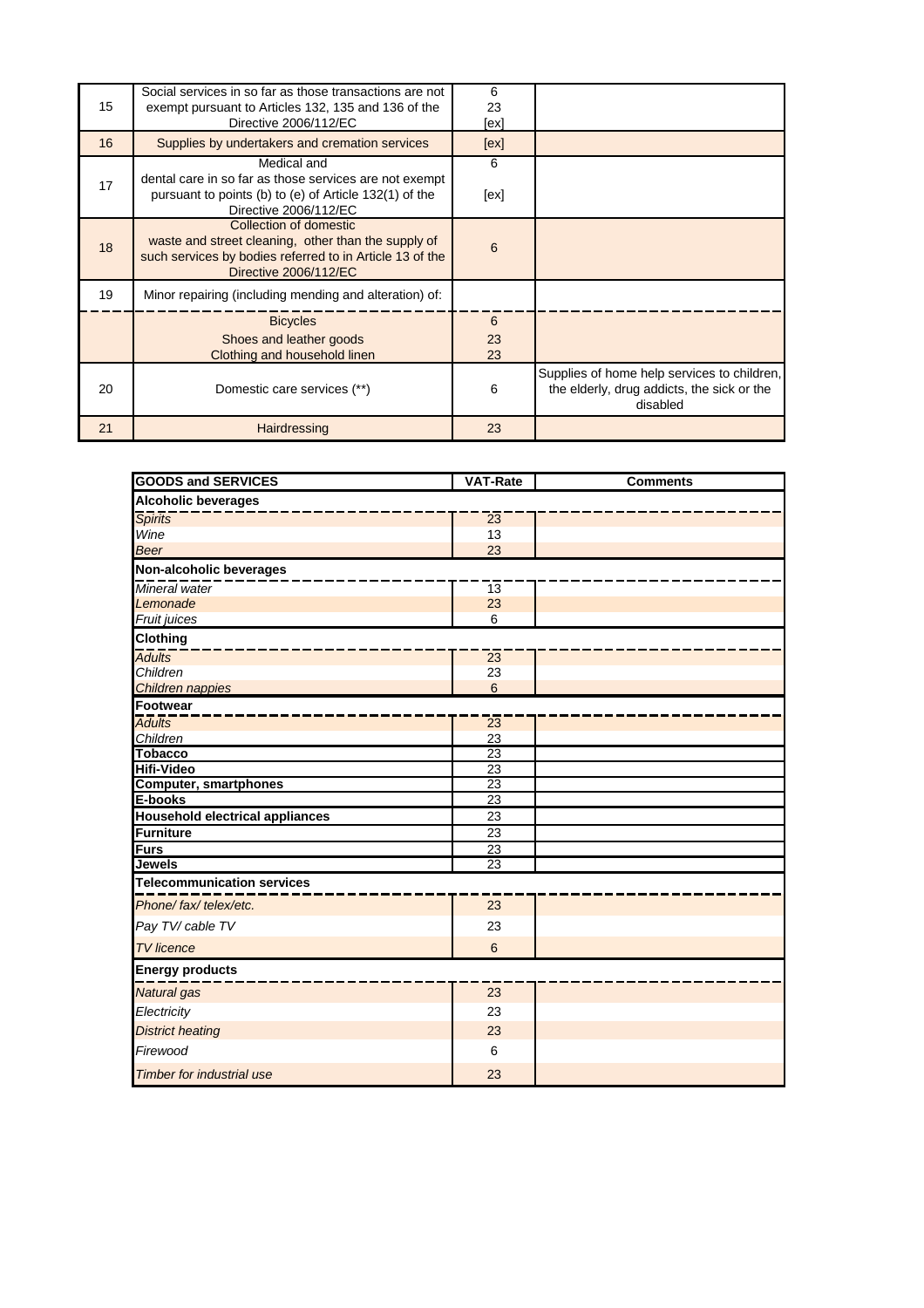| | | | |
|---|---|---|---|
| 15 | Social services in so far as those transactions are not exempt pursuant to Articles 132, 135 and 136 of the Directive 2006/112/EC | 6<br>23<br>[ex] | |
| 16 | Supplies by undertakers and cremation services | [ex] | |
| 17 | Medical and dental care in so far as those services are not exempt pursuant to points (b) to (e) of Article 132(1) of the Directive 2006/112/EC | 6<br><br>[ex] | |
| 18 | Collection of domestic waste and street cleaning, other than the supply of such services by bodies referred to in Article 13 of the Directive 2006/112/EC | 6 | |
| 19 | Minor repairing (including mending and alteration) of: | | |
| | Bicycles | 6 | |
| | Shoes and leather goods | 23 | |
| | Clothing and household linen | 23 | |
| 20 | Domestic care services (**) | 6 | Supplies of home help services to children, the elderly, drug addicts, the sick or the disabled |
| 21 | Hairdressing | 23 | |

| GOODS and SERVICES | VAT-Rate | Comments |
|---|---|---|
| **Alcoholic beverages** | | |
| *Spirits* | 23 | |
| *Wine* | 13 | |
| *Beer* | 23 | |
| **Non-alcoholic beverages** | | |
| *Mineral water* | 13 | |
| *Lemonade* | 23 | |
| *Fruit juices* | 6 | |
| **Clothing** | | |
| *Adults* | 23 | |
| *Children* | 23 | |
| *Children nappies* | 6 | |
| **Footwear** | | |
| *Adults* | 23 | |
| *Children* | 23 | |
| **Tobacco** | 23 | |
| **Hifi-Video** | 23 | |
| **Computer, smartphones** | 23 | |
| **E-books** | 23 | |
| **Household electrical appliances** | 23 | |
| **Furniture** | 23 | |
| **Furs** | 23 | |
| **Jewels** | 23 | |
| **Telecommunication services** | | |
| *Phone/ fax/ telex/etc.* | 23 | |
| *Pay TV/ cable TV* | 23 | |
| *TV licence* | 6 | |
| **Energy products** | | |
| *Natural gas* | 23 | |
| *Electricity* | 23 | |
| *District heating* | 23 | |
| *Firewood* | 6 | |
| *Timber for industrial use* | 23 | |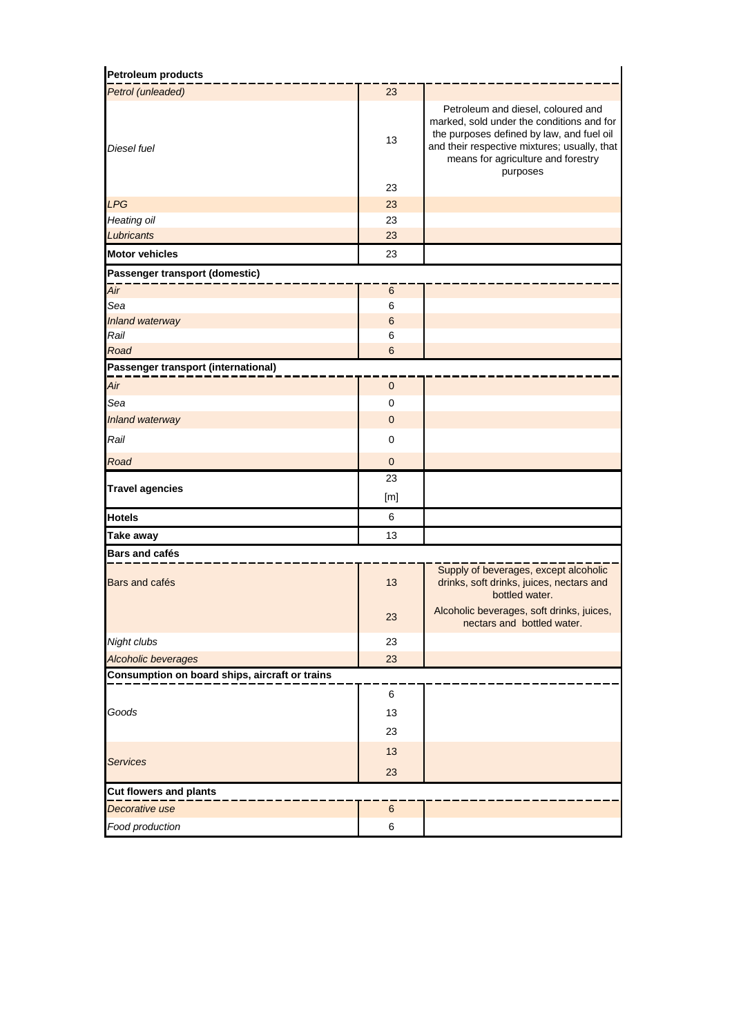| | | |
|---|---|---|
| **Petroleum products** | | |
| *Petrol (unleaded)* | 23 | |
| *Diesel fuel* | 13 | Petroleum and diesel, coloured and marked, sold under the conditions and for the purposes defined by law, and fuel oil and their respective mixtures; usually, that means for agriculture and forestry purposes |
| | 23 | |
| *LPG* | 23 | |
| *Heating oil* | 23 | |
| *Lubricants* | 23 | |
| **Motor vehicles** | 23 | |
| **Passenger transport (domestic)** | | |
| *Air* | 6 | |
| *Sea* | 6 | |
| *Inland waterway* | 6 | |
| *Rail* | 6 | |
| *Road* | 6 | |
| **Passenger transport (international)** | | |
| *Air* | 0 | |
| *Sea* | 0 | |
| *Inland waterway* | 0 | |
| *Rail* | 0 | |
| *Road* | 0 | |
| **Travel agencies** | 23 | |
| | [m] | |
| **Hotels** | 6 | |
| **Take away** | 13 | |
| **Bars and cafés** | | |
| Bars and cafés | 13 | Supply of beverages, except alcoholic drinks, soft drinks, juices, nectars and bottled water. |
| | 23 | Alcoholic beverages, soft drinks, juices, nectars and bottled water. |
| *Night clubs* | 23 | |
| *Alcoholic beverages* | 23 | |
| **Consumption on board ships, aircraft or trains** | | |
| *Goods* | 6 | |
| | 13 | |
| | 23 | |
| *Services* | 13 | |
| | 23 | |
| **Cut flowers and plants** | | |
| *Decorative use* | 6 | |
| *Food production* | 6 | |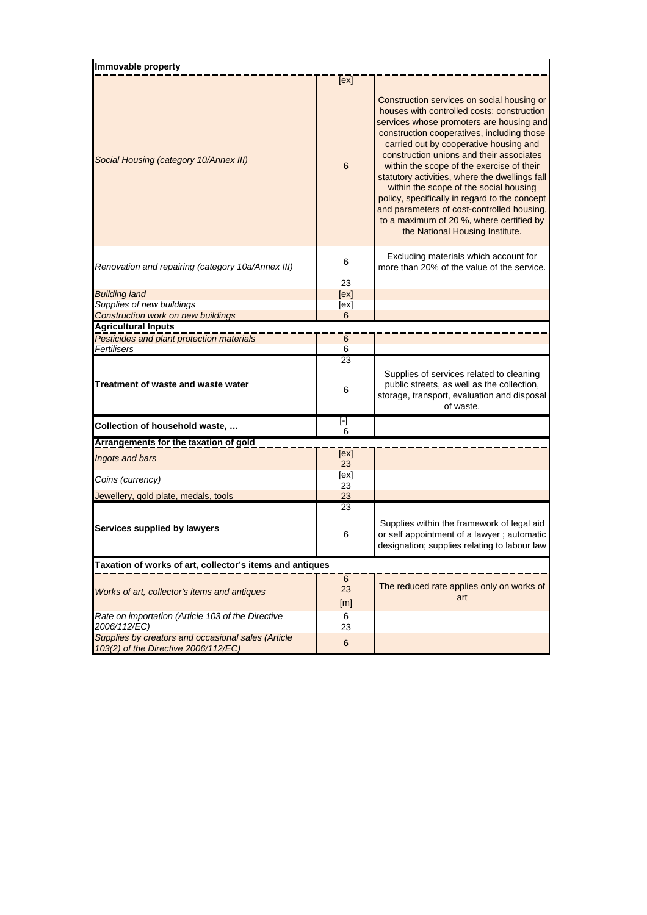| Immovable property | | |
|---|---|---|
| *Social Housing (category 10/Annex III)* | [ex]<br>6 | Construction services on social housing or houses with controlled costs; construction services whose promoters are housing and construction cooperatives, including those carried out by cooperative housing and construction unions and their associates within the scope of the exercise of their statutory activities, where the dwellings fall within the scope of the social housing policy, specifically in regard to the concept and parameters of cost-controlled housing, to a maximum of 20 %, where certified by the National Housing Institute. |
| *Renovation and repairing (category 10a/Annex III)* | 6<br>23 | Excluding materials which account for more than 20% of the value of the service. |
| *Building land* | [ex] | |
| *Supplies of new buildings* | [ex] | |
| *Construction work on new buildings* | 6 | |
| **Agricultural Inputs** | | |
| *Pesticides and plant protection materials* | 6 | |
| *Fertilisers* | 6 | |
| **Treatment of waste and waste water** | 23<br>6 | Supplies of services related to cleaning public streets, as well as the collection, storage, transport, evaluation and disposal of waste. |
| **Collection of household waste, …** | [-]<br>6 | |
| **Arrangements for the taxation of gold** | | |
| *Ingots and bars* | [ex]<br>23 | |
| *Coins (currency)* | [ex]<br>23 | |
| *Jewellery, gold plate, medals, tools* | 23 | |
| **Services supplied by lawyers** | 23<br>6 | Supplies within the framework of legal aid or self appointment of a lawyer ; automatic designation; supplies relating to labour law |
| **Taxation of works of art, collector's items and antiques** | | |
| *Works of art, collector's items and antiques* | 6<br>23<br>[m] | The reduced rate applies only on works of art |
| *Rate on importation (Article 103 of the Directive 2006/112/EC)* | 6<br>23 | |
| *Supplies by creators and occasional sales (Article 103(2) of the Directive 2006/112/EC)* | 6 | |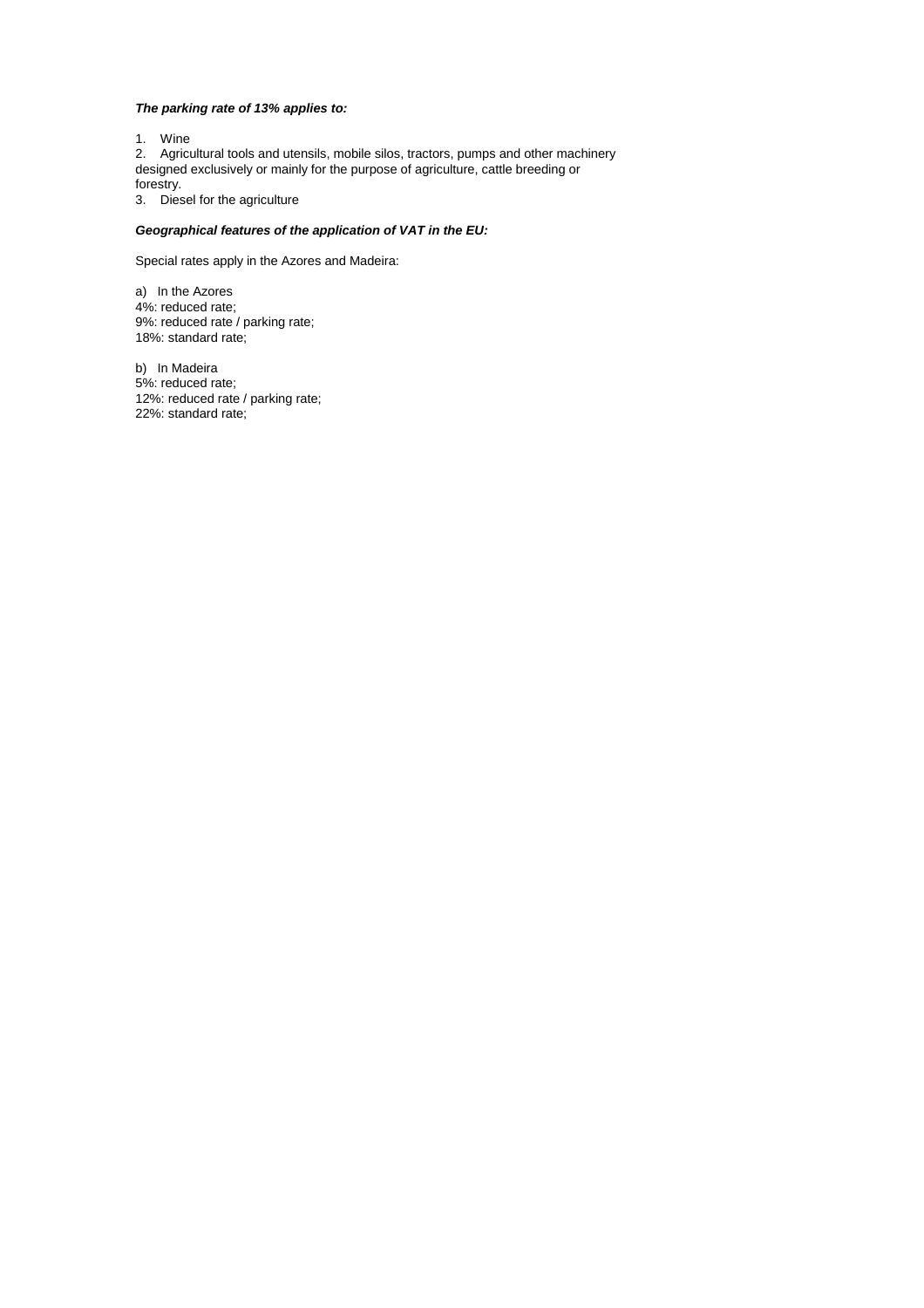***The parking rate of 13% applies to:***

1. Wine
2. Agricultural tools and utensils, mobile silos, tractors, pumps and other machinery designed exclusively or mainly for the purpose of agriculture, cattle breeding or forestry.
3. Diesel for the agriculture

***Geographical features of the application of VAT in the EU:***

Special rates apply in the Azores and Madeira:

a) In the Azores
4%: reduced rate;
9%: reduced rate / parking rate;
18%: standard rate;

b) In Madeira
5%: reduced rate;
12%: reduced rate / parking rate;
22%: standard rate;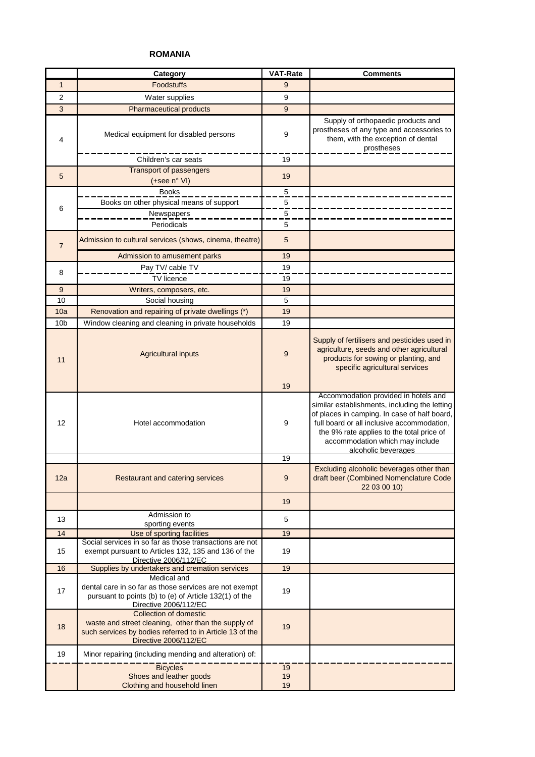## ROMANIA

| | Category | VAT-Rate | Comments |
|---|---|---|---|
| 1 | Foodstuffs | 9 | |
| 2 | Water supplies | 9 | |
| 3 | Pharmaceutical products | 9 | |
| 4 | Medical equipment for disabled persons | 9 | Supply of orthopaedic products and prostheses of any type and accessories to them, with the exception of dental prostheses |
| | Children's car seats | 19 | |
| 5 | Transport of passengers (+see n° VI) | 19 | |
| 6 | Books | 5 | |
| | Books on other physical means of support | 5 | |
| | Newspapers | 5 | |
| | Periodicals | 5 | |
| 7 | Admission to cultural services (shows, cinema, theatre) | 5 | |
| | Admission to amusement parks | 19 | |
| 8 | Pay TV/ cable TV | 19 | |
| | TV licence | 19 | |
| 9 | Writers, composers, etc. | 19 | |
| 10 | Social housing | 5 | |
| 10a | Renovation and repairing of private dwellings (*) | 19 | |
| 10b | Window cleaning and cleaning in private households | 19 | |
| 11 | Agricultural inputs | 9 | Supply of fertilisers and pesticides used in agriculture, seeds and other agricultural products for sowing or planting, and specific agricultural services |
| | | 19 | |
| 12 | Hotel accommodation | 9 | Accommodation provided in hotels and similar establishments, including the letting of places in camping. In case of half board, full board or all inclusive accommodation, the 9% rate applies to the total price of accommodation which may include alcoholic beverages |
| | | 19 | |
| 12a | Restaurant and catering services | 9 | Excluding alcoholic beverages other than draft beer (Combined Nomenclature Code 22 03 00 10) |
| | | 19 | |
| 13 | Admission to sporting events | 5 | |
| 14 | Use of sporting facilities | 19 | |
| 15 | Social services in so far as those transactions are not exempt pursuant to Articles 132, 135 and 136 of the Directive 2006/112/EC | 19 | |
| 16 | Supplies by undertakers and cremation services | 19 | |
| 17 | Medical and dental care in so far as those services are not exempt pursuant to points (b) to (e) of Article 132(1) of the Directive 2006/112/EC | 19 | |
| 18 | Collection of domestic waste and street cleaning, other than the supply of such services by bodies referred to in Article 13 of the Directive 2006/112/EC | 19 | |
| 19 | Minor repairing (including mending and alteration) of: | | |
| | Bicycles | 19 | |
| | Shoes and leather goods | 19 | |
| | Clothing and household linen | 19 | |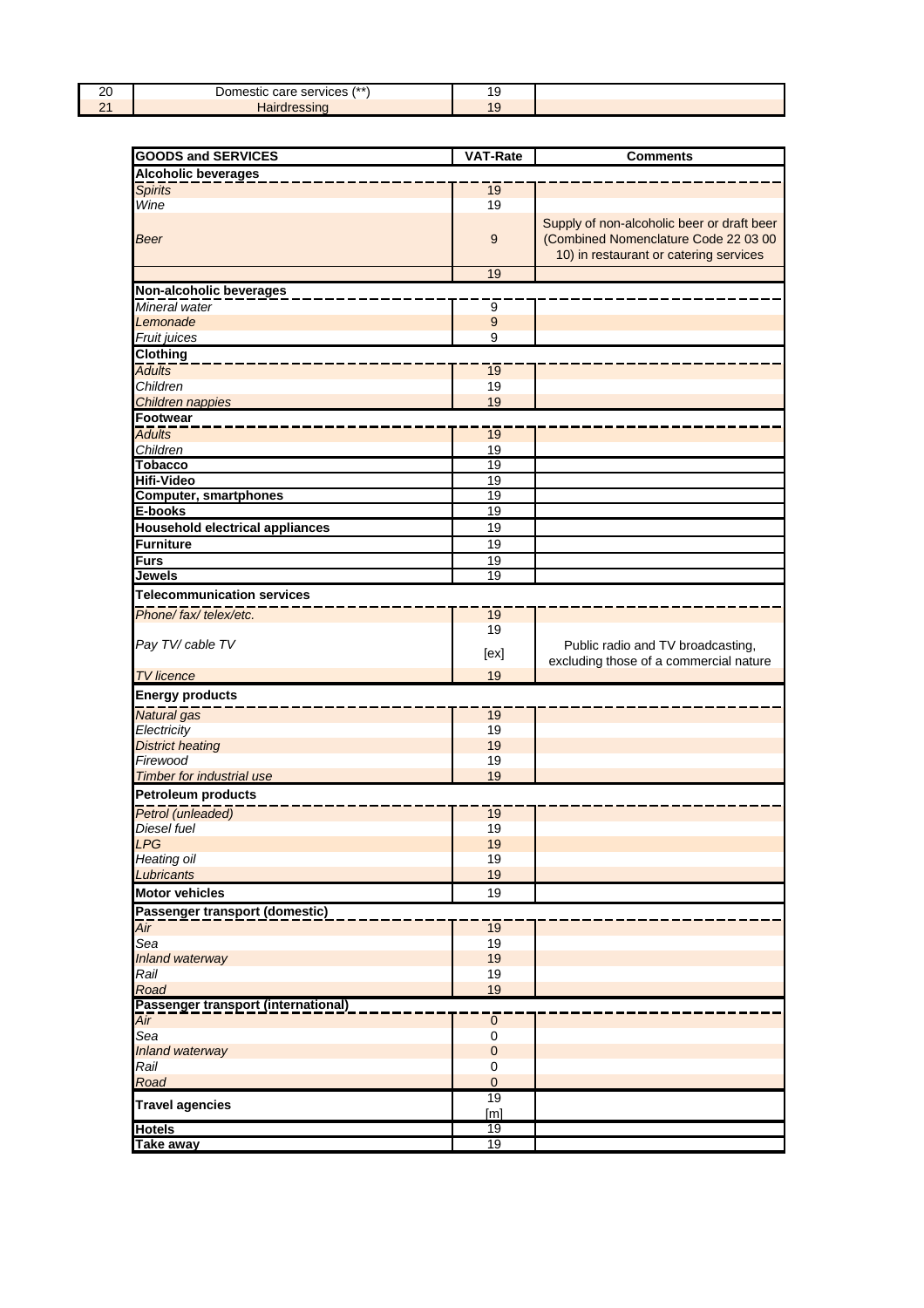| 20 | Domestic care services (**) | 19 | |
|---|---|---|---|
| 21 | Hairdressing | 19 | |

| GOODS and SERVICES | VAT-Rate | Comments |
|---|---|---|
| **Alcoholic beverages** | | |
| *Spirits* | 19 | |
| *Wine* | 19 | |
| *Beer* | 9 | Supply of non-alcoholic beer or draft beer (Combined Nomenclature Code 22 03 00 10) in restaurant or catering services |
| | 19 | |
| **Non-alcoholic beverages** | | |
| *Mineral water* | 9 | |
| *Lemonade* | 9 | |
| *Fruit juices* | 9 | |
| **Clothing** | | |
| *Adults* | 19 | |
| *Children* | 19 | |
| *Children nappies* | 19 | |
| **Footwear** | | |
| *Adults* | 19 | |
| *Children* | 19 | |
| **Tobacco** | 19 | |
| **Hifi-Video** | 19 | |
| **Computer, smartphones** | 19 | |
| **E-books** | 19 | |
| **Household electrical appliances** | 19 | |
| **Furniture** | 19 | |
| **Furs** | 19 | |
| **Jewels** | 19 | |
| **Telecommunication services** | | |
| *Phone/ fax/ telex/etc.* | 19 | |
| *Pay TV/ cable TV* | 19 | |
| | [ex] | Public radio and TV broadcasting, excluding those of a commercial nature |
| *TV licence* | 19 | |
| **Energy products** | | |
| *Natural gas* | 19 | |
| *Electricity* | 19 | |
| *District heating* | 19 | |
| *Firewood* | 19 | |
| *Timber for industrial use* | 19 | |
| **Petroleum products** | | |
| *Petrol (unleaded)* | 19 | |
| *Diesel fuel* | 19 | |
| *LPG* | 19 | |
| *Heating oil* | 19 | |
| *Lubricants* | 19 | |
| **Motor vehicles** | 19 | |
| **Passenger transport (domestic)** | | |
| *Air* | 19 | |
| *Sea* | 19 | |
| *Inland waterway* | 19 | |
| *Rail* | 19 | |
| *Road* | 19 | |
| **Passenger transport (international)** | | |
| *Air* | 0 | |
| *Sea* | 0 | |
| *Inland waterway* | 0 | |
| *Rail* | 0 | |
| *Road* | 0 | |
| **Travel agencies** | 19 | |
| | [m] | |
| **Hotels** | 19 | |
| **Take away** | 19 | |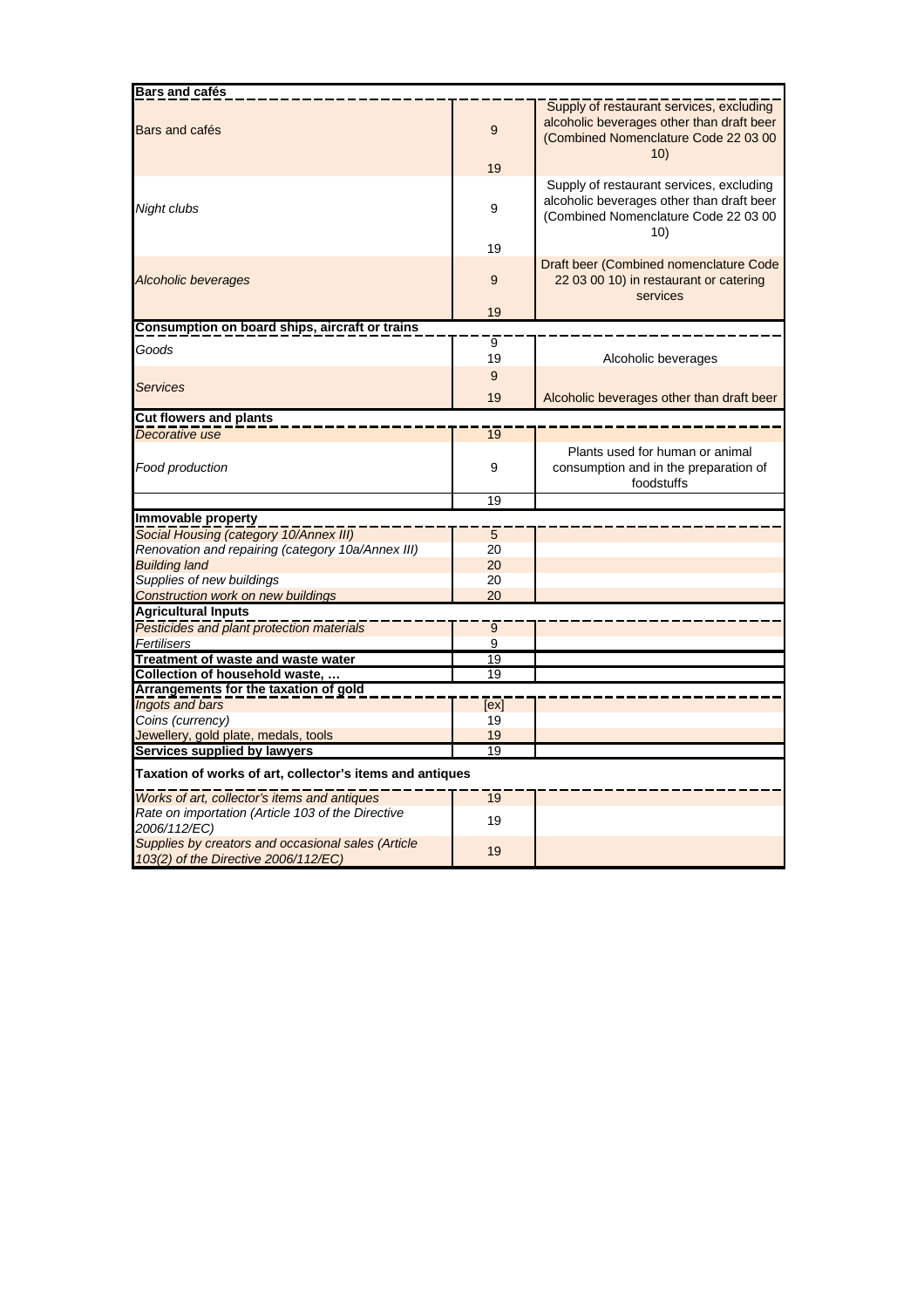| Bars and cafés | | |
|---|---|---|
| Bars and cafés | 9 | Supply of restaurant services, excluding alcoholic beverages other than draft beer (Combined Nomenclature Code 22 03 00 10) |
| | 19 | |
| *Night clubs* | 9 | Supply of restaurant services, excluding alcoholic beverages other than draft beer (Combined Nomenclature Code 22 03 00 10) |
| | 19 | |
| *Alcoholic beverages* | 9 | Draft beer (Combined nomenclature Code 22 03 00 10) in restaurant or catering services |
| | 19 | |
| **Consumption on board ships, aircraft or trains** | | |
| *Goods* | 9 | |
| | 19 | Alcoholic beverages |
| *Services* | 9 | |
| | 19 | Alcoholic beverages other than draft beer |
| **Cut flowers and plants** | | |
| *Decorative use* | 19 | |
| *Food production* | 9 | Plants used for human or animal consumption and in the preparation of foodstuffs |
| | 19 | |
| **Immovable property** | | |
| *Social Housing (category 10/Annex III)* | 5 | |
| *Renovation and repairing (category 10a/Annex III)* | 20 | |
| *Building land* | 20 | |
| *Supplies of new buildings* | 20 | |
| *Construction work on new buildings* | 20 | |
| **Agricultural Inputs** | | |
| *Pesticides and plant protection materials* | 9 | |
| *Fertilisers* | 9 | |
| **Treatment of waste and waste water** | 19 | |
| **Collection of household waste, …** | 19 | |
| **Arrangements for the taxation of gold** | | |
| *Ingots and bars* | [ex] | |
| *Coins (currency)* | 19 | |
| *Jewellery, gold plate, medals, tools* | 19 | |
| **Services supplied by lawyers** | 19 | |
| **Taxation of works of art, collector's items and antiques** | | |
| *Works of art, collector's items and antiques* | 19 | |
| *Rate on importation (Article 103 of the Directive 2006/112/EC)* | 19 | |
| *Supplies by creators and occasional sales (Article 103(2) of the Directive 2006/112/EC)* | 19 | |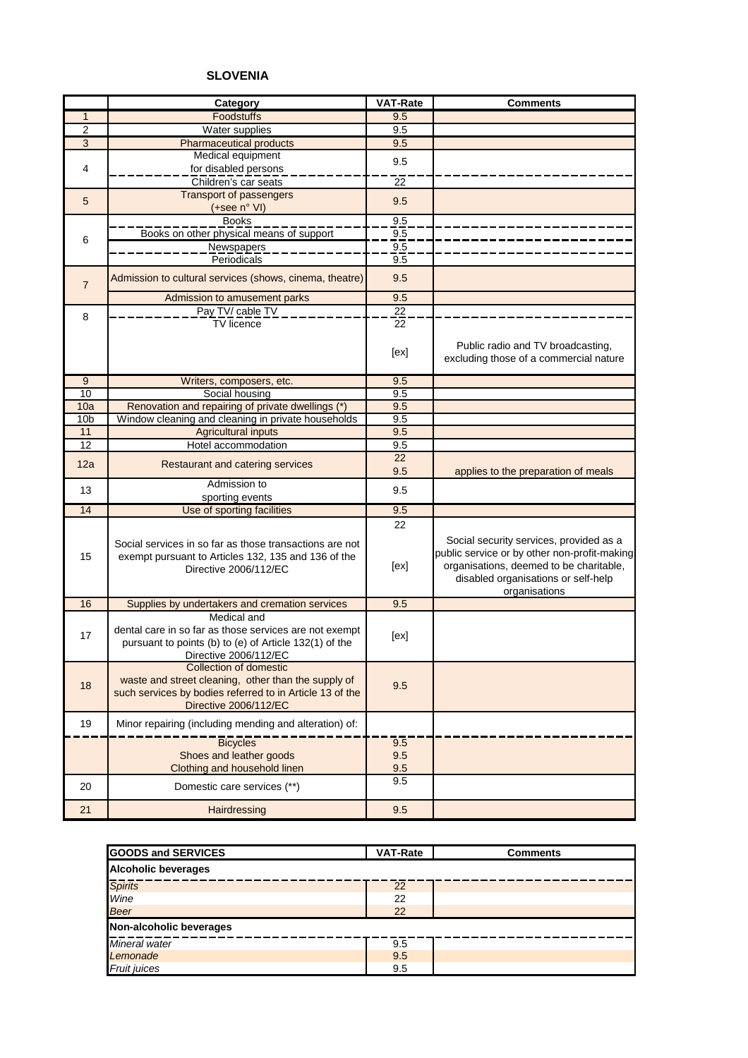## SLOVENIA

| | Category | VAT-Rate | Comments |
|---|---|---|---|
| 1 | Foodstuffs | 9.5 | |
| 2 | Water supplies | 9.5 | |
| 3 | Pharmaceutical products | 9.5 | |
| 4 | Medical equipment for disabled persons | 9.5 | |
| | Children's car seats | 22 | |
| 5 | Transport of passengers (+see n° VI) | 9.5 | |
| 6 | Books | 9.5 | |
| | Books on other physical means of support | 9.5 | |
| | Newspapers | 9.5 | |
| | Periodicals | 9.5 | |
| 7 | Admission to cultural services (shows, cinema, theatre) | 9.5 | |
| | Admission to amusement parks | 9.5 | |
| 8 | Pay TV/ cable TV | 22 | |
| | TV licence | 22 | |
| | | [ex] | Public radio and TV broadcasting, excluding those of a commercial nature |
| 9 | Writers, composers, etc. | 9.5 | |
| 10 | Social housing | 9.5 | |
| 10a | Renovation and repairing of private dwellings (*) | 9.5 | |
| 10b | Window cleaning and cleaning in private households | 9.5 | |
| 11 | Agricultural inputs | 9.5 | |
| 12 | Hotel accommodation | 9.5 | |
| 12a | Restaurant and catering services | 22 | |
| | | 9.5 | applies to the preparation of meals |
| 13 | Admission to sporting events | 9.5 | |
| 14 | Use of sporting facilities | 9.5 | |
| 15 | Social services in so far as those transactions are not exempt pursuant to Articles 132, 135 and 136 of the Directive 2006/112/EC | 22 | |
| | | [ex] | Social security services, provided as a public service or by other non-profit-making organisations, deemed to be charitable, disabled organisations or self-help organisations |
| 16 | Supplies by undertakers and cremation services | 9.5 | |
| 17 | Medical and dental care in so far as those services are not exempt pursuant to points (b) to (e) of Article 132(1) of the Directive 2006/112/EC | [ex] | |
| 18 | Collection of domestic waste and street cleaning, other than the supply of such services by bodies referred to in Article 13 of the Directive 2006/112/EC | 9.5 | |
| 19 | Minor repairing (including mending and alteration) of: | | |
| | Bicycles | 9.5 | |
| | Shoes and leather goods | 9.5 | |
| | Clothing and household linen | 9.5 | |
| 20 | Domestic care services (**) | 9.5 | |
| 21 | Hairdressing | 9.5 | |

| GOODS and SERVICES | VAT-Rate | Comments |
|---|---|---|
| **Alcoholic beverages** | | |
| *Spirits* | 22 | |
| *Wine* | 22 | |
| *Beer* | 22 | |
| **Non-alcoholic beverages** | | |
| *Mineral water* | 9.5 | |
| *Lemonade* | 9.5 | |
| *Fruit juices* | 9.5 | |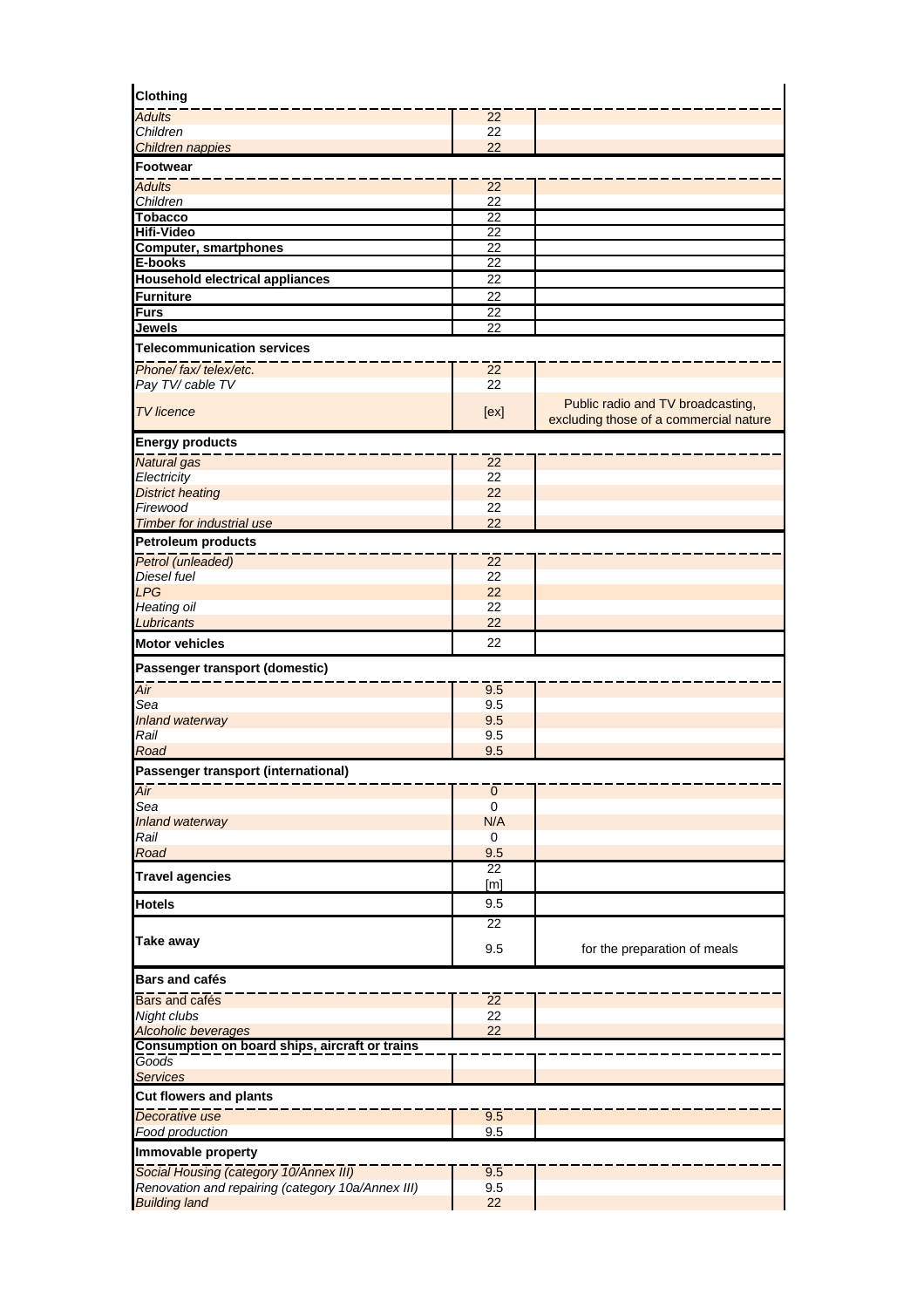| | | |
|---|---|---|
| **Clothing** | | |
| *Adults* | 22 | |
| *Children* | 22 | |
| *Children nappies* | 22 | |
| **Footwear** | | |
| *Adults* | 22 | |
| *Children* | 22 | |
| **Tobacco** | 22 | |
| **Hifi-Video** | 22 | |
| **Computer, smartphones** | 22 | |
| **E-books** | 22 | |
| **Household electrical appliances** | 22 | |
| **Furniture** | 22 | |
| **Furs** | 22 | |
| **Jewels** | 22 | |
| **Telecommunication services** | | |
| *Phone/ fax/ telex/etc.* | 22 | |
| *Pay TV/ cable TV* | 22 | |
| *TV licence* | [ex] | Public radio and TV broadcasting, excluding those of a commercial nature |
| **Energy products** | | |
| *Natural gas* | 22 | |
| *Electricity* | 22 | |
| *District heating* | 22 | |
| *Firewood* | 22 | |
| *Timber for industrial use* | 22 | |
| **Petroleum products** | | |
| *Petrol (unleaded)* | 22 | |
| *Diesel fuel* | 22 | |
| *LPG* | 22 | |
| *Heating oil* | 22 | |
| *Lubricants* | 22 | |
| **Motor vehicles** | 22 | |
| **Passenger transport (domestic)** | | |
| *Air* | 9.5 | |
| *Sea* | 9.5 | |
| *Inland waterway* | 9.5 | |
| *Rail* | 9.5 | |
| *Road* | 9.5 | |
| **Passenger transport (international)** | | |
| *Air* | 0 | |
| *Sea* | 0 | |
| *Inland waterway* | N/A | |
| *Rail* | 0 | |
| *Road* | 9.5 | |
| **Travel agencies** | 22 [m] | |
| **Hotels** | 9.5 | |
| **Take away** | 22 | |
| | 9.5 | for the preparation of meals |
| **Bars and cafés** | | |
| Bars and cafés | 22 | |
| *Night clubs* | 22 | |
| *Alcoholic beverages* | 22 | |
| **Consumption on board ships, aircraft or trains** | | |
| *Goods* | | |
| *Services* | | |
| **Cut flowers and plants** | | |
| *Decorative use* | 9.5 | |
| *Food production* | 9.5 | |
| **Immovable property** | | |
| *Social Housing (category 10/Annex III)* | 9.5 | |
| *Renovation and repairing (category 10a/Annex III)* | 9.5 | |
| *Building land* | 22 | |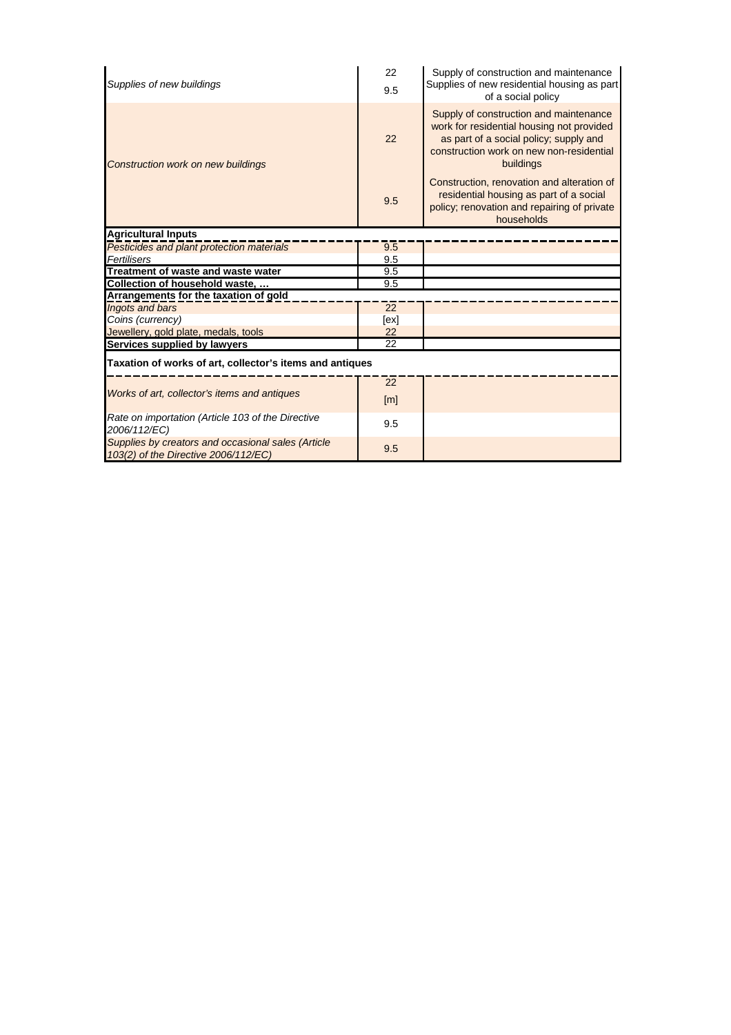| | | |
|---|---|---|
| *Supplies of new buildings* | 22 | Supply of construction and maintenance |
| | 9.5 | Supplies of new residential housing as part of a social policy |
| *Construction work on new buildings* | 22 | Supply of construction and maintenance work for residential housing not provided as part of a social policy; supply and construction work on new non-residential buildings |
| | 9.5 | Construction, renovation and alteration of residential housing as part of a social policy; renovation and repairing of private households |
| **Agricultural Inputs** | | |
| *Pesticides and plant protection materials* | 9.5 | |
| *Fertilisers* | 9.5 | |
| **Treatment of waste and waste water** | 9.5 | |
| **Collection of household waste, …** | 9.5 | |
| **Arrangements for the taxation of gold** | | |
| *Ingots and bars* | 22 | |
| *Coins (currency)* | [ex] | |
| *Jewellery, gold plate, medals, tools* | 22 | |
| **Services supplied by lawyers** | 22 | |
| **Taxation of works of art, collector's items and antiques** | | |
| *Works of art, collector's items and antiques* | 22 | |
| | [m] | |
| *Rate on importation (Article 103 of the Directive 2006/112/EC)* | 9.5 | |
| *Supplies by creators and occasional sales (Article 103(2) of the Directive 2006/112/EC)* | 9.5 | |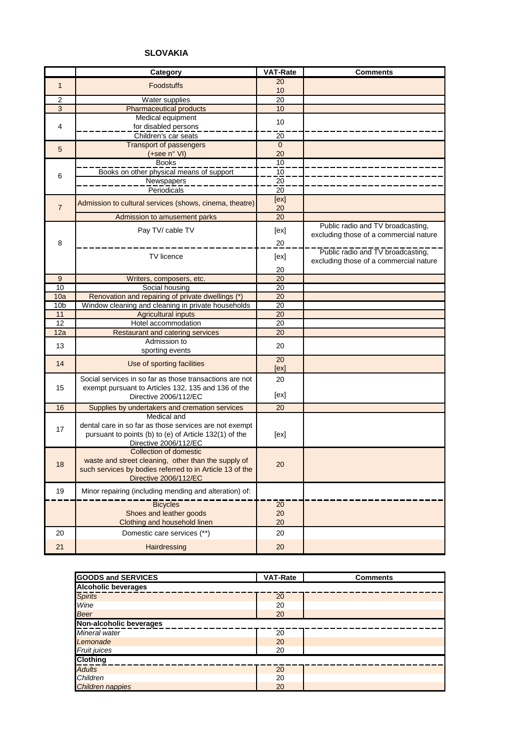**SLOVAKIA**

| | Category | VAT-Rate | Comments |
|---|---|---|---|
| 1 | Foodstuffs | 20<br>10 | |
| 2 | Water supplies | 20 | |
| 3 | Pharmaceutical products | 10 | |
| 4 | Medical equipment for disabled persons | 10 | |
| | Children's car seats | 20 | |
| 5 | Transport of passengers (+see n° VI) | 0<br>20 | |
| 6 | Books | 10 | |
| | Books on other physical means of support | 10 | |
| | Newspapers | 20 | |
| | Periodicals | 20 | |
| 7 | Admission to cultural services (shows, cinema, theatre) | [ex]<br>20 | |
| | Admission to amusement parks | 20 | |
| 8 | Pay TV/ cable TV | [ex]<br>20 | Public radio and TV broadcasting, excluding those of a commercial nature |
| | TV licence | [ex]<br>20 | Public radio and TV broadcasting, excluding those of a commercial nature |
| 9 | Writers, composers, etc. | 20 | |
| 10 | Social housing | 20 | |
| 10a | Renovation and repairing of private dwellings (*) | 20 | |
| 10b | Window cleaning and cleaning in private households | 20 | |
| 11 | Agricultural inputs | 20 | |
| 12 | Hotel accommodation | 20 | |
| 12a | Restaurant and catering services | 20 | |
| 13 | Admission to sporting events | 20 | |
| 14 | Use of sporting facilities | 20<br>[ex] | |
| 15 | Social services in so far as those transactions are not exempt pursuant to Articles 132, 135 and 136 of the Directive 2006/112/EC | 20<br>[ex] | |
| 16 | Supplies by undertakers and cremation services | 20 | |
| 17 | Medical and dental care in so far as those services are not exempt pursuant to points (b) to (e) of Article 132(1) of the Directive 2006/112/EC | [ex] | |
| 18 | Collection of domestic waste and street cleaning, other than the supply of such services by bodies referred to in Article 13 of the Directive 2006/112/EC | 20 | |
| 19 | Minor repairing (including mending and alteration) of: | | |
| | Bicycles | 20 | |
| | Shoes and leather goods | 20 | |
| | Clothing and household linen | 20 | |
| 20 | Domestic care services (**) | 20 | |
| 21 | Hairdressing | 20 | |

| GOODS and SERVICES | VAT-Rate | Comments |
|---|---|---|
| **Alcoholic beverages** | | |
| *Spirits* | 20 | |
| *Wine* | 20 | |
| *Beer* | 20 | |
| **Non-alcoholic beverages** | | |
| *Mineral water* | 20 | |
| *Lemonade* | 20 | |
| *Fruit juices* | 20 | |
| **Clothing** | | |
| *Adults* | 20 | |
| *Children* | 20 | |
| *Children nappies* | 20 | |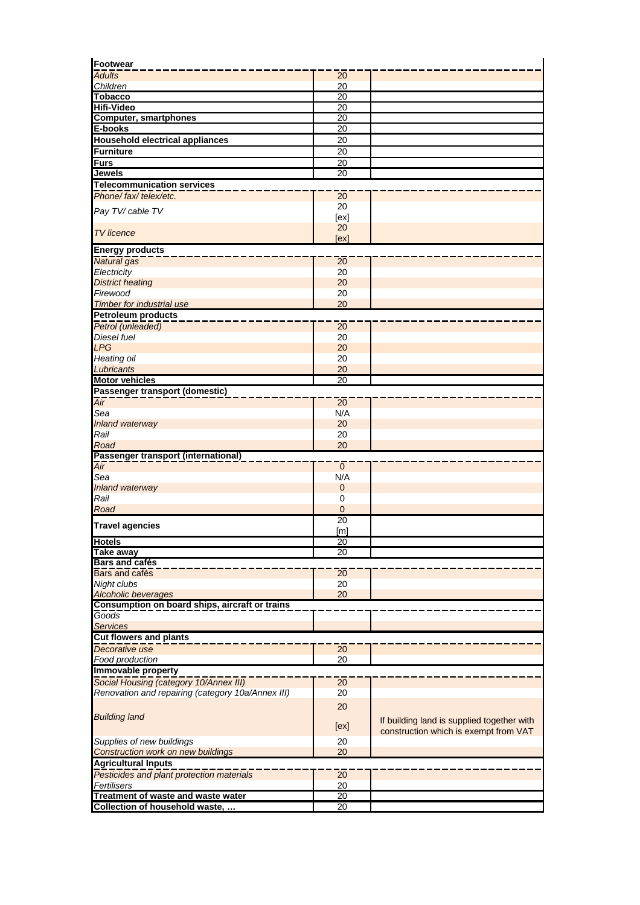| | | |
|---|---|---|
| **Footwear** | | |
| *Adults* | 20 | |
| *Children* | 20 | |
| **Tobacco** | 20 | |
| **Hifi-Video** | 20 | |
| **Computer, smartphones** | 20 | |
| **E-books** | 20 | |
| **Household electrical appliances** | 20 | |
| **Furniture** | 20 | |
| **Furs** | 20 | |
| **Jewels** | 20 | |
| **Telecommunication services** | | |
| *Phone/ fax/ telex/etc.* | 20 | |
| *Pay TV/ cable TV* | 20 [ex] | |
| *TV licence* | 20 [ex] | |
| **Energy products** | | |
| *Natural gas* | 20 | |
| *Electricity* | 20 | |
| *District heating* | 20 | |
| *Firewood* | 20 | |
| *Timber for industrial use* | 20 | |
| **Petroleum products** | | |
| *Petrol (unleaded)* | 20 | |
| *Diesel fuel* | 20 | |
| *LPG* | 20 | |
| *Heating oil* | 20 | |
| *Lubricants* | 20 | |
| **Motor vehicles** | 20 | |
| **Passenger transport (domestic)** | | |
| *Air* | 20 | |
| *Sea* | N/A | |
| *Inland waterway* | 20 | |
| *Rail* | 20 | |
| *Road* | 20 | |
| **Passenger transport (international)** | | |
| *Air* | 0 | |
| *Sea* | N/A | |
| *Inland waterway* | 0 | |
| *Rail* | 0 | |
| *Road* | 0 | |
| **Travel agencies** | 20 [m] | |
| **Hotels** | 20 | |
| **Take away** | 20 | |
| **Bars and cafés** | | |
| *Bars and cafés* | 20 | |
| *Night clubs* | 20 | |
| *Alcoholic beverages* | 20 | |
| **Consumption on board ships, aircraft or trains** | | |
| *Goods* | | |
| *Services* | | |
| **Cut flowers and plants** | | |
| *Decorative use* | 20 | |
| *Food production* | 20 | |
| **Immovable property** | | |
| *Social Housing (category 10/Annex III)* | 20 | |
| *Renovation and repairing (category 10a/Annex III)* | 20 | |
| *Building land* | 20 [ex] | If building land is supplied together with construction which is exempt from VAT |
| *Supplies of new buildings* | 20 | |
| *Construction work on new buildings* | 20 | |
| **Agricultural Inputs** | | |
| *Pesticides and plant protection materials* | 20 | |
| *Fertilisers* | 20 | |
| **Treatment of waste and waste water** | 20 | |
| **Collection of household waste, …** | 20 | |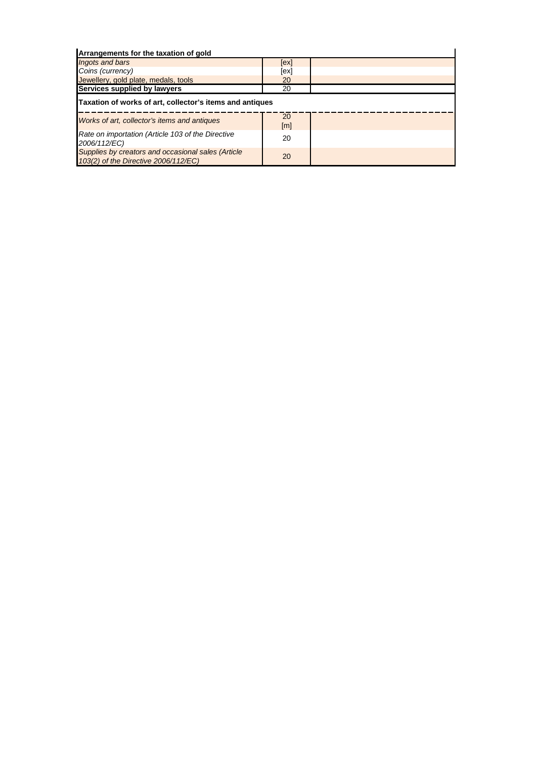| Arrangements for the taxation of gold | | |
|---|---|---|
| *Ingots and bars* | [ex] | |
| *Coins (currency)* | [ex] | |
| Jewellery, gold plate, medals, tools | 20 | |
| **Services supplied by lawyers** | 20 | |
| **Taxation of works of art, collector's items and antiques** | | |
| *Works of art, collector's items and antiques* | 20 [m] | |
| *Rate on importation (Article 103 of the Directive 2006/112/EC)* | 20 | |
| *Supplies by creators and occasional sales (Article 103(2) of the Directive 2006/112/EC)* | 20 | |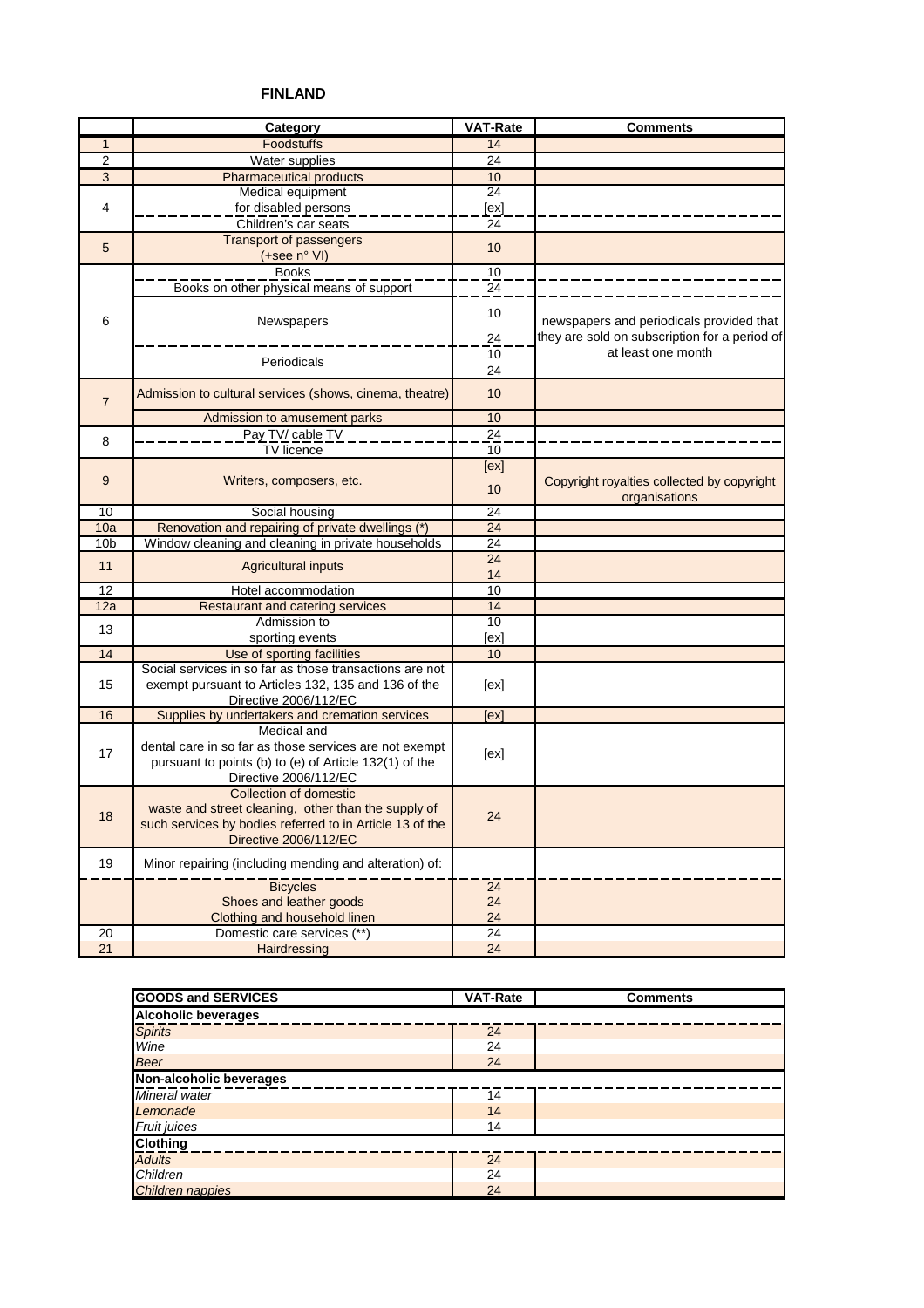# FINLAND

| | Category | VAT-Rate | Comments |
|---|---|---|---|
| 1 | Foodstuffs | 14 | |
| 2 | Water supplies | 24 | |
| 3 | Pharmaceutical products | 10 | |
| 4 | Medical equipment for disabled persons | 24 [ex] | |
| | Children's car seats | 24 | |
| 5 | Transport of passengers (+see n° VI) | 10 | |
| 6 | Books | 10 | |
| | Books on other physical means of support | 24 | |
| | Newspapers | 10 24 | newspapers and periodicals provided that they are sold on subscription for a period of at least one month |
| | Periodicals | 10 24 | |
| 7 | Admission to cultural services (shows, cinema, theatre) | 10 | |
| | Admission to amusement parks | 10 | |
| 8 | Pay TV/ cable TV | 24 | |
| | TV licence | 10 | |
| 9 | Writers, composers, etc. | [ex] 10 | Copyright royalties collected by copyright organisations |
| 10 | Social housing | 24 | |
| 10a | Renovation and repairing of private dwellings (*) | 24 | |
| 10b | Window cleaning and cleaning in private households | 24 | |
| 11 | Agricultural inputs | 24 14 | |
| 12 | Hotel accommodation | 10 | |
| 12a | Restaurant and catering services | 14 | |
| 13 | Admission to sporting events | 10 [ex] | |
| 14 | Use of sporting facilities | 10 | |
| 15 | Social services in so far as those transactions are not exempt pursuant to Articles 132, 135 and 136 of the Directive 2006/112/EC | [ex] | |
| 16 | Supplies by undertakers and cremation services | [ex] | |
| 17 | Medical and dental care in so far as those services are not exempt pursuant to points (b) to (e) of Article 132(1) of the Directive 2006/112/EC | [ex] | |
| 18 | Collection of domestic waste and street cleaning, other than the supply of such services by bodies referred to in Article 13 of the Directive 2006/112/EC | 24 | |
| 19 | Minor repairing (including mending and alteration) of: | | |
| | Bicycles | 24 | |
| | Shoes and leather goods | 24 | |
| | Clothing and household linen | 24 | |
| 20 | Domestic care services (**) | 24 | |
| 21 | Hairdressing | 24 | |

| GOODS and SERVICES | VAT-Rate | Comments |
|---|---|---|
| **Alcoholic beverages** | | |
| *Spirits* | 24 | |
| *Wine* | 24 | |
| *Beer* | 24 | |
| **Non-alcoholic beverages** | | |
| *Mineral water* | 14 | |
| *Lemonade* | 14 | |
| *Fruit juices* | 14 | |
| **Clothing** | | |
| *Adults* | 24 | |
| *Children* | 24 | |
| *Children nappies* | 24 | |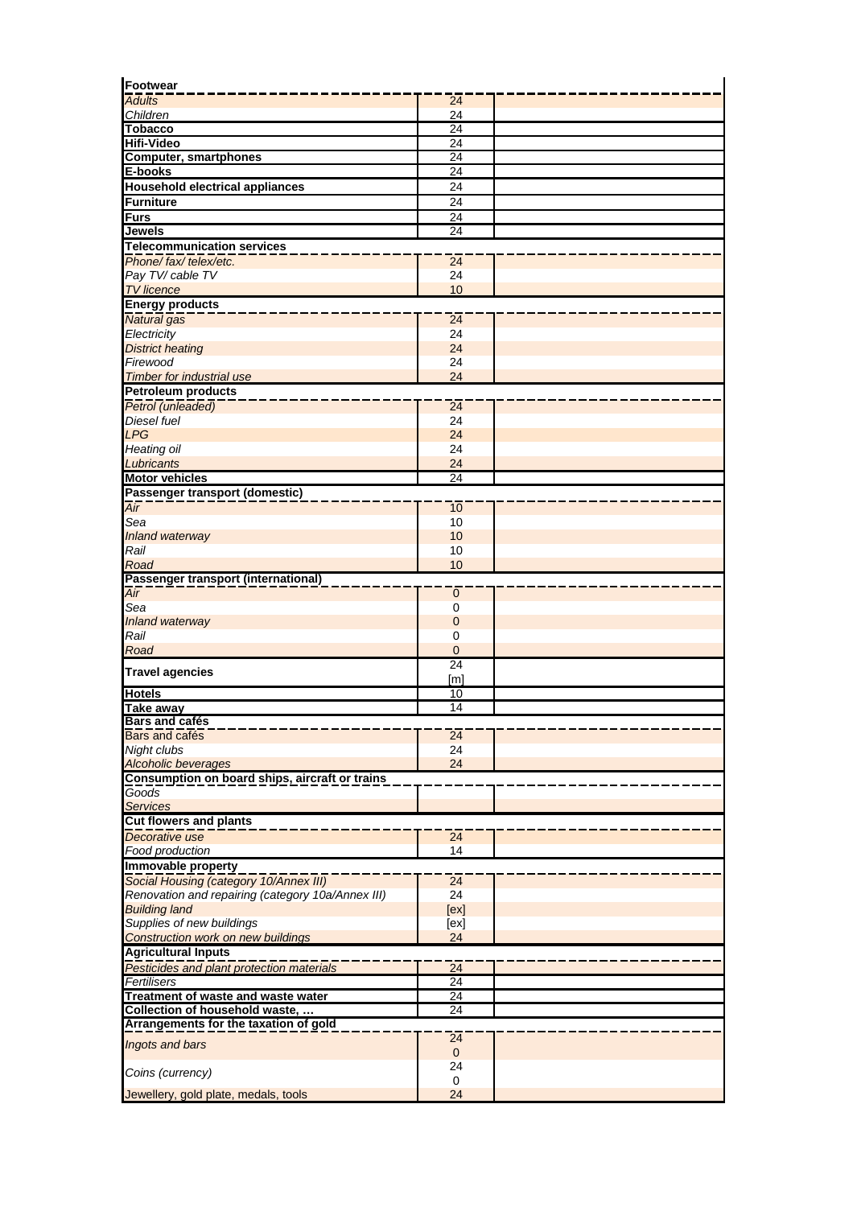| | | |
|---|---|---|
| **Footwear** | | |
| *Adults* | 24 | |
| *Children* | 24 | |
| **Tobacco** | 24 | |
| **Hifi-Video** | 24 | |
| **Computer, smartphones** | 24 | |
| **E-books** | 24 | |
| **Household electrical appliances** | 24 | |
| **Furniture** | 24 | |
| **Furs** | 24 | |
| **Jewels** | 24 | |
| **Telecommunication services** | | |
| *Phone/ fax/ telex/etc.* | 24 | |
| *Pay TV/ cable TV* | 24 | |
| *TV licence* | 10 | |
| **Energy products** | | |
| *Natural gas* | 24 | |
| *Electricity* | 24 | |
| *District heating* | 24 | |
| *Firewood* | 24 | |
| *Timber for industrial use* | 24 | |
| **Petroleum products** | | |
| *Petrol (unleaded)* | 24 | |
| *Diesel fuel* | 24 | |
| *LPG* | 24 | |
| *Heating oil* | 24 | |
| *Lubricants* | 24 | |
| **Motor vehicles** | 24 | |
| **Passenger transport (domestic)** | | |
| *Air* | 10 | |
| *Sea* | 10 | |
| *Inland waterway* | 10 | |
| *Rail* | 10 | |
| *Road* | 10 | |
| **Passenger transport (international)** | | |
| *Air* | 0 | |
| *Sea* | 0 | |
| *Inland waterway* | 0 | |
| *Rail* | 0 | |
| *Road* | 0 | |
| **Travel agencies** | 24 [m] | |
| **Hotels** | 10 | |
| **Take away** | 14 | |
| **Bars and cafés** | | |
| Bars and cafés | 24 | |
| *Night clubs* | 24 | |
| *Alcoholic beverages* | 24 | |
| **Consumption on board ships, aircraft or trains** | | |
| *Goods* | | |
| *Services* | | |
| **Cut flowers and plants** | | |
| *Decorative use* | 24 | |
| *Food production* | 14 | |
| **Immovable property** | | |
| *Social Housing (category 10/Annex III)* | 24 | |
| *Renovation and repairing (category 10a/Annex III)* | 24 | |
| *Building land* | [ex] | |
| *Supplies of new buildings* | [ex] | |
| *Construction work on new buildings* | 24 | |
| **Agricultural Inputs** | | |
| *Pesticides and plant protection materials* | 24 | |
| *Fertilisers* | 24 | |
| **Treatment of waste and waste water** | 24 | |
| **Collection of household waste, …** | 24 | |
| **Arrangements for the taxation of gold** | | |
| *Ingots and bars* | 24 0 | |
| *Coins (currency)* | 24 0 | |
| Jewellery, gold plate, medals, tools | 24 | |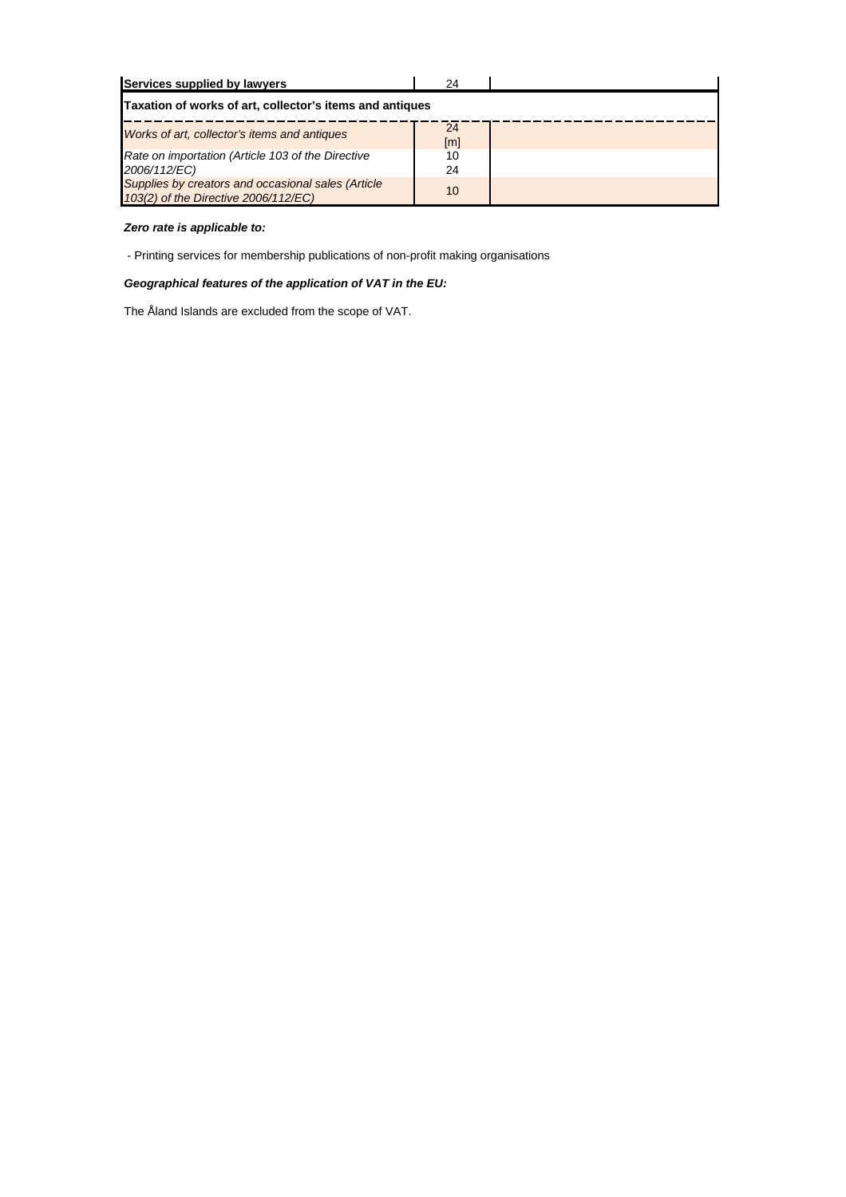| | | |
|---|---|---|
| **Services supplied by lawyers** | 24 | |
| **Taxation of works of art, collector's items and antiques** | | |
| *Works of art, collector's items and antiques* | 24 [m] | |
| *Rate on importation (Article 103 of the Directive 2006/112/EC)* | 10<br>24 | |
| *Supplies by creators and occasional sales (Article 103(2) of the Directive 2006/112/EC)* | 10 | |

***Zero rate is applicable to:***

- Printing services for membership publications of non-profit making organisations

***Geographical features of the application of VAT in the EU:***

The Åland Islands are excluded from the scope of VAT.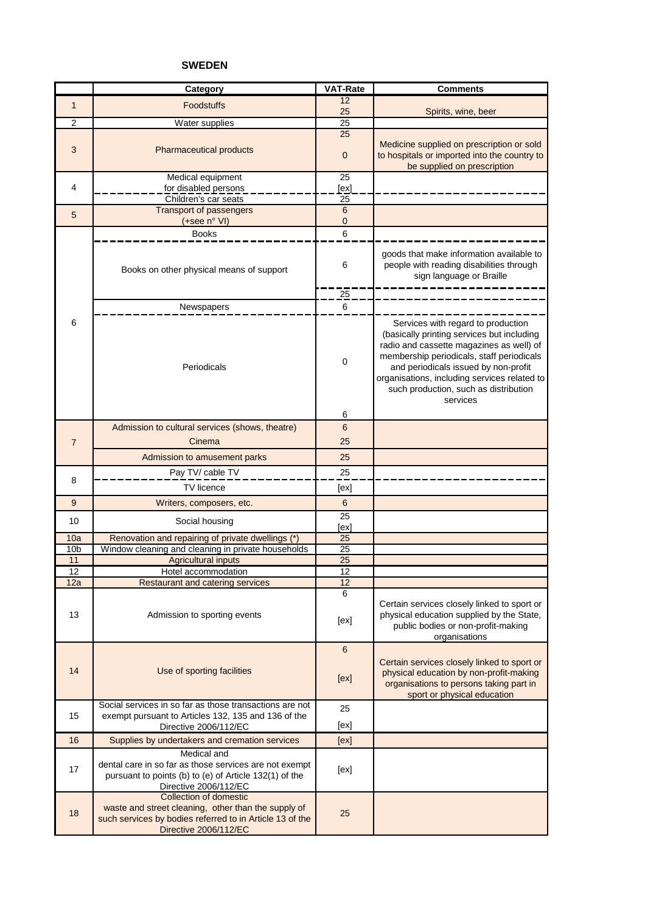# SWEDEN

| | Category | VAT-Rate | Comments |
|---|---|---|---|
| 1 | Foodstuffs | 12 | |
| | | 25 | Spirits, wine, beer |
| 2 | Water supplies | 25 | |
| 3 | Pharmaceutical products | 25 | |
| | | 0 | Medicine supplied on prescription or sold to hospitals or imported into the country to be supplied on prescription |
| 4 | Medical equipment for disabled persons | 25 | |
| | | [ex] | |
| | Children's car seats | 25 | |
| 5 | Transport of passengers (+see n° VI) | 6 | |
| | | 0 | |
| 6 | Books | 6 | |
| | Books on other physical means of support | 6 | goods that make information available to people with reading disabilities through sign language or Braille |
| | | 25 | |
| | Newspapers | 6 | |
| | Periodicals | 0 | Services with regard to production (basically printing services but including radio and cassette magazines as well) of membership periodicals, staff periodicals and periodicals issued by non-profit organisations, including services related to such production, such as distribution services |
| | | 6 | |
| 7 | Admission to cultural services (shows, theatre) | 6 | |
| | Cinema | 25 | |
| | Admission to amusement parks | 25 | |
| 8 | Pay TV/ cable TV | 25 | |
| | TV licence | [ex] | |
| 9 | Writers, composers, etc. | 6 | |
| 10 | Social housing | 25 | |
| | | [ex] | |
| 10a | Renovation and repairing of private dwellings (*) | 25 | |
| 10b | Window cleaning and cleaning in private households | 25 | |
| 11 | Agricultural inputs | 25 | |
| 12 | Hotel accommodation | 12 | |
| 12a | Restaurant and catering services | 12 | |
| 13 | Admission to sporting events | 6 | |
| | | [ex] | Certain services closely linked to sport or physical education supplied by the State, public bodies or non-profit-making organisations |
| 14 | Use of sporting facilities | 6 | |
| | | [ex] | Certain services closely linked to sport or physical education by non-profit-making organisations to persons taking part in sport or physical education |
| 15 | Social services in so far as those transactions are not exempt pursuant to Articles 132, 135 and 136 of the Directive 2006/112/EC | 25 | |
| | | [ex] | |
| 16 | Supplies by undertakers and cremation services | [ex] | |
| 17 | Medical and dental care in so far as those services are not exempt pursuant to points (b) to (e) of Article 132(1) of the Directive 2006/112/EC | [ex] | |
| 18 | Collection of domestic waste and street cleaning, other than the supply of such services by bodies referred to in Article 13 of the Directive 2006/112/EC | 25 | |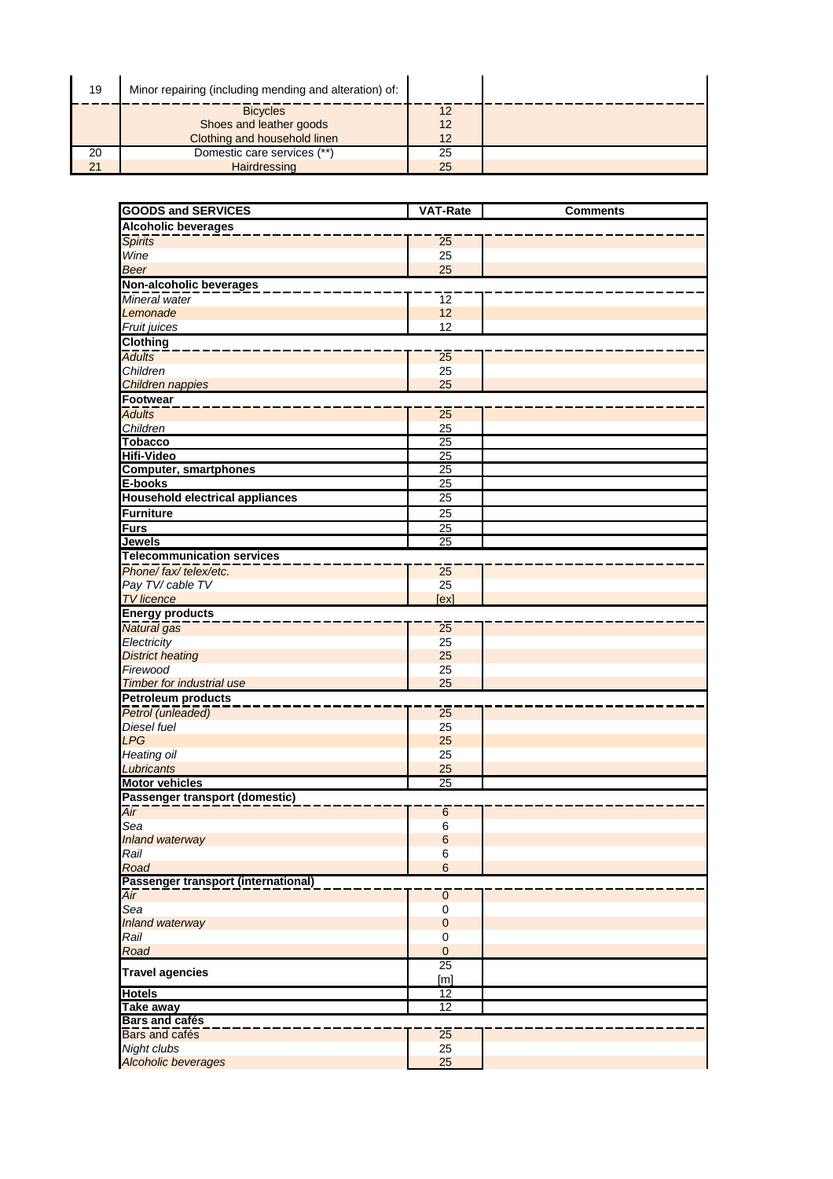| 19 | Minor repairing (including mending and alteration) of: | | |
|---|---|---|---|
| | Bicycles | 12 | |
| | Shoes and leather goods | 12 | |
| | Clothing and household linen | 12 | |
| 20 | Domestic care services (**) | 25 | |
| 21 | Hairdressing | 25 | |

| GOODS and SERVICES | VAT-Rate | Comments |
|---|---|---|
| **Alcoholic beverages** | | |
| *Spirits* | 25 | |
| *Wine* | 25 | |
| *Beer* | 25 | |
| **Non-alcoholic beverages** | | |
| *Mineral water* | 12 | |
| *Lemonade* | 12 | |
| *Fruit juices* | 12 | |
| **Clothing** | | |
| *Adults* | 25 | |
| *Children* | 25 | |
| *Children nappies* | 25 | |
| **Footwear** | | |
| *Adults* | 25 | |
| *Children* | 25 | |
| **Tobacco** | 25 | |
| **Hifi-Video** | 25 | |
| **Computer, smartphones** | 25 | |
| **E-books** | 25 | |
| **Household electrical appliances** | 25 | |
| **Furniture** | 25 | |
| **Furs** | 25 | |
| **Jewels** | 25 | |
| **Telecommunication services** | | |
| *Phone/ fax/ telex/etc.* | 25 | |
| *Pay TV/ cable TV* | 25 | |
| *TV licence* | [ex] | |
| **Energy products** | | |
| *Natural gas* | 25 | |
| *Electricity* | 25 | |
| *District heating* | 25 | |
| *Firewood* | 25 | |
| *Timber for industrial use* | 25 | |
| **Petroleum products** | | |
| *Petrol (unleaded)* | 25 | |
| *Diesel fuel* | 25 | |
| *LPG* | 25 | |
| *Heating oil* | 25 | |
| *Lubricants* | 25 | |
| **Motor vehicles** | 25 | |
| **Passenger transport (domestic)** | | |
| *Air* | 6 | |
| *Sea* | 6 | |
| *Inland waterway* | 6 | |
| *Rail* | 6 | |
| *Road* | 6 | |
| **Passenger transport (international)** | | |
| *Air* | 0 | |
| *Sea* | 0 | |
| *Inland waterway* | 0 | |
| *Rail* | 0 | |
| *Road* | 0 | |
| **Travel agencies** | 25 [m] | |
| **Hotels** | 12 | |
| **Take away** | 12 | |
| **Bars and cafés** | | |
| Bars and cafés | 25 | |
| *Night clubs* | 25 | |
| *Alcoholic beverages* | 25 | |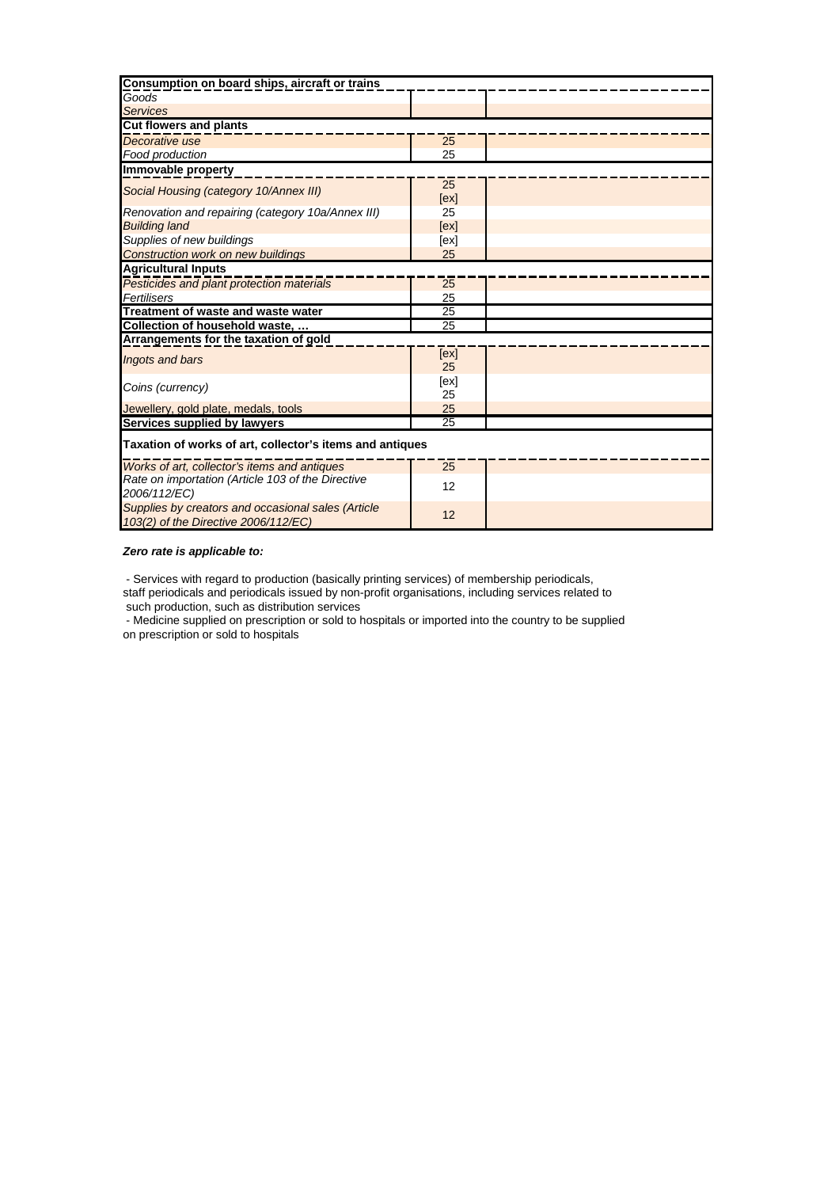| Consumption on board ships, aircraft or trains | | |
|---|---|---|
| *Goods* | | |
| *Services* | | |
| **Cut flowers and plants** | | |
| *Decorative use* | 25 | |
| *Food production* | 25 | |
| **Immovable property** | | |
| *Social Housing (category 10/Annex III)* | 25 [ex] | |
| *Renovation and repairing (category 10a/Annex III)* | 25 | |
| *Building land* | [ex] | |
| *Supplies of new buildings* | [ex] | |
| *Construction work on new buildings* | 25 | |
| **Agricultural Inputs** | | |
| *Pesticides and plant protection materials* | 25 | |
| *Fertilisers* | 25 | |
| **Treatment of waste and waste water** | 25 | |
| **Collection of household waste, …** | 25 | |
| **Arrangements for the taxation of gold** | | |
| *Ingots and bars* | [ex] 25 | |
| *Coins (currency)* | [ex] 25 | |
| Jewellery, gold plate, medals, tools | 25 | |
| **Services supplied by lawyers** | 25 | |
| **Taxation of works of art, collector's items and antiques** | | |
| *Works of art, collector's items and antiques* | 25 | |
| *Rate on importation (Article 103 of the Directive 2006/112/EC)* | 12 | |
| *Supplies by creators and occasional sales (Article 103(2) of the Directive 2006/112/EC)* | 12 | |

***Zero rate is applicable to:***

- Services with regard to production (basically printing services) of membership periodicals, staff periodicals and periodicals issued by non-profit organisations, including services related to such production, such as distribution services
- Medicine supplied on prescription or sold to hospitals or imported into the country to be supplied on prescription or sold to hospitals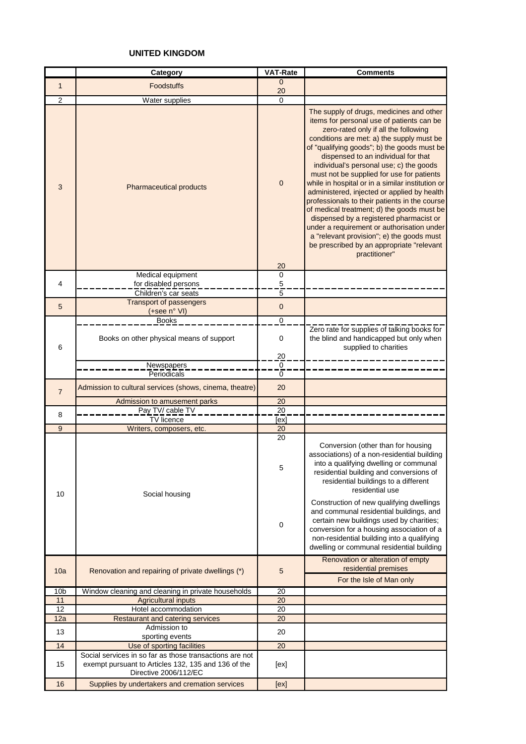## UNITED KINGDOM

| | Category | VAT-Rate | Comments |
|---|---|---|---|
| 1 | Foodstuffs | 0<br>20 | |
| 2 | Water supplies | 0 | |
| 3 | Pharmaceutical products | 0<br>20 | The supply of drugs, medicines and other items for personal use of patients can be zero-rated only if all the following conditions are met: a) the supply must be of "qualifying goods"; b) the goods must be dispensed to an individual for that individual's personal use; c) the goods must not be supplied for use for patients while in hospital or in a similar institution or administered, injected or applied by health professionals to their patients in the course of medical treatment; d) the goods must be dispensed by a registered pharmacist or under a requirement or authorisation under a "relevant provision"; e) the goods must be prescribed by an appropriate "relevant practitioner" |
| 4 | Medical equipment<br>for disabled persons | 0<br>5 | |
| | Children's car seats | 5 | |
| 5 | Transport of passengers<br>(+see n° VI) | 0 | |
| 6 | Books | 0 | |
| | Books on other physical means of support | 0<br>20 | Zero rate for supplies of talking books for the blind and handicapped but only when supplied to charities |
| | Newspapers | 0 | |
| | Periodicals | 0 | |
| 7 | Admission to cultural services (shows, cinema, theatre) | 20 | |
| | Admission to amusement parks | 20 | |
| 8 | Pay TV/ cable TV | 20 | |
| | TV licence | [ex] | |
| 9 | Writers, composers, etc. | 20 | |
| 10 | Social housing | 20 | |
| | | 5 | Conversion (other than for housing associations) of a non-residential building into a qualifying dwelling or communal residential building and conversions of residential buildings to a different residential use |
| | | 0 | Construction of new qualifying dwellings and communal residential buildings, and certain new buildings used by charities; conversion for a housing association of a non-residential building into a qualifying dwelling or communal residential building |
| 10a | Renovation and repairing of private dwellings (*) | 5 | Renovation or alteration of empty residential premises<br>For the Isle of Man only |
| 10b | Window cleaning and cleaning in private households | 20 | |
| 11 | Agricultural inputs | 20 | |
| 12 | Hotel accommodation | 20 | |
| 12a | Restaurant and catering services | 20 | |
| 13 | Admission to<br>sporting events | 20 | |
| 14 | Use of sporting facilities | 20 | |
| 15 | Social services in so far as those transactions are not exempt pursuant to Articles 132, 135 and 136 of the Directive 2006/112/EC | [ex] | |
| 16 | Supplies by undertakers and cremation services | [ex] | |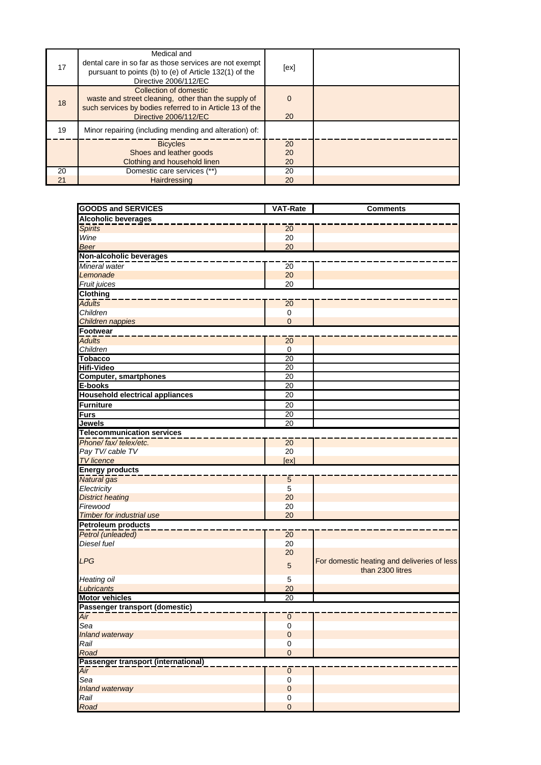| | | | |
|---|---|---|---|
| 17 | Medical and dental care in so far as those services are not exempt pursuant to points (b) to (e) of Article 132(1) of the Directive 2006/112/EC | [ex] | |
| 18 | Collection of domestic waste and street cleaning, other than the supply of such services by bodies referred to in Article 13 of the Directive 2006/112/EC | 0<br>20 | |
| 19 | Minor repairing (including mending and alteration) of: | | |
| | Bicycles | 20 | |
| | Shoes and leather goods | 20 | |
| | Clothing and household linen | 20 | |
| 20 | Domestic care services (**) | 20 | |
| 21 | Hairdressing | 20 | |

| GOODS and SERVICES | VAT-Rate | Comments |
|---|---|---|
| **Alcoholic beverages** | | |
| *Spirits* | 20 | |
| *Wine* | 20 | |
| *Beer* | 20 | |
| **Non-alcoholic beverages** | | |
| *Mineral water* | 20 | |
| *Lemonade* | 20 | |
| *Fruit juices* | 20 | |
| **Clothing** | | |
| *Adults* | 20 | |
| *Children* | 0 | |
| *Children nappies* | 0 | |
| **Footwear** | | |
| *Adults* | 20 | |
| *Children* | 0 | |
| **Tobacco** | 20 | |
| **Hifi-Video** | 20 | |
| **Computer, smartphones** | 20 | |
| **E-books** | 20 | |
| **Household electrical appliances** | 20 | |
| **Furniture** | 20 | |
| **Furs** | 20 | |
| **Jewels** | 20 | |
| **Telecommunication services** | | |
| *Phone/ fax/ telex/etc.* | 20 | |
| *Pay TV/ cable TV* | 20 | |
| *TV licence* | [ex] | |
| **Energy products** | | |
| *Natural gas* | 5 | |
| *Electricity* | 5 | |
| *District heating* | 20 | |
| *Firewood* | 20 | |
| *Timber for industrial use* | 20 | |
| **Petroleum products** | | |
| *Petrol (unleaded)* | 20 | |
| *Diesel fuel* | 20 | |
| *LPG* | 20<br>5 | <br>For domestic heating and deliveries of less than 2300 litres |
| *Heating oil* | 5 | |
| *Lubricants* | 20 | |
| **Motor vehicles** | 20 | |
| **Passenger transport (domestic)** | | |
| *Air* | 0 | |
| *Sea* | 0 | |
| *Inland waterway* | 0 | |
| *Rail* | 0 | |
| *Road* | 0 | |
| **Passenger transport (international)** | | |
| *Air* | 0 | |
| *Sea* | 0 | |
| *Inland waterway* | 0 | |
| *Rail* | 0 | |
| *Road* | 0 | |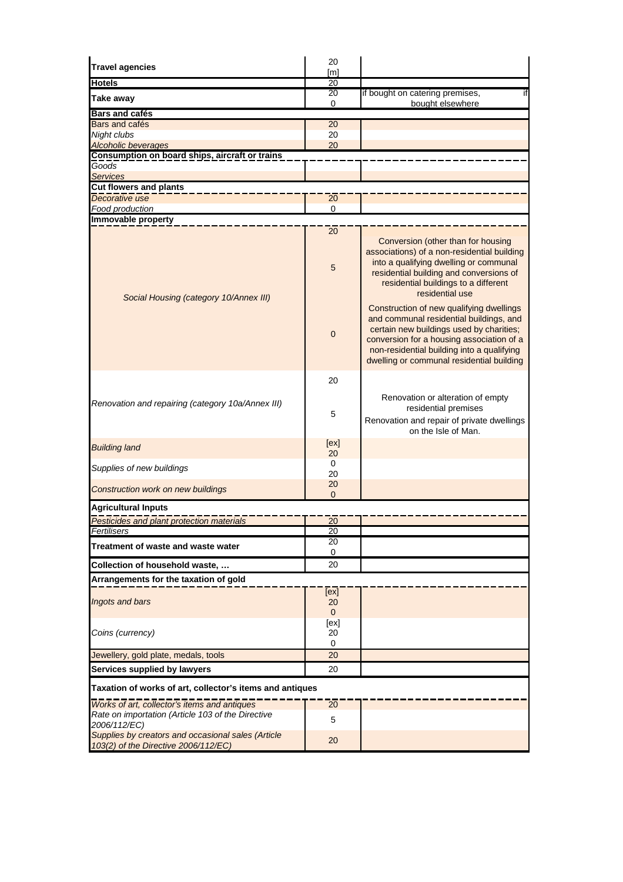| Travel agencies | 20<br>[m] | |
|---|---|---|
| **Hotels** | 20 | |
| **Take away** | 20<br>0 | if bought on catering premises, if bought elsewhere |
| **Bars and cafés** | | |
| Bars and cafés | 20 | |
| *Night clubs* | 20 | |
| *Alcoholic beverages* | 20 | |
| **Consumption on board ships, aircraft or trains** | | |
| *Goods* | | |
| *Services* | | |
| **Cut flowers and plants** | | |
| *Decorative use* | 20 | |
| *Food production* | 0 | |
| **Immovable property** | | |
| *Social Housing (category 10/Annex III)* | 20<br>5<br>0 | Conversion (other than for housing associations) of a non-residential building into a qualifying dwelling or communal residential building and conversions of residential buildings to a different residential use<br>Construction of new qualifying dwellings and communal residential buildings, and certain new buildings used by charities; conversion for a housing association of a non-residential building into a qualifying dwelling or communal residential building |
| *Renovation and repairing (category 10a/Annex III)* | 20<br>5 | Renovation or alteration of empty residential premises<br>Renovation and repair of private dwellings on the Isle of Man. |
| *Building land* | [ex]<br>20 | |
| *Supplies of new buildings* | 0<br>20 | |
| *Construction work on new buildings* | 20<br>0 | |
| **Agricultural Inputs** | | |
| *Pesticides and plant protection materials* | 20 | |
| *Fertilisers* | 20 | |
| **Treatment of waste and waste water** | 20<br>0 | |
| **Collection of household waste, …** | 20 | |
| **Arrangements for the taxation of gold** | | |
| *Ingots and bars* | [ex]<br>20<br>0 | |
| *Coins (currency)* | [ex]<br>20<br>0 | |
| Jewellery, gold plate, medals, tools | 20 | |
| **Services supplied by lawyers** | 20 | |
| **Taxation of works of art, collector's items and antiques** | | |
| *Works of art, collector's items and antiques* | 20 | |
| *Rate on importation (Article 103 of the Directive 2006/112/EC)* | 5 | |
| *Supplies by creators and occasional sales (Article 103(2) of the Directive 2006/112/EC)* | 20 | |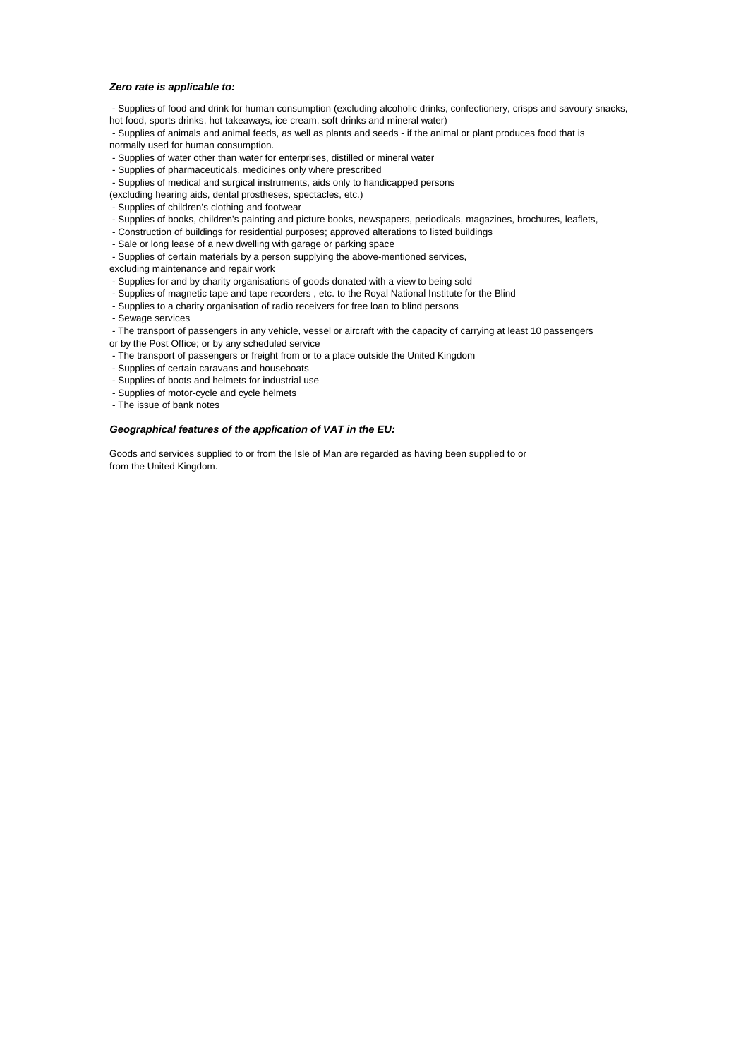***Zero rate is applicable to:***

- Supplies of food and drink for human consumption (excluding alcoholic drinks, confectionery, crisps and savoury snacks, hot food, sports drinks, hot takeaways, ice cream, soft drinks and mineral water)
- Supplies of animals and animal feeds, as well as plants and seeds - if the animal or plant produces food that is normally used for human consumption.
- Supplies of water other than water for enterprises, distilled or mineral water
- Supplies of pharmaceuticals, medicines only where prescribed
- Supplies of medical and surgical instruments, aids only to handicapped persons (excluding hearing aids, dental prostheses, spectacles, etc.)
- Supplies of children's clothing and footwear
- Supplies of books, children's painting and picture books, newspapers, periodicals, magazines, brochures, leaflets,
- Construction of buildings for residential purposes; approved alterations to listed buildings
- Sale or long lease of a new dwelling with garage or parking space
- Supplies of certain materials by a person supplying the above-mentioned services, excluding maintenance and repair work
- Supplies for and by charity organisations of goods donated with a view to being sold
- Supplies of magnetic tape and tape recorders , etc. to the Royal National Institute for the Blind
- Supplies to a charity organisation of radio receivers for free loan to blind persons
- Sewage services
- The transport of passengers in any vehicle, vessel or aircraft with the capacity of carrying at least 10 passengers or by the Post Office; or by any scheduled service
- The transport of passengers or freight from or to a place outside the United Kingdom
- Supplies of certain caravans and houseboats
- Supplies of boots and helmets for industrial use
- Supplies of motor-cycle and cycle helmets
- The issue of bank notes

***Geographical features of the application of VAT in the EU:***

Goods and services supplied to or from the Isle of Man are regarded as having been supplied to or from the United Kingdom.